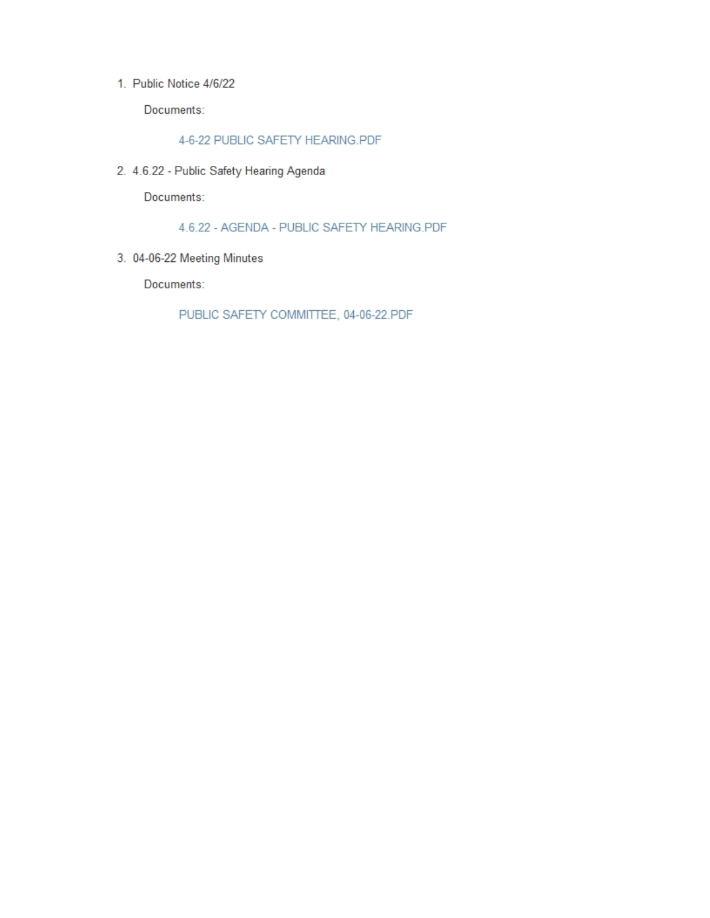1. Public Notice 4/6/22

   Documents:

      4-6-22 PUBLIC SAFETY HEARING.PDF

2. 4.6.22 - Public Safety Hearing Agenda

   Documents:

      4.6.22 - AGENDA - PUBLIC SAFETY HEARING.PDF

3. 04-06-22 Meeting Minutes

   Documents:

      PUBLIC SAFETY COMMITTEE, 04-06-22.PDF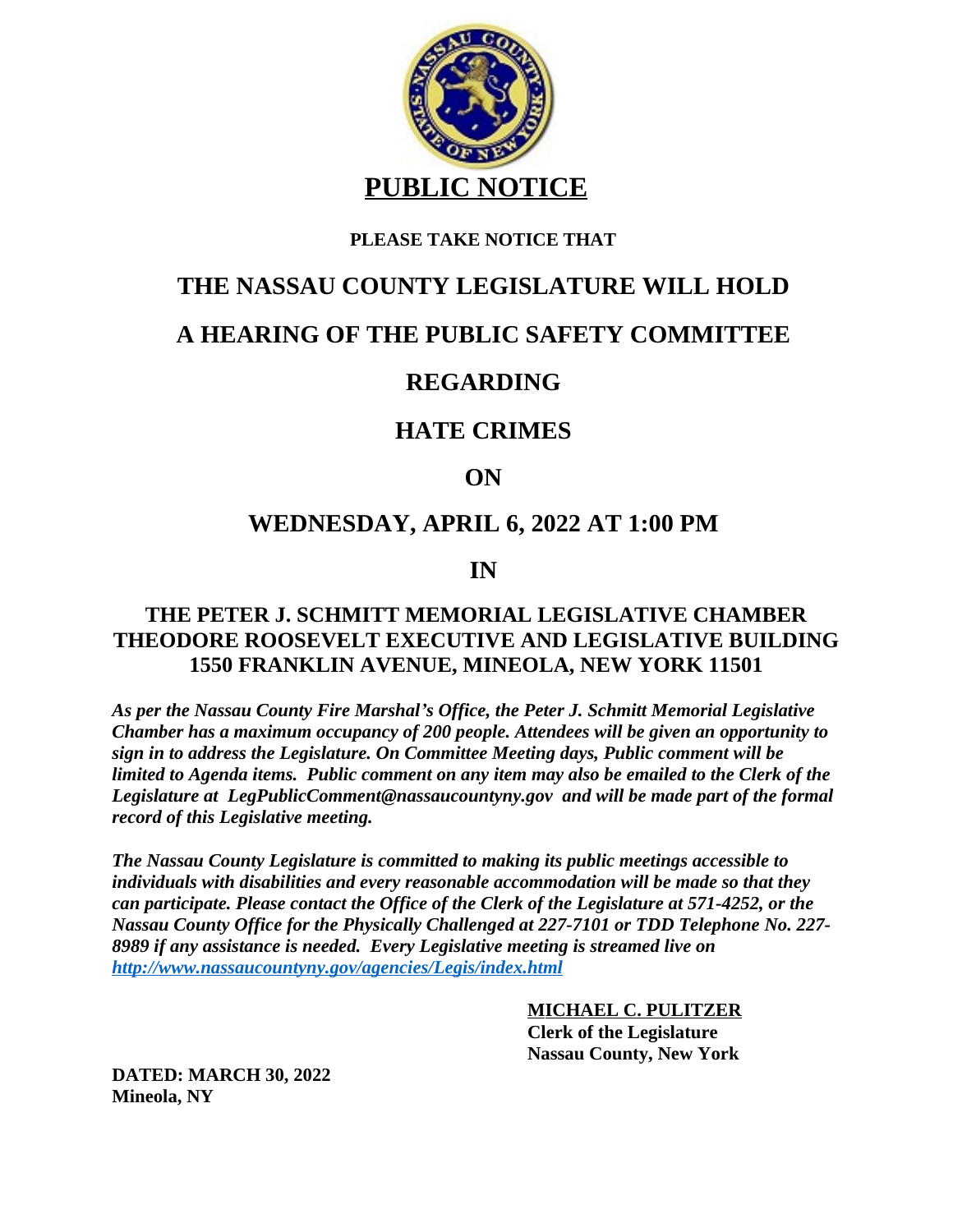# PUBLIC NOTICE

**PLEASE TAKE NOTICE THAT**

## THE NASSAU COUNTY LEGISLATURE WILL HOLD

## A HEARING OF THE PUBLIC SAFETY COMMITTEE

## REGARDING

## HATE CRIMES

## ON

## WEDNESDAY, APRIL 6, 2022 AT 1:00 PM

## IN

### THE PETER J. SCHMITT MEMORIAL LEGISLATIVE CHAMBER THEODORE ROOSEVELT EXECUTIVE AND LEGISLATIVE BUILDING 1550 FRANKLIN AVENUE, MINEOLA, NEW YORK 11501

***As per the Nassau County Fire Marshal's Office, the Peter J. Schmitt Memorial Legislative Chamber has a maximum occupancy of 200 people. Attendees will be given an opportunity to sign in to address the Legislature. On Committee Meeting days, Public comment will be limited to Agenda items. Public comment on any item may also be emailed to the Clerk of the Legislature at LegPublicComment@nassaucountyny.gov and will be made part of the formal record of this Legislative meeting.***

***The Nassau County Legislature is committed to making its public meetings accessible to individuals with disabilities and every reasonable accommodation will be made so that they can participate. Please contact the Office of the Clerk of the Legislature at 571-4252, or the Nassau County Office for the Physically Challenged at 227-7101 or TDD Telephone No. 227-8989 if any assistance is needed. Every Legislative meeting is streamed live on [http://www.nassaucountyny.gov/agencies/Legis/index.html](http://www.nassaucountyny.gov/agencies/Legis/index.html)***

**MICHAEL C. PULITZER**
**Clerk of the Legislature**
**Nassau County, New York**

**DATED: MARCH 30, 2022**
**Mineola, NY**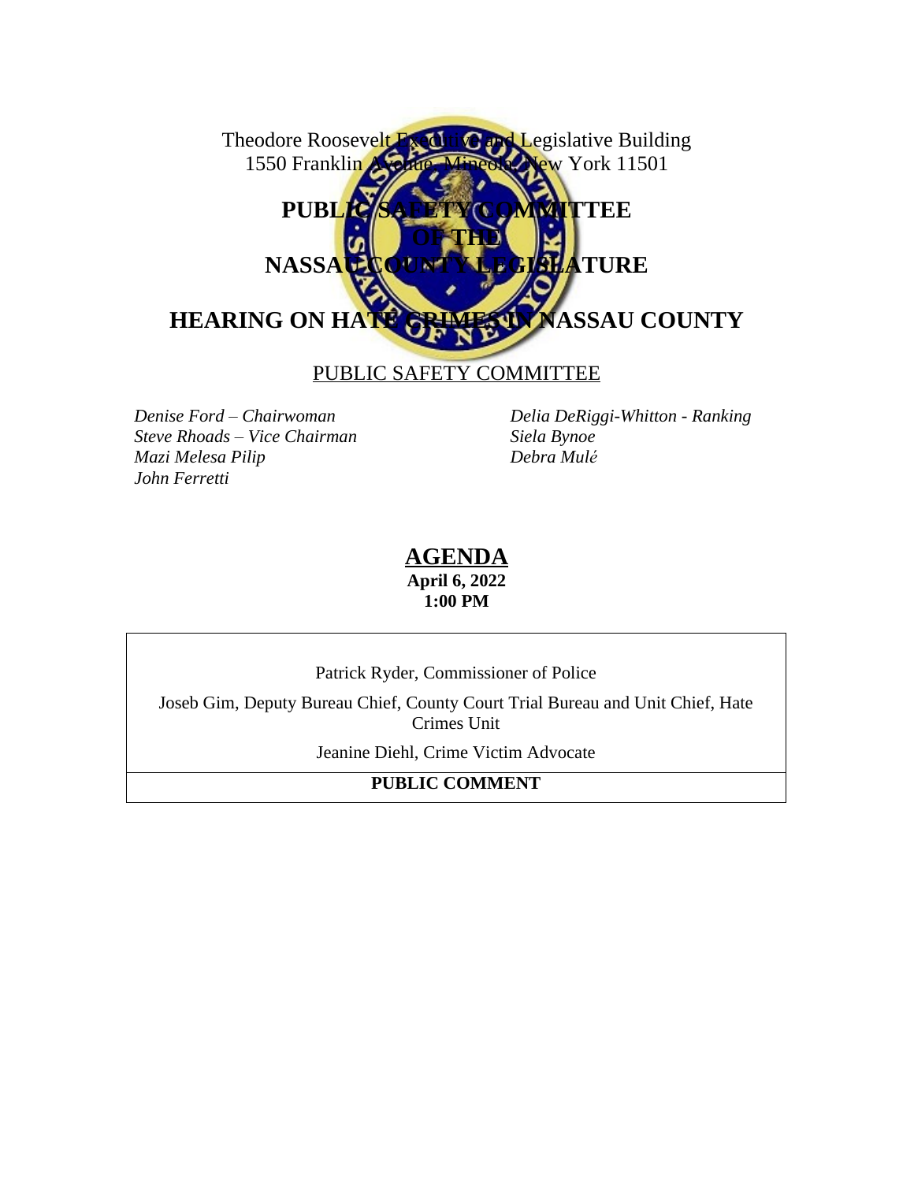Theodore Roosevelt Executive and Legislative Building
1550 Franklin Avenue, Mineola, New York 11501

# PUBLIC SAFETY COMMITTEE
# OF THE
# NASSAU COUNTY LEGISLATURE

# HEARING ON HATE CRIMES IN NASSAU COUNTY

PUBLIC SAFETY COMMITTEE

*Denise Ford – Chairwoman*
*Steve Rhoads – Vice Chairman*
*Mazi Melesa Pilip*
*John Ferretti*
*Delia DeRiggi-Whitton - Ranking*
*Siela Bynoe*
*Debra Mulé*

## AGENDA

**April 6, 2022**
**1:00 PM**

| |
|---|
| Patrick Ryder, Commissioner of Police<br>Joseb Gim, Deputy Bureau Chief, County Court Trial Bureau and Unit Chief, Hate Crimes Unit<br>Jeanine Diehl, Crime Victim Advocate |
| **PUBLIC COMMENT** |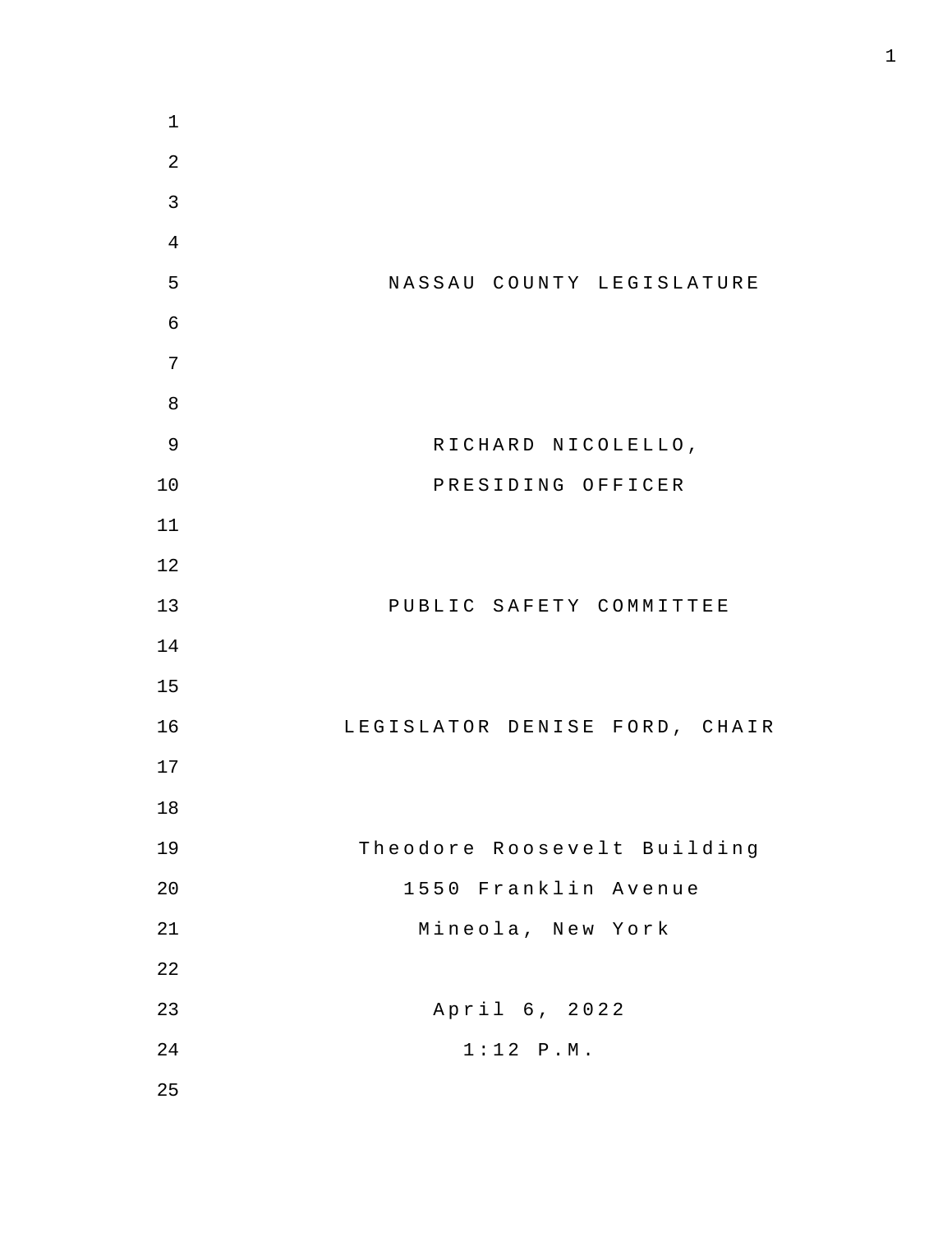NASSAU COUNTY LEGISLATURE

RICHARD NICOLELLO,

PRESIDING OFFICER

PUBLIC SAFETY COMMITTEE

LEGISLATOR DENISE FORD, CHAIR

Theodore Roosevelt Building

1550 Franklin Avenue

Mineola, New York

April 6, 2022

1:12 P.M.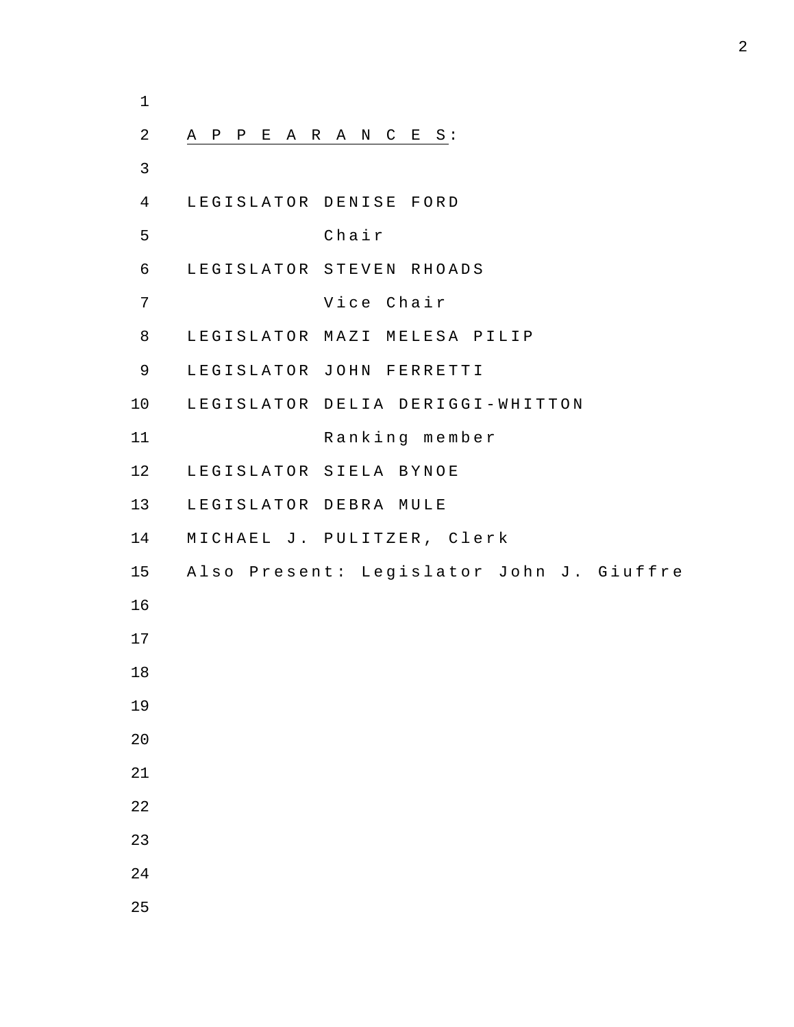## APPEARANCES:

LEGISLATOR DENISE FORD
Chair

LEGISLATOR STEVEN RHOADS
Vice Chair

LEGISLATOR MAZI MELESA PILIP

LEGISLATOR JOHN FERRETTI

LEGISLATOR DELIA DERIGGI-WHITTON
Ranking member

LEGISLATOR SIELA BYNOE

LEGISLATOR DEBRA MULE

MICHAEL J. PULITZER, Clerk

Also Present: Legislator John J. Giuffre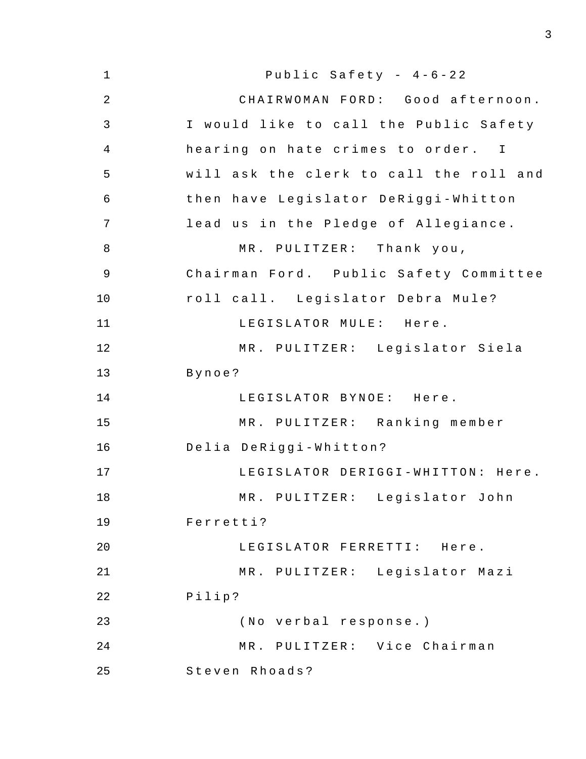Public Safety - 4-6-22

CHAIRWOMAN FORD: Good afternoon. I would like to call the Public Safety hearing on hate crimes to order. I will ask the clerk to call the roll and then have Legislator DeRiggi-Whitton lead us in the Pledge of Allegiance.

MR. PULITZER: Thank you, Chairman Ford. Public Safety Committee roll call. Legislator Debra Mule?

LEGISLATOR MULE: Here.

MR. PULITZER: Legislator Siela Bynoe?

LEGISLATOR BYNOE: Here.

MR. PULITZER: Ranking member Delia DeRiggi-Whitton?

LEGISLATOR DERIGGI-WHITTON: Here.

MR. PULITZER: Legislator John Ferretti?

LEGISLATOR FERRETTI: Here.

MR. PULITZER: Legislator Mazi Pilip?

(No verbal response.)

MR. PULITZER: Vice Chairman Steven Rhoads?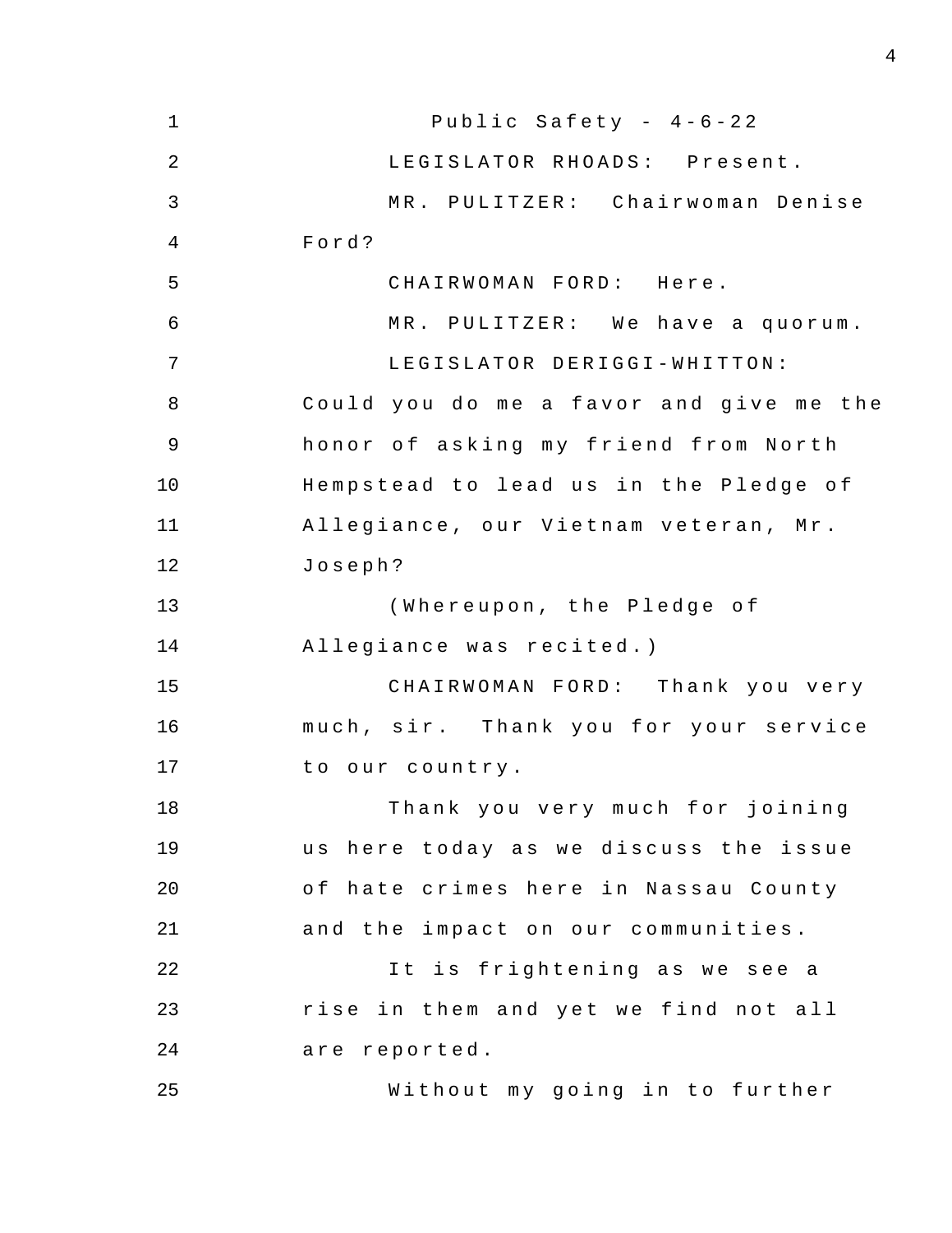Public Safety - 4-6-22

LEGISLATOR RHOADS: Present.

MR. PULITZER: Chairwoman Denise Ford?

CHAIRWOMAN FORD: Here.

MR. PULITZER: We have a quorum.

LEGISLATOR DERIGGI-WHITTON: Could you do me a favor and give me the honor of asking my friend from North Hempstead to lead us in the Pledge of Allegiance, our Vietnam veteran, Mr. Joseph?

(Whereupon, the Pledge of Allegiance was recited.)

CHAIRWOMAN FORD: Thank you very much, sir. Thank you for your service to our country.

Thank you very much for joining us here today as we discuss the issue of hate crimes here in Nassau County and the impact on our communities.

It is frightening as we see a rise in them and yet we find not all are reported.

Without my going in to further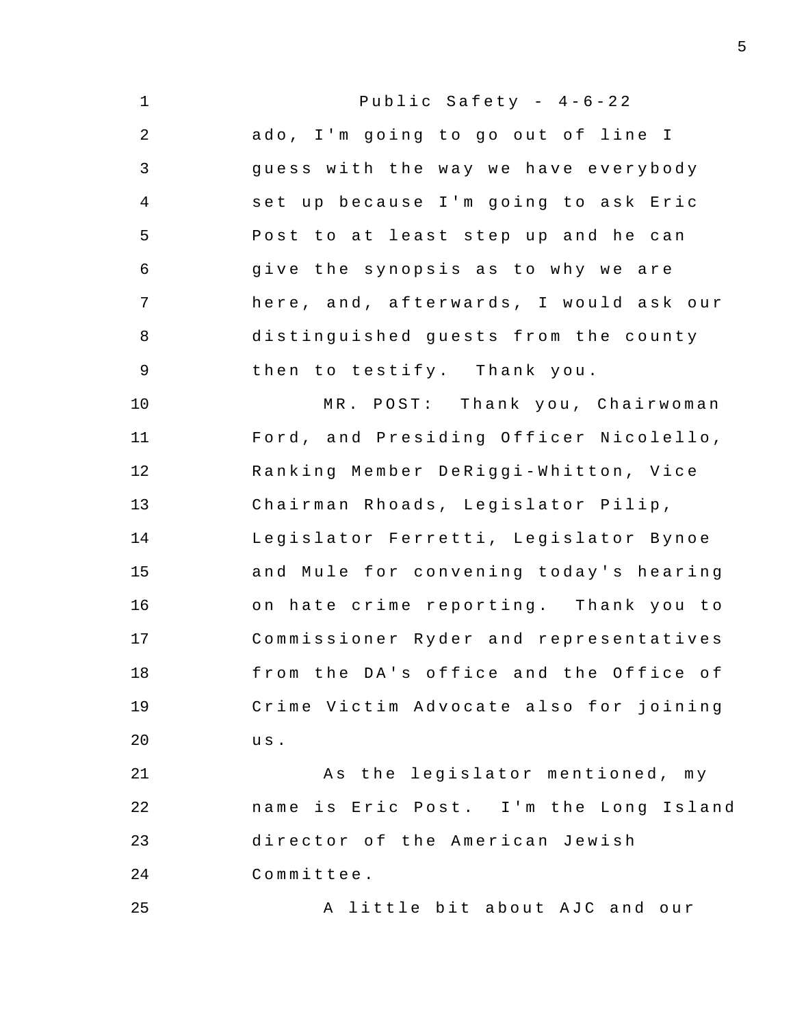ado, I'm going to go out of line I guess with the way we have everybody set up because I'm going to ask Eric Post to at least step up and he can give the synopsis as to why we are here, and, afterwards, I would ask our distinguished guests from the county then to testify. Thank you.

MR. POST: Thank you, Chairwoman Ford, and Presiding Officer Nicolello, Ranking Member DeRiggi-Whitton, Vice Chairman Rhoads, Legislator Pilip, Legislator Ferretti, Legislator Bynoe and Mule for convening today's hearing on hate crime reporting. Thank you to Commissioner Ryder and representatives from the DA's office and the Office of Crime Victim Advocate also for joining us.

As the legislator mentioned, my name is Eric Post. I'm the Long Island director of the American Jewish Committee.

A little bit about AJC and our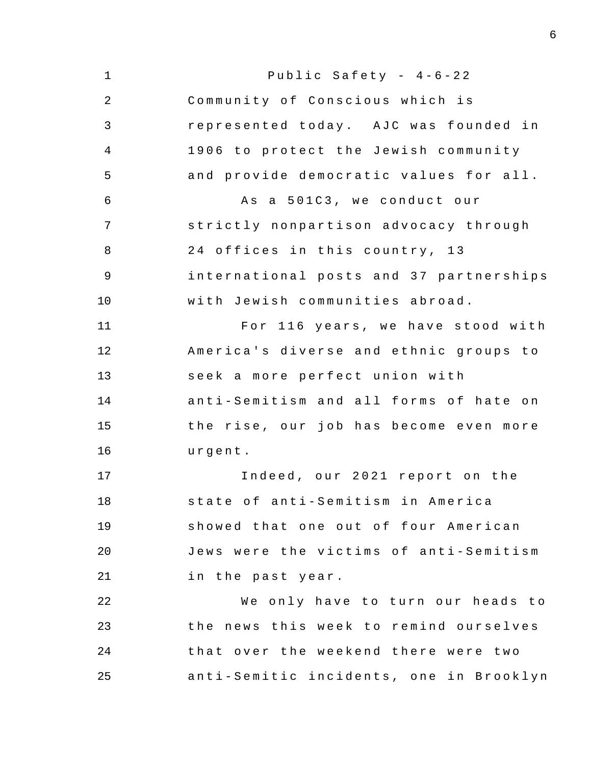Community of Conscious which is represented today. AJC was founded in 1906 to protect the Jewish community and provide democratic values for all.

As a 501C3, we conduct our strictly nonpartison advocacy through 24 offices in this country, 13 international posts and 37 partnerships with Jewish communities abroad.

For 116 years, we have stood with America's diverse and ethnic groups to seek a more perfect union with anti-Semitism and all forms of hate on the rise, our job has become even more urgent.

Indeed, our 2021 report on the state of anti-Semitism in America showed that one out of four American Jews were the victims of anti-Semitism in the past year.

We only have to turn our heads to the news this week to remind ourselves that over the weekend there were two anti-Semitic incidents, one in Brooklyn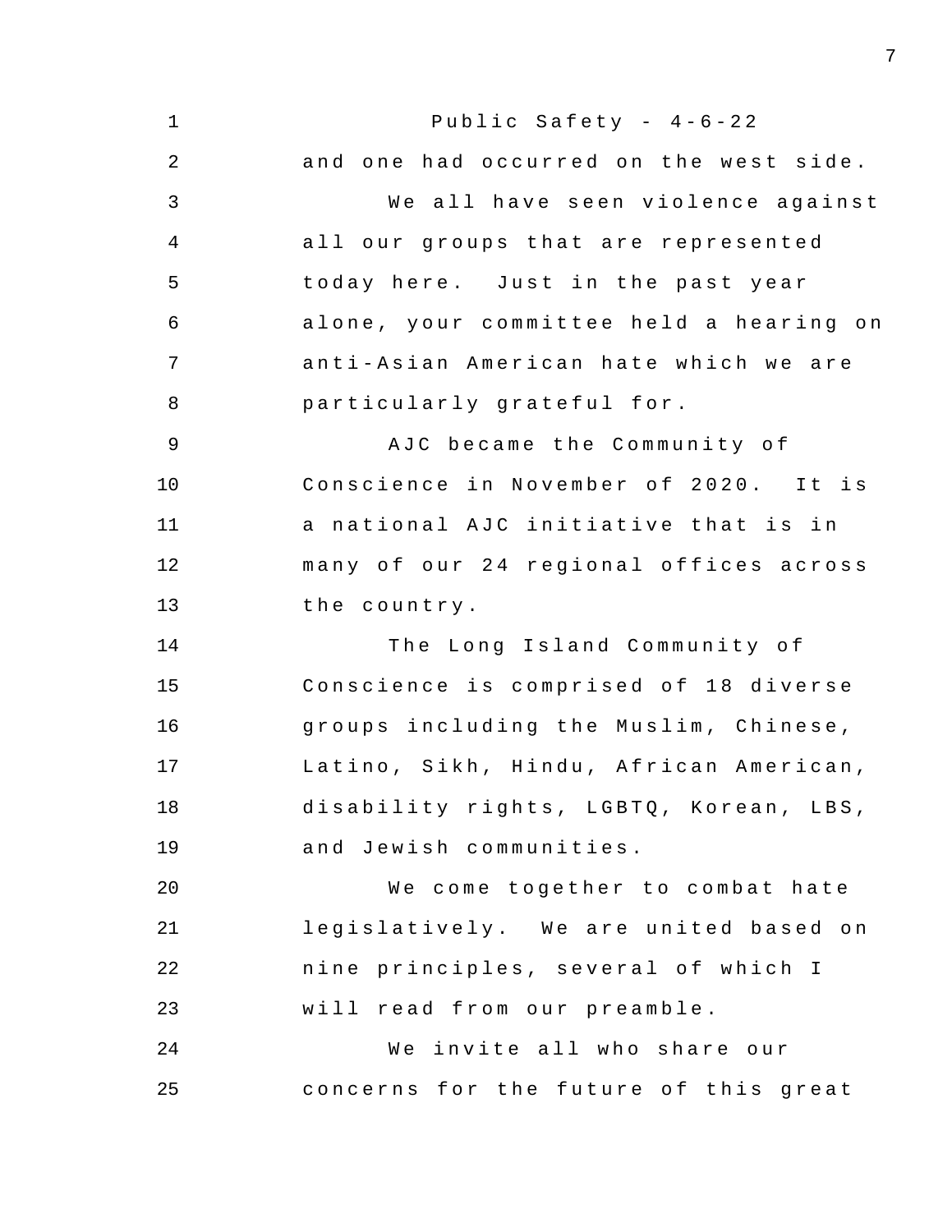and one had occurred on the west side.

We all have seen violence against all our groups that are represented today here. Just in the past year alone, your committee held a hearing on anti-Asian American hate which we are particularly grateful for.

AJC became the Community of Conscience in November of 2020. It is a national AJC initiative that is in many of our 24 regional offices across the country.

The Long Island Community of Conscience is comprised of 18 diverse groups including the Muslim, Chinese, Latino, Sikh, Hindu, African American, disability rights, LGBTQ, Korean, LBS, and Jewish communities.

We come together to combat hate legislatively. We are united based on nine principles, several of which I will read from our preamble.

We invite all who share our concerns for the future of this great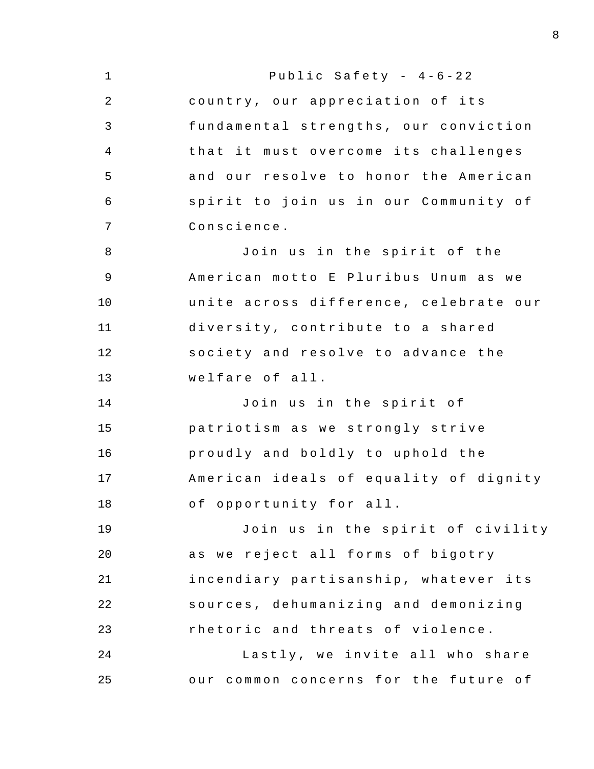country, our appreciation of its fundamental strengths, our conviction that it must overcome its challenges and our resolve to honor the American spirit to join us in our Community of Conscience.

Join us in the spirit of the American motto E Pluribus Unum as we unite across difference, celebrate our diversity, contribute to a shared society and resolve to advance the welfare of all.

Join us in the spirit of patriotism as we strongly strive proudly and boldly to uphold the American ideals of equality of dignity of opportunity for all.

Join us in the spirit of civility as we reject all forms of bigotry incendiary partisanship, whatever its sources, dehumanizing and demonizing rhetoric and threats of violence.

Lastly, we invite all who share our common concerns for the future of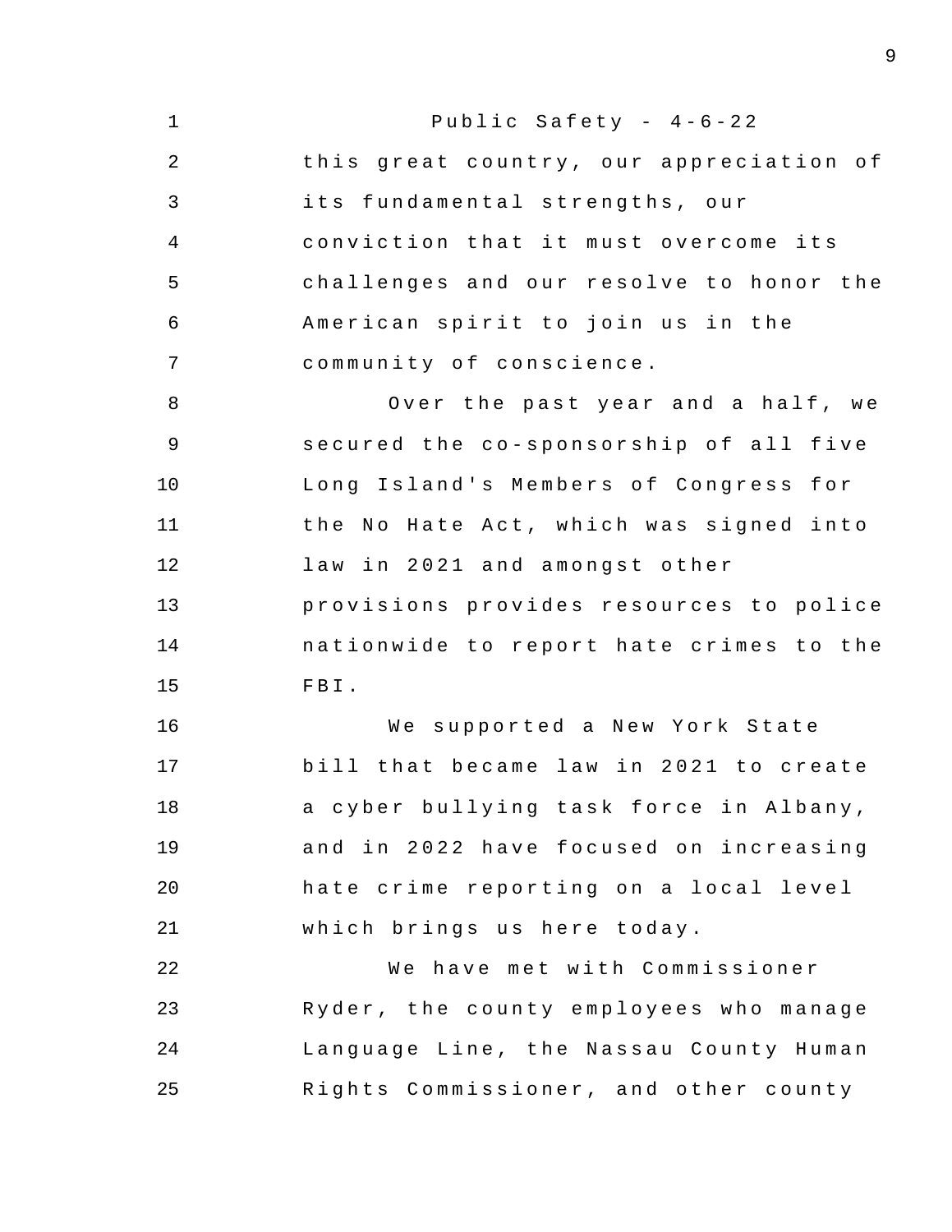this great country, our appreciation of its fundamental strengths, our conviction that it must overcome its challenges and our resolve to honor the American spirit to join us in the community of conscience.

Over the past year and a half, we secured the co-sponsorship of all five Long Island's Members of Congress for the No Hate Act, which was signed into law in 2021 and amongst other provisions provides resources to police nationwide to report hate crimes to the FBI.

We supported a New York State bill that became law in 2021 to create a cyber bullying task force in Albany, and in 2022 have focused on increasing hate crime reporting on a local level which brings us here today.

We have met with Commissioner Ryder, the county employees who manage Language Line, the Nassau County Human Rights Commissioner, and other county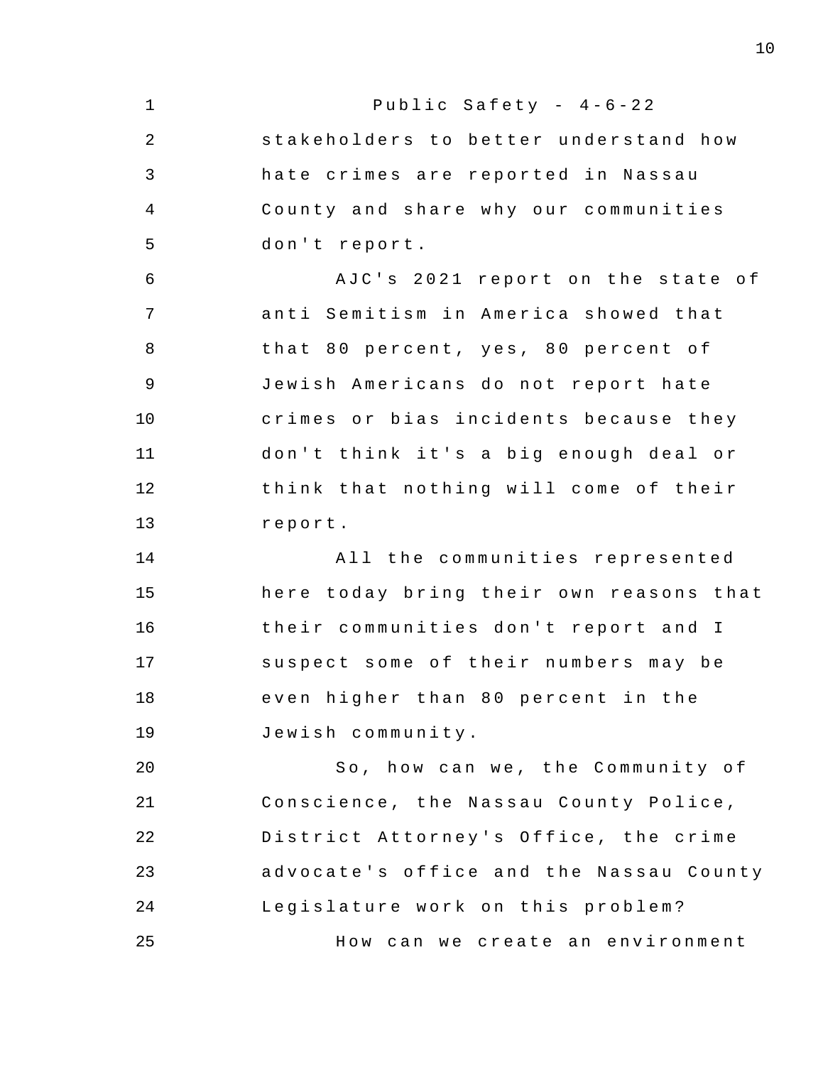stakeholders to better understand how hate crimes are reported in Nassau County and share why our communities don't report.

AJC's 2021 report on the state of anti Semitism in America showed that that 80 percent, yes, 80 percent of Jewish Americans do not report hate crimes or bias incidents because they don't think it's a big enough deal or think that nothing will come of their report.

All the communities represented here today bring their own reasons that their communities don't report and I suspect some of their numbers may be even higher than 80 percent in the Jewish community.

So, how can we, the Community of Conscience, the Nassau County Police, District Attorney's Office, the crime advocate's office and the Nassau County Legislature work on this problem?

How can we create an environment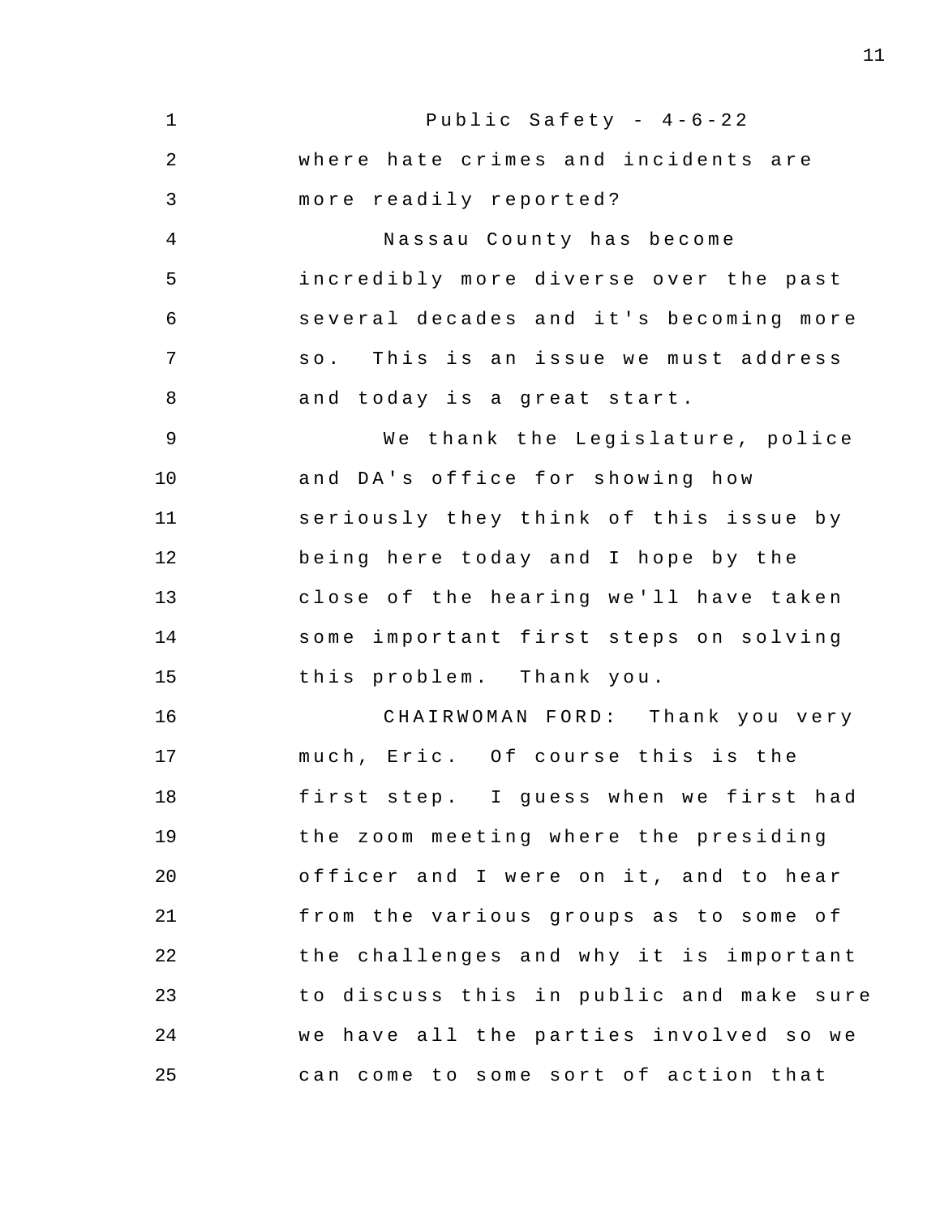where hate crimes and incidents are more readily reported?

Nassau County has become incredibly more diverse over the past several decades and it's becoming more so. This is an issue we must address and today is a great start.

We thank the Legislature, police and DA's office for showing how seriously they think of this issue by being here today and I hope by the close of the hearing we'll have taken some important first steps on solving this problem. Thank you.

CHAIRWOMAN FORD: Thank you very much, Eric. Of course this is the first step. I guess when we first had the zoom meeting where the presiding officer and I were on it, and to hear from the various groups as to some of the challenges and why it is important to discuss this in public and make sure we have all the parties involved so we can come to some sort of action that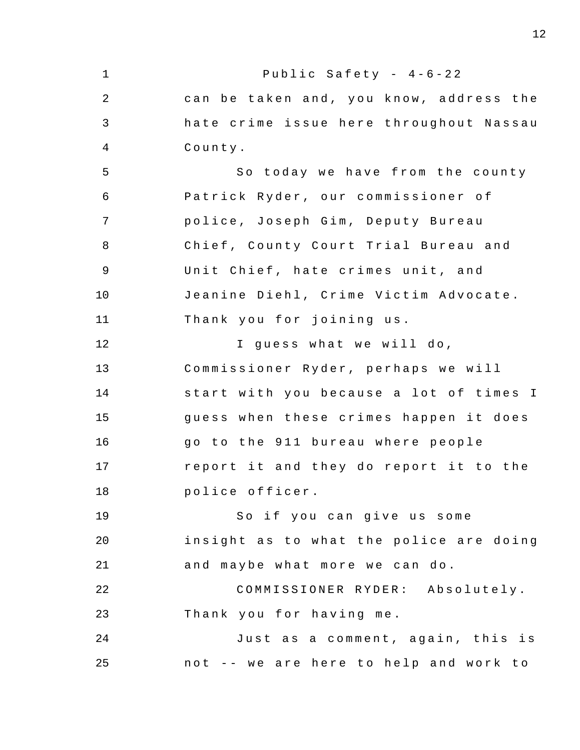can be taken and, you know, address the hate crime issue here throughout Nassau County.

So today we have from the county Patrick Ryder, our commissioner of police, Joseph Gim, Deputy Bureau Chief, County Court Trial Bureau and Unit Chief, hate crimes unit, and Jeanine Diehl, Crime Victim Advocate. Thank you for joining us.

I guess what we will do, Commissioner Ryder, perhaps we will start with you because a lot of times I guess when these crimes happen it does go to the 911 bureau where people report it and they do report it to the police officer.

So if you can give us some insight as to what the police are doing and maybe what more we can do.

COMMISSIONER RYDER: Absolutely. Thank you for having me.

Just as a comment, again, this is not -- we are here to help and work to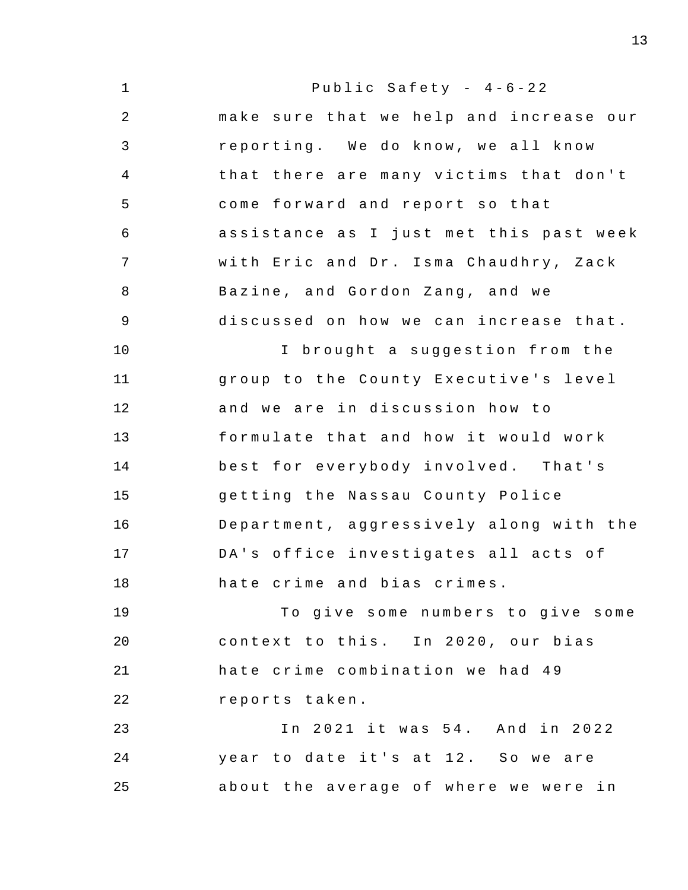make sure that we help and increase our reporting. We do know, we all know that there are many victims that don't come forward and report so that assistance as I just met this past week with Eric and Dr. Isma Chaudhry, Zack Bazine, and Gordon Zang, and we discussed on how we can increase that.

I brought a suggestion from the group to the County Executive's level and we are in discussion how to formulate that and how it would work best for everybody involved. That's getting the Nassau County Police Department, aggressively along with the DA's office investigates all acts of hate crime and bias crimes.

To give some numbers to give some context to this. In 2020, our bias hate crime combination we had 49 reports taken.

In 2021 it was 54. And in 2022 year to date it's at 12. So we are about the average of where we were in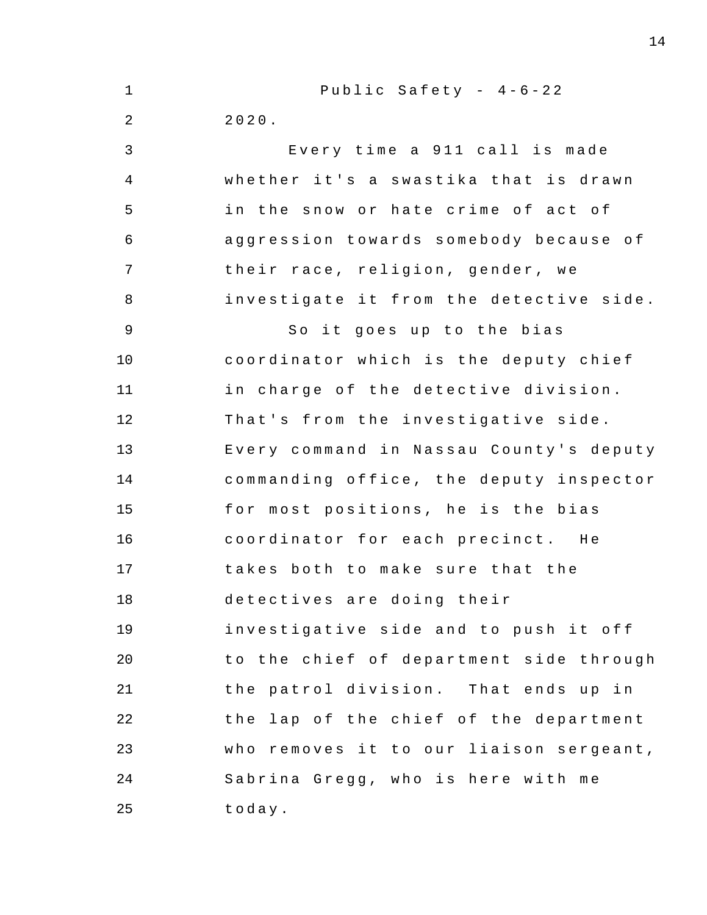2020.

Every time a 911 call is made whether it's a swastika that is drawn in the snow or hate crime of act of aggression towards somebody because of their race, religion, gender, we investigate it from the detective side.

So it goes up to the bias coordinator which is the deputy chief in charge of the detective division. That's from the investigative side. Every command in Nassau County's deputy commanding office, the deputy inspector for most positions, he is the bias coordinator for each precinct. He takes both to make sure that the detectives are doing their investigative side and to push it off to the chief of department side through the patrol division. That ends up in the lap of the chief of the department who removes it to our liaison sergeant, Sabrina Gregg, who is here with me today.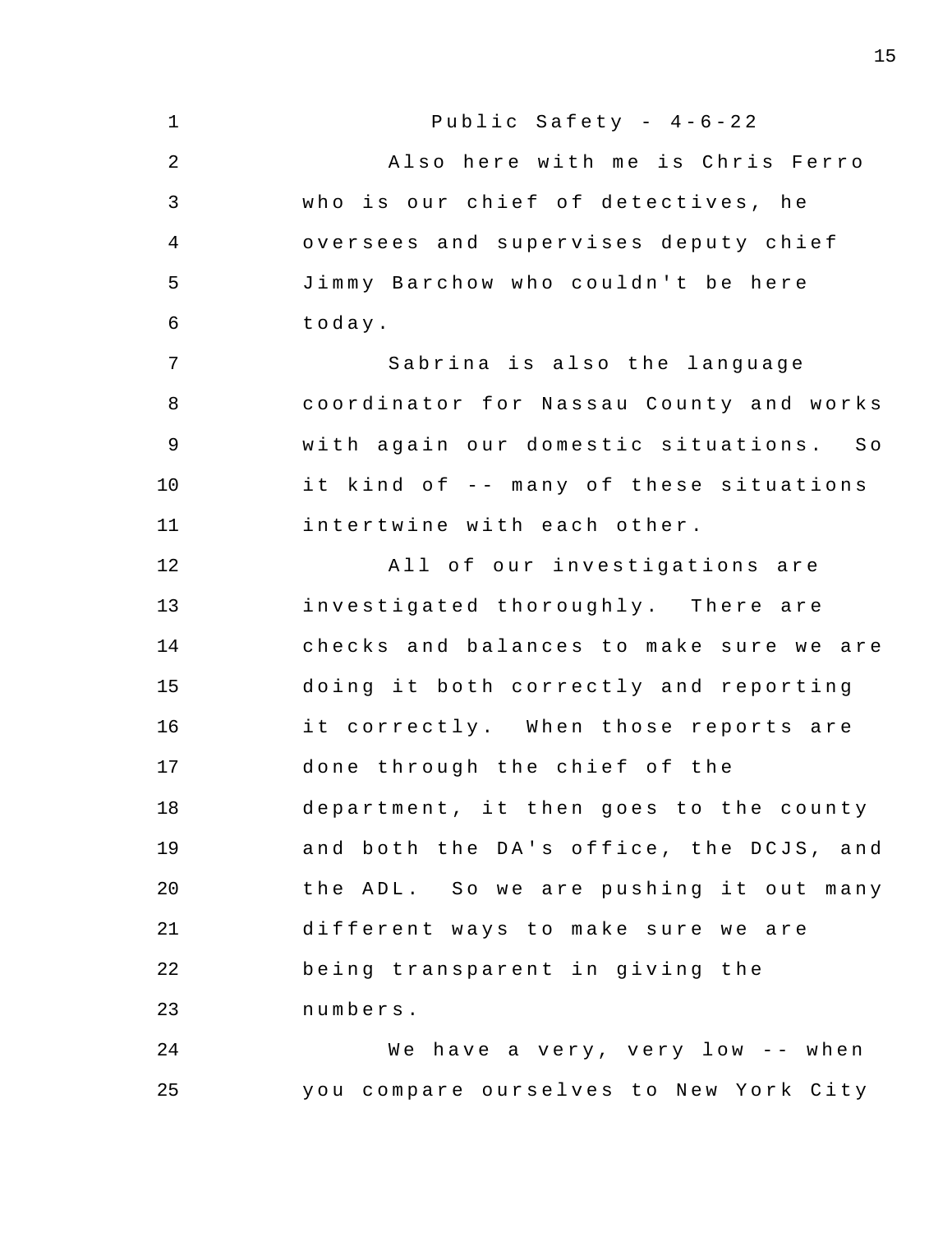Also here with me is Chris Ferro who is our chief of detectives, he oversees and supervises deputy chief Jimmy Barchow who couldn't be here today.

Sabrina is also the language coordinator for Nassau County and works with again our domestic situations. So it kind of -- many of these situations intertwine with each other.

All of our investigations are investigated thoroughly. There are checks and balances to make sure we are doing it both correctly and reporting it correctly. When those reports are done through the chief of the department, it then goes to the county and both the DA's office, the DCJS, and the ADL. So we are pushing it out many different ways to make sure we are being transparent in giving the numbers.

We have a very, very low -- when you compare ourselves to New York City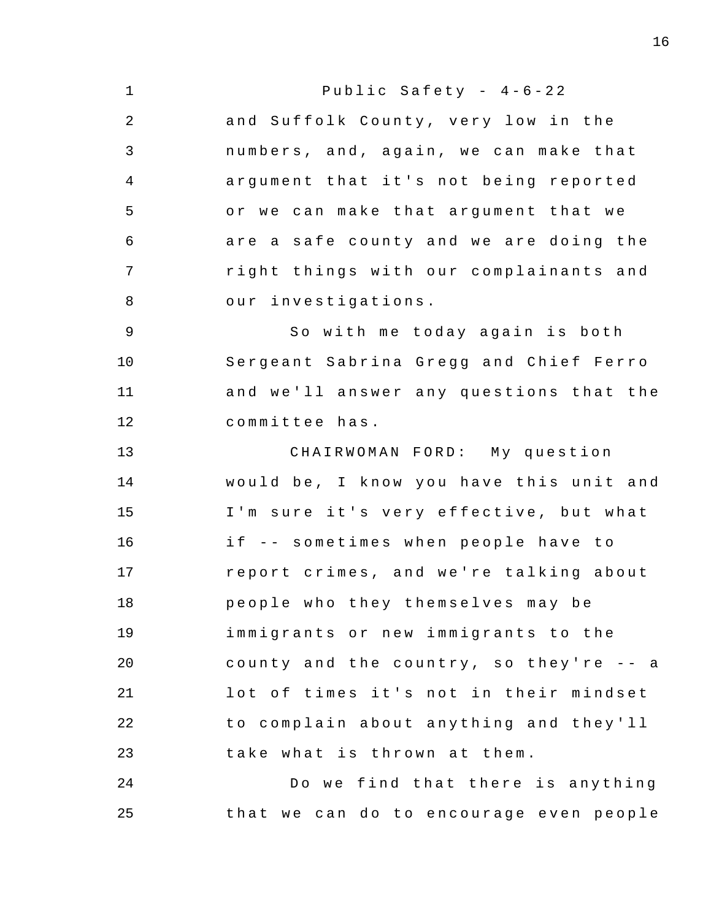and Suffolk County, very low in the numbers, and, again, we can make that argument that it's not being reported or we can make that argument that we are a safe county and we are doing the right things with our complainants and our investigations.

So with me today again is both Sergeant Sabrina Gregg and Chief Ferro and we'll answer any questions that the committee has.

CHAIRWOMAN FORD: My question would be, I know you have this unit and I'm sure it's very effective, but what if -- sometimes when people have to report crimes, and we're talking about people who they themselves may be immigrants or new immigrants to the county and the country, so they're -- a lot of times it's not in their mindset to complain about anything and they'll take what is thrown at them.

Do we find that there is anything that we can do to encourage even people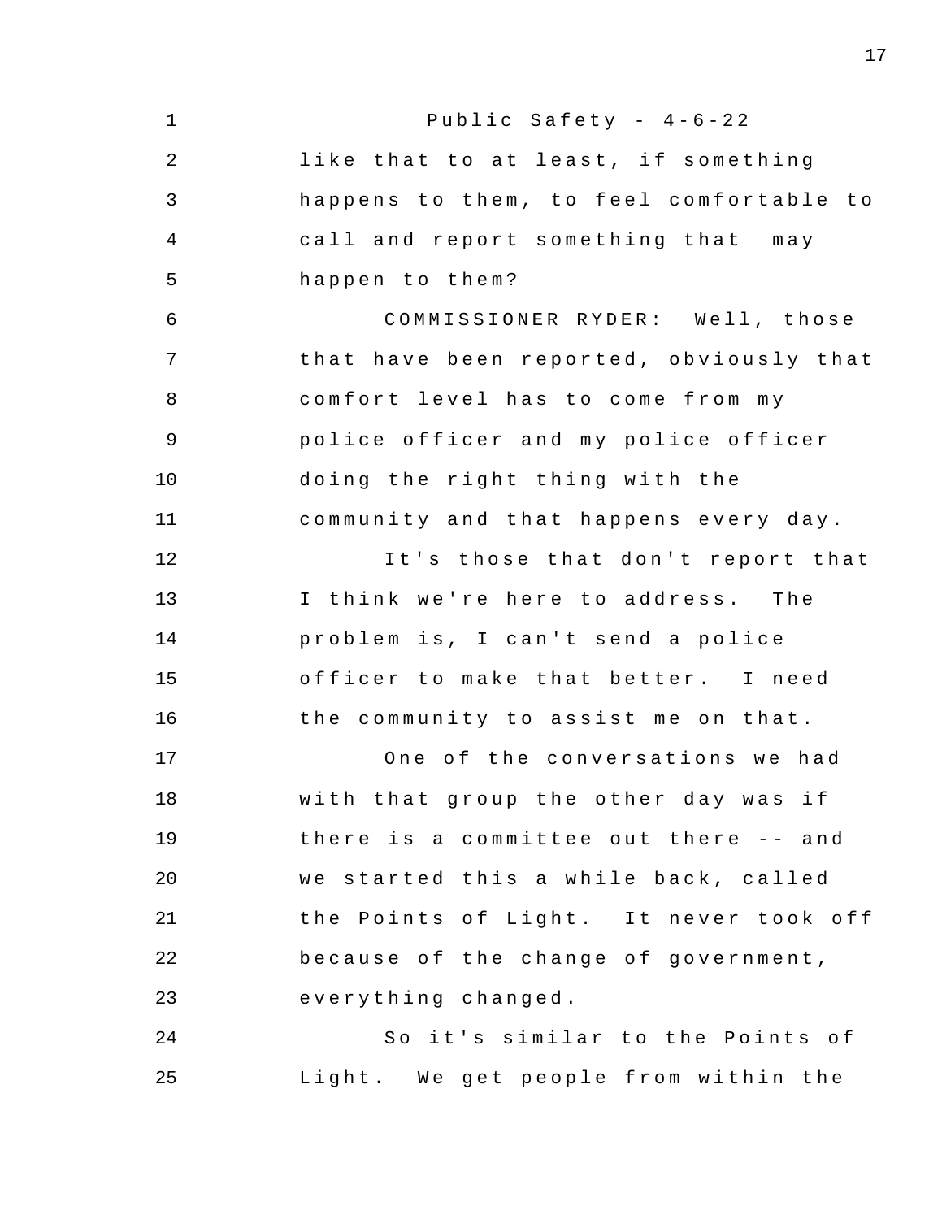like that to at least, if something happens to them, to feel comfortable to call and report something that may happen to them?

COMMISSIONER RYDER: Well, those that have been reported, obviously that comfort level has to come from my police officer and my police officer doing the right thing with the community and that happens every day.

It's those that don't report that I think we're here to address. The problem is, I can't send a police officer to make that better. I need the community to assist me on that.

One of the conversations we had with that group the other day was if there is a committee out there -- and we started this a while back, called the Points of Light. It never took off because of the change of government, everything changed.

So it's similar to the Points of Light. We get people from within the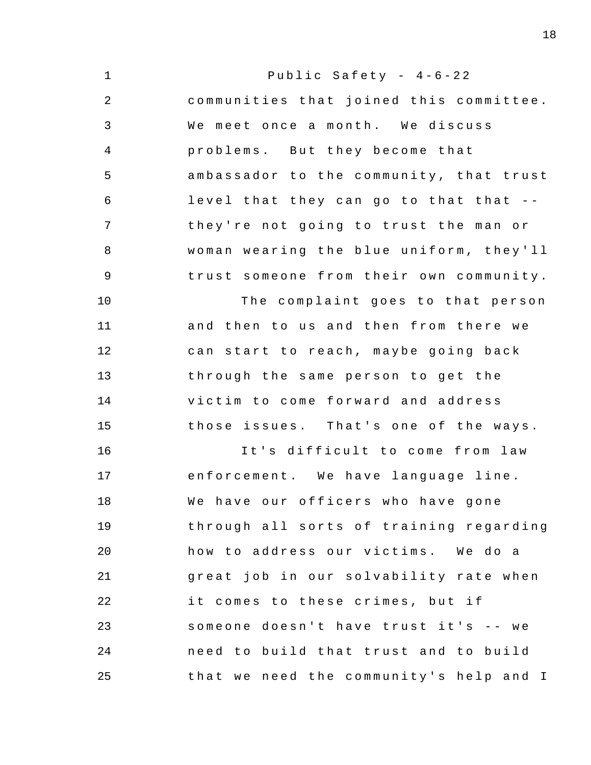communities that joined this committee. We meet once a month. We discuss problems. But they become that ambassador to the community, that trust level that they can go to that that -- they're not going to trust the man or woman wearing the blue uniform, they'll trust someone from their own community.

The complaint goes to that person and then to us and then from there we can start to reach, maybe going back through the same person to get the victim to come forward and address those issues. That's one of the ways.

It's difficult to come from law enforcement. We have language line. We have our officers who have gone through all sorts of training regarding how to address our victims. We do a great job in our solvability rate when it comes to these crimes, but if someone doesn't have trust it's -- we need to build that trust and to build that we need the community's help and I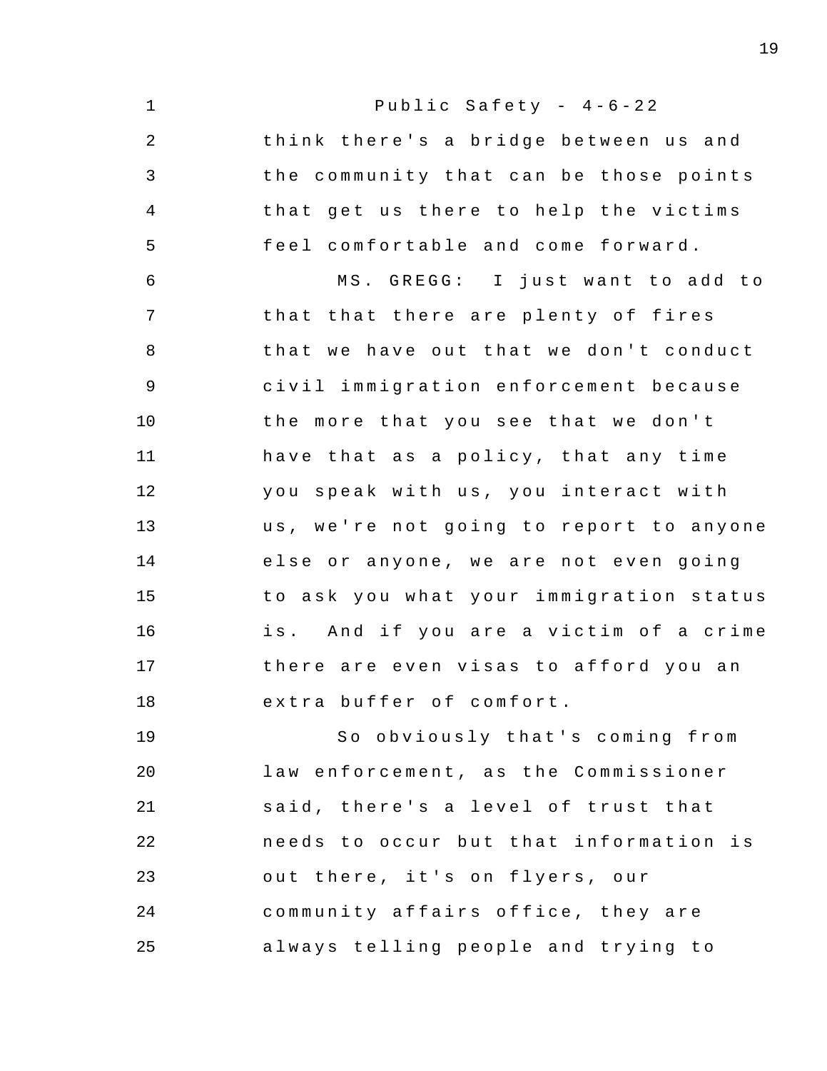Public Safety - 4-6-22

think there's a bridge between us and the community that can be those points that get us there to help the victims feel comfortable and come forward.

MS. GREGG: I just want to add to that that there are plenty of fires that we have out that we don't conduct civil immigration enforcement because the more that you see that we don't have that as a policy, that any time you speak with us, you interact with us, we're not going to report to anyone else or anyone, we are not even going to ask you what your immigration status is. And if you are a victim of a crime there are even visas to afford you an extra buffer of comfort.

So obviously that's coming from law enforcement, as the Commissioner said, there's a level of trust that needs to occur but that information is out there, it's on flyers, our community affairs office, they are always telling people and trying to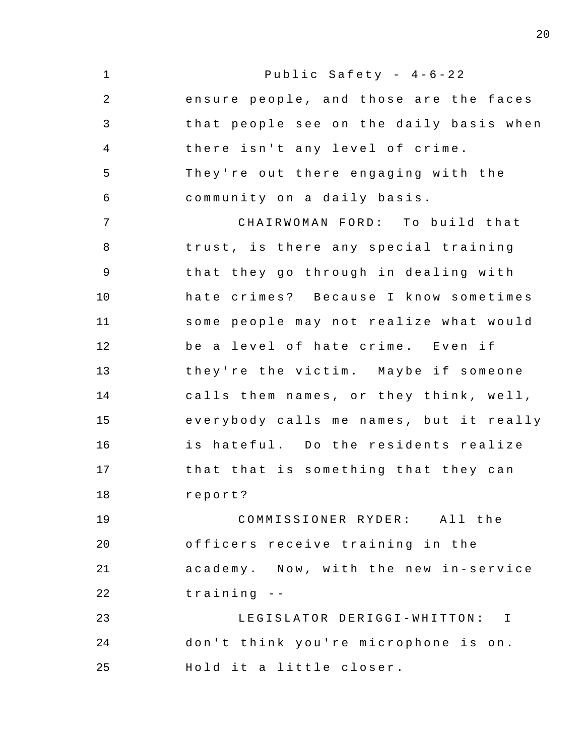ensure people, and those are the faces that people see on the daily basis when there isn't any level of crime. They're out there engaging with the community on a daily basis.

CHAIRWOMAN FORD: To build that trust, is there any special training that they go through in dealing with hate crimes? Because I know sometimes some people may not realize what would be a level of hate crime. Even if they're the victim. Maybe if someone calls them names, or they think, well, everybody calls me names, but it really is hateful. Do the residents realize that that is something that they can report?

COMMISSIONER RYDER: All the officers receive training in the academy. Now, with the new in-service training --

LEGISLATOR DERIGGI-WHITTON: I don't think you're microphone is on. Hold it a little closer.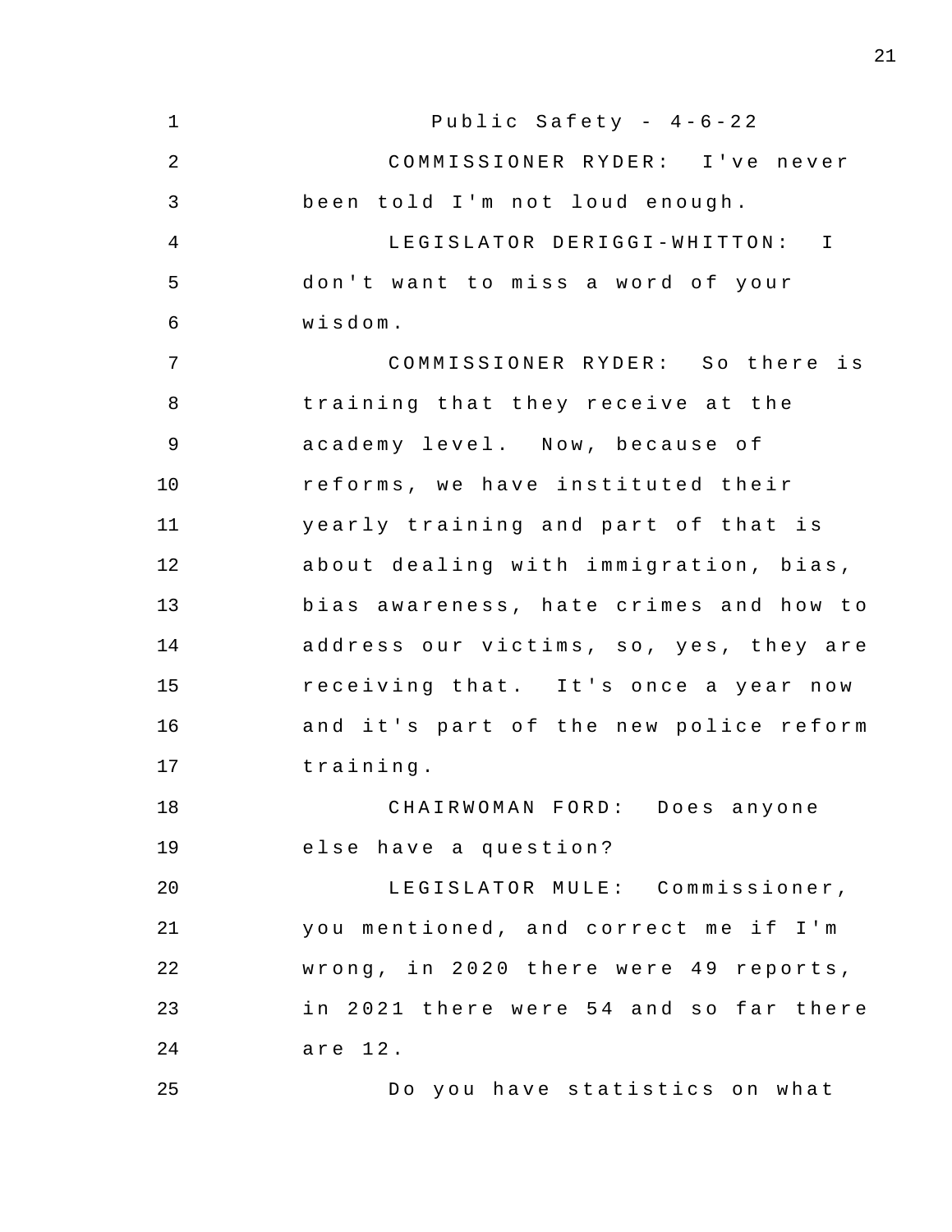COMMISSIONER RYDER: I've never been told I'm not loud enough.

LEGISLATOR DERIGGI-WHITTON: I don't want to miss a word of your wisdom.

COMMISSIONER RYDER: So there is training that they receive at the academy level. Now, because of reforms, we have instituted their yearly training and part of that is about dealing with immigration, bias, bias awareness, hate crimes and how to address our victims, so, yes, they are receiving that. It's once a year now and it's part of the new police reform training.

CHAIRWOMAN FORD: Does anyone else have a question?

LEGISLATOR MULE: Commissioner, you mentioned, and correct me if I'm wrong, in 2020 there were 49 reports, in 2021 there were 54 and so far there are 12.

Do you have statistics on what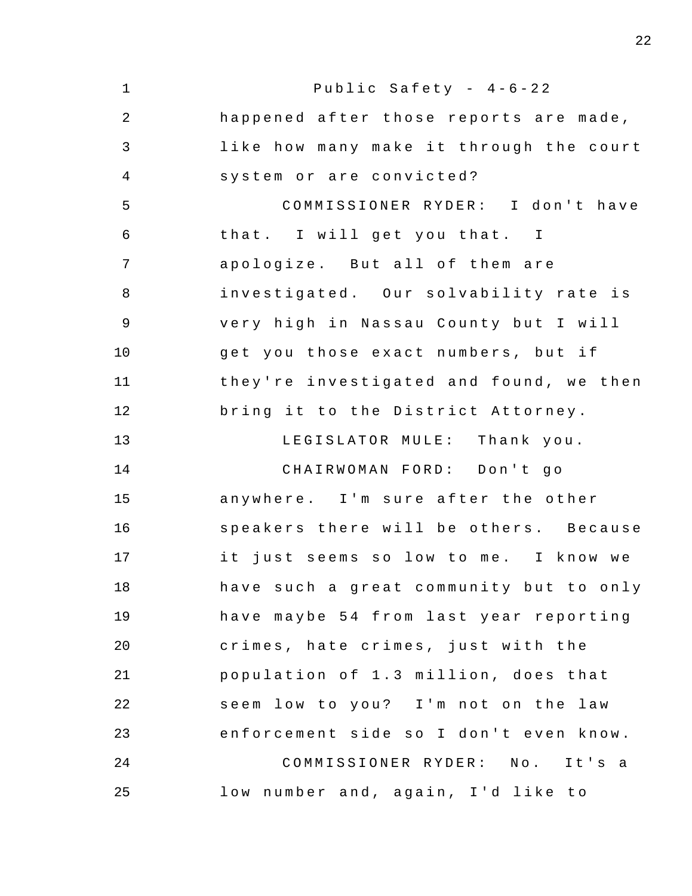happened after those reports are made, like how many make it through the court system or are convicted?

COMMISSIONER RYDER: I don't have that. I will get you that. I apologize. But all of them are investigated. Our solvability rate is very high in Nassau County but I will get you those exact numbers, but if they're investigated and found, we then bring it to the District Attorney.

LEGISLATOR MULE: Thank you.

CHAIRWOMAN FORD: Don't go anywhere. I'm sure after the other speakers there will be others. Because it just seems so low to me. I know we have such a great community but to only have maybe 54 from last year reporting crimes, hate crimes, just with the population of 1.3 million, does that seem low to you? I'm not on the law enforcement side so I don't even know.

COMMISSIONER RYDER: No. It's a low number and, again, I'd like to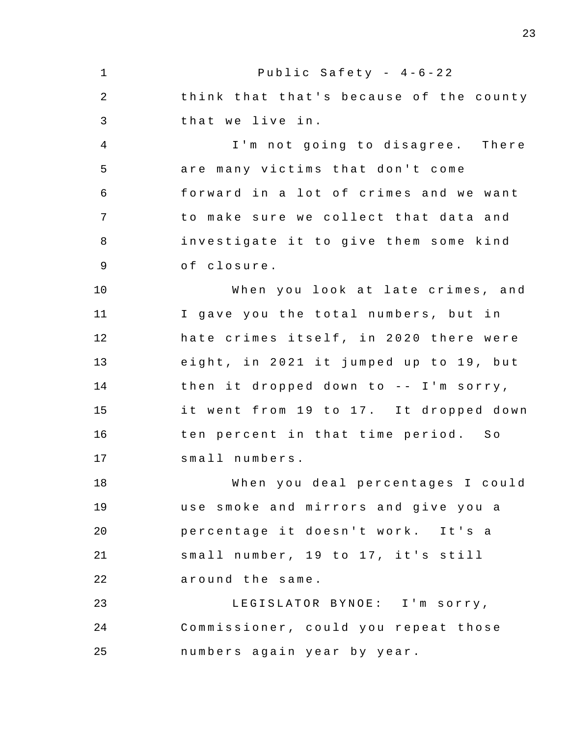think that that's because of the county that we live in.

I'm not going to disagree. There are many victims that don't come forward in a lot of crimes and we want to make sure we collect that data and investigate it to give them some kind of closure.

When you look at late crimes, and I gave you the total numbers, but in hate crimes itself, in 2020 there were eight, in 2021 it jumped up to 19, but then it dropped down to -- I'm sorry, it went from 19 to 17. It dropped down ten percent in that time period. So small numbers.

When you deal percentages I could use smoke and mirrors and give you a percentage it doesn't work. It's a small number, 19 to 17, it's still around the same.

LEGISLATOR BYNOE: I'm sorry, Commissioner, could you repeat those numbers again year by year.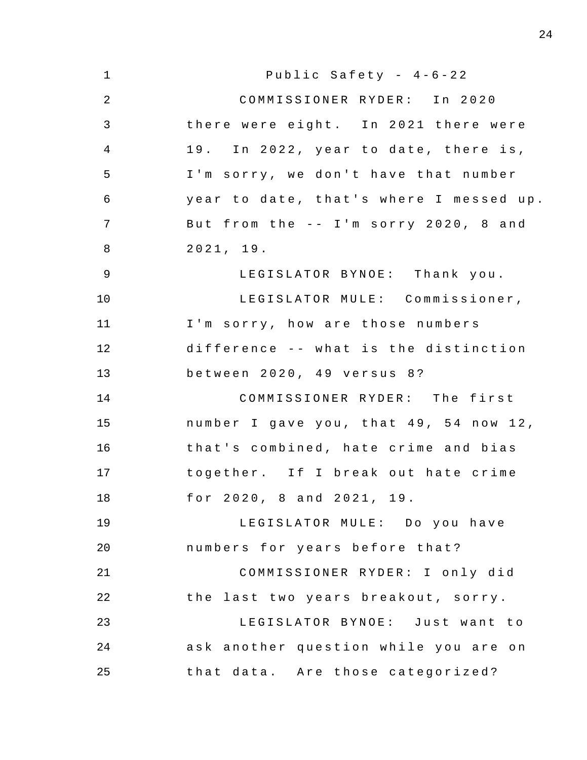Public Safety - 4-6-22

COMMISSIONER RYDER: In 2020 there were eight. In 2021 there were 19. In 2022, year to date, there is, I'm sorry, we don't have that number year to date, that's where I messed up. But from the -- I'm sorry 2020, 8 and 2021, 19.

LEGISLATOR BYNOE: Thank you.

LEGISLATOR MULE: Commissioner, I'm sorry, how are those numbers difference -- what is the distinction between 2020, 49 versus 8?

COMMISSIONER RYDER: The first number I gave you, that 49, 54 now 12, that's combined, hate crime and bias together. If I break out hate crime for 2020, 8 and 2021, 19.

LEGISLATOR MULE: Do you have numbers for years before that?

COMMISSIONER RYDER: I only did the last two years breakout, sorry.

LEGISLATOR BYNOE: Just want to ask another question while you are on that data. Are those categorized?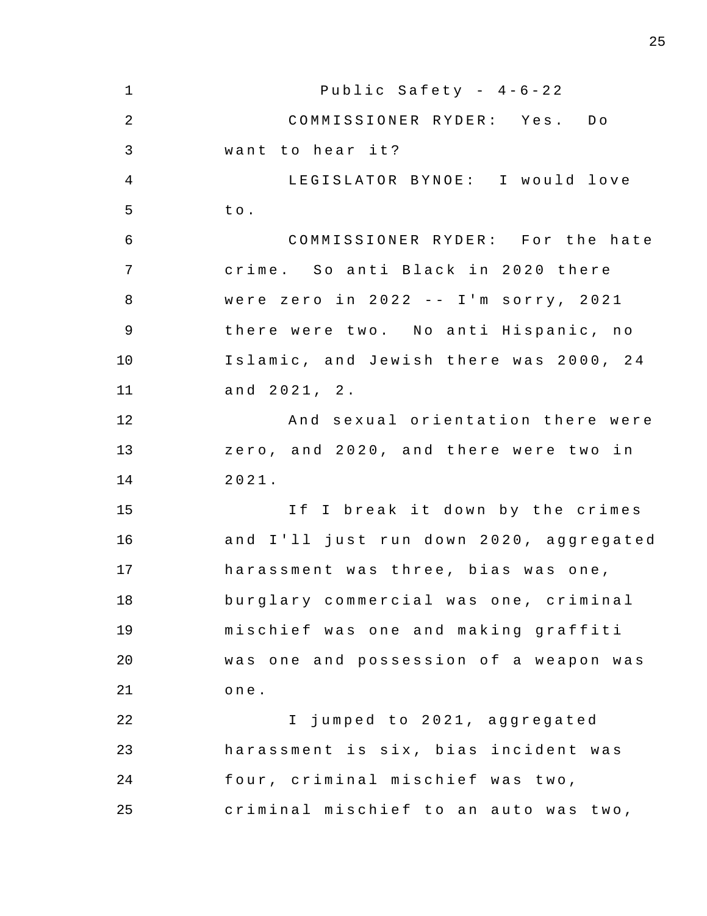Public Safety - 4-6-22

COMMISSIONER RYDER: Yes. Do want to hear it?

LEGISLATOR BYNOE: I would love to.

COMMISSIONER RYDER: For the hate crime. So anti Black in 2020 there were zero in 2022 -- I'm sorry, 2021 there were two. No anti Hispanic, no Islamic, and Jewish there was 2000, 24 and 2021, 2.

And sexual orientation there were zero, and 2020, and there were two in 2021.

If I break it down by the crimes and I'll just run down 2020, aggregated harassment was three, bias was one, burglary commercial was one, criminal mischief was one and making graffiti was one and possession of a weapon was one.

I jumped to 2021, aggregated harassment is six, bias incident was four, criminal mischief was two, criminal mischief to an auto was two,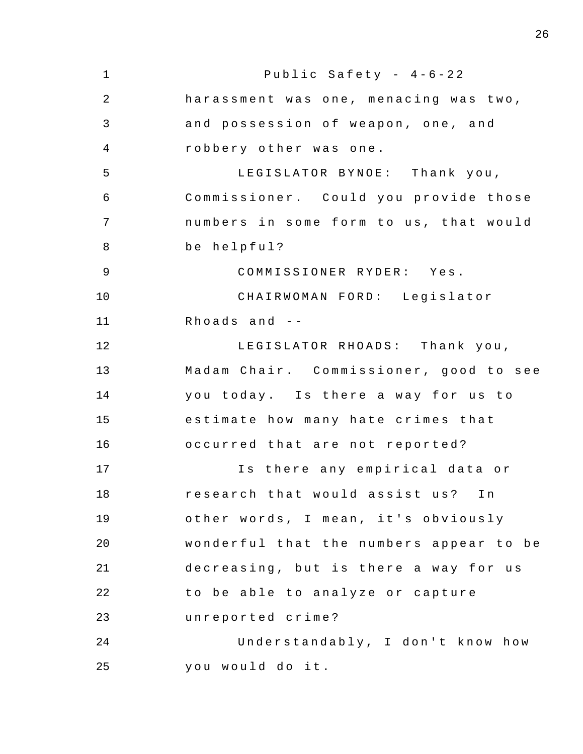Public Safety - 4-6-22

harassment was one, menacing was two, and possession of weapon, one, and robbery other was one.

LEGISLATOR BYNOE: Thank you, Commissioner. Could you provide those numbers in some form to us, that would be helpful?

COMMISSIONER RYDER: Yes.

CHAIRWOMAN FORD: Legislator Rhoads and --

LEGISLATOR RHOADS: Thank you, Madam Chair. Commissioner, good to see you today. Is there a way for us to estimate how many hate crimes that occurred that are not reported?

Is there any empirical data or research that would assist us? In other words, I mean, it's obviously wonderful that the numbers appear to be decreasing, but is there a way for us to be able to analyze or capture unreported crime?

Understandably, I don't know how you would do it.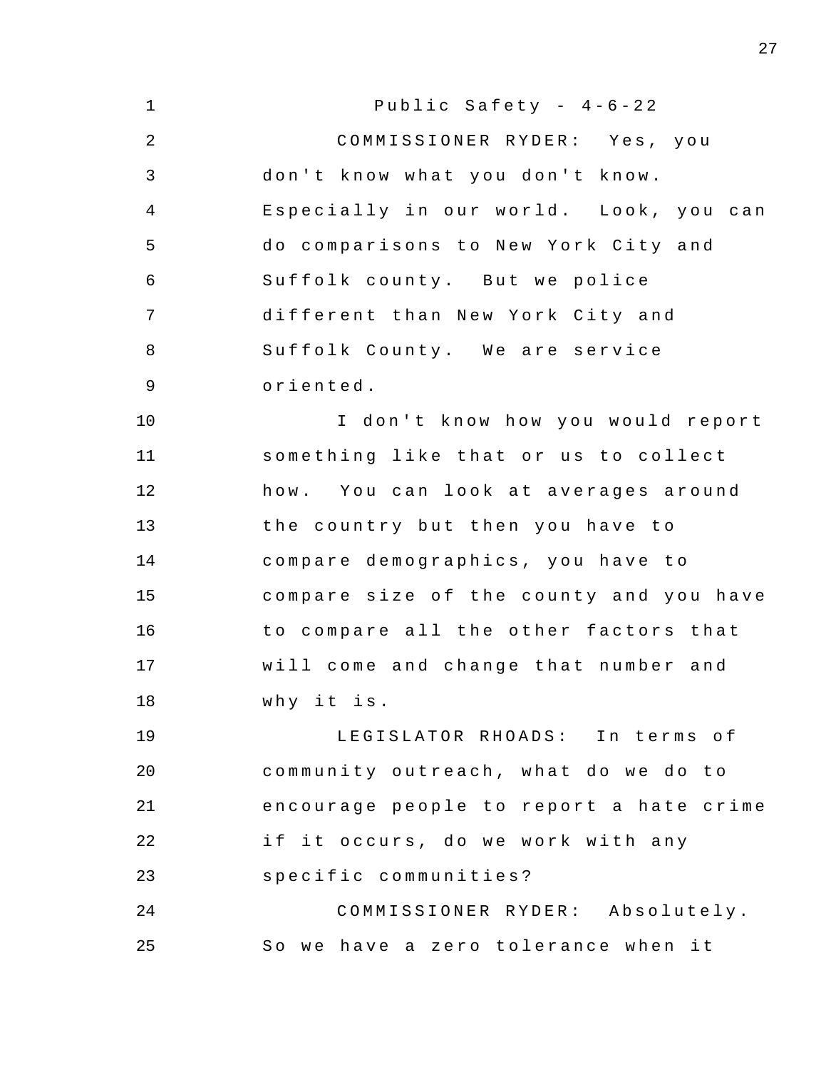COMMISSIONER RYDER: Yes, you don't know what you don't know. Especially in our world. Look, you can do comparisons to New York City and Suffolk county. But we police different than New York City and Suffolk County. We are service oriented.

I don't know how you would report something like that or us to collect how. You can look at averages around the country but then you have to compare demographics, you have to compare size of the county and you have to compare all the other factors that will come and change that number and why it is.

LEGISLATOR RHOADS: In terms of community outreach, what do we do to encourage people to report a hate crime if it occurs, do we work with any specific communities?

COMMISSIONER RYDER: Absolutely. So we have a zero tolerance when it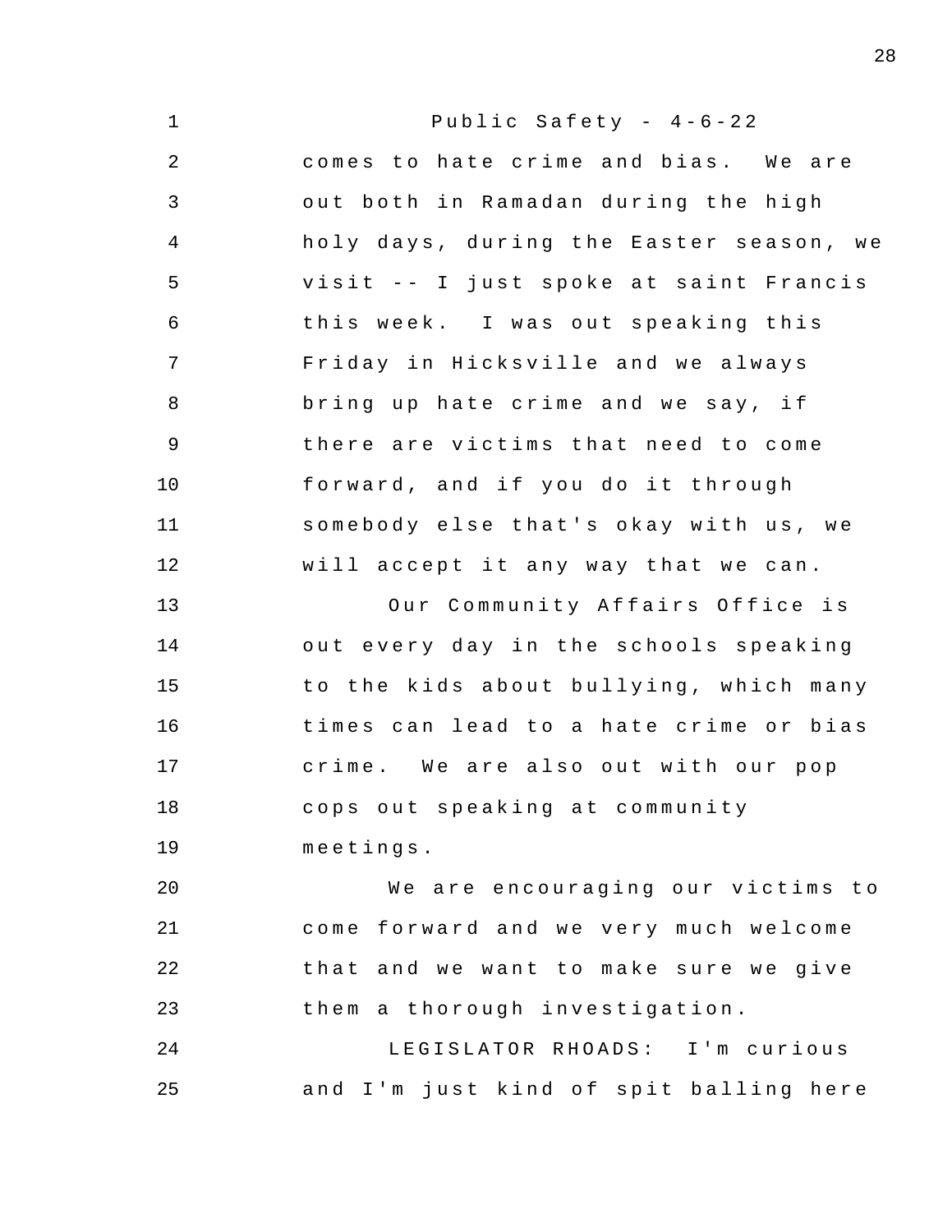comes to hate crime and bias. We are out both in Ramadan during the high holy days, during the Easter season, we visit -- I just spoke at saint Francis this week. I was out speaking this Friday in Hicksville and we always bring up hate crime and we say, if there are victims that need to come forward, and if you do it through somebody else that's okay with us, we will accept it any way that we can.

Our Community Affairs Office is out every day in the schools speaking to the kids about bullying, which many times can lead to a hate crime or bias crime. We are also out with our pop cops out speaking at community meetings.

We are encouraging our victims to come forward and we very much welcome that and we want to make sure we give them a thorough investigation.

LEGISLATOR RHOADS: I'm curious and I'm just kind of spit balling here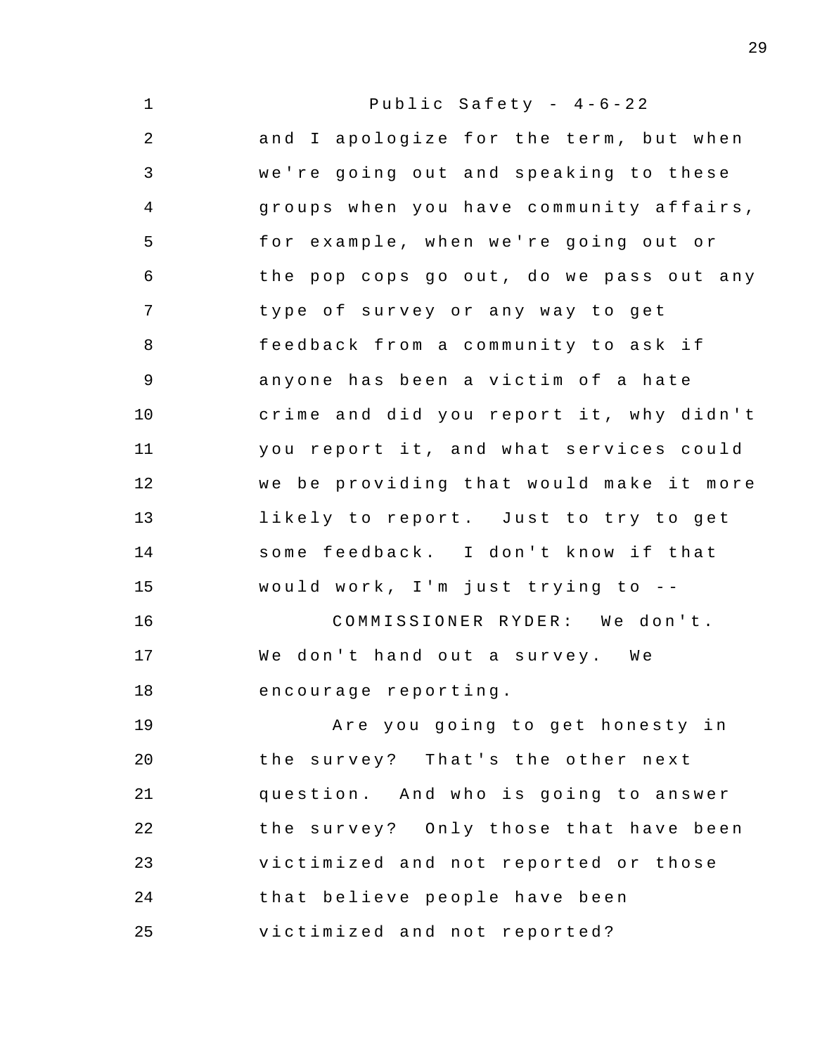Public Safety - 4-6-22

and I apologize for the term, but when we're going out and speaking to these groups when you have community affairs, for example, when we're going out or the pop cops go out, do we pass out any type of survey or any way to get feedback from a community to ask if anyone has been a victim of a hate crime and did you report it, why didn't you report it, and what services could we be providing that would make it more likely to report. Just to try to get some feedback. I don't know if that would work, I'm just trying to --

COMMISSIONER RYDER: We don't. We don't hand out a survey. We encourage reporting.

Are you going to get honesty in the survey? That's the other next question. And who is going to answer the survey? Only those that have been victimized and not reported or those that believe people have been victimized and not reported?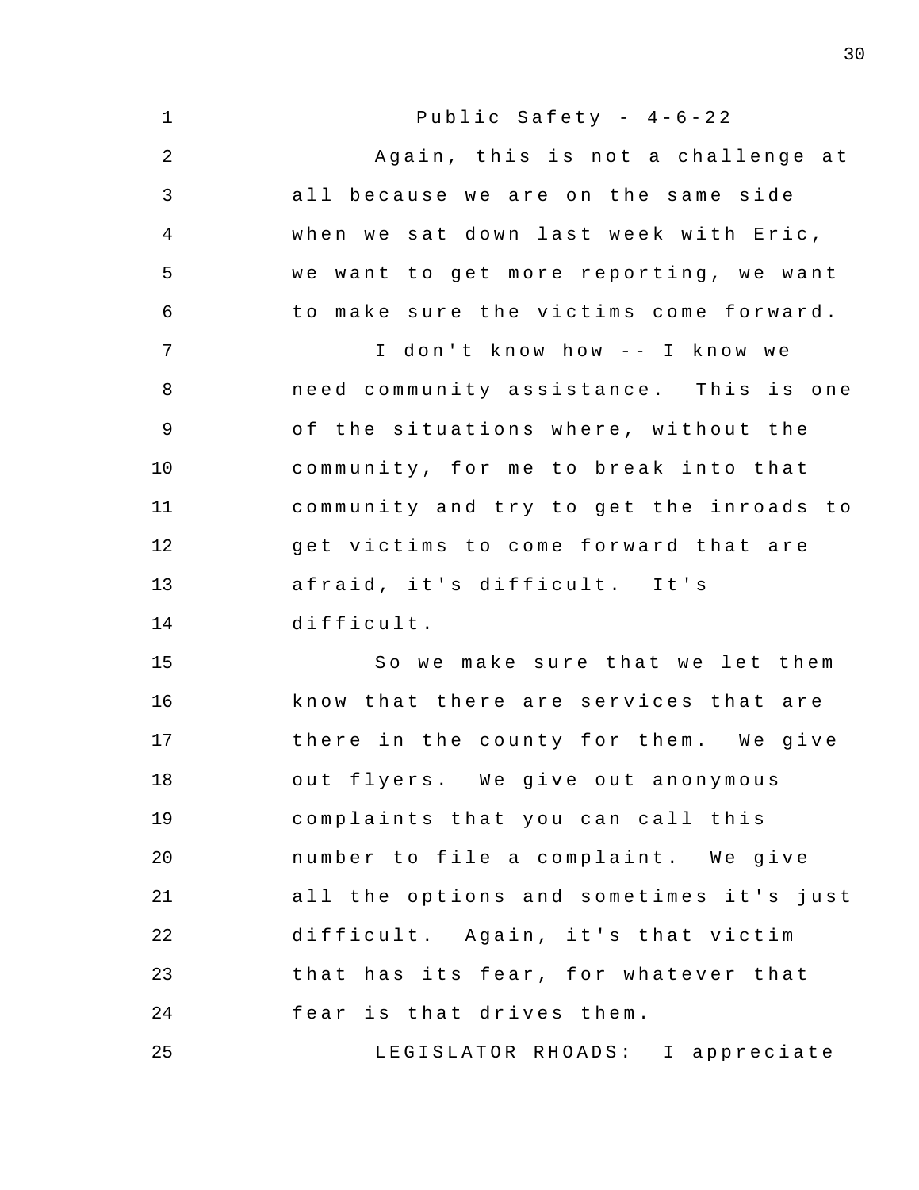Again, this is not a challenge at all because we are on the same side when we sat down last week with Eric, we want to get more reporting, we want to make sure the victims come forward.

I don't know how -- I know we need community assistance. This is one of the situations where, without the community, for me to break into that community and try to get the inroads to get victims to come forward that are afraid, it's difficult. It's difficult.

So we make sure that we let them know that there are services that are there in the county for them. We give out flyers. We give out anonymous complaints that you can call this number to file a complaint. We give all the options and sometimes it's just difficult. Again, it's that victim that has its fear, for whatever that fear is that drives them.

LEGISLATOR RHOADS: I appreciate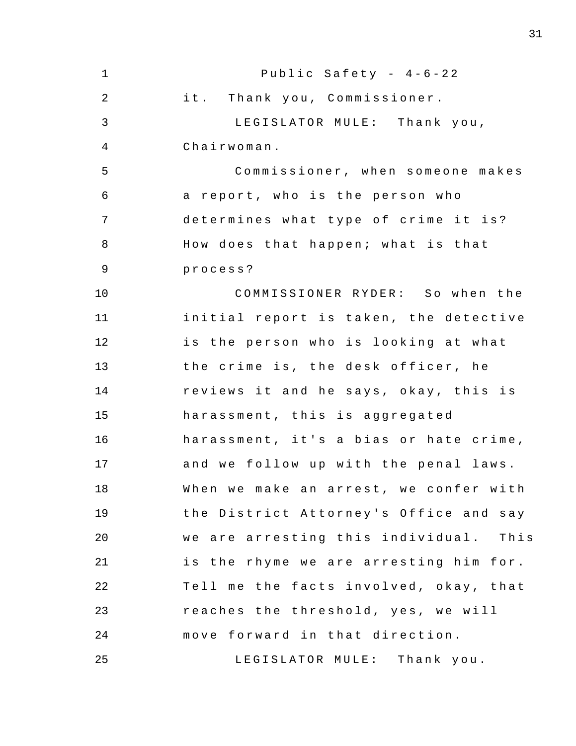it. Thank you, Commissioner.

LEGISLATOR MULE: Thank you, Chairwoman.

Commissioner, when someone makes a report, who is the person who determines what type of crime it is? How does that happen; what is that process?

COMMISSIONER RYDER: So when the initial report is taken, the detective is the person who is looking at what the crime is, the desk officer, he reviews it and he says, okay, this is harassment, this is aggregated harassment, it's a bias or hate crime, and we follow up with the penal laws. When we make an arrest, we confer with the District Attorney's Office and say we are arresting this individual. This is the rhyme we are arresting him for. Tell me the facts involved, okay, that reaches the threshold, yes, we will move forward in that direction.

LEGISLATOR MULE: Thank you.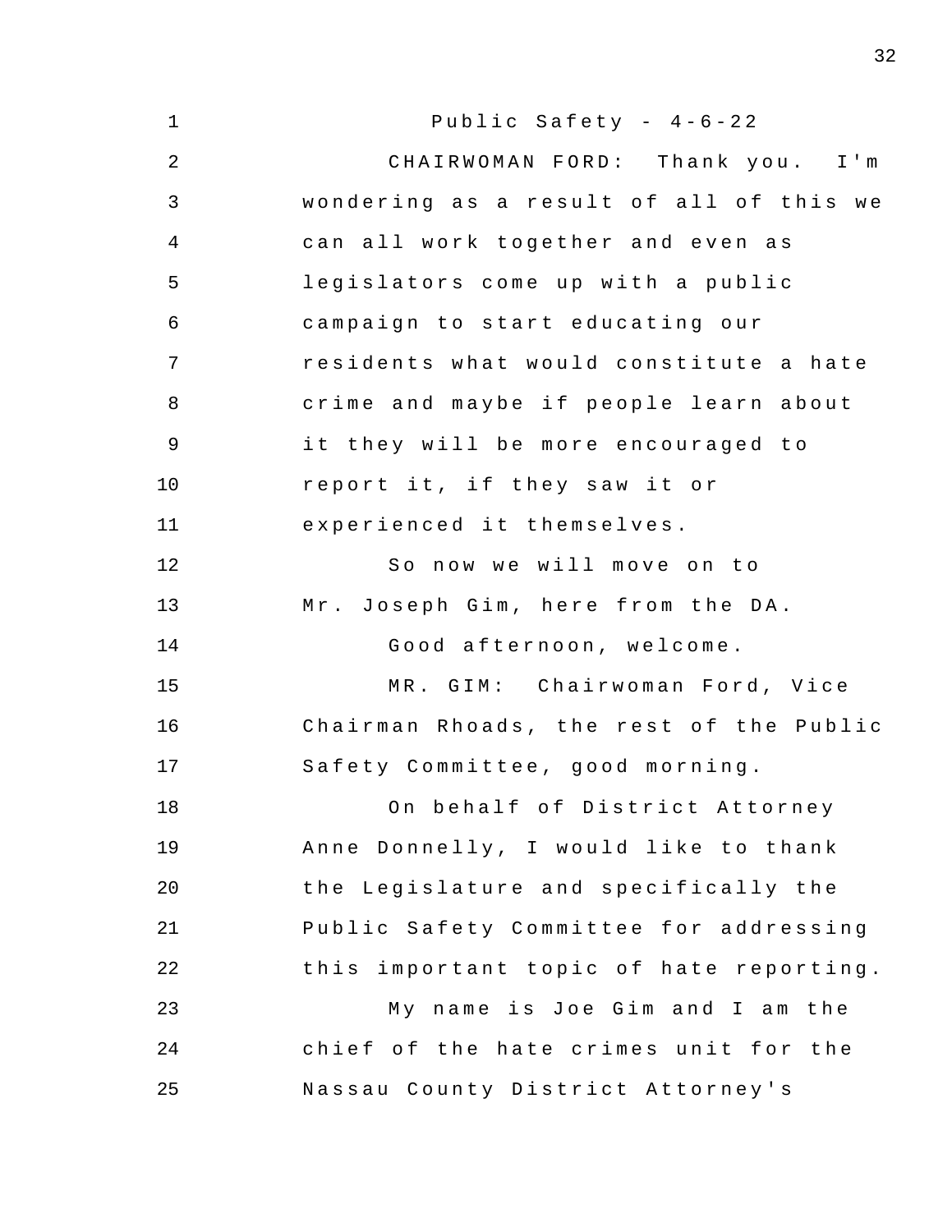CHAIRWOMAN FORD: Thank you. I'm wondering as a result of all of this we can all work together and even as legislators come up with a public campaign to start educating our residents what would constitute a hate crime and maybe if people learn about it they will be more encouraged to report it, if they saw it or experienced it themselves.

So now we will move on to Mr. Joseph Gim, here from the DA.

Good afternoon, welcome.

MR. GIM: Chairwoman Ford, Vice Chairman Rhoads, the rest of the Public Safety Committee, good morning.

On behalf of District Attorney Anne Donnelly, I would like to thank the Legislature and specifically the Public Safety Committee for addressing this important topic of hate reporting.

My name is Joe Gim and I am the chief of the hate crimes unit for the Nassau County District Attorney's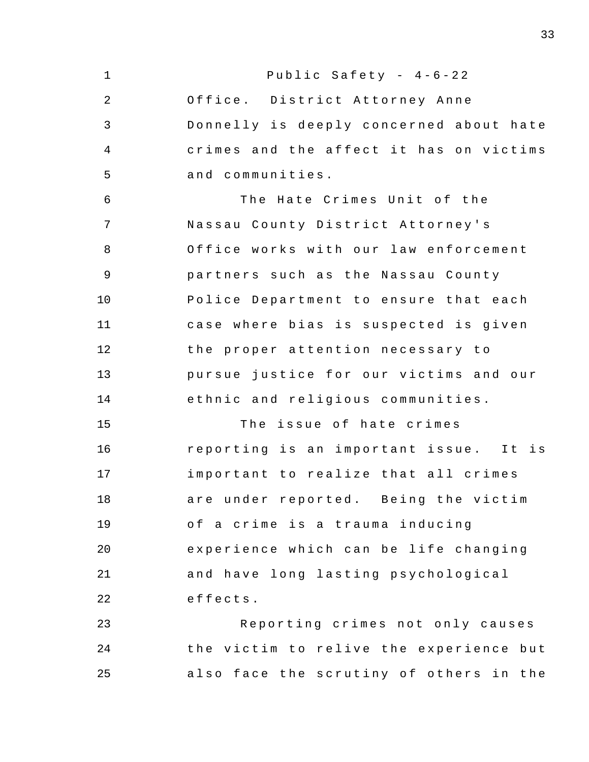Office. District Attorney Anne Donnelly is deeply concerned about hate crimes and the affect it has on victims and communities.

The Hate Crimes Unit of the Nassau County District Attorney's Office works with our law enforcement partners such as the Nassau County Police Department to ensure that each case where bias is suspected is given the proper attention necessary to pursue justice for our victims and our ethnic and religious communities.

The issue of hate crimes reporting is an important issue. It is important to realize that all crimes are under reported. Being the victim of a crime is a trauma inducing experience which can be life changing and have long lasting psychological effects.

Reporting crimes not only causes the victim to relive the experience but also face the scrutiny of others in the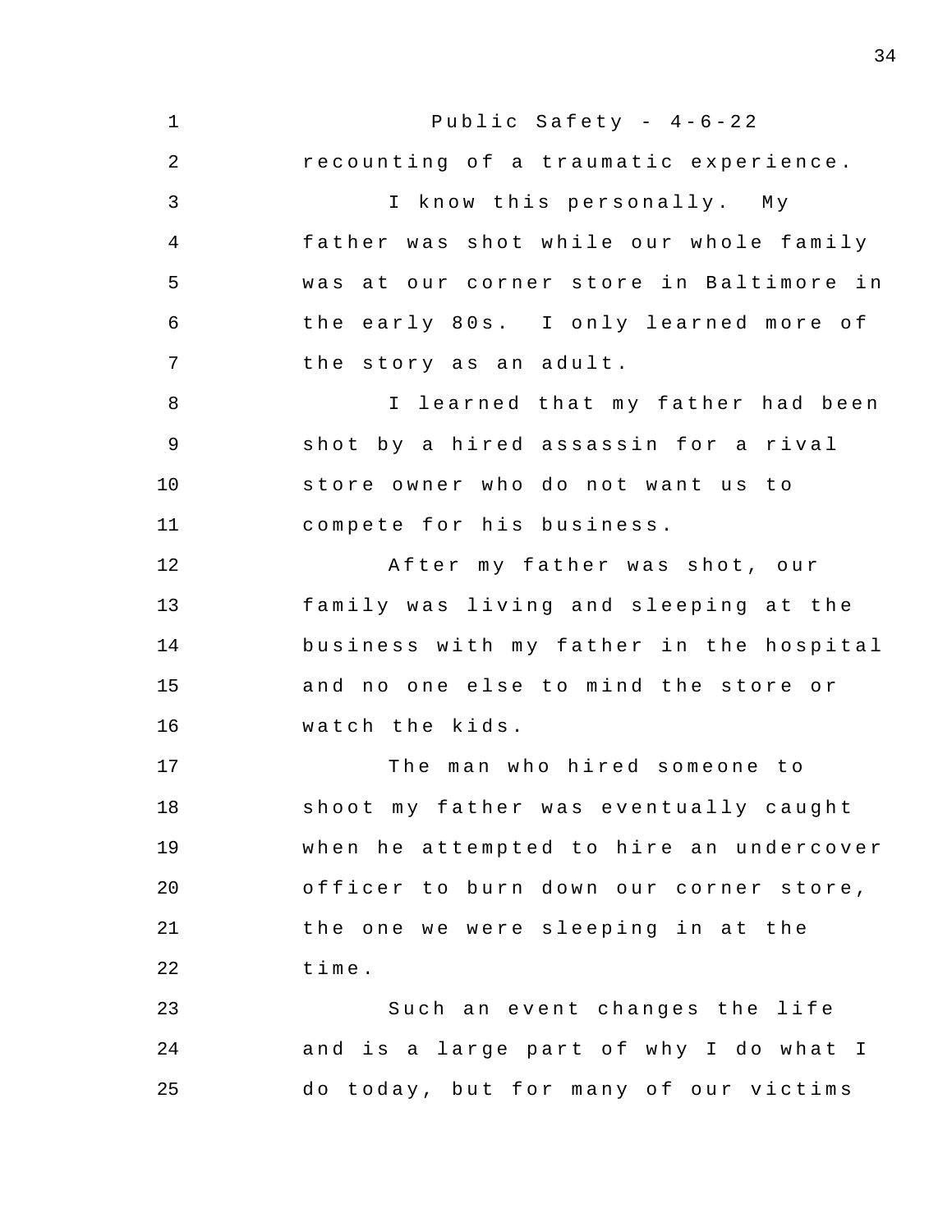recounting of a traumatic experience.

I know this personally. My father was shot while our whole family was at our corner store in Baltimore in the early 80s. I only learned more of the story as an adult.

I learned that my father had been shot by a hired assassin for a rival store owner who do not want us to compete for his business.

After my father was shot, our family was living and sleeping at the business with my father in the hospital and no one else to mind the store or watch the kids.

The man who hired someone to shoot my father was eventually caught when he attempted to hire an undercover officer to burn down our corner store, the one we were sleeping in at the time.

Such an event changes the life and is a large part of why I do what I do today, but for many of our victims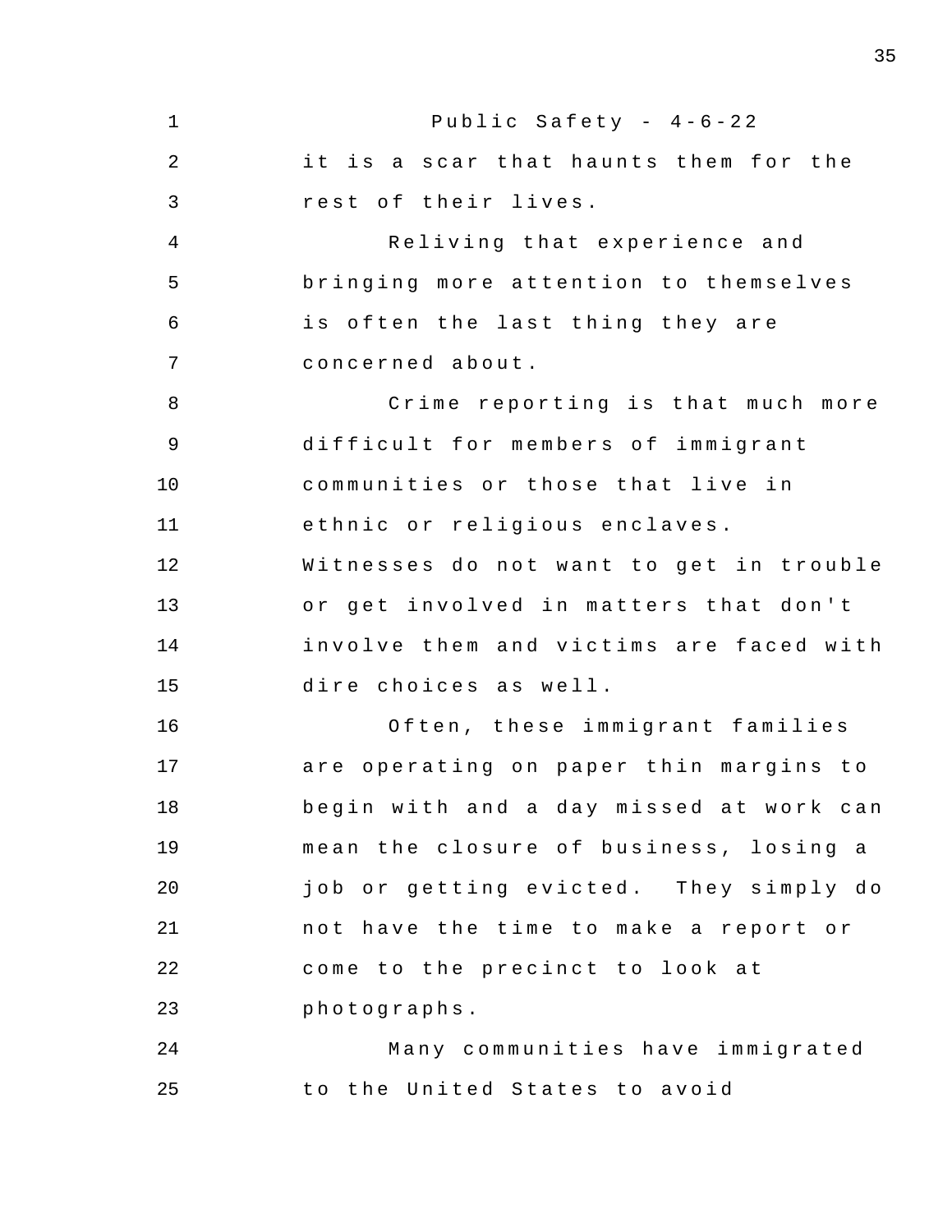it is a scar that haunts them for the rest of their lives.

Reliving that experience and bringing more attention to themselves is often the last thing they are concerned about.

Crime reporting is that much more difficult for members of immigrant communities or those that live in ethnic or religious enclaves. Witnesses do not want to get in trouble or get involved in matters that don't involve them and victims are faced with dire choices as well.

Often, these immigrant families are operating on paper thin margins to begin with and a day missed at work can mean the closure of business, losing a job or getting evicted. They simply do not have the time to make a report or come to the precinct to look at photographs.

Many communities have immigrated to the United States to avoid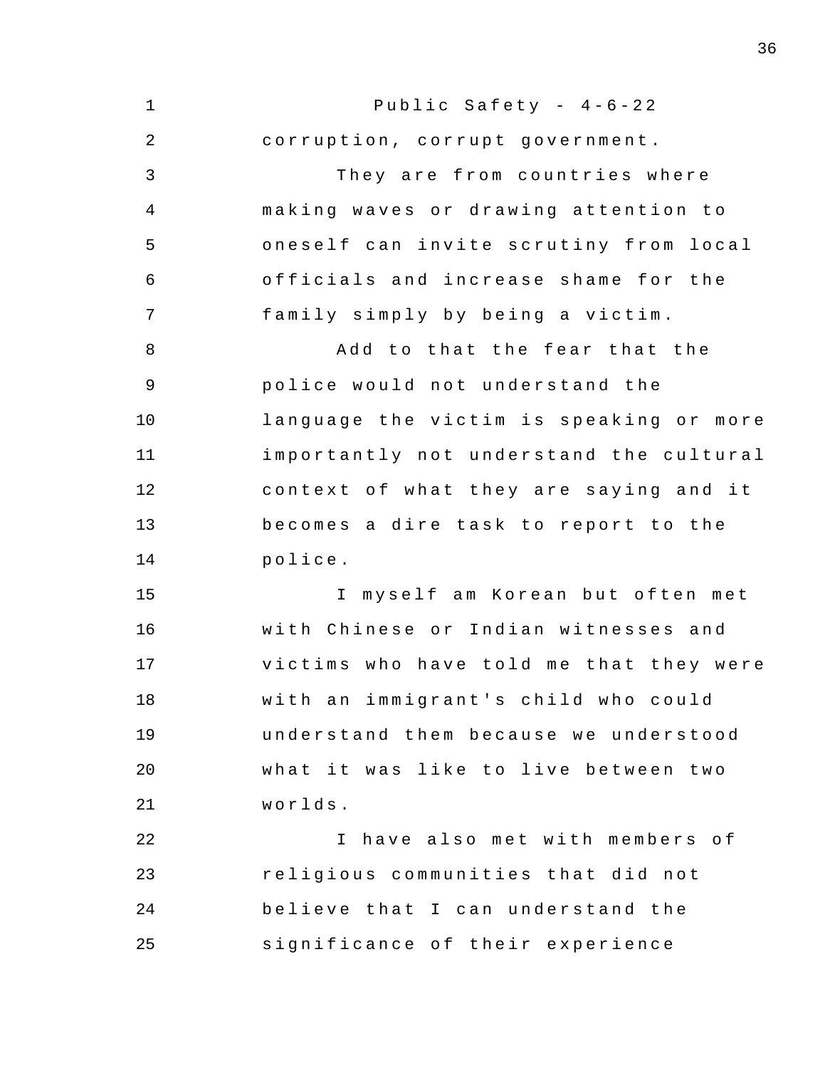corruption, corrupt government.

They are from countries where making waves or drawing attention to oneself can invite scrutiny from local officials and increase shame for the family simply by being a victim.

Add to that the fear that the police would not understand the language the victim is speaking or more importantly not understand the cultural context of what they are saying and it becomes a dire task to report to the police.

I myself am Korean but often met with Chinese or Indian witnesses and victims who have told me that they were with an immigrant's child who could understand them because we understood what it was like to live between two worlds.

I have also met with members of religious communities that did not believe that I can understand the significance of their experience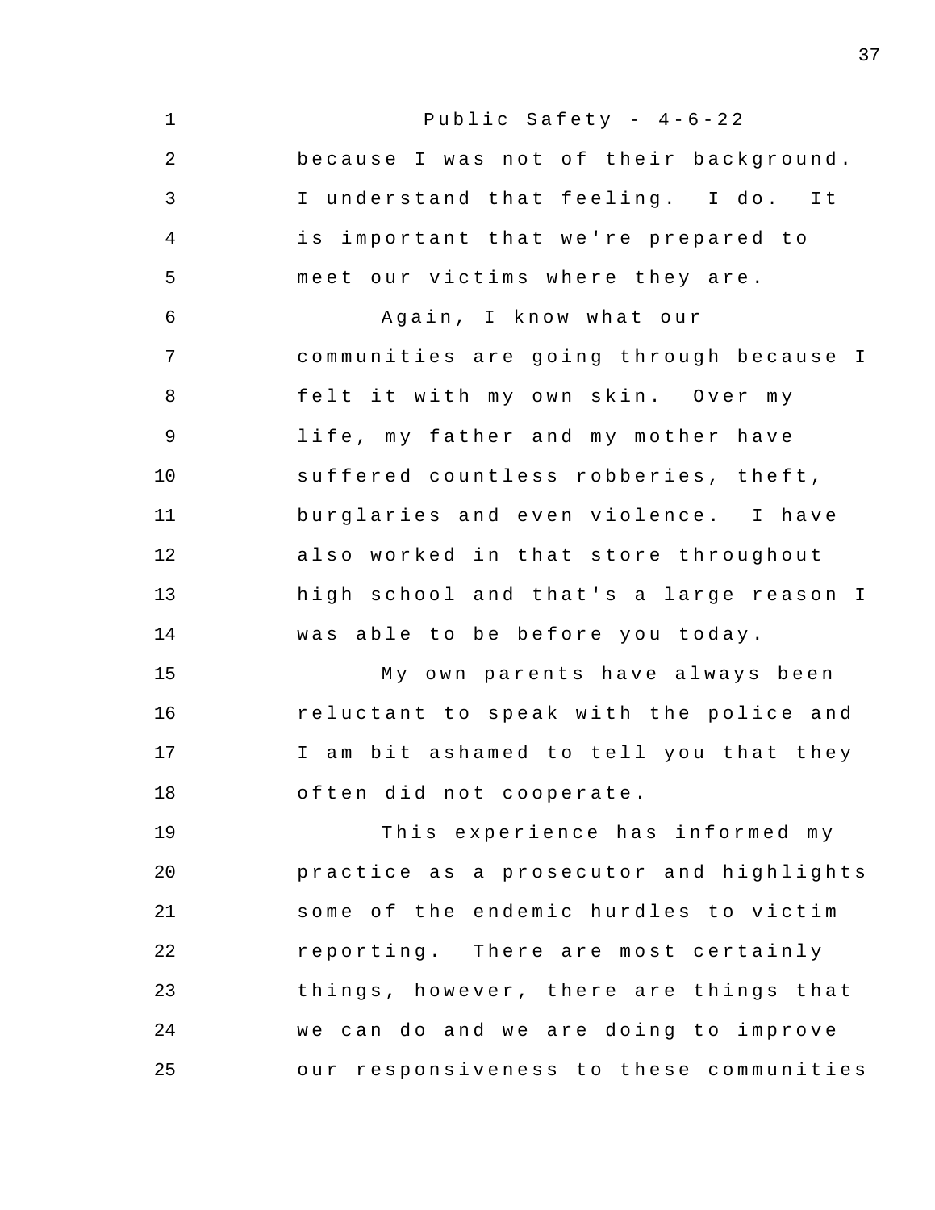Public Safety - 4-6-22

because I was not of their background. I understand that feeling. I do. It is important that we're prepared to meet our victims where they are.

Again, I know what our communities are going through because I felt it with my own skin. Over my life, my father and my mother have suffered countless robberies, theft, burglaries and even violence. I have also worked in that store throughout high school and that's a large reason I was able to be before you today.

My own parents have always been reluctant to speak with the police and I am bit ashamed to tell you that they often did not cooperate.

This experience has informed my practice as a prosecutor and highlights some of the endemic hurdles to victim reporting. There are most certainly things, however, there are things that we can do and we are doing to improve our responsiveness to these communities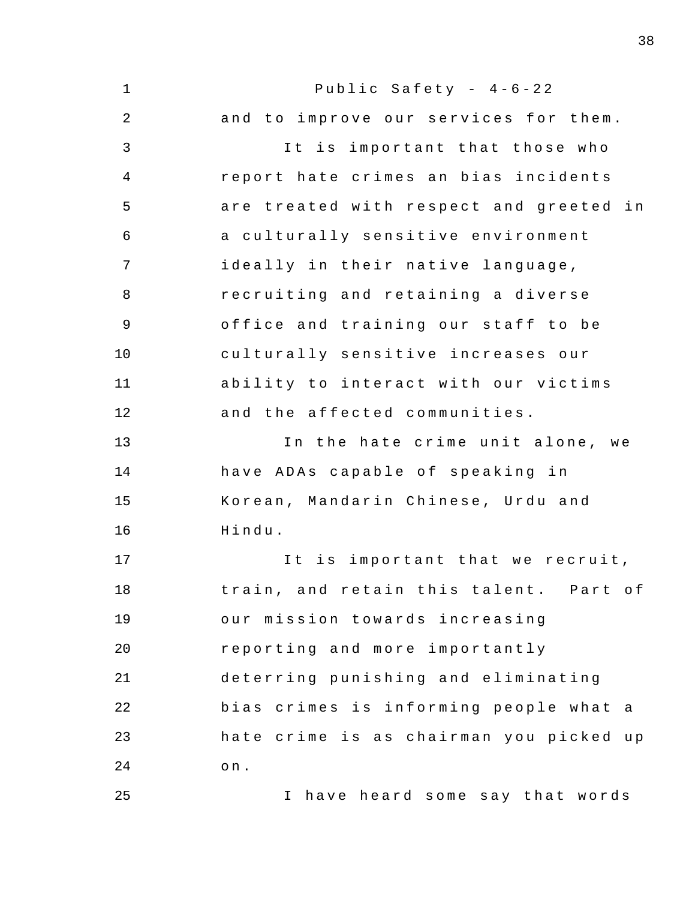and to improve our services for them.

It is important that those who report hate crimes an bias incidents are treated with respect and greeted in a culturally sensitive environment ideally in their native language, recruiting and retaining a diverse office and training our staff to be culturally sensitive increases our ability to interact with our victims and the affected communities.

In the hate crime unit alone, we have ADAs capable of speaking in Korean, Mandarin Chinese, Urdu and Hindu.

It is important that we recruit, train, and retain this talent. Part of our mission towards increasing reporting and more importantly deterring punishing and eliminating bias crimes is informing people what a hate crime is as chairman you picked up on.

I have heard some say that words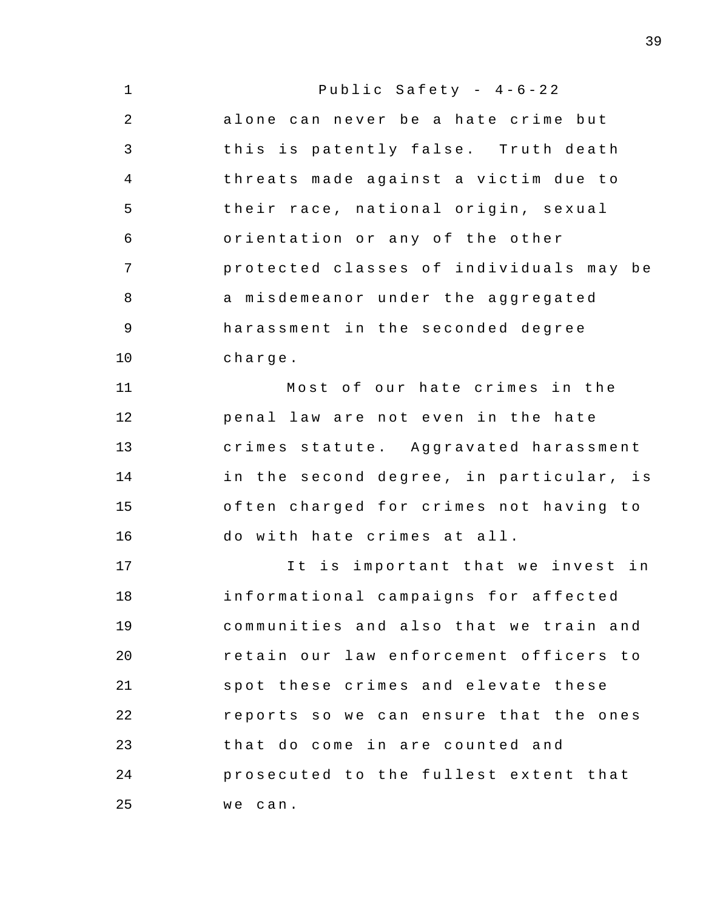alone can never be a hate crime but this is patently false. Truth death threats made against a victim due to their race, national origin, sexual orientation or any of the other protected classes of individuals may be a misdemeanor under the aggregated harassment in the seconded degree charge.

Most of our hate crimes in the penal law are not even in the hate crimes statute. Aggravated harassment in the second degree, in particular, is often charged for crimes not having to do with hate crimes at all.

It is important that we invest in informational campaigns for affected communities and also that we train and retain our law enforcement officers to spot these crimes and elevate these reports so we can ensure that the ones that do come in are counted and prosecuted to the fullest extent that we can.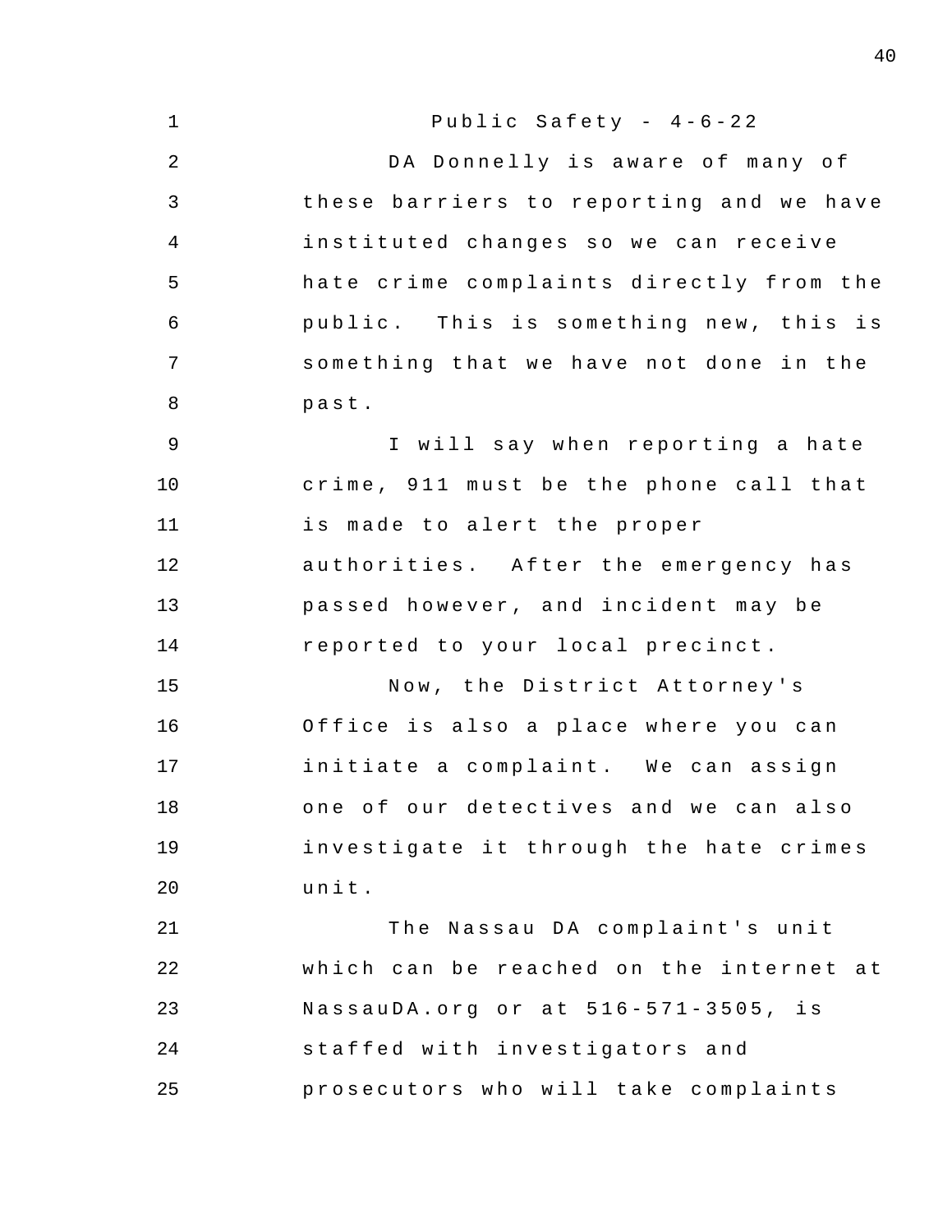DA Donnelly is aware of many of these barriers to reporting and we have instituted changes so we can receive hate crime complaints directly from the public. This is something new, this is something that we have not done in the past.

I will say when reporting a hate crime, 911 must be the phone call that is made to alert the proper authorities. After the emergency has passed however, and incident may be reported to your local precinct.

Now, the District Attorney's Office is also a place where you can initiate a complaint. We can assign one of our detectives and we can also investigate it through the hate crimes unit.

The Nassau DA complaint's unit which can be reached on the internet at NassauDA.org or at 516-571-3505, is staffed with investigators and prosecutors who will take complaints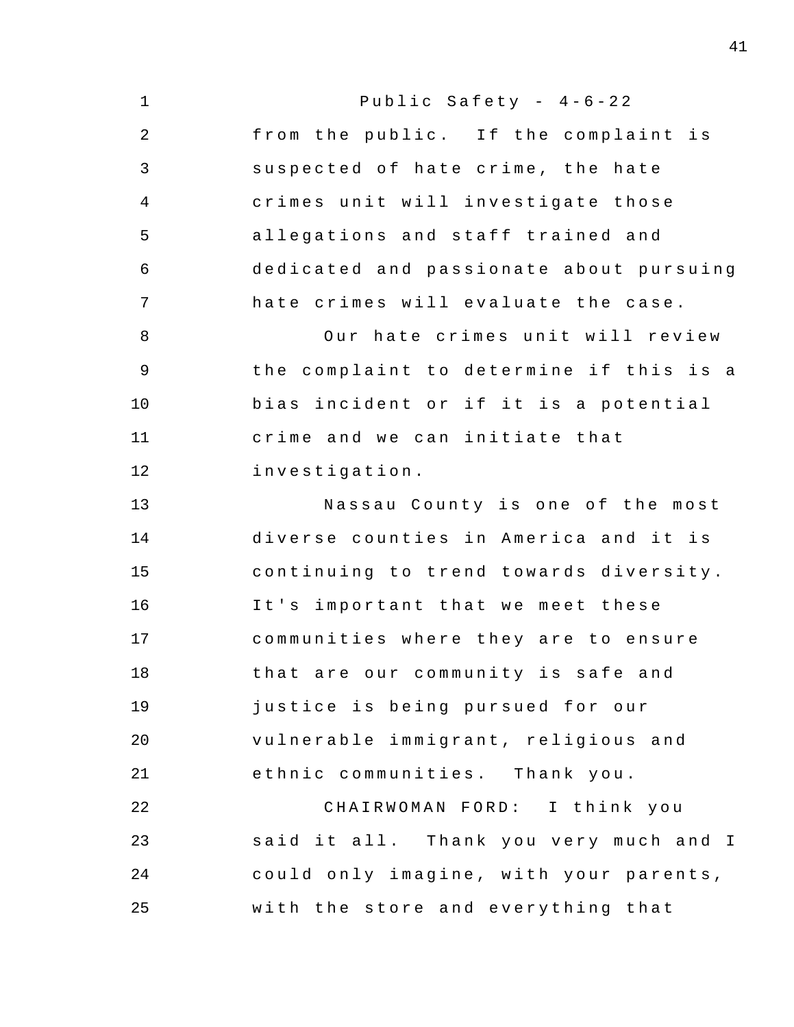from the public. If the complaint is suspected of hate crime, the hate crimes unit will investigate those allegations and staff trained and dedicated and passionate about pursuing hate crimes will evaluate the case.

Our hate crimes unit will review the complaint to determine if this is a bias incident or if it is a potential crime and we can initiate that investigation.

Nassau County is one of the most diverse counties in America and it is continuing to trend towards diversity. It's important that we meet these communities where they are to ensure that are our community is safe and justice is being pursued for our vulnerable immigrant, religious and ethnic communities. Thank you.

CHAIRWOMAN FORD: I think you said it all. Thank you very much and I could only imagine, with your parents, with the store and everything that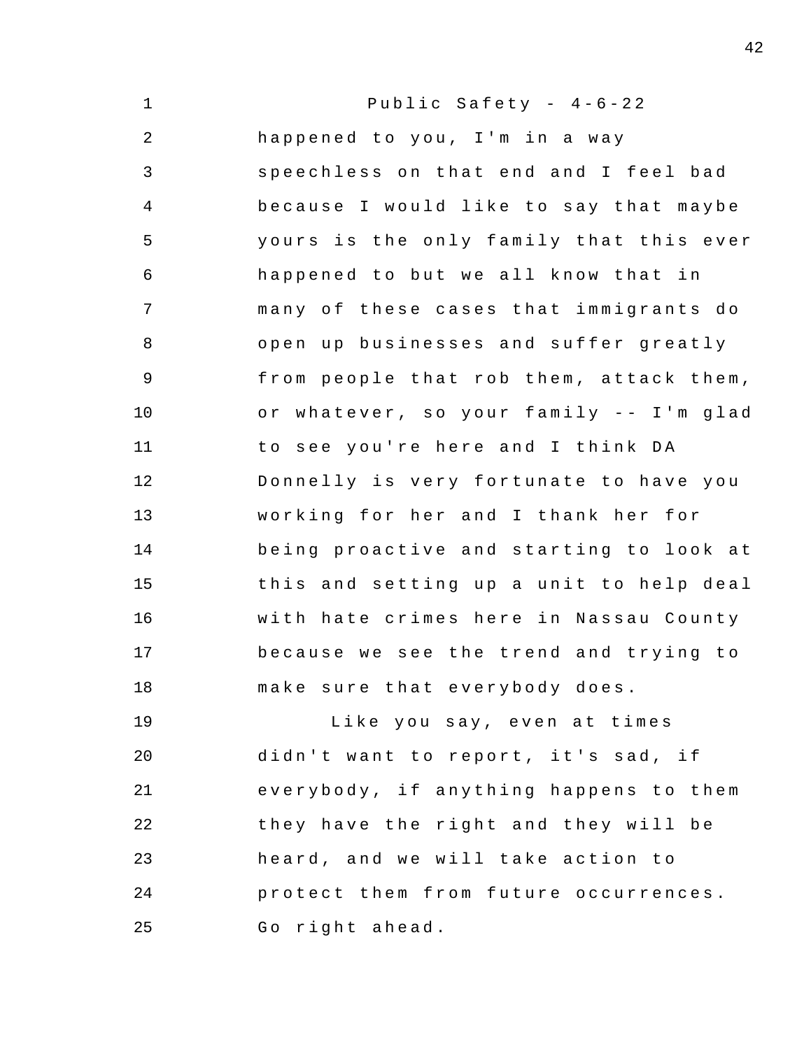happened to you, I'm in a way speechless on that end and I feel bad because I would like to say that maybe yours is the only family that this ever happened to but we all know that in many of these cases that immigrants do open up businesses and suffer greatly from people that rob them, attack them, or whatever, so your family -- I'm glad to see you're here and I think DA Donnelly is very fortunate to have you working for her and I thank her for being proactive and starting to look at this and setting up a unit to help deal with hate crimes here in Nassau County because we see the trend and trying to make sure that everybody does.

Like you say, even at times didn't want to report, it's sad, if everybody, if anything happens to them they have the right and they will be heard, and we will take action to protect them from future occurrences. Go right ahead.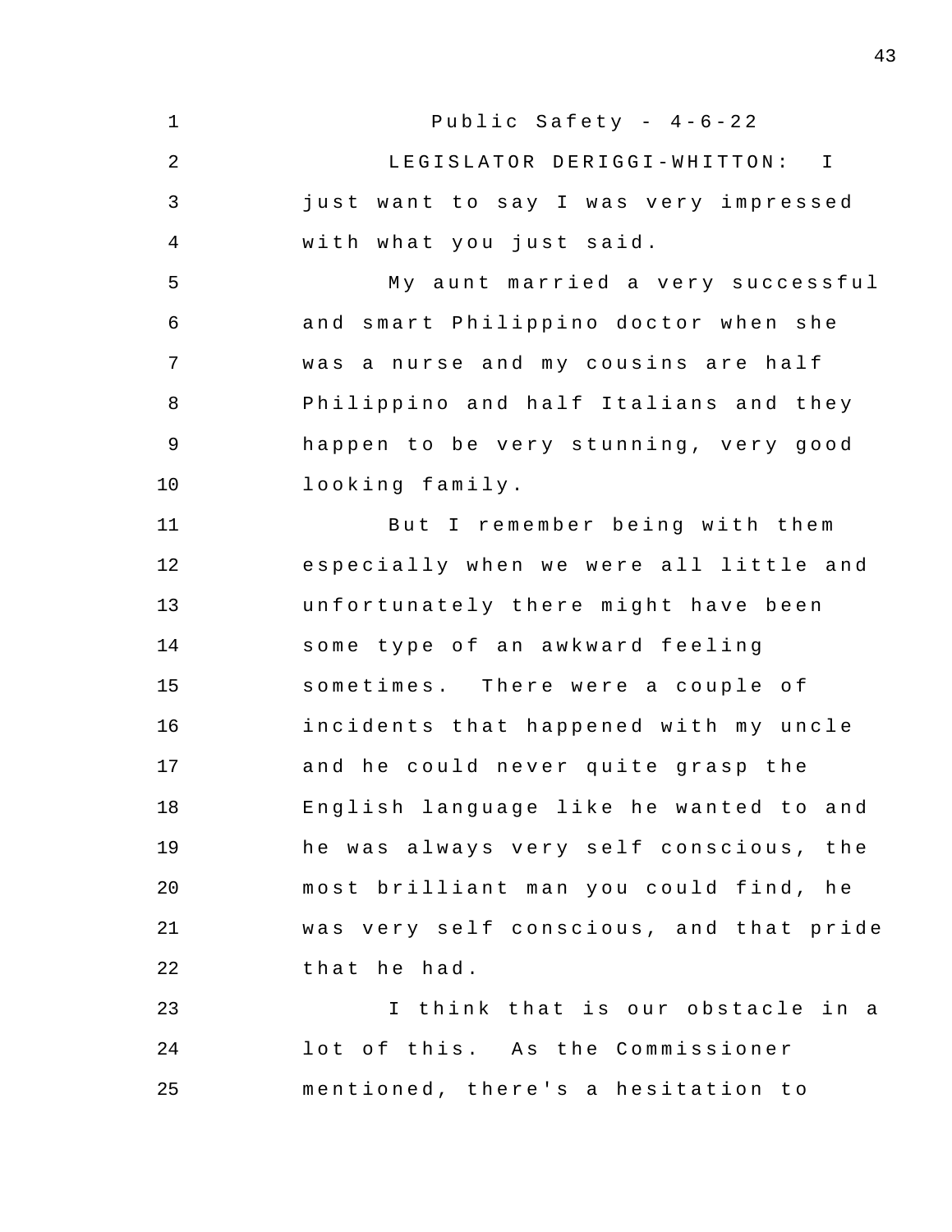LEGISLATOR DERIGGI-WHITTON: I just want to say I was very impressed with what you just said.

My aunt married a very successful and smart Philippino doctor when she was a nurse and my cousins are half Philippino and half Italians and they happen to be very stunning, very good looking family.

But I remember being with them especially when we were all little and unfortunately there might have been some type of an awkward feeling sometimes. There were a couple of incidents that happened with my uncle and he could never quite grasp the English language like he wanted to and he was always very self conscious, the most brilliant man you could find, he was very self conscious, and that pride that he had.

I think that is our obstacle in a lot of this. As the Commissioner mentioned, there's a hesitation to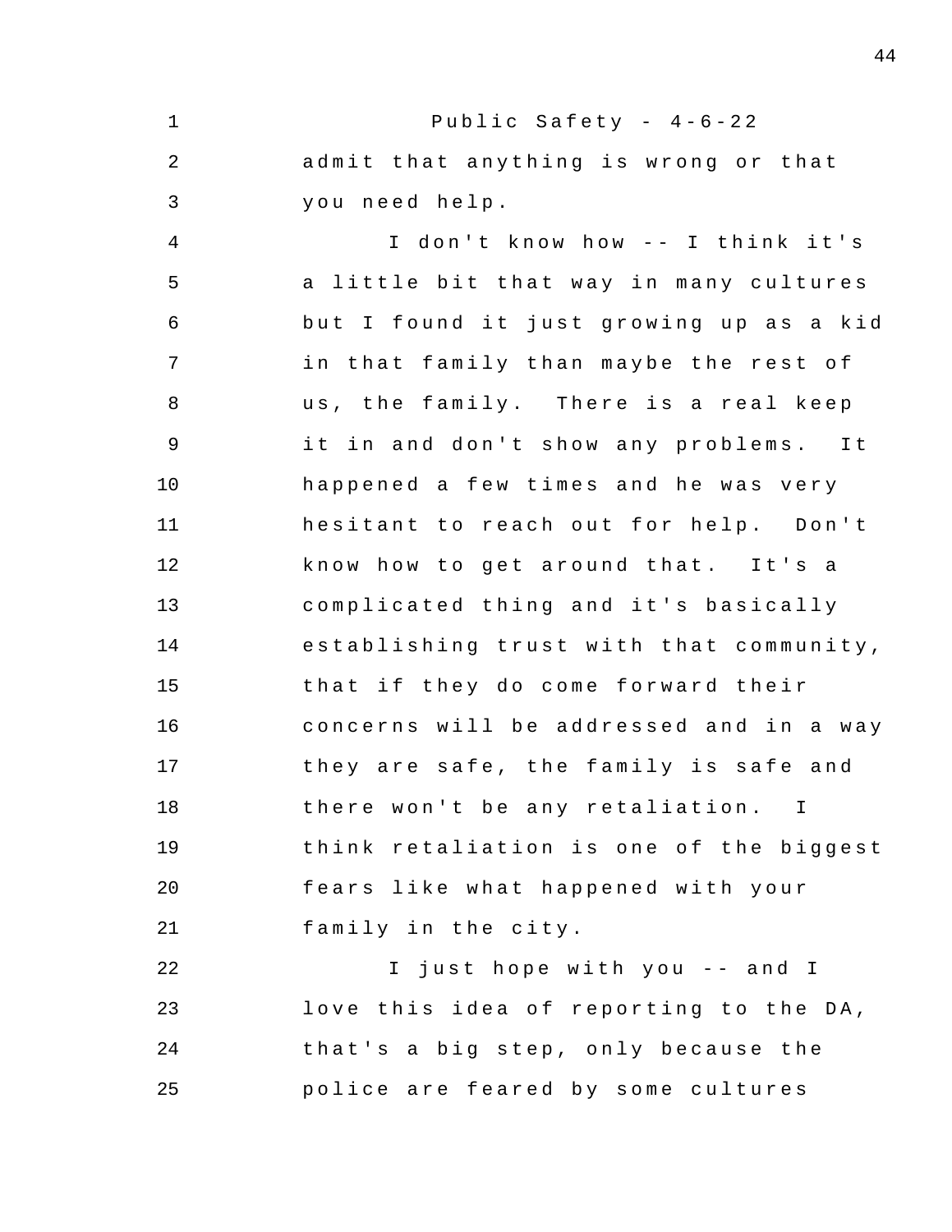admit that anything is wrong or that you need help.

I don't know how -- I think it's a little bit that way in many cultures but I found it just growing up as a kid in that family than maybe the rest of us, the family. There is a real keep it in and don't show any problems. It happened a few times and he was very hesitant to reach out for help. Don't know how to get around that. It's a complicated thing and it's basically establishing trust with that community, that if they do come forward their concerns will be addressed and in a way they are safe, the family is safe and there won't be any retaliation. I think retaliation is one of the biggest fears like what happened with your family in the city.

I just hope with you -- and I love this idea of reporting to the DA, that's a big step, only because the police are feared by some cultures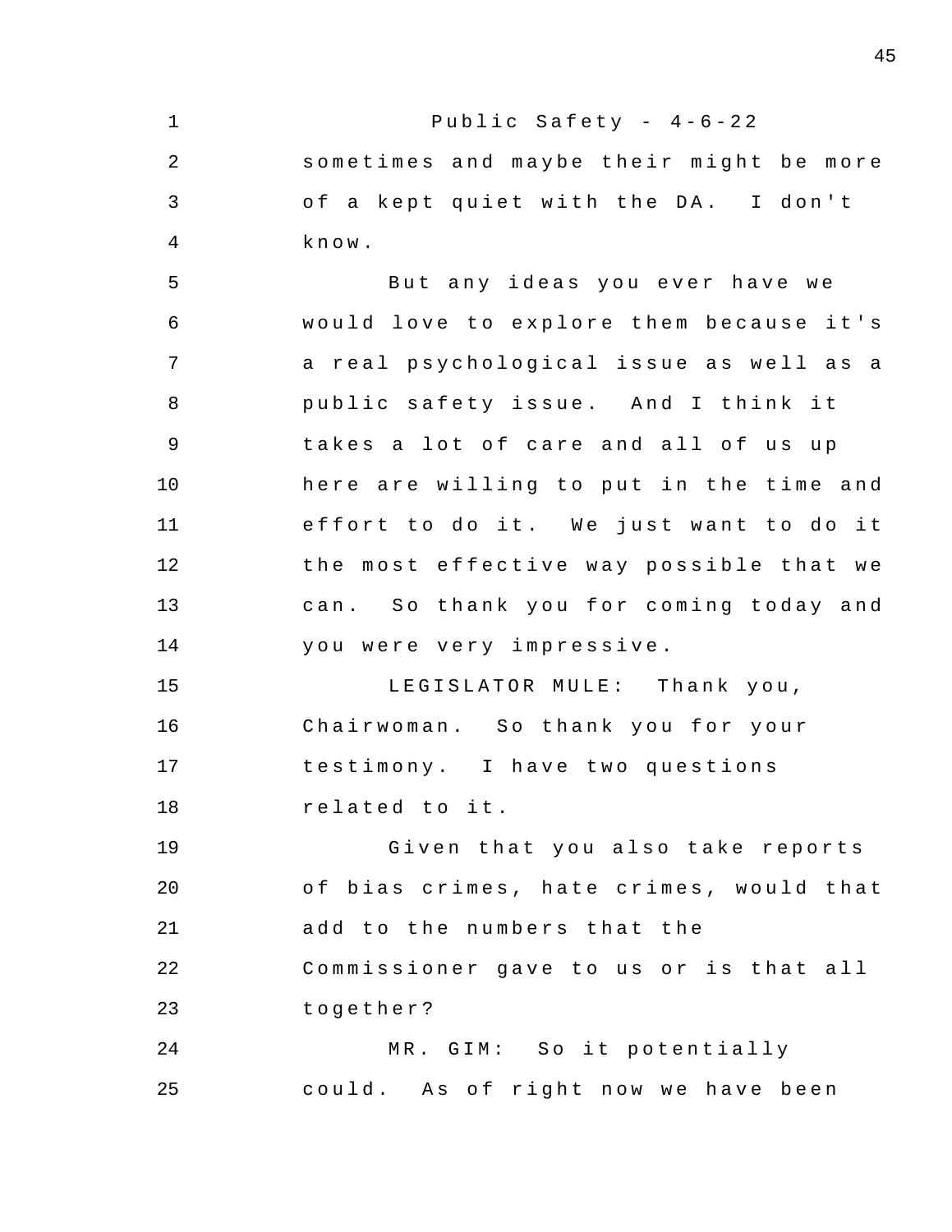sometimes and maybe their might be more of a kept quiet with the DA. I don't know.

But any ideas you ever have we would love to explore them because it's a real psychological issue as well as a public safety issue. And I think it takes a lot of care and all of us up here are willing to put in the time and effort to do it. We just want to do it the most effective way possible that we can. So thank you for coming today and you were very impressive.

LEGISLATOR MULE: Thank you, Chairwoman. So thank you for your testimony. I have two questions related to it.

Given that you also take reports of bias crimes, hate crimes, would that add to the numbers that the Commissioner gave to us or is that all together?

MR. GIM: So it potentially could. As of right now we have been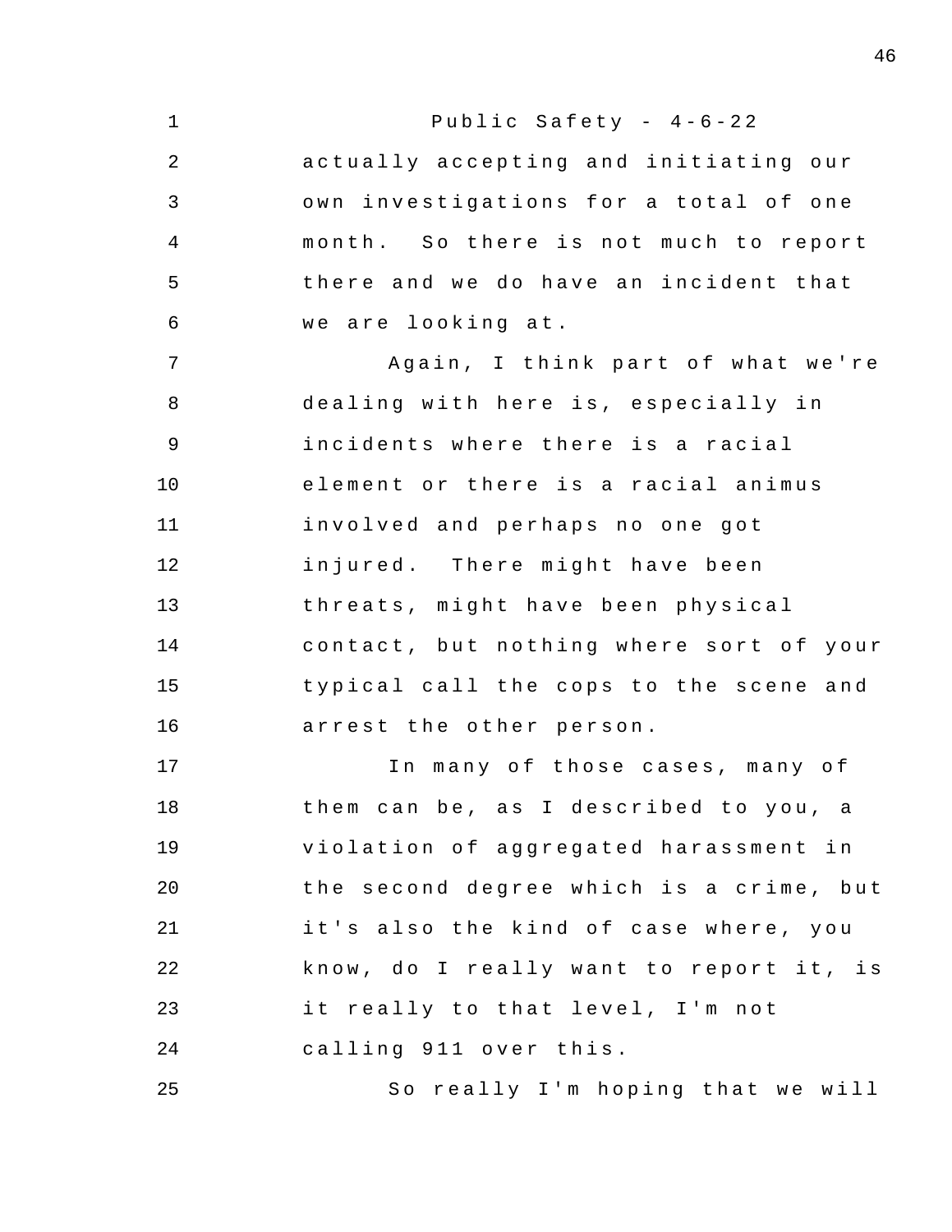actually accepting and initiating our own investigations for a total of one month. So there is not much to report there and we do have an incident that we are looking at.

Again, I think part of what we're dealing with here is, especially in incidents where there is a racial element or there is a racial animus involved and perhaps no one got injured. There might have been threats, might have been physical contact, but nothing where sort of your typical call the cops to the scene and arrest the other person.

In many of those cases, many of them can be, as I described to you, a violation of aggregated harassment in the second degree which is a crime, but it's also the kind of case where, you know, do I really want to report it, is it really to that level, I'm not calling 911 over this.

So really I'm hoping that we will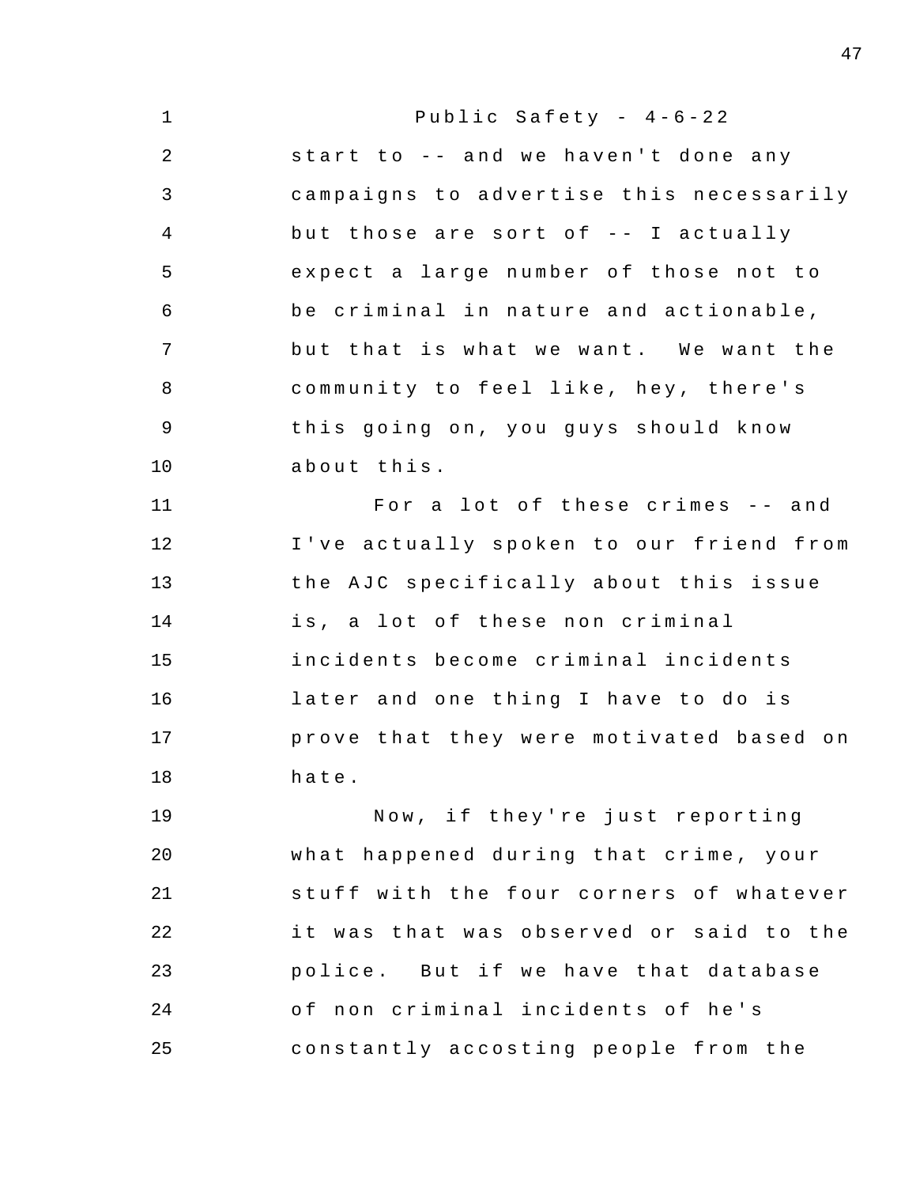start to -- and we haven't done any campaigns to advertise this necessarily but those are sort of -- I actually expect a large number of those not to be criminal in nature and actionable, but that is what we want. We want the community to feel like, hey, there's this going on, you guys should know about this.

For a lot of these crimes -- and I've actually spoken to our friend from the AJC specifically about this issue is, a lot of these non criminal incidents become criminal incidents later and one thing I have to do is prove that they were motivated based on hate.

Now, if they're just reporting what happened during that crime, your stuff with the four corners of whatever it was that was observed or said to the police. But if we have that database of non criminal incidents of he's constantly accosting people from the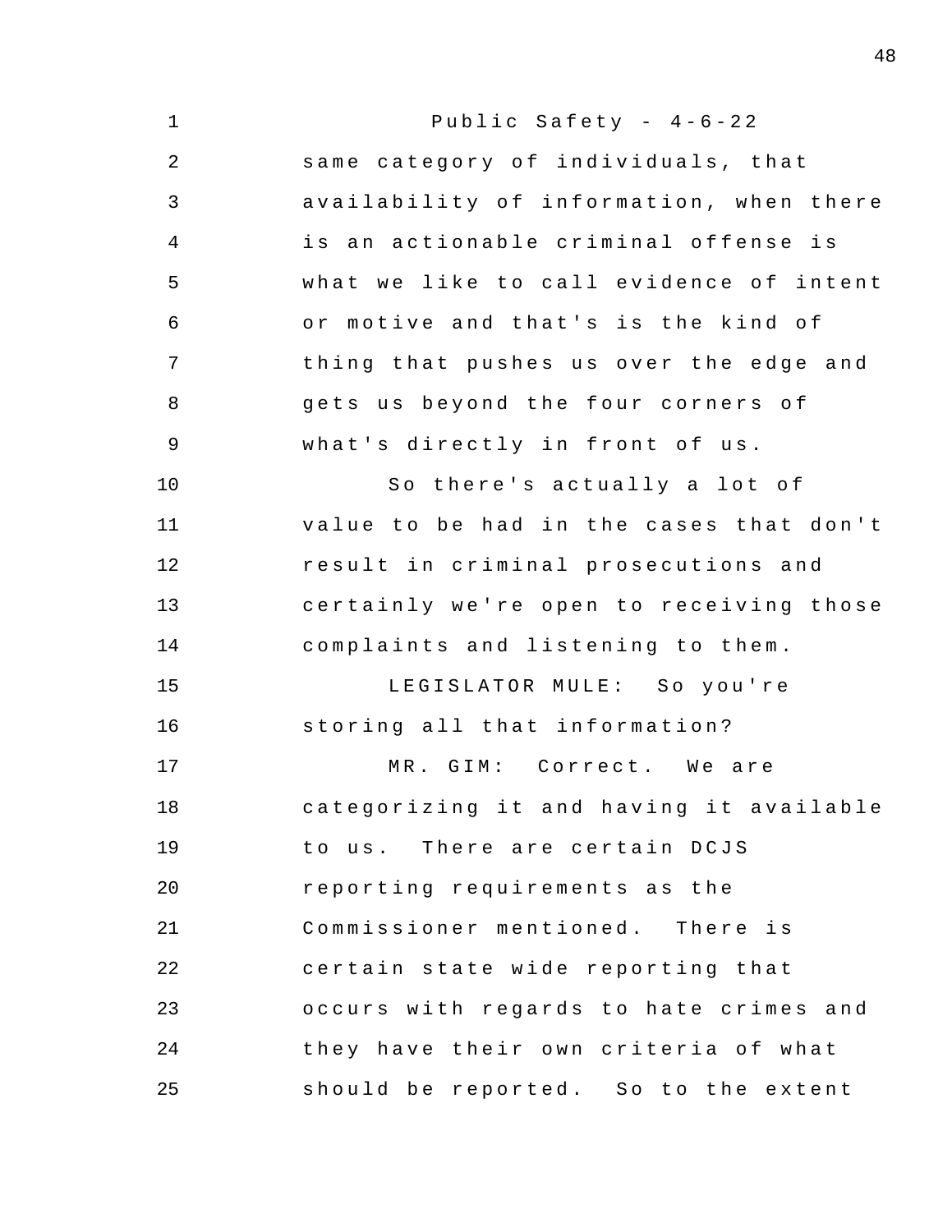same category of individuals, that availability of information, when there is an actionable criminal offense is what we like to call evidence of intent or motive and that's is the kind of thing that pushes us over the edge and gets us beyond the four corners of what's directly in front of us.

So there's actually a lot of value to be had in the cases that don't result in criminal prosecutions and certainly we're open to receiving those complaints and listening to them.

LEGISLATOR MULE: So you're storing all that information?

MR. GIM: Correct. We are categorizing it and having it available to us. There are certain DCJS reporting requirements as the Commissioner mentioned. There is certain state wide reporting that occurs with regards to hate crimes and they have their own criteria of what should be reported. So to the extent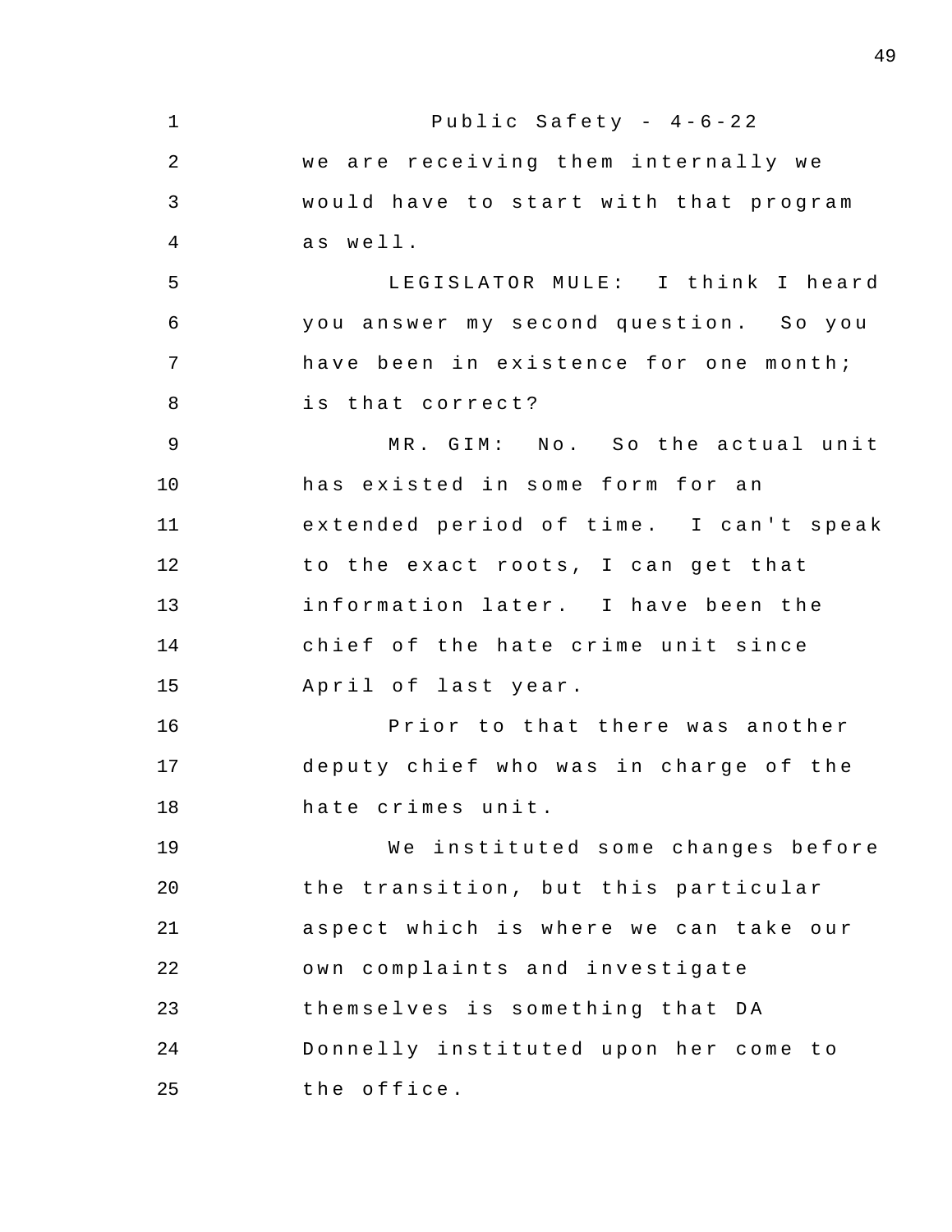we are receiving them internally we would have to start with that program as well.

LEGISLATOR MULE: I think I heard you answer my second question. So you have been in existence for one month; is that correct?

MR. GIM: No. So the actual unit has existed in some form for an extended period of time. I can't speak to the exact roots, I can get that information later. I have been the chief of the hate crime unit since April of last year.

Prior to that there was another deputy chief who was in charge of the hate crimes unit.

We instituted some changes before the transition, but this particular aspect which is where we can take our own complaints and investigate themselves is something that DA Donnelly instituted upon her come to the office.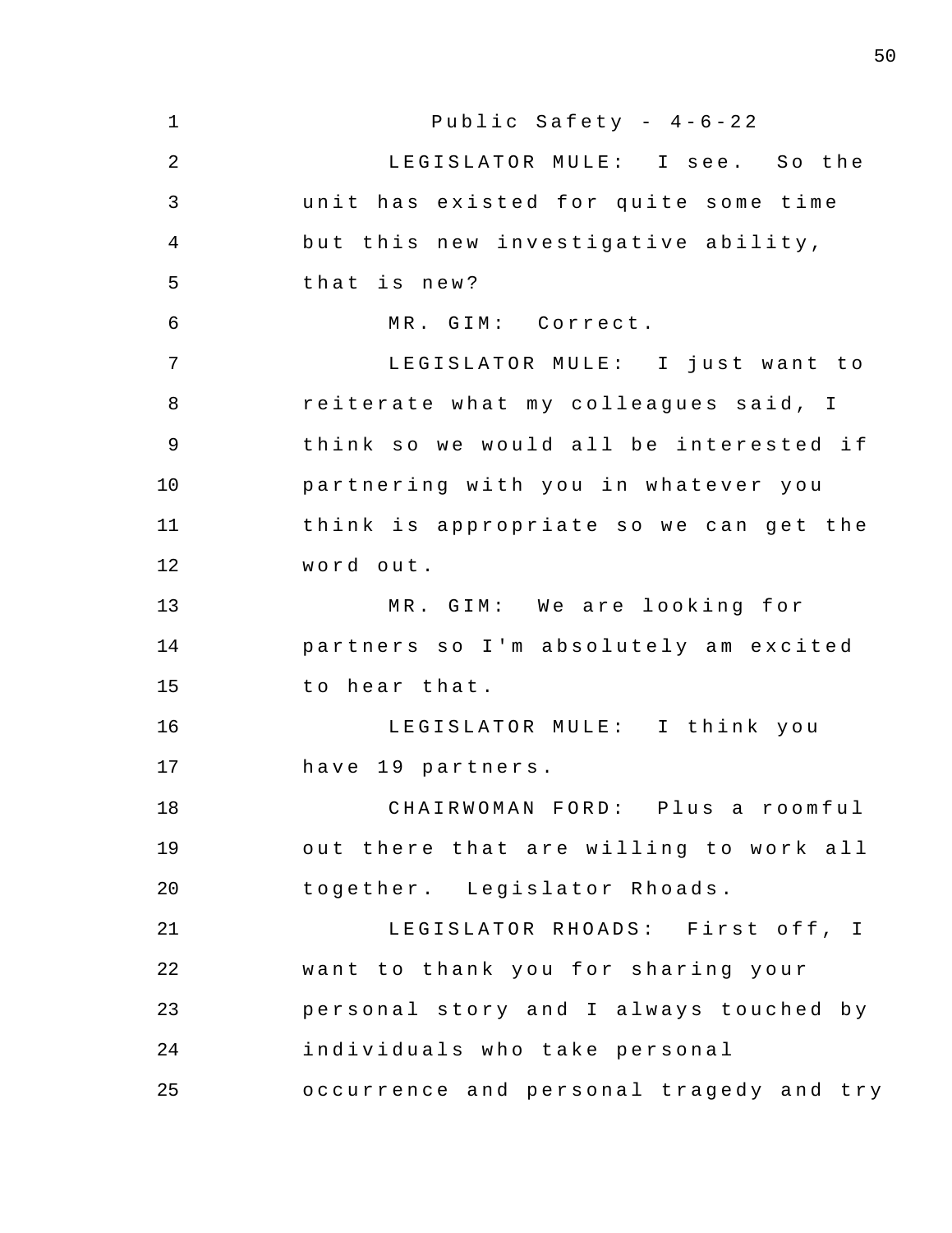LEGISLATOR MULE: I see. So the unit has existed for quite some time but this new investigative ability, that is new?

MR. GIM: Correct.

LEGISLATOR MULE: I just want to reiterate what my colleagues said, I think so we would all be interested if partnering with you in whatever you think is appropriate so we can get the word out.

MR. GIM: We are looking for partners so I'm absolutely am excited to hear that.

LEGISLATOR MULE: I think you have 19 partners.

CHAIRWOMAN FORD: Plus a roomful out there that are willing to work all together. Legislator Rhoads.

LEGISLATOR RHOADS: First off, I want to thank you for sharing your personal story and I always touched by individuals who take personal occurrence and personal tragedy and try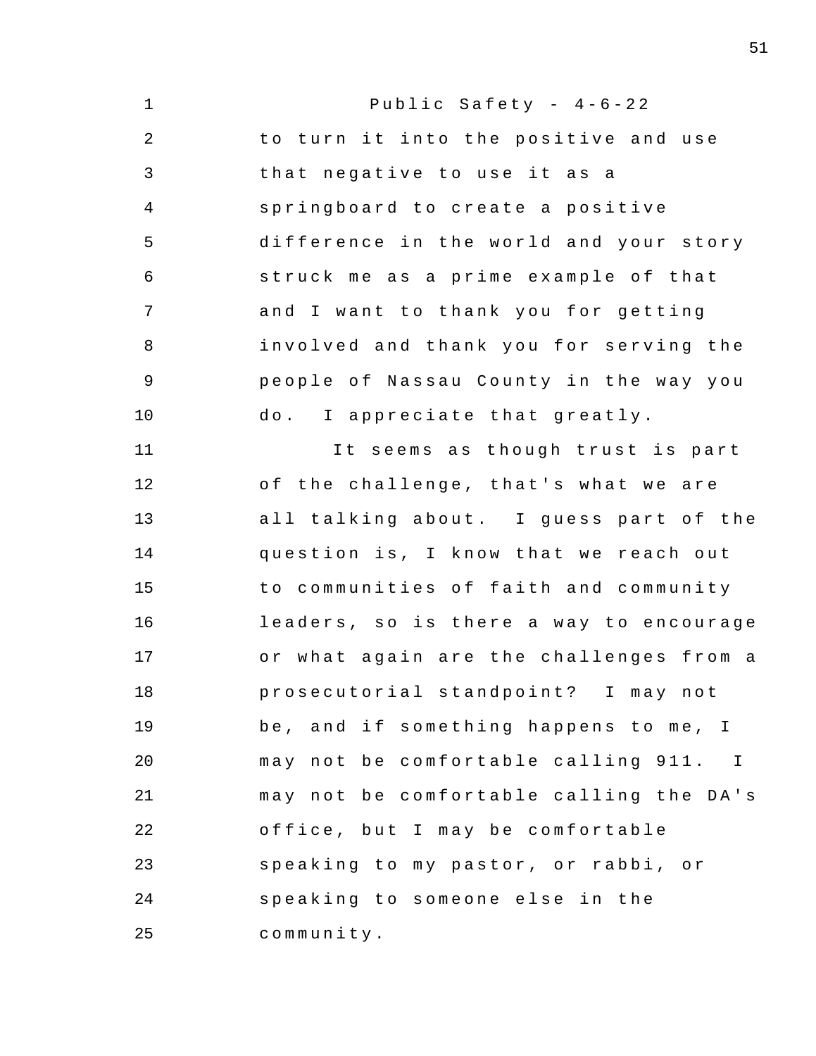to turn it into the positive and use that negative to use it as a springboard to create a positive difference in the world and your story struck me as a prime example of that and I want to thank you for getting involved and thank you for serving the people of Nassau County in the way you do. I appreciate that greatly.

It seems as though trust is part of the challenge, that's what we are all talking about. I guess part of the question is, I know that we reach out to communities of faith and community leaders, so is there a way to encourage or what again are the challenges from a prosecutorial standpoint? I may not be, and if something happens to me, I may not be comfortable calling 911. I may not be comfortable calling the DA's office, but I may be comfortable speaking to my pastor, or rabbi, or speaking to someone else in the community.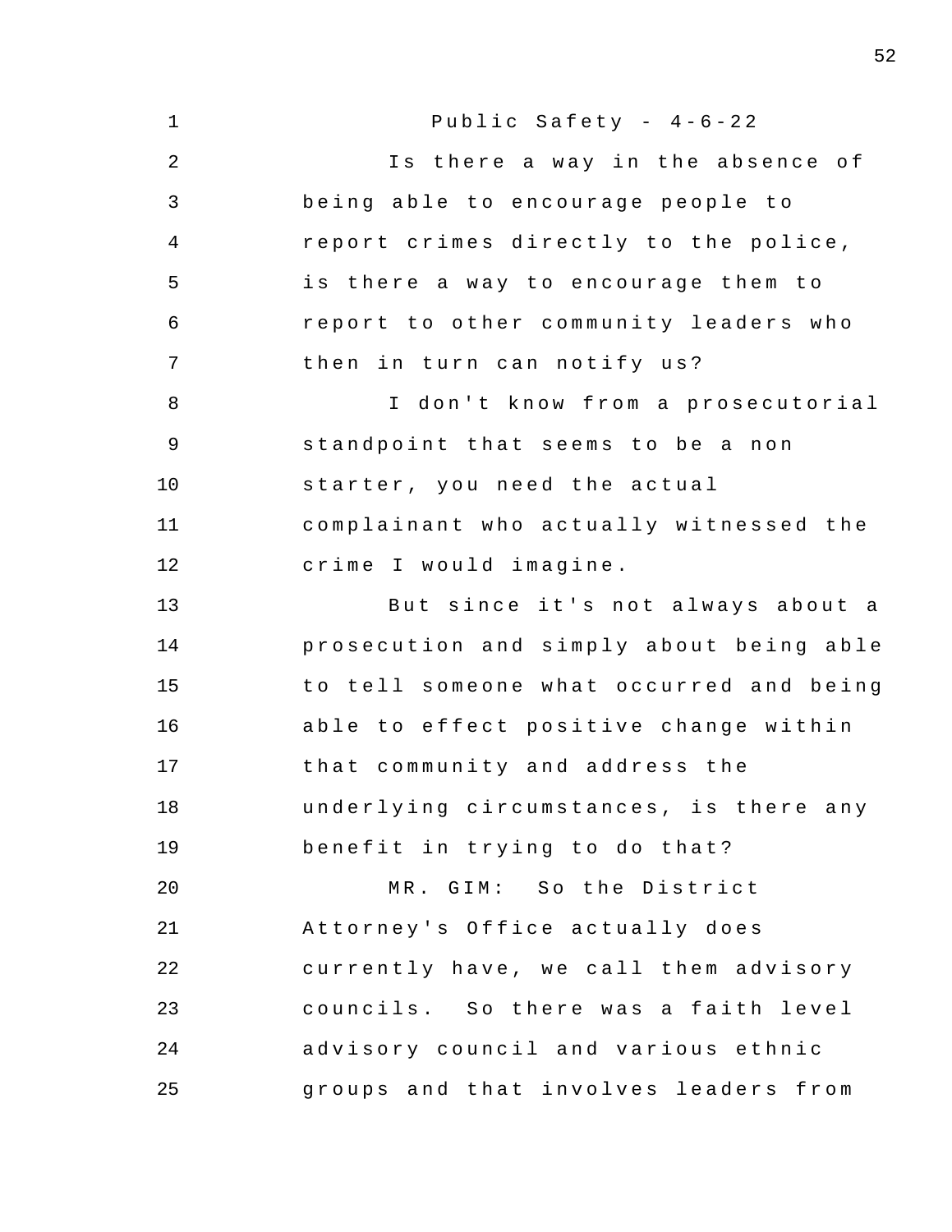Public Safety - 4-6-22

Is there a way in the absence of being able to encourage people to report crimes directly to the police, is there a way to encourage them to report to other community leaders who then in turn can notify us?

I don't know from a prosecutorial standpoint that seems to be a non starter, you need the actual complainant who actually witnessed the crime I would imagine.

But since it's not always about a prosecution and simply about being able to tell someone what occurred and being able to effect positive change within that community and address the underlying circumstances, is there any benefit in trying to do that?

MR. GIM: So the District Attorney's Office actually does currently have, we call them advisory councils. So there was a faith level advisory council and various ethnic groups and that involves leaders from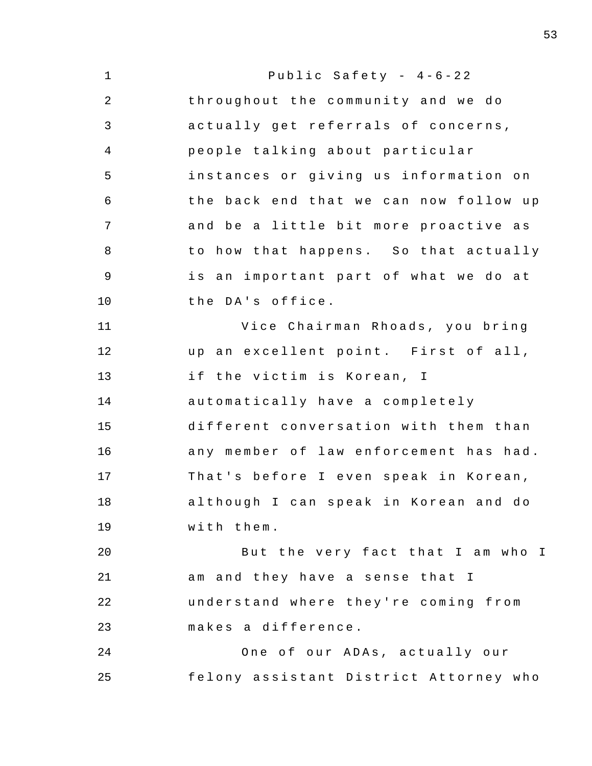throughout the community and we do actually get referrals of concerns, people talking about particular instances or giving us information on the back end that we can now follow up and be a little bit more proactive as to how that happens. So that actually is an important part of what we do at the DA's office.

Vice Chairman Rhoads, you bring up an excellent point. First of all, if the victim is Korean, I automatically have a completely different conversation with them than any member of law enforcement has had. That's before I even speak in Korean, although I can speak in Korean and do with them.

But the very fact that I am who I am and they have a sense that I understand where they're coming from makes a difference.

One of our ADAs, actually our felony assistant District Attorney who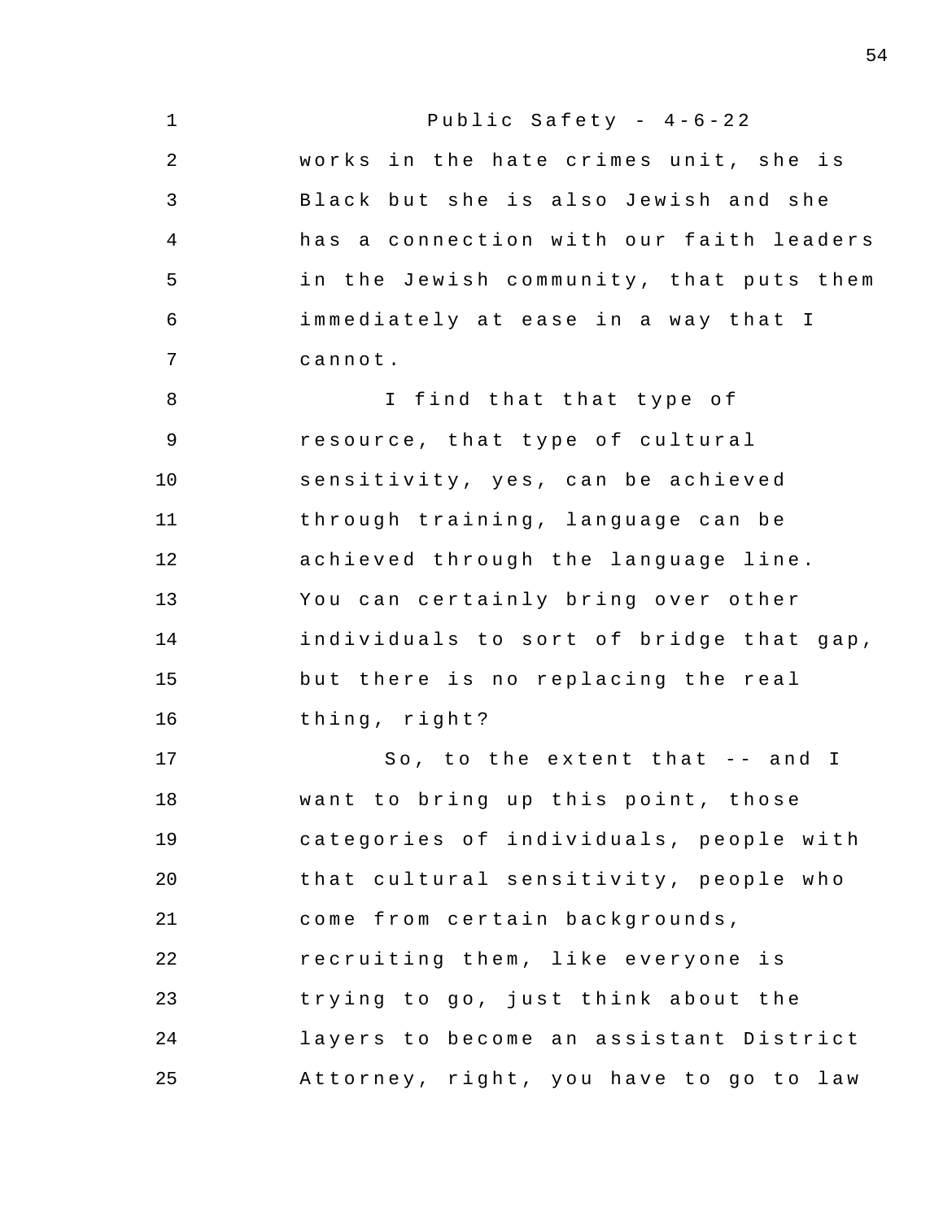works in the hate crimes unit, she is Black but she is also Jewish and she has a connection with our faith leaders in the Jewish community, that puts them immediately at ease in a way that I cannot.

I find that that type of resource, that type of cultural sensitivity, yes, can be achieved through training, language can be achieved through the language line. You can certainly bring over other individuals to sort of bridge that gap, but there is no replacing the real thing, right?

So, to the extent that -- and I want to bring up this point, those categories of individuals, people with that cultural sensitivity, people who come from certain backgrounds, recruiting them, like everyone is trying to go, just think about the layers to become an assistant District Attorney, right, you have to go to law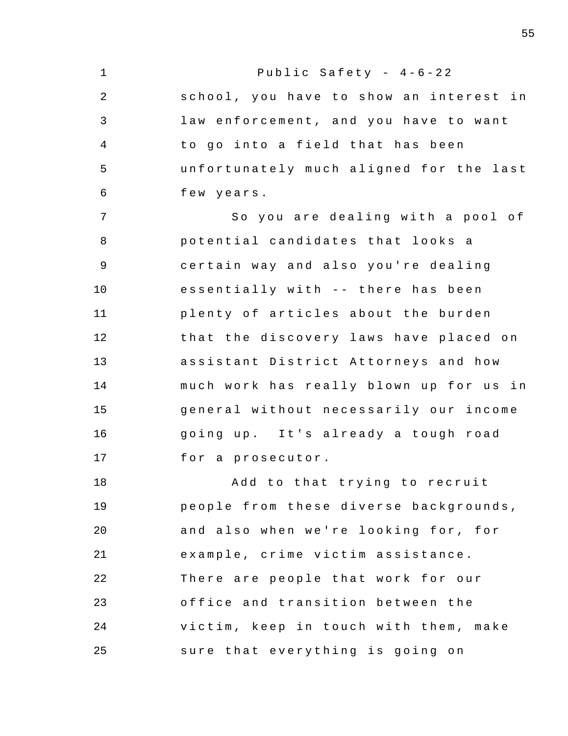school, you have to show an interest in law enforcement, and you have to want to go into a field that has been unfortunately much aligned for the last few years.

So you are dealing with a pool of potential candidates that looks a certain way and also you're dealing essentially with -- there has been plenty of articles about the burden that the discovery laws have placed on assistant District Attorneys and how much work has really blown up for us in general without necessarily our income going up. It's already a tough road for a prosecutor.

Add to that trying to recruit people from these diverse backgrounds, and also when we're looking for, for example, crime victim assistance. There are people that work for our office and transition between the victim, keep in touch with them, make sure that everything is going on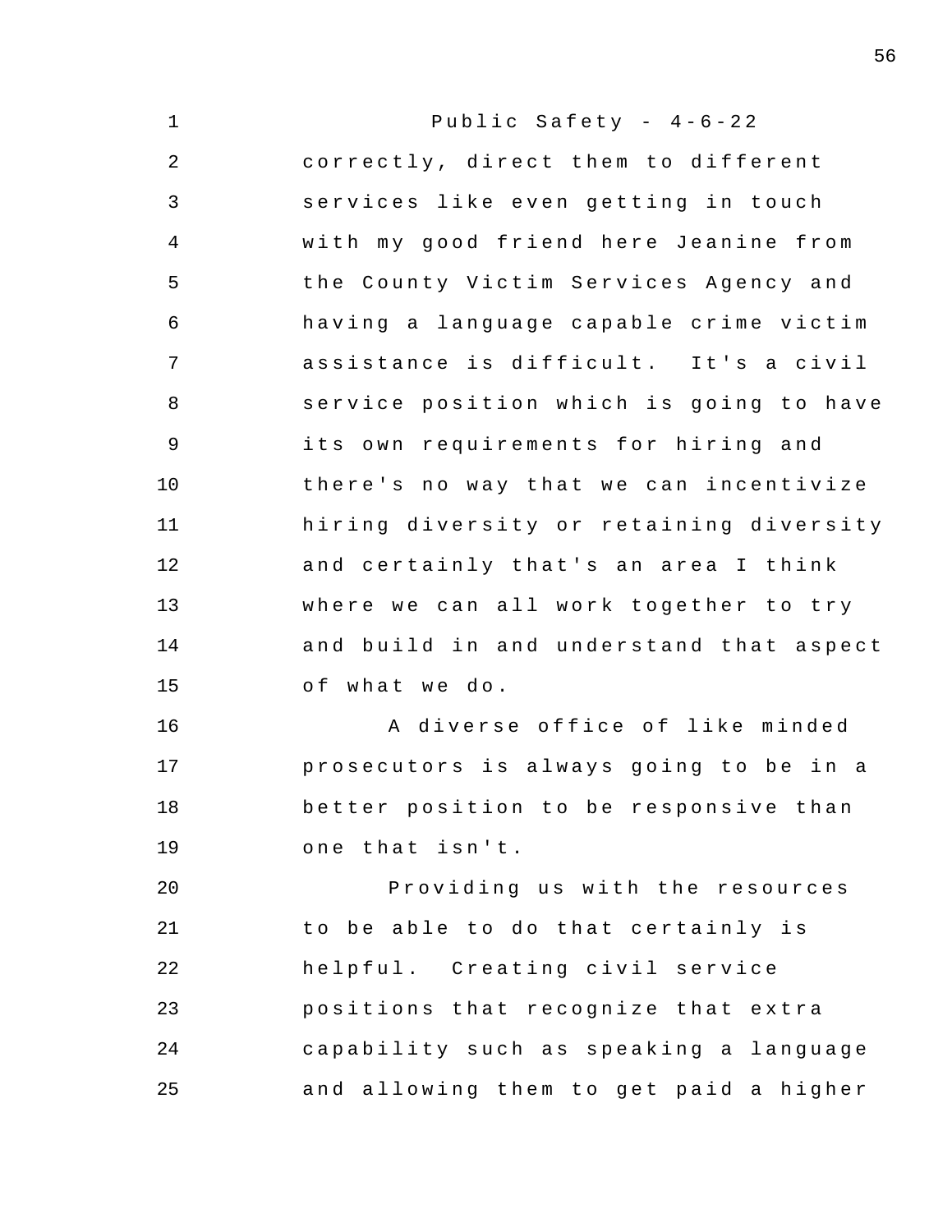correctly, direct them to different services like even getting in touch with my good friend here Jeanine from the County Victim Services Agency and having a language capable crime victim assistance is difficult. It's a civil service position which is going to have its own requirements for hiring and there's no way that we can incentivize hiring diversity or retaining diversity and certainly that's an area I think where we can all work together to try and build in and understand that aspect of what we do.

A diverse office of like minded prosecutors is always going to be in a better position to be responsive than one that isn't.

Providing us with the resources to be able to do that certainly is helpful. Creating civil service positions that recognize that extra capability such as speaking a language and allowing them to get paid a higher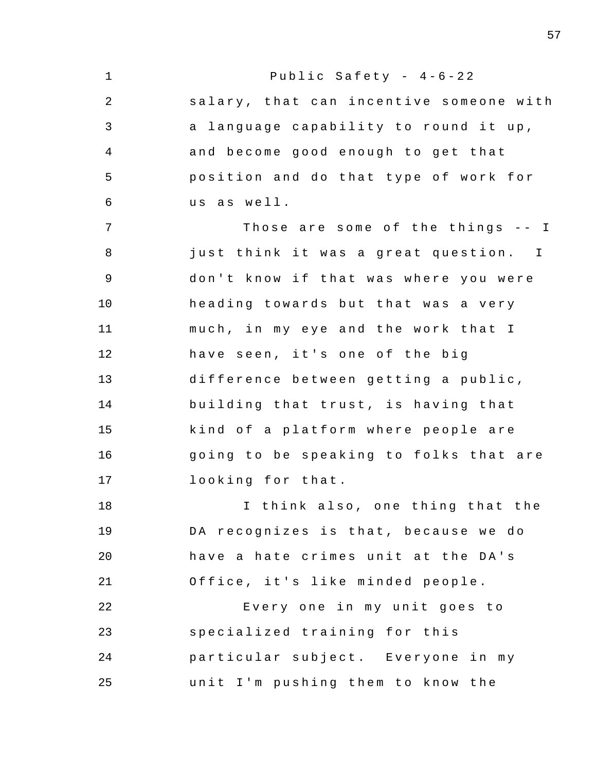salary, that can incentive someone with a language capability to round it up, and become good enough to get that position and do that type of work for us as well.

Those are some of the things -- I just think it was a great question. I don't know if that was where you were heading towards but that was a very much, in my eye and the work that I have seen, it's one of the big difference between getting a public, building that trust, is having that kind of a platform where people are going to be speaking to folks that are looking for that.

I think also, one thing that the DA recognizes is that, because we do have a hate crimes unit at the DA's Office, it's like minded people.

Every one in my unit goes to specialized training for this particular subject. Everyone in my unit I'm pushing them to know the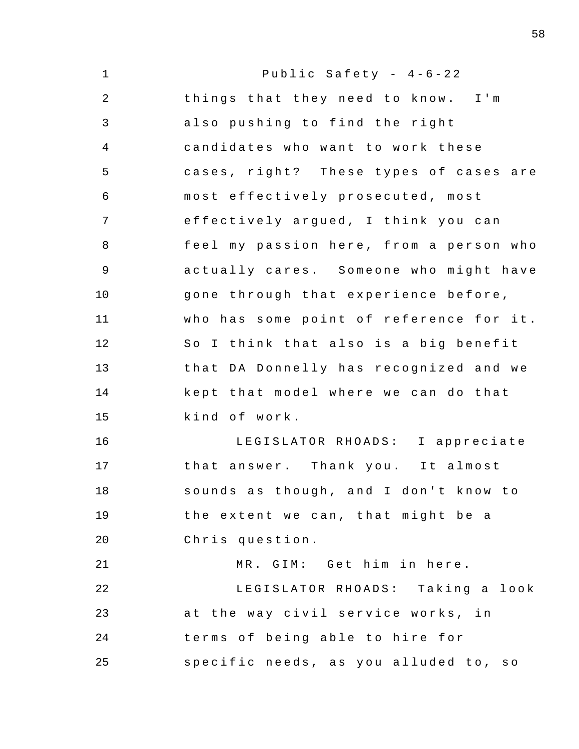things that they need to know. I'm also pushing to find the right candidates who want to work these cases, right? These types of cases are most effectively prosecuted, most effectively argued, I think you can feel my passion here, from a person who actually cares. Someone who might have gone through that experience before, who has some point of reference for it. So I think that also is a big benefit that DA Donnelly has recognized and we kept that model where we can do that kind of work.

LEGISLATOR RHOADS: I appreciate that answer. Thank you. It almost sounds as though, and I don't know to the extent we can, that might be a Chris question.

MR. GIM: Get him in here.

LEGISLATOR RHOADS: Taking a look at the way civil service works, in terms of being able to hire for specific needs, as you alluded to, so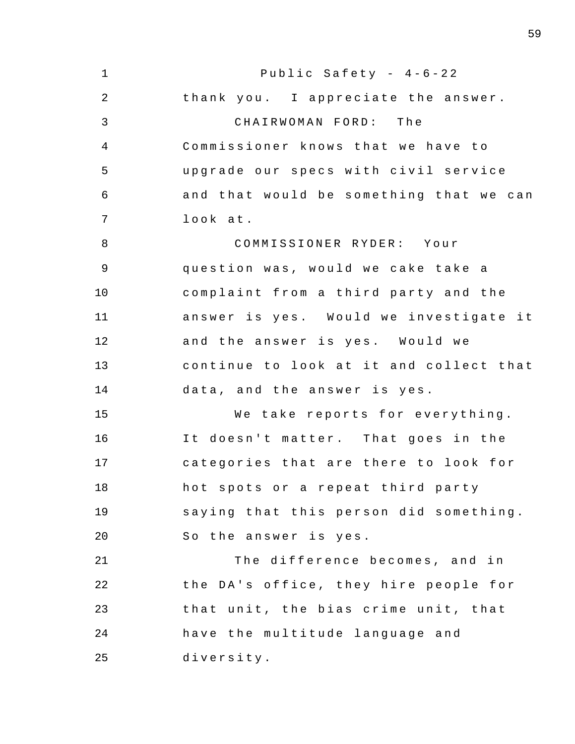thank you. I appreciate the answer.

CHAIRWOMAN FORD: The Commissioner knows that we have to upgrade our specs with civil service and that would be something that we can look at.

COMMISSIONER RYDER: Your question was, would we cake take a complaint from a third party and the answer is yes. Would we investigate it and the answer is yes. Would we continue to look at it and collect that data, and the answer is yes.

We take reports for everything. It doesn't matter. That goes in the categories that are there to look for hot spots or a repeat third party saying that this person did something. So the answer is yes.

The difference becomes, and in the DA's office, they hire people for that unit, the bias crime unit, that have the multitude language and diversity.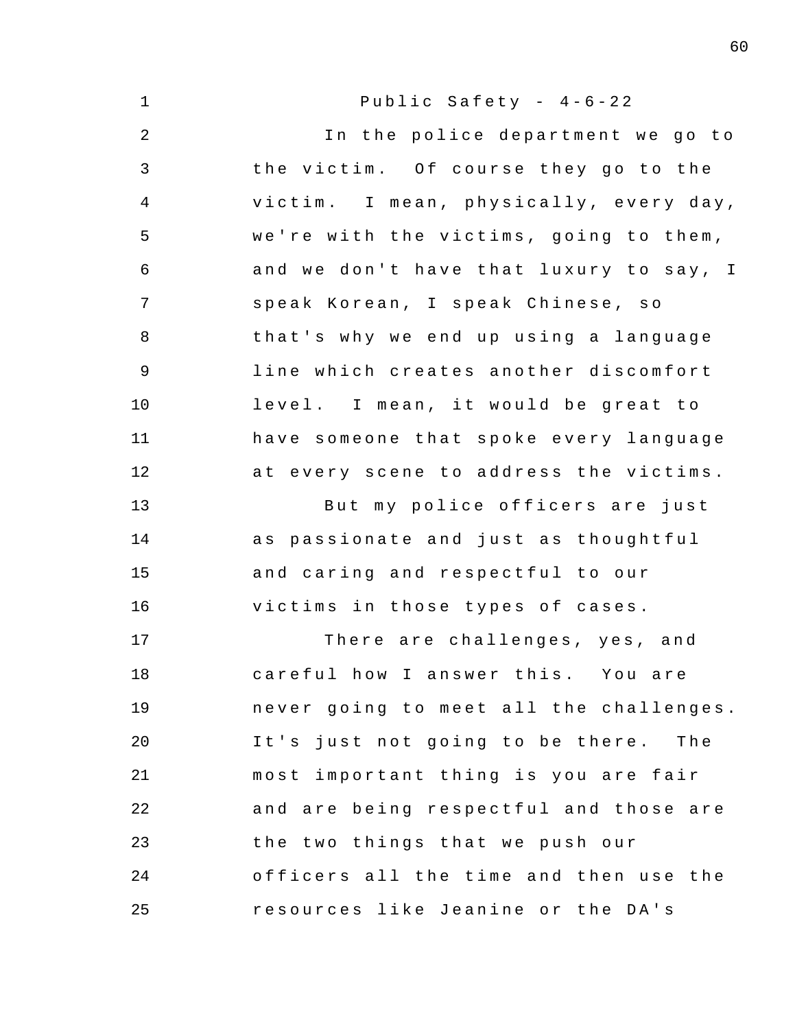In the police department we go to the victim. Of course they go to the victim. I mean, physically, every day, we're with the victims, going to them, and we don't have that luxury to say, I speak Korean, I speak Chinese, so that's why we end up using a language line which creates another discomfort level. I mean, it would be great to have someone that spoke every language at every scene to address the victims.

But my police officers are just as passionate and just as thoughtful and caring and respectful to our victims in those types of cases.

There are challenges, yes, and careful how I answer this. You are never going to meet all the challenges. It's just not going to be there. The most important thing is you are fair and are being respectful and those are the two things that we push our officers all the time and then use the resources like Jeanine or the DA's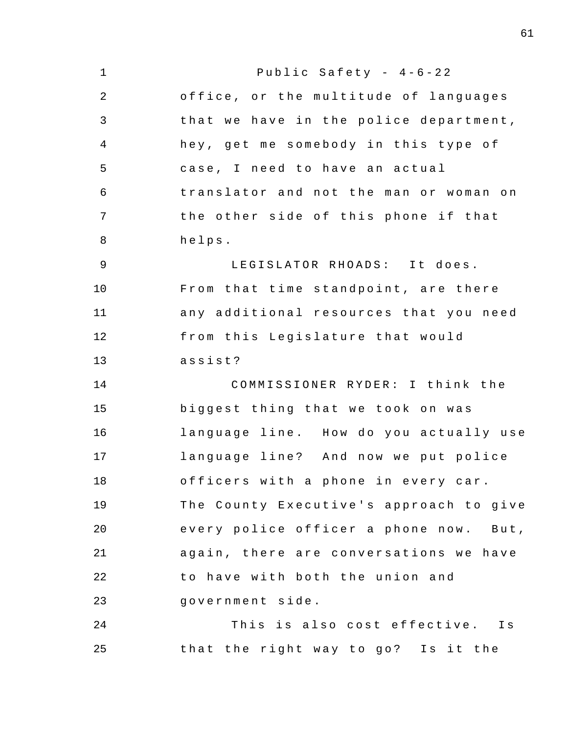office, or the multitude of languages that we have in the police department, hey, get me somebody in this type of case, I need to have an actual translator and not the man or woman on the other side of this phone if that helps.

LEGISLATOR RHOADS: It does. From that time standpoint, are there any additional resources that you need from this Legislature that would assist?

COMMISSIONER RYDER: I think the biggest thing that we took on was language line. How do you actually use language line? And now we put police officers with a phone in every car. The County Executive's approach to give every police officer a phone now. But, again, there are conversations we have to have with both the union and government side.

This is also cost effective. Is that the right way to go? Is it the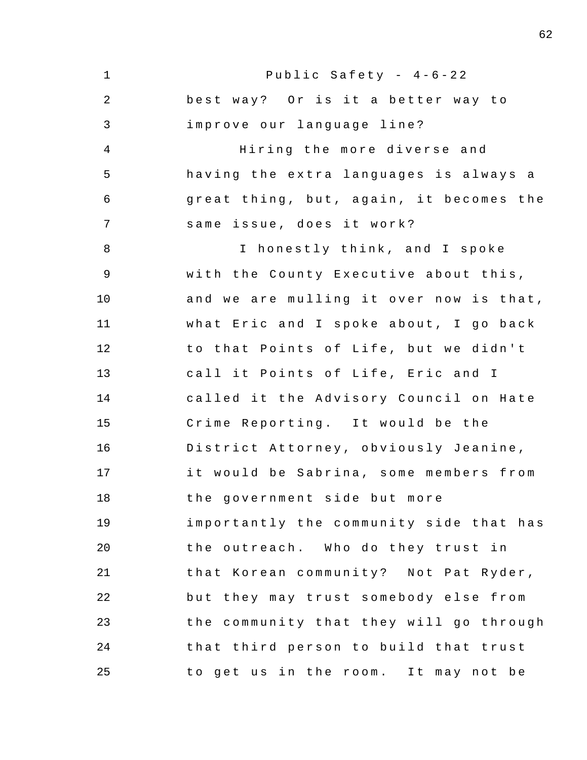best way? Or is it a better way to improve our language line?

Hiring the more diverse and having the extra languages is always a great thing, but, again, it becomes the same issue, does it work?

I honestly think, and I spoke with the County Executive about this, and we are mulling it over now is that, what Eric and I spoke about, I go back to that Points of Life, but we didn't call it Points of Life, Eric and I called it the Advisory Council on Hate Crime Reporting. It would be the District Attorney, obviously Jeanine, it would be Sabrina, some members from the government side but more importantly the community side that has the outreach. Who do they trust in that Korean community? Not Pat Ryder, but they may trust somebody else from the community that they will go through that third person to build that trust to get us in the room. It may not be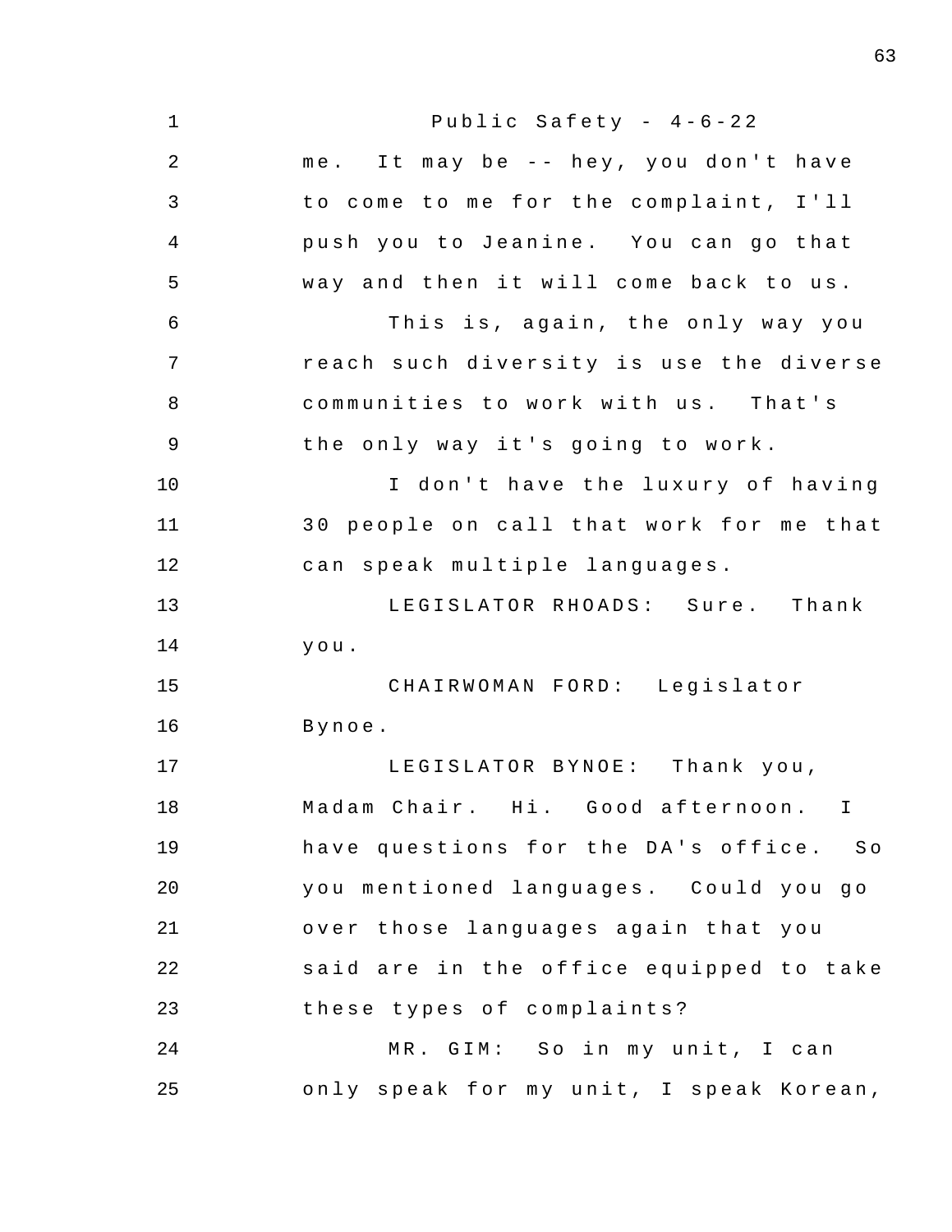me. It may be -- hey, you don't have to come to me for the complaint, I'll push you to Jeanine. You can go that way and then it will come back to us.

This is, again, the only way you reach such diversity is use the diverse communities to work with us. That's the only way it's going to work.

I don't have the luxury of having 30 people on call that work for me that can speak multiple languages.

LEGISLATOR RHOADS: Sure. Thank you.

CHAIRWOMAN FORD: Legislator Bynoe.

LEGISLATOR BYNOE: Thank you, Madam Chair. Hi. Good afternoon. I have questions for the DA's office. So you mentioned languages. Could you go over those languages again that you said are in the office equipped to take these types of complaints?

MR. GIM: So in my unit, I can only speak for my unit, I speak Korean,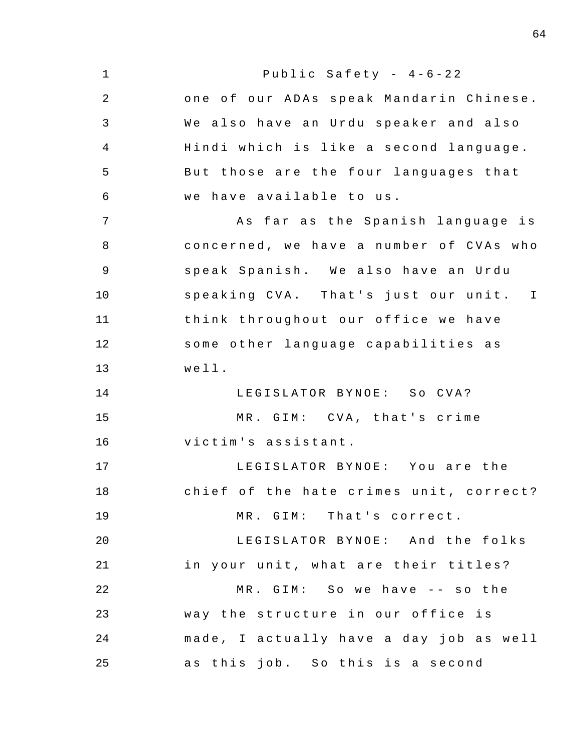one of our ADAs speak Mandarin Chinese. We also have an Urdu speaker and also Hindi which is like a second language. But those are the four languages that we have available to us.

As far as the Spanish language is concerned, we have a number of CVAs who speak Spanish. We also have an Urdu speaking CVA. That's just our unit. I think throughout our office we have some other language capabilities as well.

LEGISLATOR BYNOE: So CVA?

MR. GIM: CVA, that's crime victim's assistant.

LEGISLATOR BYNOE: You are the chief of the hate crimes unit, correct?

MR. GIM: That's correct.

LEGISLATOR BYNOE: And the folks in your unit, what are their titles?

MR. GIM: So we have -- so the way the structure in our office is made, I actually have a day job as well as this job. So this is a second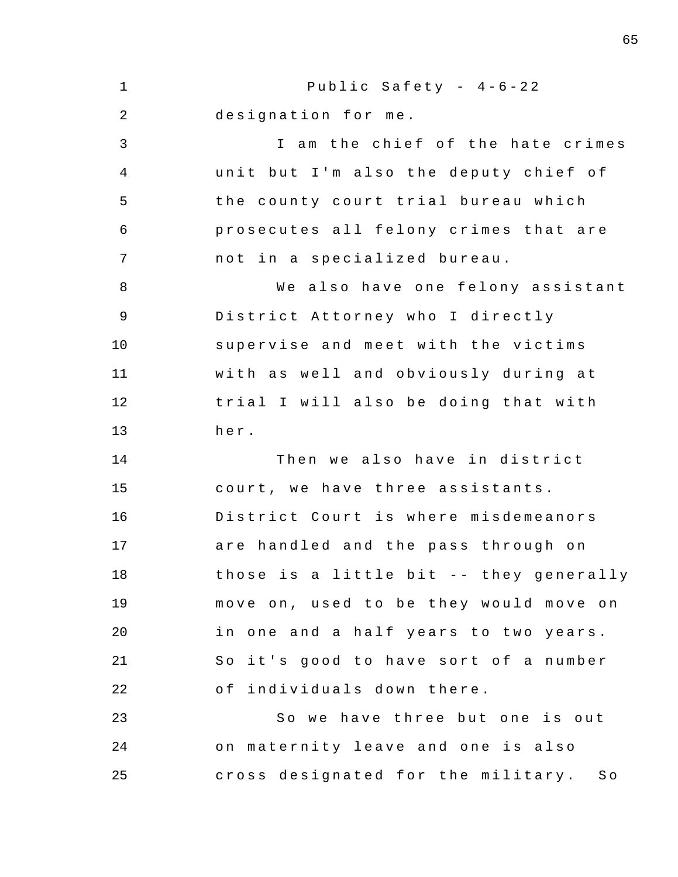designation for me.

I am the chief of the hate crimes unit but I'm also the deputy chief of the county court trial bureau which prosecutes all felony crimes that are not in a specialized bureau.

We also have one felony assistant District Attorney who I directly supervise and meet with the victims with as well and obviously during at trial I will also be doing that with her.

Then we also have in district court, we have three assistants. District Court is where misdemeanors are handled and the pass through on those is a little bit -- they generally move on, used to be they would move on in one and a half years to two years. So it's good to have sort of a number of individuals down there.

So we have three but one is out on maternity leave and one is also cross designated for the military. So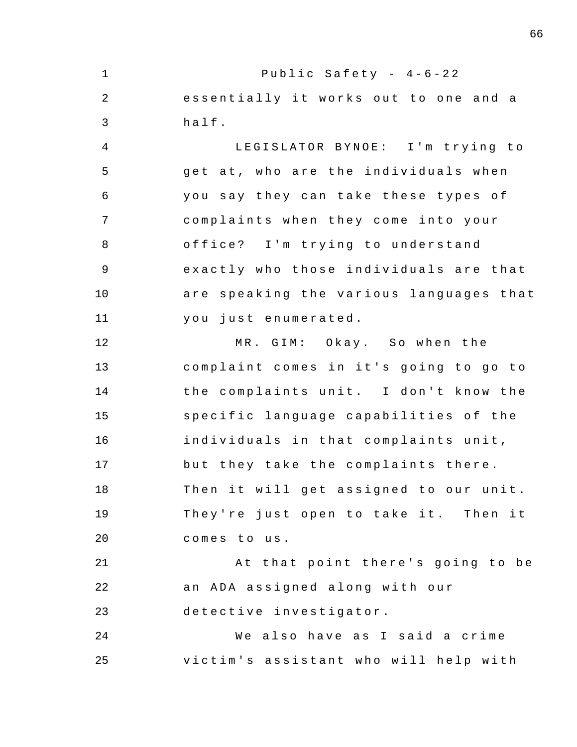essentially it works out to one and a half.

LEGISLATOR BYNOE: I'm trying to get at, who are the individuals when you say they can take these types of complaints when they come into your office? I'm trying to understand exactly who those individuals are that are speaking the various languages that you just enumerated.

MR. GIM: Okay. So when the complaint comes in it's going to go to the complaints unit. I don't know the specific language capabilities of the individuals in that complaints unit, but they take the complaints there. Then it will get assigned to our unit. They're just open to take it. Then it comes to us.

At that point there's going to be an ADA assigned along with our detective investigator.

We also have as I said a crime victim's assistant who will help with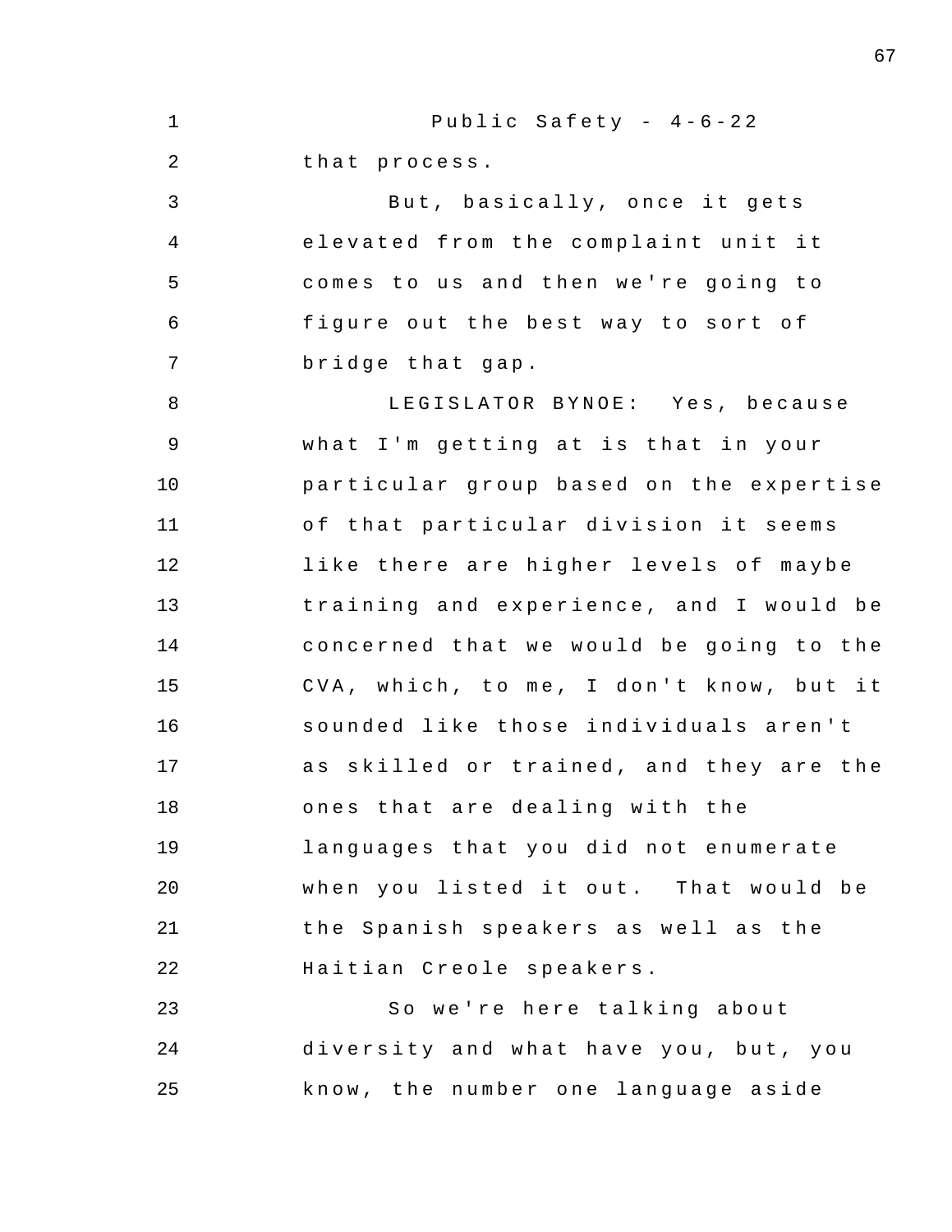that process.

But, basically, once it gets elevated from the complaint unit it comes to us and then we're going to figure out the best way to sort of bridge that gap.

LEGISLATOR BYNOE: Yes, because what I'm getting at is that in your particular group based on the expertise of that particular division it seems like there are higher levels of maybe training and experience, and I would be concerned that we would be going to the CVA, which, to me, I don't know, but it sounded like those individuals aren't as skilled or trained, and they are the ones that are dealing with the languages that you did not enumerate when you listed it out. That would be the Spanish speakers as well as the Haitian Creole speakers.

So we're here talking about diversity and what have you, but, you know, the number one language aside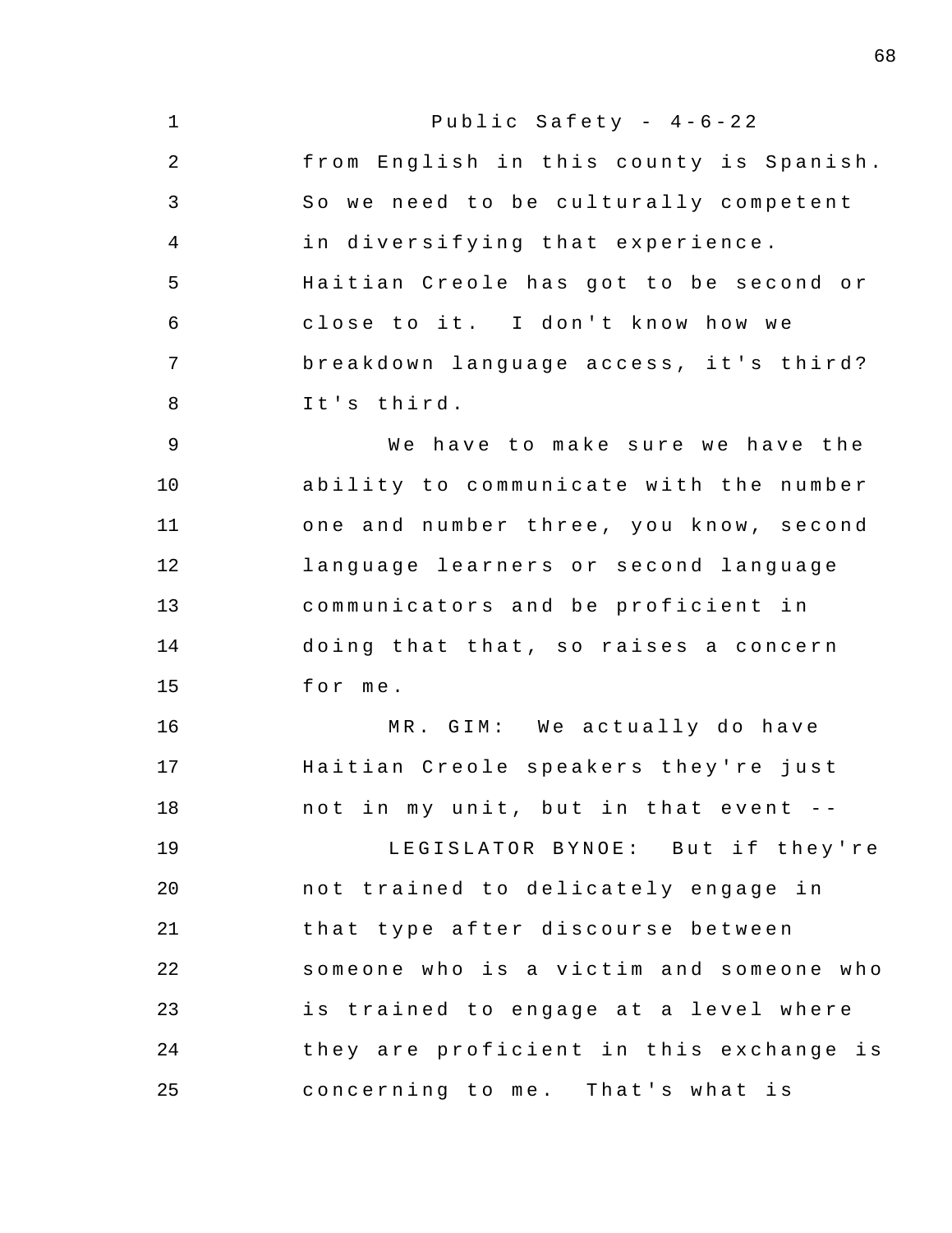from English in this county is Spanish. So we need to be culturally competent in diversifying that experience. Haitian Creole has got to be second or close to it. I don't know how we breakdown language access, it's third? It's third.

We have to make sure we have the ability to communicate with the number one and number three, you know, second language learners or second language communicators and be proficient in doing that that, so raises a concern for me.

MR. GIM: We actually do have Haitian Creole speakers they're just not in my unit, but in that event --

LEGISLATOR BYNOE: But if they're not trained to delicately engage in that type after discourse between someone who is a victim and someone who is trained to engage at a level where they are proficient in this exchange is concerning to me. That's what is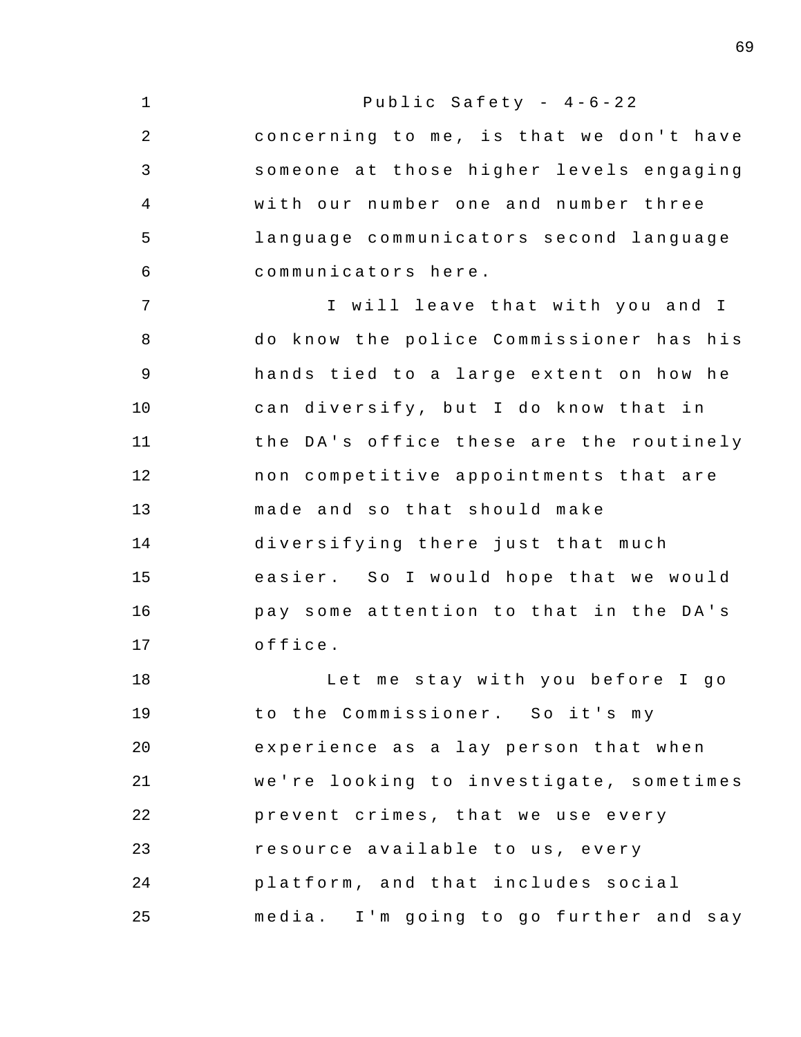concerning to me, is that we don't have someone at those higher levels engaging with our number one and number three language communicators second language communicators here.

I will leave that with you and I do know the police Commissioner has his hands tied to a large extent on how he can diversify, but I do know that in the DA's office these are the routinely non competitive appointments that are made and so that should make diversifying there just that much easier. So I would hope that we would pay some attention to that in the DA's office.

Let me stay with you before I go to the Commissioner. So it's my experience as a lay person that when we're looking to investigate, sometimes prevent crimes, that we use every resource available to us, every platform, and that includes social media. I'm going to go further and say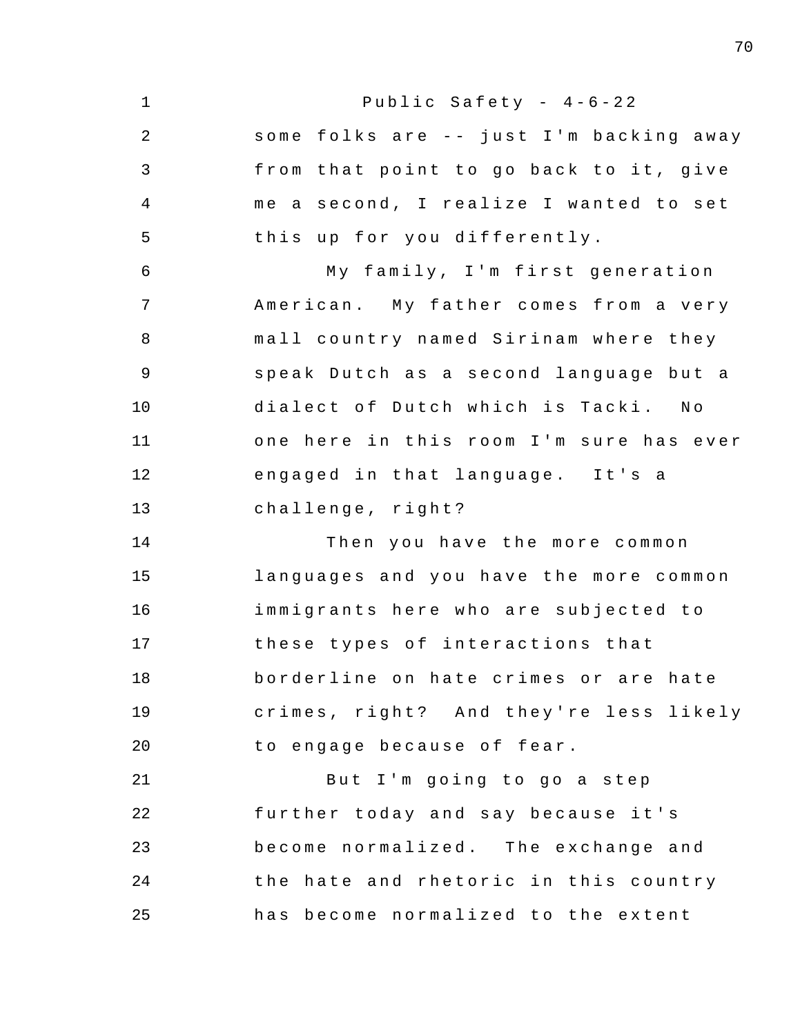some folks are -- just I'm backing away from that point to go back to it, give me a second, I realize I wanted to set this up for you differently.

My family, I'm first generation American. My father comes from a very mall country named Sirinam where they speak Dutch as a second language but a dialect of Dutch which is Tacki. No one here in this room I'm sure has ever engaged in that language. It's a challenge, right?

Then you have the more common languages and you have the more common immigrants here who are subjected to these types of interactions that borderline on hate crimes or are hate crimes, right? And they're less likely to engage because of fear.

But I'm going to go a step further today and say because it's become normalized. The exchange and the hate and rhetoric in this country has become normalized to the extent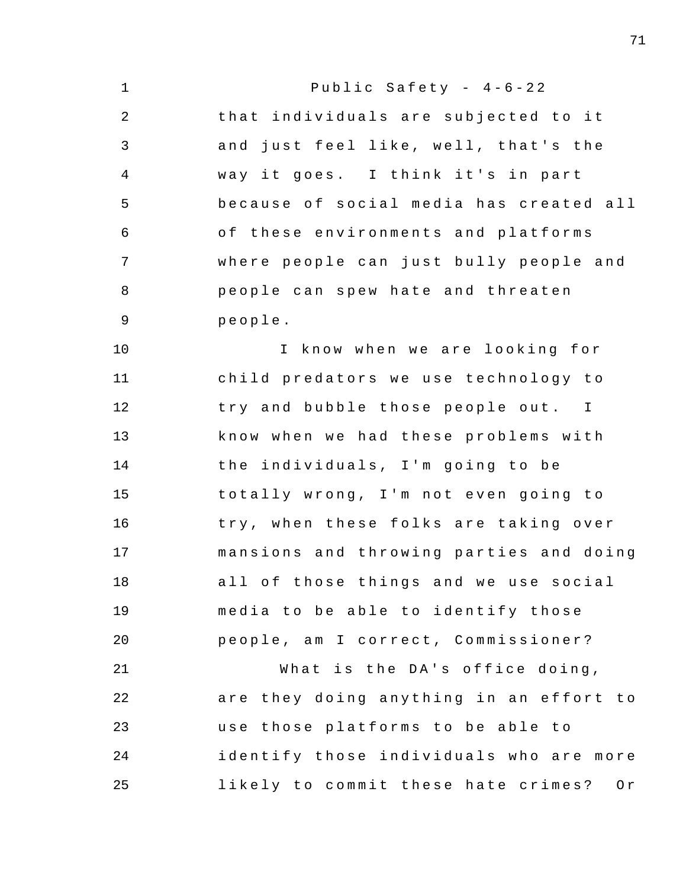that individuals are subjected to it and just feel like, well, that's the way it goes. I think it's in part because of social media has created all of these environments and platforms where people can just bully people and people can spew hate and threaten people.

I know when we are looking for child predators we use technology to try and bubble those people out. I know when we had these problems with the individuals, I'm going to be totally wrong, I'm not even going to try, when these folks are taking over mansions and throwing parties and doing all of those things and we use social media to be able to identify those people, am I correct, Commissioner?

What is the DA's office doing, are they doing anything in an effort to use those platforms to be able to identify those individuals who are more likely to commit these hate crimes? Or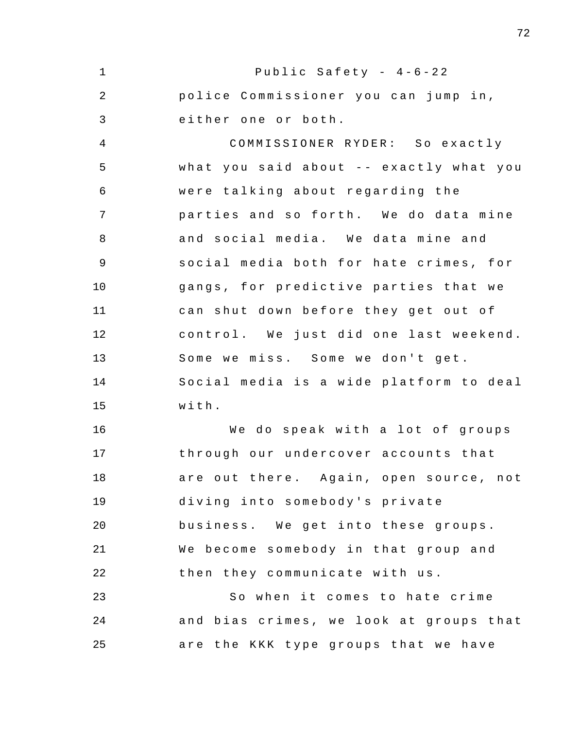police Commissioner you can jump in, either one or both.

COMMISSIONER RYDER: So exactly what you said about -- exactly what you were talking about regarding the parties and so forth. We do data mine and social media. We data mine and social media both for hate crimes, for gangs, for predictive parties that we can shut down before they get out of control. We just did one last weekend. Some we miss. Some we don't get. Social media is a wide platform to deal with.

We do speak with a lot of groups through our undercover accounts that are out there. Again, open source, not diving into somebody's private business. We get into these groups. We become somebody in that group and then they communicate with us.

So when it comes to hate crime and bias crimes, we look at groups that are the KKK type groups that we have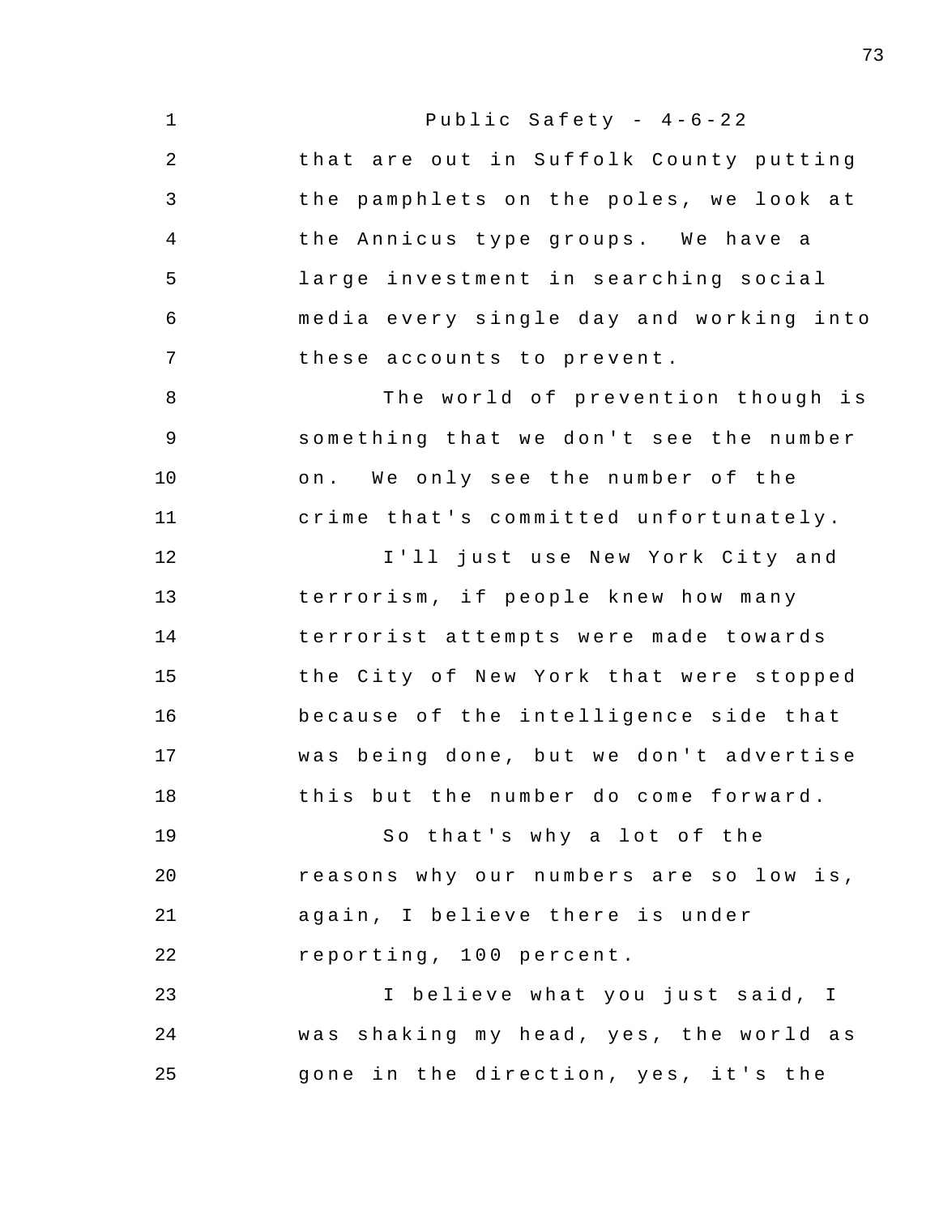that are out in Suffolk County putting the pamphlets on the poles, we look at the Annicus type groups. We have a large investment in searching social media every single day and working into these accounts to prevent.

The world of prevention though is something that we don't see the number on. We only see the number of the crime that's committed unfortunately.

I'll just use New York City and terrorism, if people knew how many terrorist attempts were made towards the City of New York that were stopped because of the intelligence side that was being done, but we don't advertise this but the number do come forward.

So that's why a lot of the reasons why our numbers are so low is, again, I believe there is under reporting, 100 percent.

I believe what you just said, I was shaking my head, yes, the world as gone in the direction, yes, it's the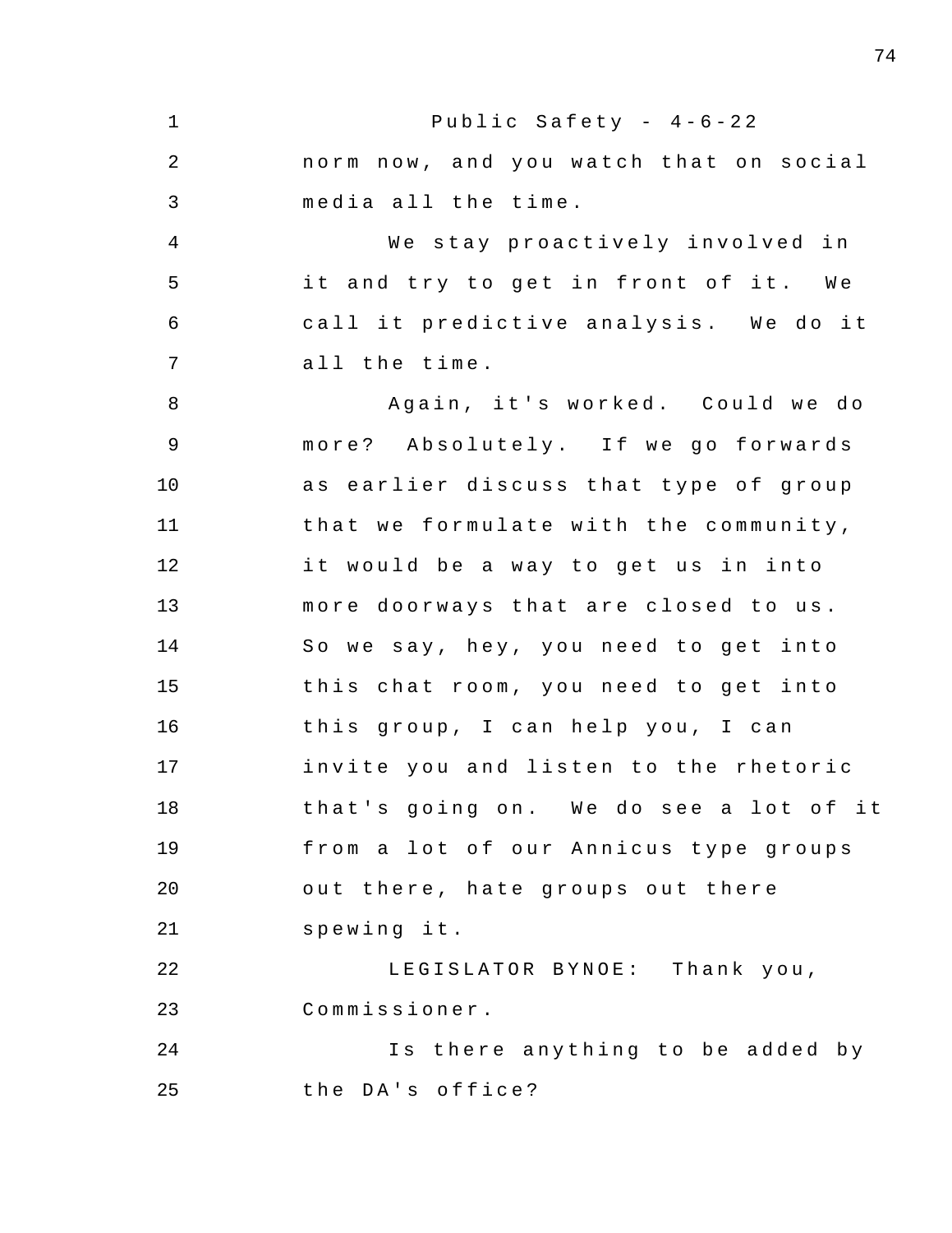norm now, and you watch that on social media all the time.

We stay proactively involved in it and try to get in front of it. We call it predictive analysis. We do it all the time.

Again, it's worked. Could we do more? Absolutely. If we go forwards as earlier discuss that type of group that we formulate with the community, it would be a way to get us in into more doorways that are closed to us. So we say, hey, you need to get into this chat room, you need to get into this group, I can help you, I can invite you and listen to the rhetoric that's going on. We do see a lot of it from a lot of our Annicus type groups out there, hate groups out there spewing it.

LEGISLATOR BYNOE: Thank you, Commissioner.

Is there anything to be added by the DA's office?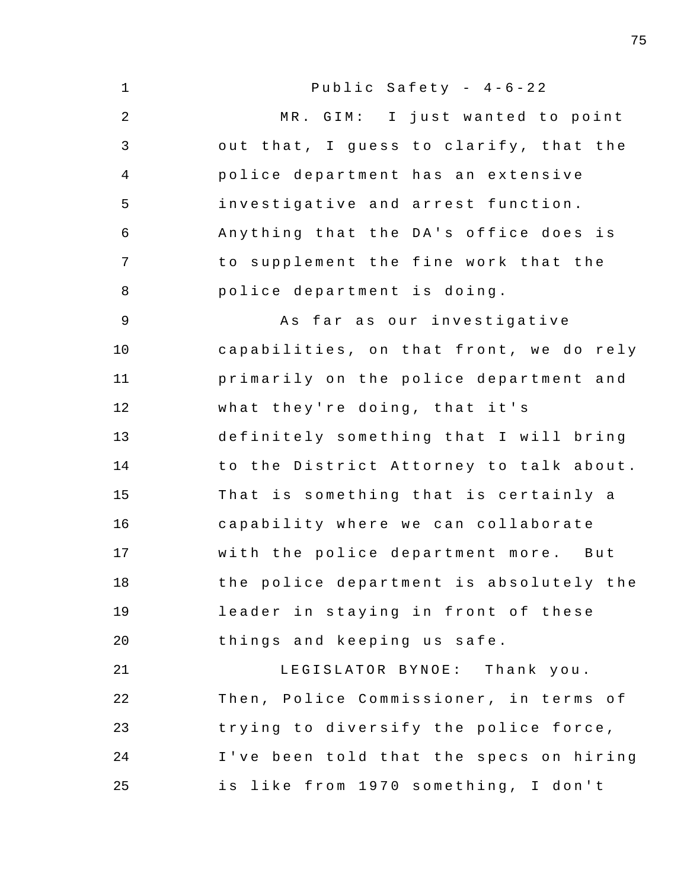MR. GIM: I just wanted to point out that, I guess to clarify, that the police department has an extensive investigative and arrest function. Anything that the DA's office does is to supplement the fine work that the police department is doing.

As far as our investigative capabilities, on that front, we do rely primarily on the police department and what they're doing, that it's definitely something that I will bring to the District Attorney to talk about. That is something that is certainly a capability where we can collaborate with the police department more. But the police department is absolutely the leader in staying in front of these things and keeping us safe.

LEGISLATOR BYNOE: Thank you. Then, Police Commissioner, in terms of trying to diversify the police force, I've been told that the specs on hiring is like from 1970 something, I don't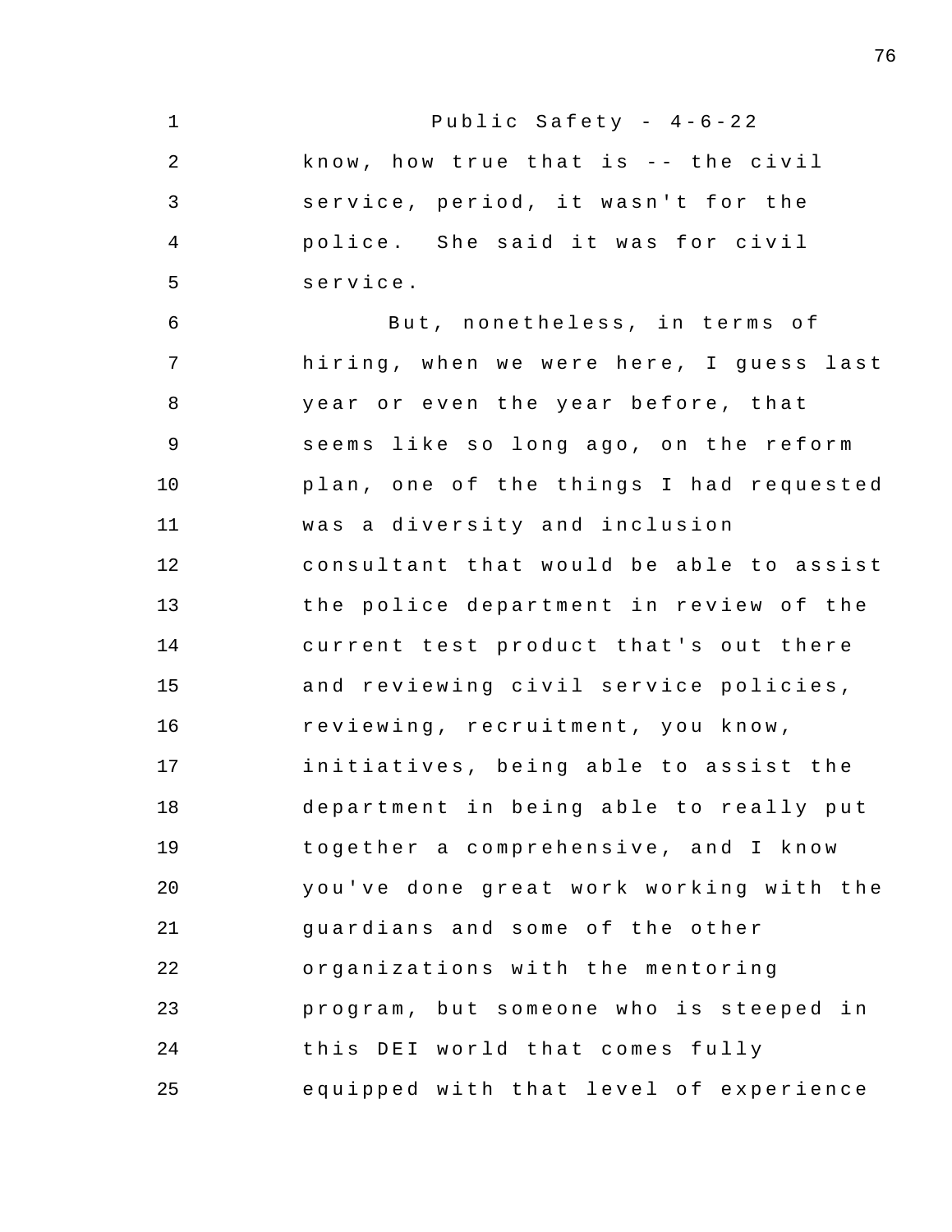Public Safety - 4-6-22

know, how true that is -- the civil service, period, it wasn't for the police. She said it was for civil service.

But, nonetheless, in terms of hiring, when we were here, I guess last year or even the year before, that seems like so long ago, on the reform plan, one of the things I had requested was a diversity and inclusion consultant that would be able to assist the police department in review of the current test product that's out there and reviewing civil service policies, reviewing, recruitment, you know, initiatives, being able to assist the department in being able to really put together a comprehensive, and I know you've done great work working with the guardians and some of the other organizations with the mentoring program, but someone who is steeped in this DEI world that comes fully equipped with that level of experience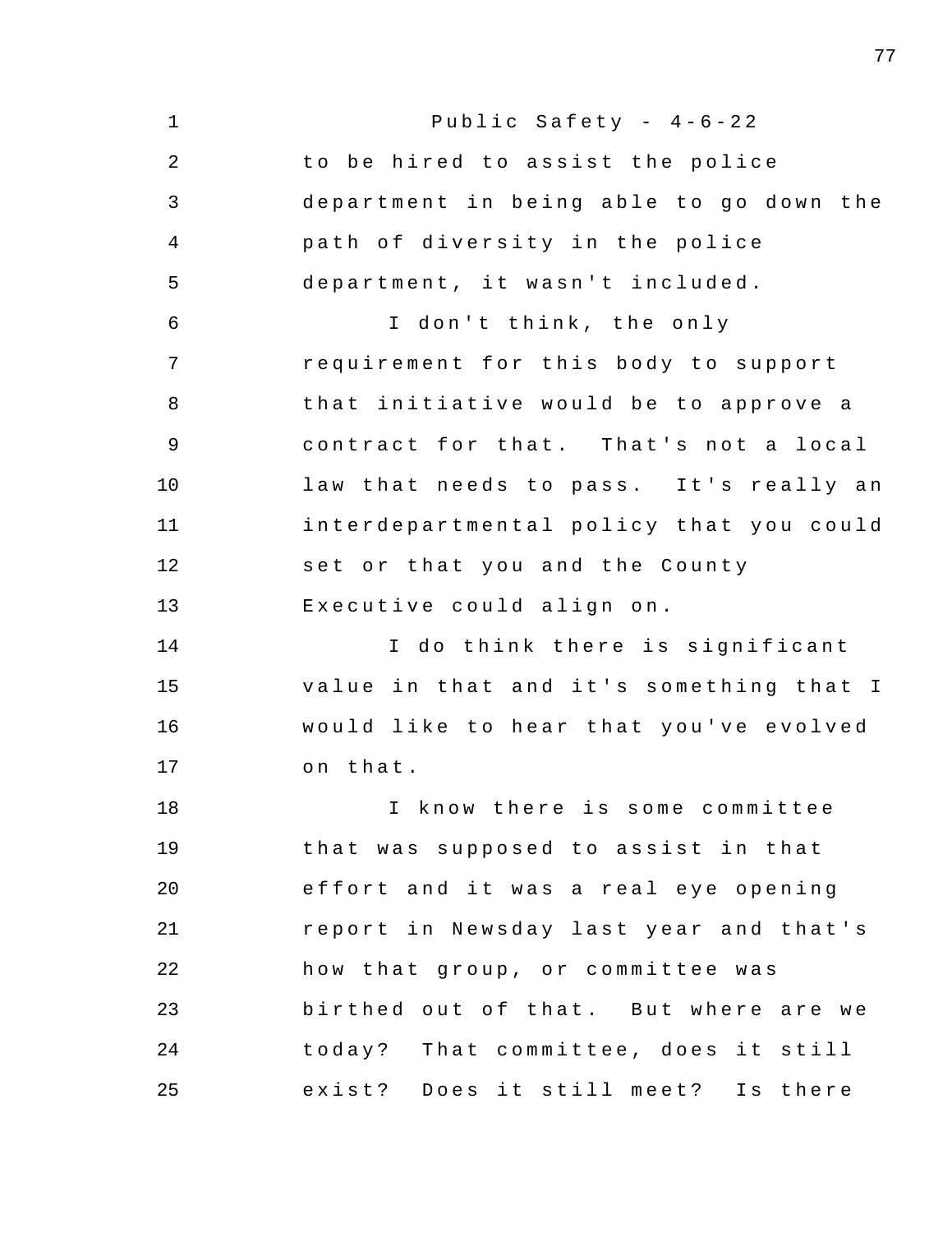to be hired to assist the police department in being able to go down the path of diversity in the police department, it wasn't included.

I don't think, the only requirement for this body to support that initiative would be to approve a contract for that. That's not a local law that needs to pass. It's really an interdepartmental policy that you could set or that you and the County Executive could align on.

I do think there is significant value in that and it's something that I would like to hear that you've evolved on that.

I know there is some committee that was supposed to assist in that effort and it was a real eye opening report in Newsday last year and that's how that group, or committee was birthed out of that. But where are we today? That committee, does it still exist? Does it still meet? Is there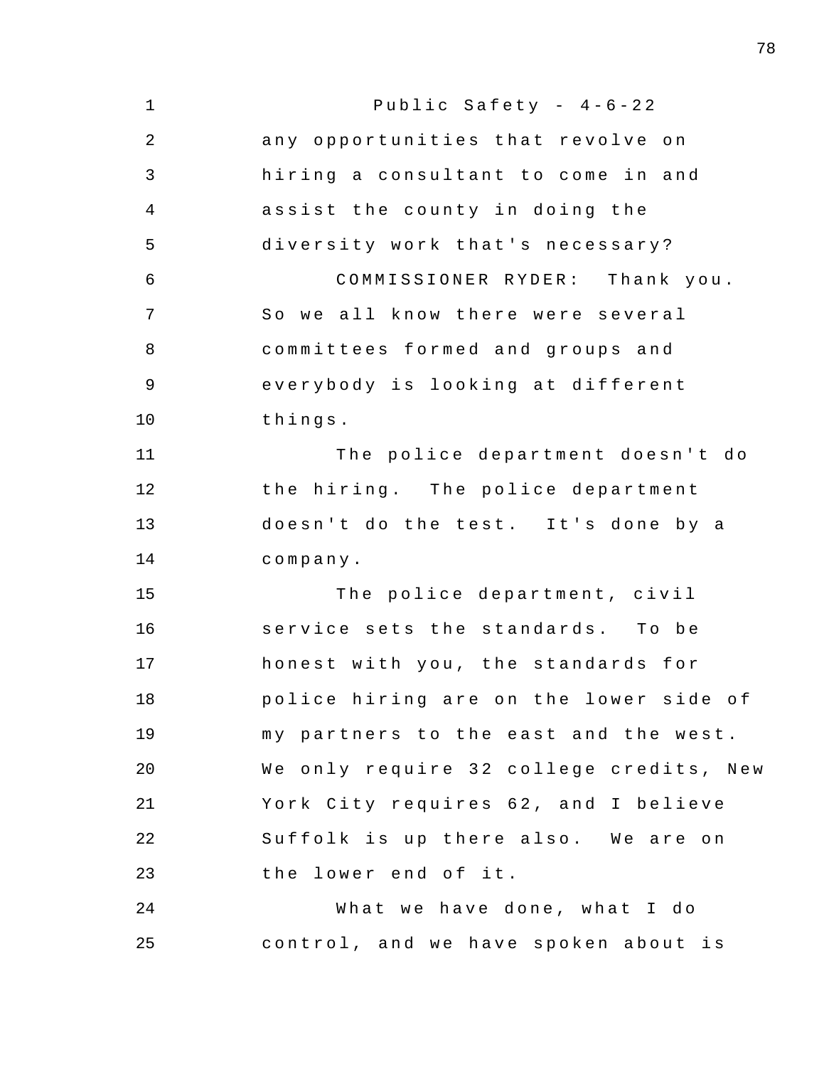any opportunities that revolve on hiring a consultant to come in and assist the county in doing the diversity work that's necessary?

COMMISSIONER RYDER: Thank you. So we all know there were several committees formed and groups and everybody is looking at different things.

The police department doesn't do the hiring. The police department doesn't do the test. It's done by a company.

The police department, civil service sets the standards. To be honest with you, the standards for police hiring are on the lower side of my partners to the east and the west. We only require 32 college credits, New York City requires 62, and I believe Suffolk is up there also. We are on the lower end of it.

What we have done, what I do control, and we have spoken about is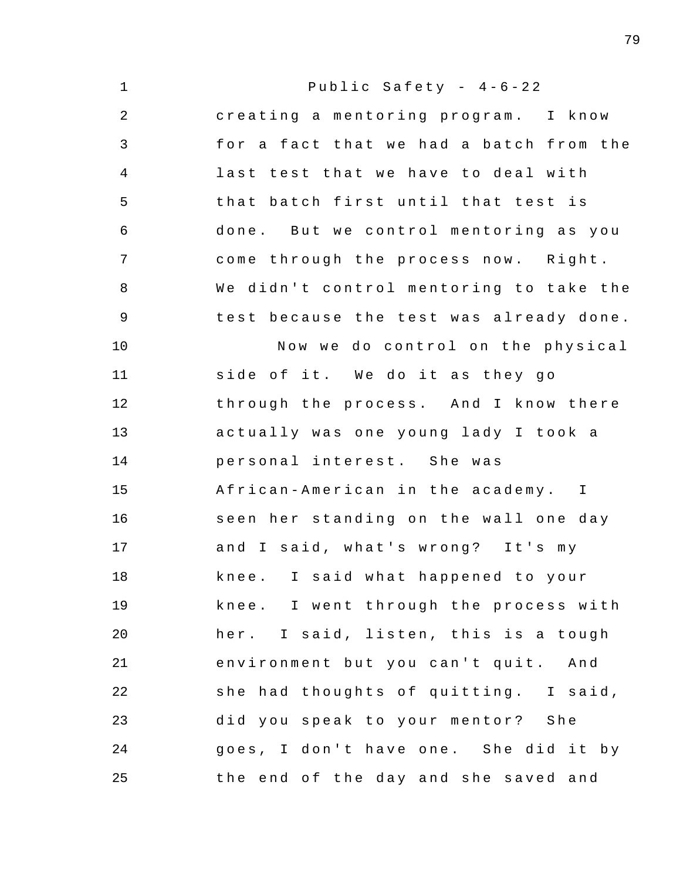creating a mentoring program. I know for a fact that we had a batch from the last test that we have to deal with that batch first until that test is done. But we control mentoring as you come through the process now. Right. We didn't control mentoring to take the test because the test was already done.

Now we do control on the physical side of it. We do it as they go through the process. And I know there actually was one young lady I took a personal interest. She was African-American in the academy. I seen her standing on the wall one day and I said, what's wrong? It's my knee. I said what happened to your knee. I went through the process with her. I said, listen, this is a tough environment but you can't quit. And she had thoughts of quitting. I said, did you speak to your mentor? She goes, I don't have one. She did it by the end of the day and she saved and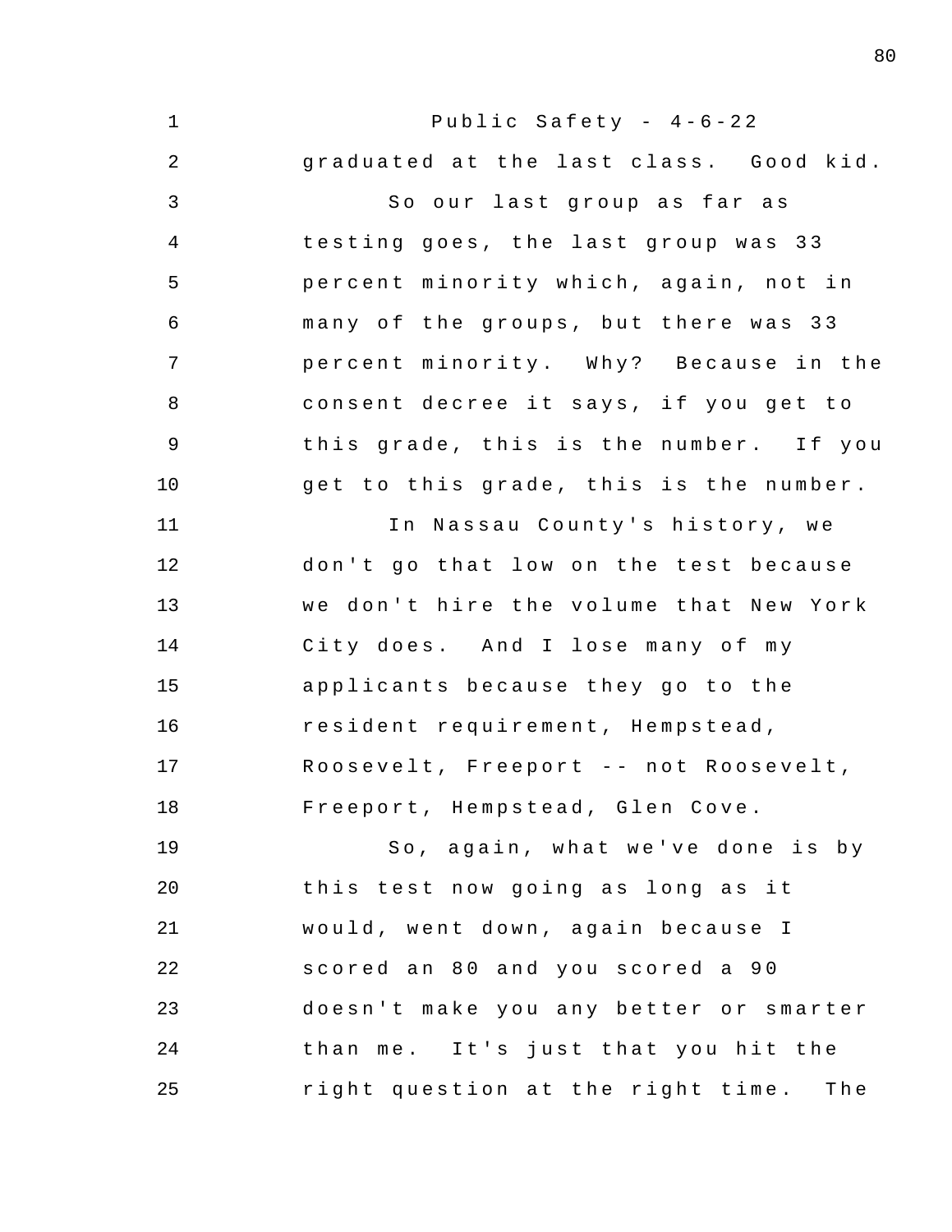graduated at the last class. Good kid.

So our last group as far as testing goes, the last group was 33 percent minority which, again, not in many of the groups, but there was 33 percent minority. Why? Because in the consent decree it says, if you get to this grade, this is the number. If you get to this grade, this is the number.

In Nassau County's history, we don't go that low on the test because we don't hire the volume that New York City does. And I lose many of my applicants because they go to the resident requirement, Hempstead, Roosevelt, Freeport -- not Roosevelt, Freeport, Hempstead, Glen Cove.

So, again, what we've done is by this test now going as long as it would, went down, again because I scored an 80 and you scored a 90 doesn't make you any better or smarter than me. It's just that you hit the right question at the right time. The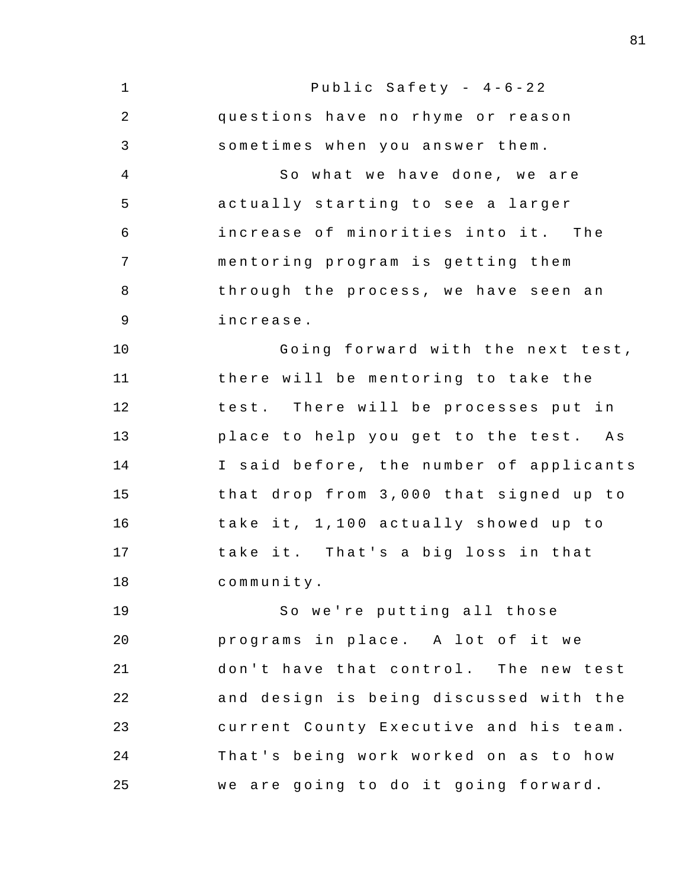questions have no rhyme or reason sometimes when you answer them.

So what we have done, we are actually starting to see a larger increase of minorities into it. The mentoring program is getting them through the process, we have seen an increase.

Going forward with the next test, there will be mentoring to take the test. There will be processes put in place to help you get to the test. As I said before, the number of applicants that drop from 3,000 that signed up to take it, 1,100 actually showed up to take it. That's a big loss in that community.

So we're putting all those programs in place. A lot of it we don't have that control. The new test and design is being discussed with the current County Executive and his team. That's being work worked on as to how we are going to do it going forward.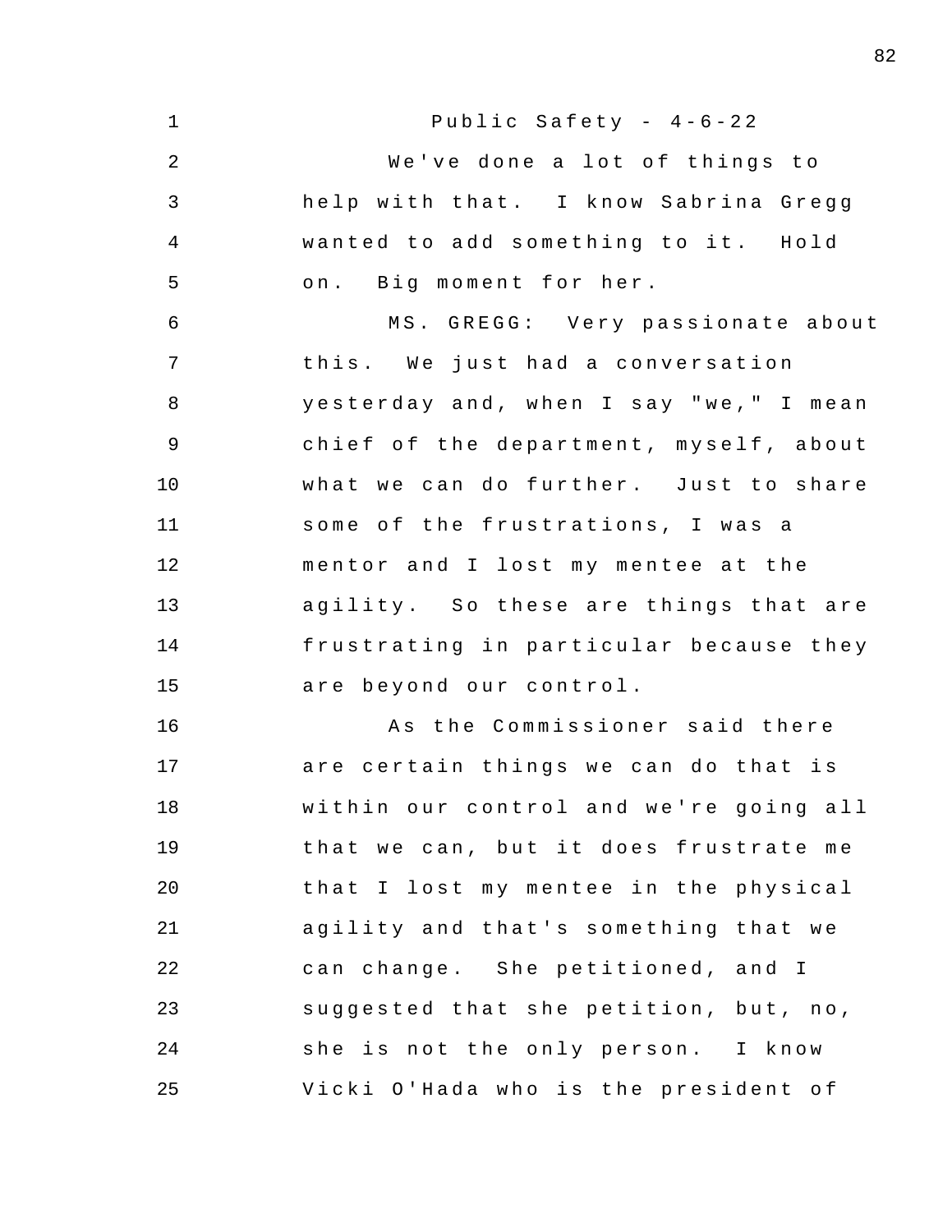Public Safety - 4-6-22

We've done a lot of things to help with that. I know Sabrina Gregg wanted to add something to it. Hold on. Big moment for her.

MS. GREGG: Very passionate about this. We just had a conversation yesterday and, when I say "we," I mean chief of the department, myself, about what we can do further. Just to share some of the frustrations, I was a mentor and I lost my mentee at the agility. So these are things that are frustrating in particular because they are beyond our control.

As the Commissioner said there are certain things we can do that is within our control and we're going all that we can, but it does frustrate me that I lost my mentee in the physical agility and that's something that we can change. She petitioned, and I suggested that she petition, but, no, she is not the only person. I know Vicki O'Hada who is the president of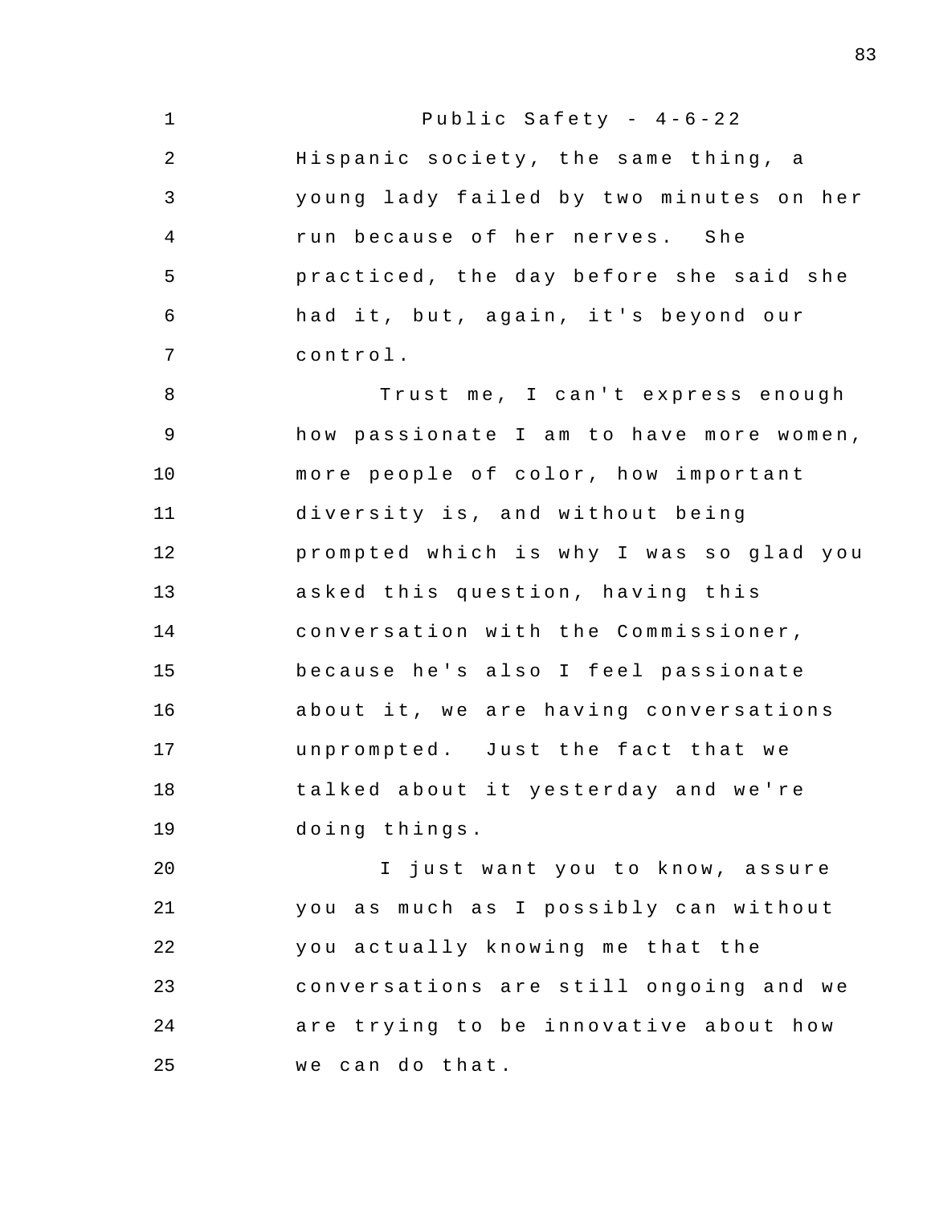Public Safety - 4-6-22

Hispanic society, the same thing, a young lady failed by two minutes on her run because of her nerves. She practiced, the day before she said she had it, but, again, it's beyond our control.

Trust me, I can't express enough how passionate I am to have more women, more people of color, how important diversity is, and without being prompted which is why I was so glad you asked this question, having this conversation with the Commissioner, because he's also I feel passionate about it, we are having conversations unprompted. Just the fact that we talked about it yesterday and we're doing things.

I just want you to know, assure you as much as I possibly can without you actually knowing me that the conversations are still ongoing and we are trying to be innovative about how we can do that.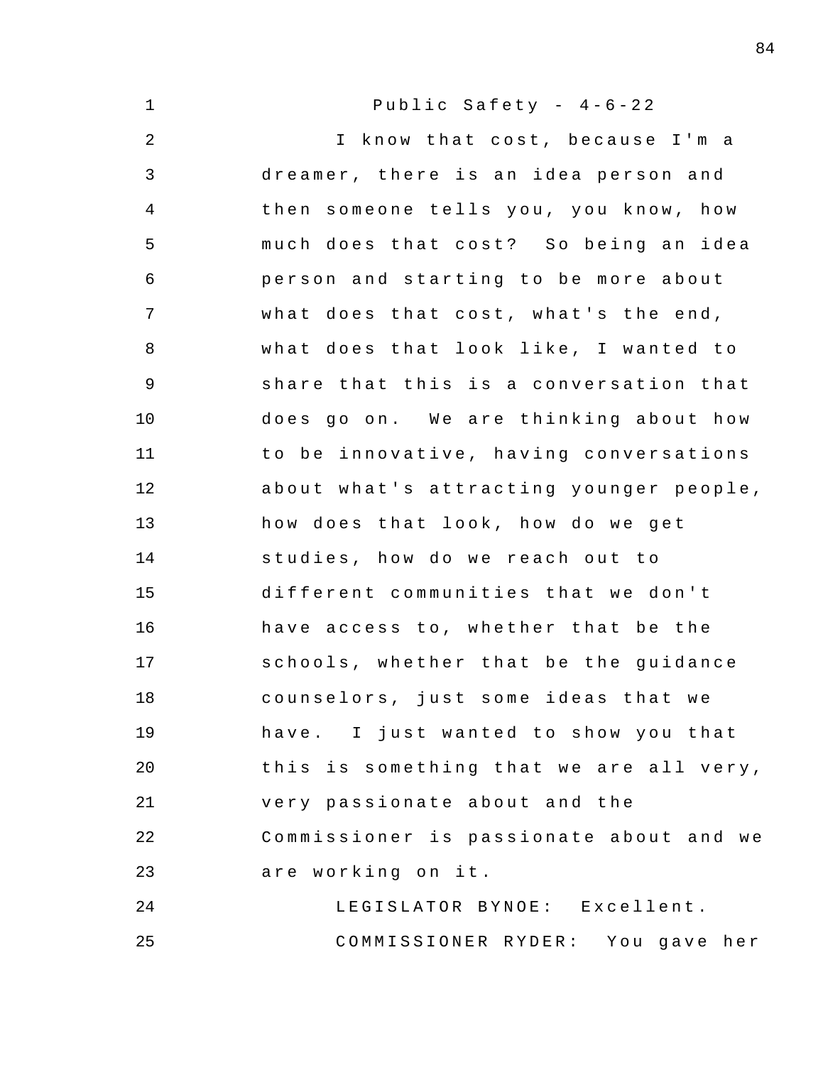I know that cost, because I'm a dreamer, there is an idea person and then someone tells you, you know, how much does that cost? So being an idea person and starting to be more about what does that cost, what's the end, what does that look like, I wanted to share that this is a conversation that does go on. We are thinking about how to be innovative, having conversations about what's attracting younger people, how does that look, how do we get studies, how do we reach out to different communities that we don't have access to, whether that be the schools, whether that be the guidance counselors, just some ideas that we have. I just wanted to show you that this is something that we are all very, very passionate about and the Commissioner is passionate about and we are working on it.

LEGISLATOR BYNOE: Excellent.

COMMISSIONER RYDER: You gave her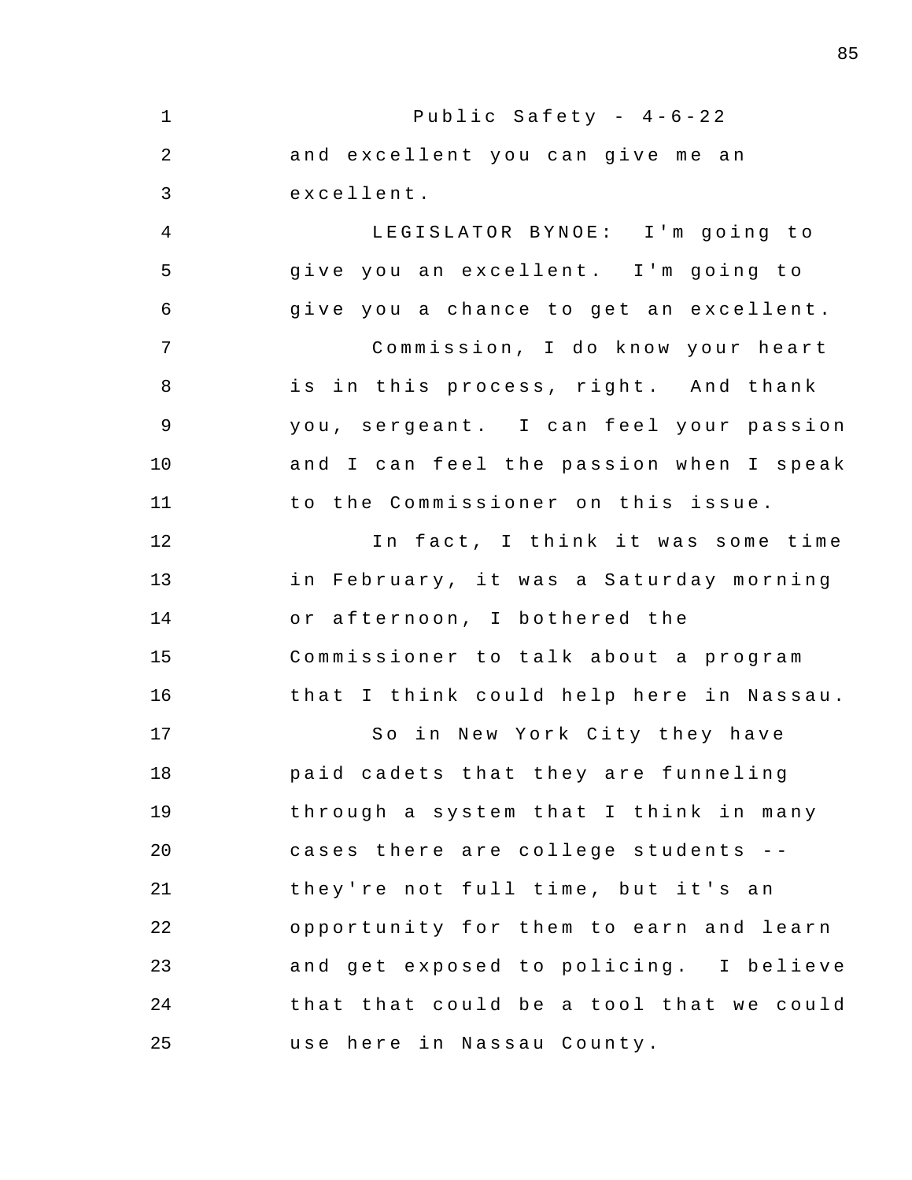and excellent you can give me an excellent.

LEGISLATOR BYNOE: I'm going to give you an excellent. I'm going to give you a chance to get an excellent.

Commission, I do know your heart is in this process, right. And thank you, sergeant. I can feel your passion and I can feel the passion when I speak to the Commissioner on this issue.

In fact, I think it was some time in February, it was a Saturday morning or afternoon, I bothered the Commissioner to talk about a program that I think could help here in Nassau.

So in New York City they have paid cadets that they are funneling through a system that I think in many cases there are college students -- they're not full time, but it's an opportunity for them to earn and learn and get exposed to policing. I believe that that could be a tool that we could use here in Nassau County.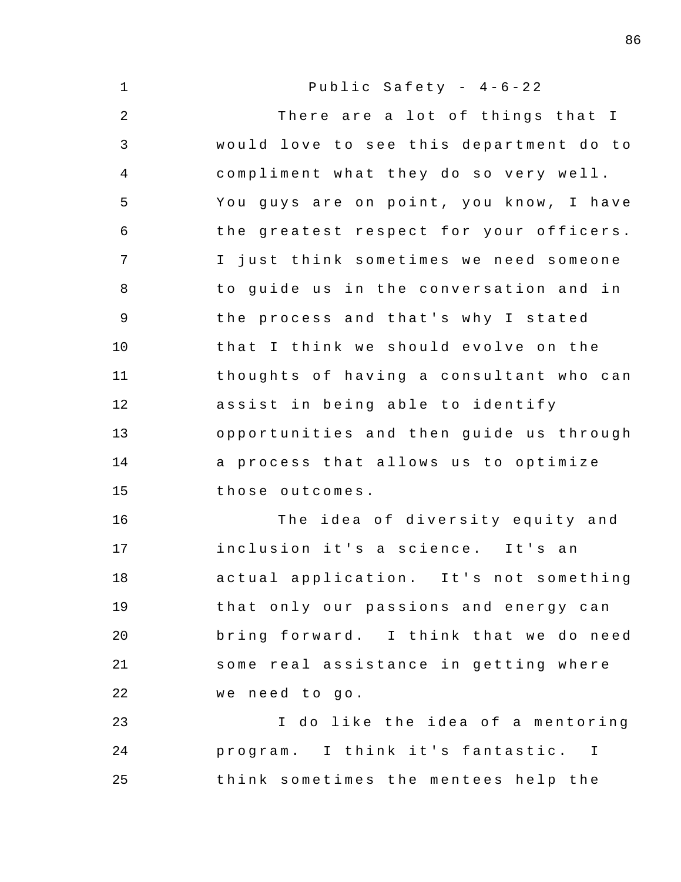Public Safety - 4-6-22

There are a lot of things that I would love to see this department do to compliment what they do so very well. You guys are on point, you know, I have the greatest respect for your officers. I just think sometimes we need someone to guide us in the conversation and in the process and that's why I stated that I think we should evolve on the thoughts of having a consultant who can assist in being able to identify opportunities and then guide us through a process that allows us to optimize those outcomes.

The idea of diversity equity and inclusion it's a science. It's an actual application. It's not something that only our passions and energy can bring forward. I think that we do need some real assistance in getting where we need to go.

I do like the idea of a mentoring program. I think it's fantastic. I think sometimes the mentees help the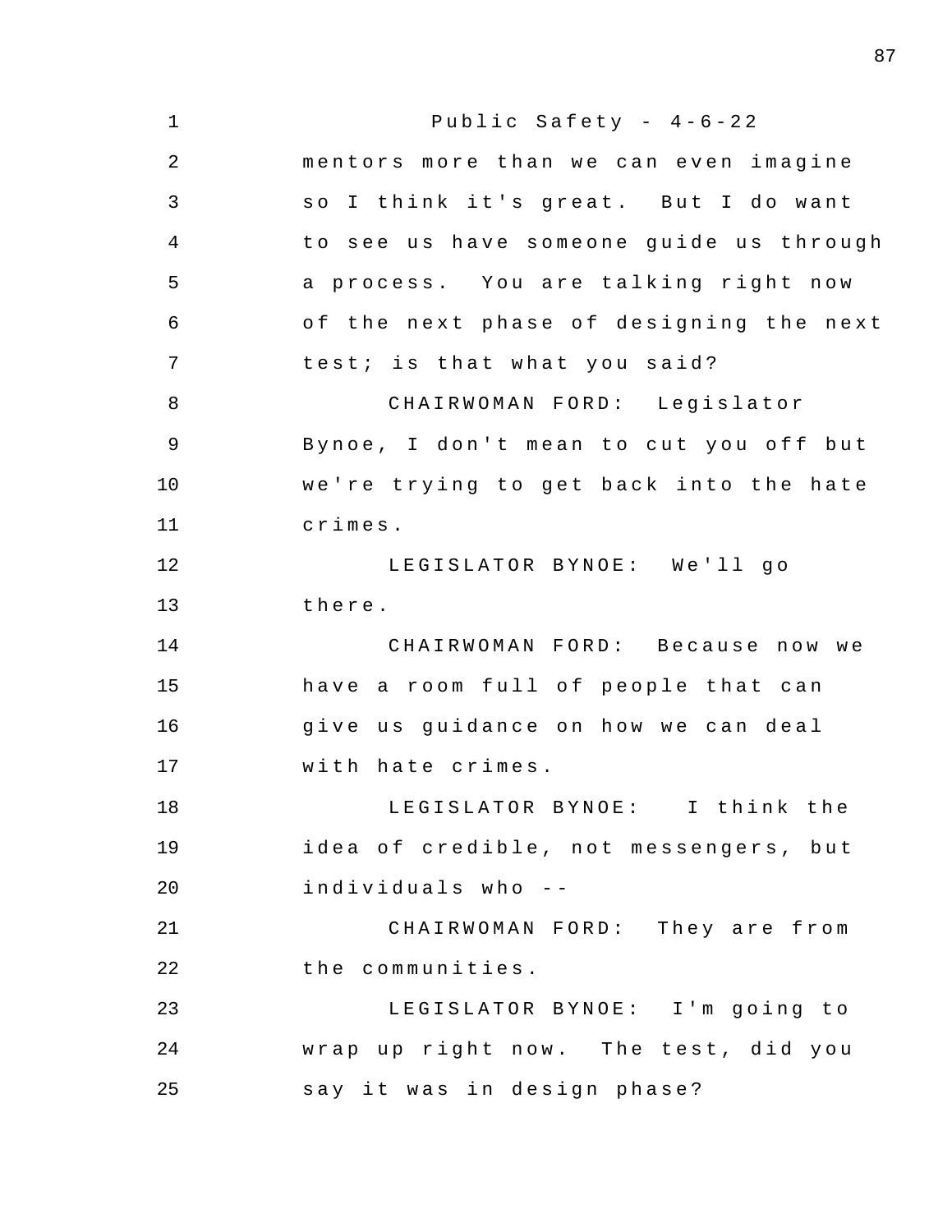mentors more than we can even imagine so I think it's great. But I do want to see us have someone guide us through a process. You are talking right now of the next phase of designing the next test; is that what you said?

CHAIRWOMAN FORD: Legislator Bynoe, I don't mean to cut you off but we're trying to get back into the hate crimes.

LEGISLATOR BYNOE: We'll go there.

CHAIRWOMAN FORD: Because now we have a room full of people that can give us guidance on how we can deal with hate crimes.

LEGISLATOR BYNOE: I think the idea of credible, not messengers, but individuals who --

CHAIRWOMAN FORD: They are from the communities.

LEGISLATOR BYNOE: I'm going to wrap up right now. The test, did you say it was in design phase?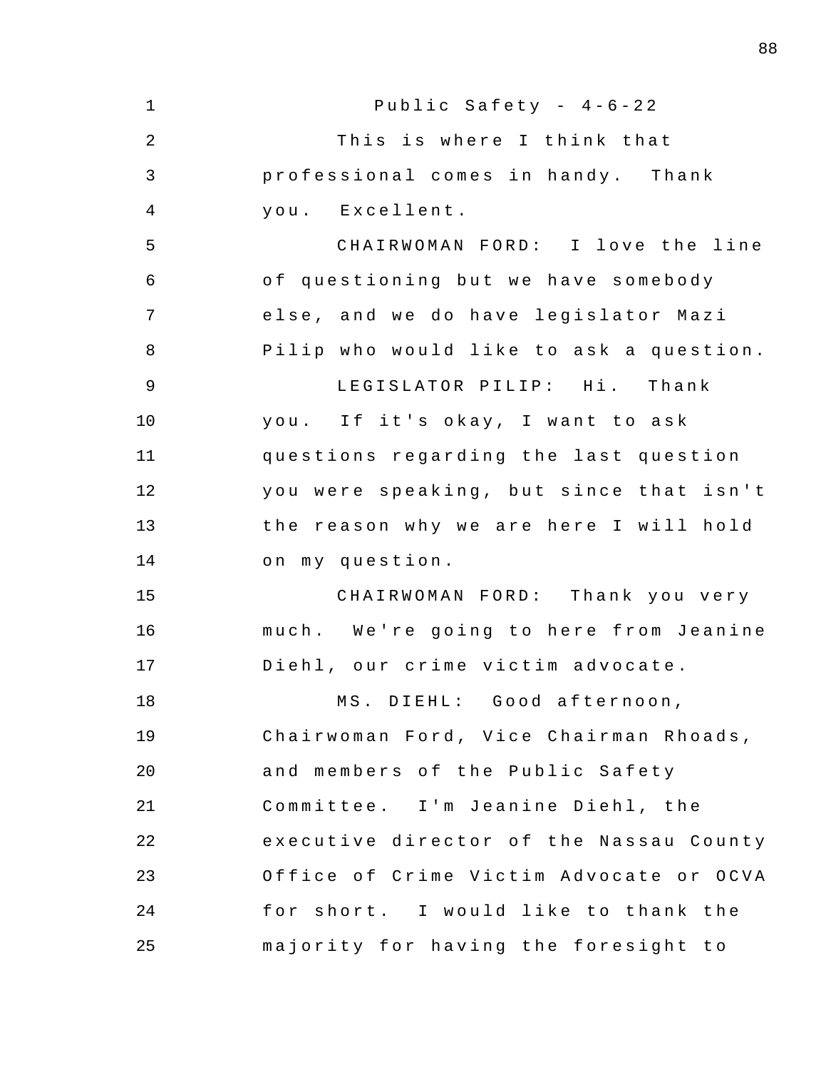Public Safety - 4-6-22

This is where I think that professional comes in handy. Thank you. Excellent.

CHAIRWOMAN FORD: I love the line of questioning but we have somebody else, and we do have legislator Mazi Pilip who would like to ask a question.

LEGISLATOR PILIP: Hi. Thank you. If it's okay, I want to ask questions regarding the last question you were speaking, but since that isn't the reason why we are here I will hold on my question.

CHAIRWOMAN FORD: Thank you very much. We're going to here from Jeanine Diehl, our crime victim advocate.

MS. DIEHL: Good afternoon, Chairwoman Ford, Vice Chairman Rhoads, and members of the Public Safety Committee. I'm Jeanine Diehl, the executive director of the Nassau County Office of Crime Victim Advocate or OCVA for short. I would like to thank the majority for having the foresight to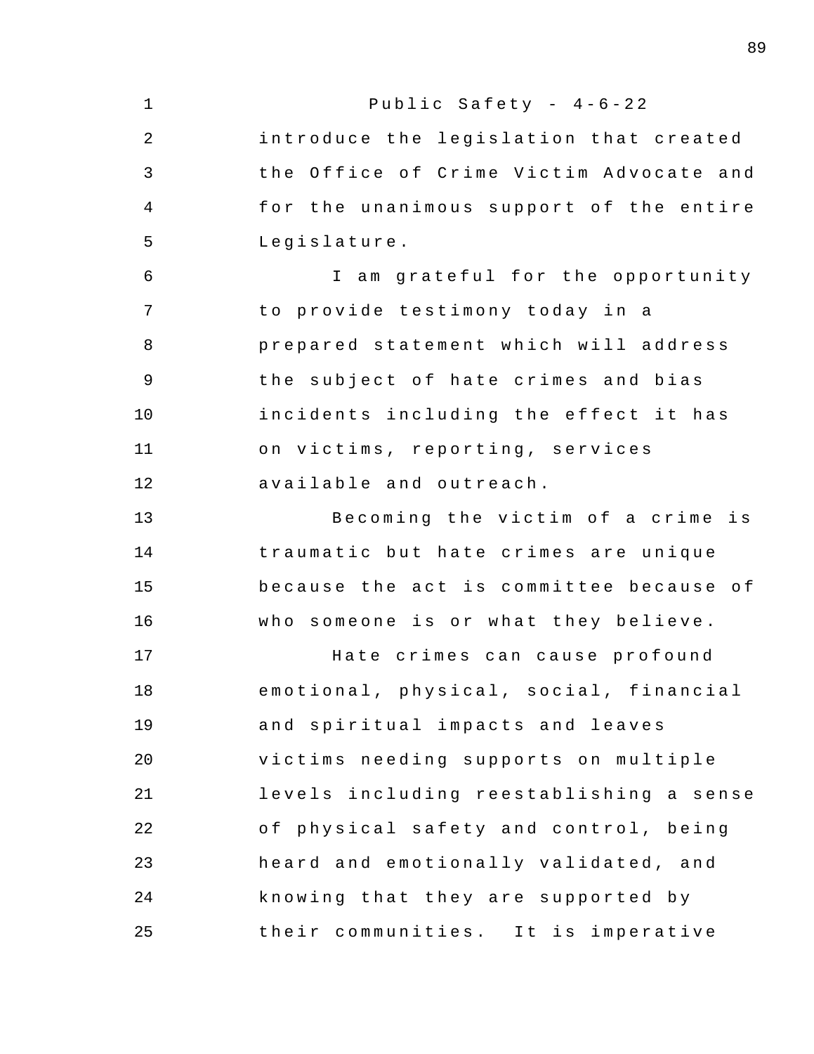introduce the legislation that created the Office of Crime Victim Advocate and for the unanimous support of the entire Legislature.

I am grateful for the opportunity to provide testimony today in a prepared statement which will address the subject of hate crimes and bias incidents including the effect it has on victims, reporting, services available and outreach.

Becoming the victim of a crime is traumatic but hate crimes are unique because the act is committee because of who someone is or what they believe.

Hate crimes can cause profound emotional, physical, social, financial and spiritual impacts and leaves victims needing supports on multiple levels including reestablishing a sense of physical safety and control, being heard and emotionally validated, and knowing that they are supported by their communities. It is imperative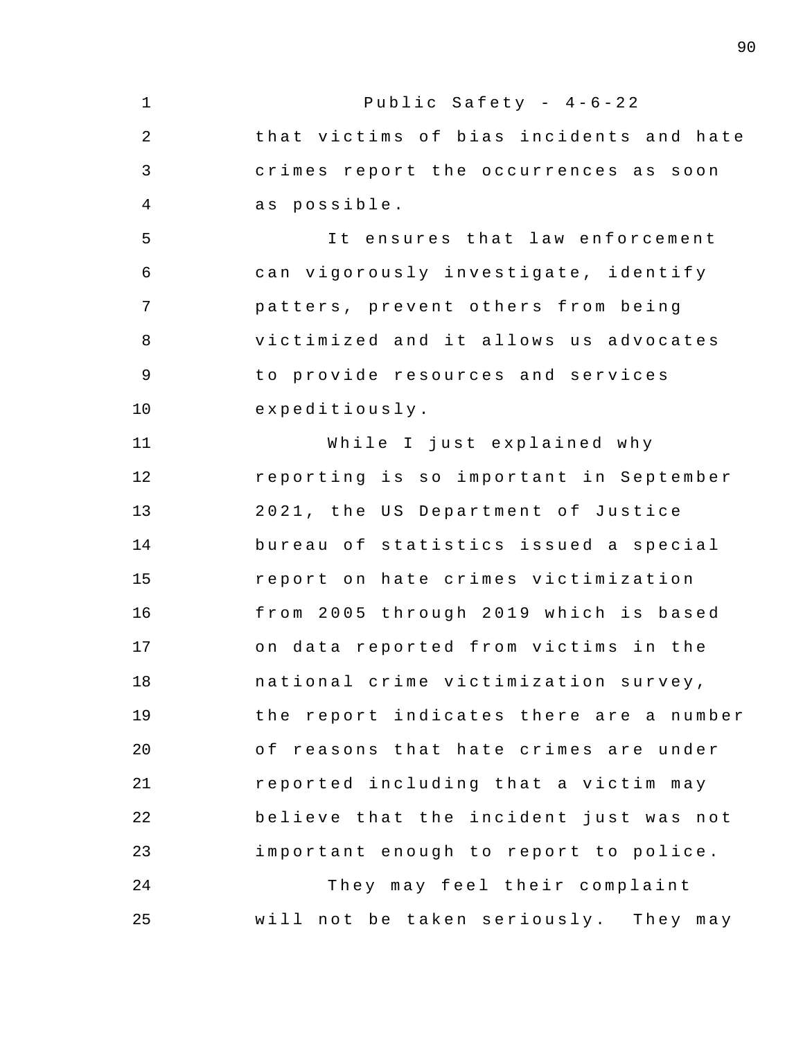that victims of bias incidents and hate crimes report the occurrences as soon as possible.

It ensures that law enforcement can vigorously investigate, identify patters, prevent others from being victimized and it allows us advocates to provide resources and services expeditiously.

While I just explained why reporting is so important in September 2021, the US Department of Justice bureau of statistics issued a special report on hate crimes victimization from 2005 through 2019 which is based on data reported from victims in the national crime victimization survey, the report indicates there are a number of reasons that hate crimes are under reported including that a victim may believe that the incident just was not important enough to report to police.

They may feel their complaint will not be taken seriously. They may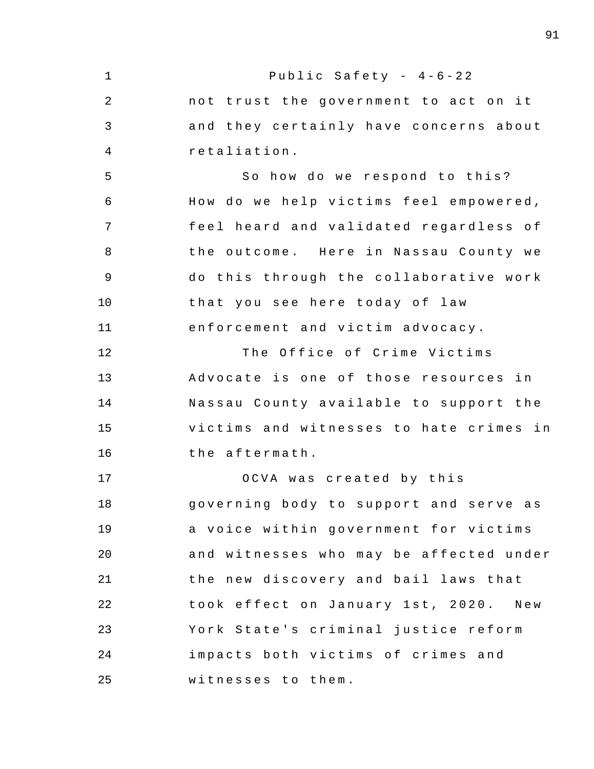not trust the government to act on it and they certainly have concerns about retaliation.

So how do we respond to this? How do we help victims feel empowered, feel heard and validated regardless of the outcome. Here in Nassau County we do this through the collaborative work that you see here today of law enforcement and victim advocacy.

The Office of Crime Victims Advocate is one of those resources in Nassau County available to support the victims and witnesses to hate crimes in the aftermath.

OCVA was created by this governing body to support and serve as a voice within government for victims and witnesses who may be affected under the new discovery and bail laws that took effect on January 1st, 2020. New York State's criminal justice reform impacts both victims of crimes and witnesses to them.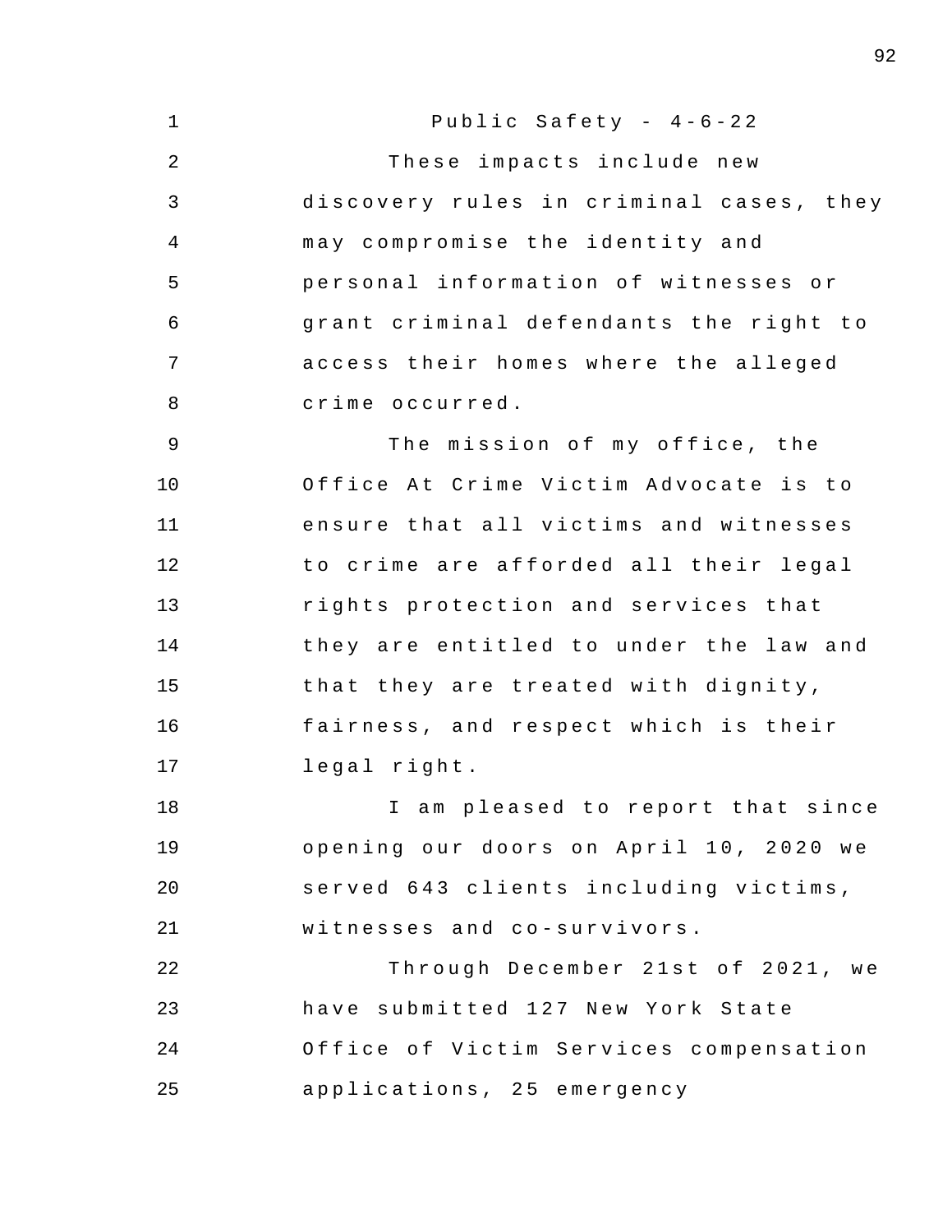These impacts include new discovery rules in criminal cases, they may compromise the identity and personal information of witnesses or grant criminal defendants the right to access their homes where the alleged crime occurred.

The mission of my office, the Office At Crime Victim Advocate is to ensure that all victims and witnesses to crime are afforded all their legal rights protection and services that they are entitled to under the law and that they are treated with dignity, fairness, and respect which is their legal right.

I am pleased to report that since opening our doors on April 10, 2020 we served 643 clients including victims, witnesses and co-survivors.

Through December 21st of 2021, we have submitted 127 New York State Office of Victim Services compensation applications, 25 emergency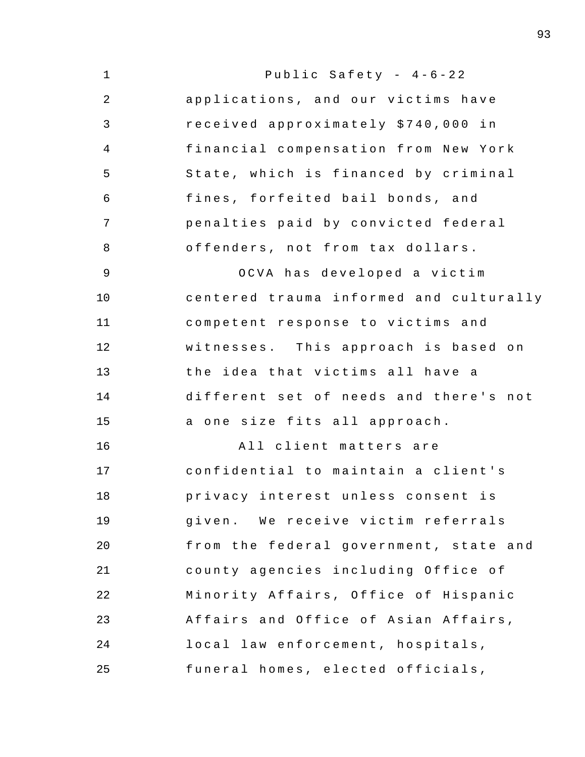applications, and our victims have received approximately $740,000 in financial compensation from New York State, which is financed by criminal fines, forfeited bail bonds, and penalties paid by convicted federal offenders, not from tax dollars.

OCVA has developed a victim centered trauma informed and culturally competent response to victims and witnesses. This approach is based on the idea that victims all have a different set of needs and there's not a one size fits all approach.

All client matters are confidential to maintain a client's privacy interest unless consent is given. We receive victim referrals from the federal government, state and county agencies including Office of Minority Affairs, Office of Hispanic Affairs and Office of Asian Affairs, local law enforcement, hospitals, funeral homes, elected officials,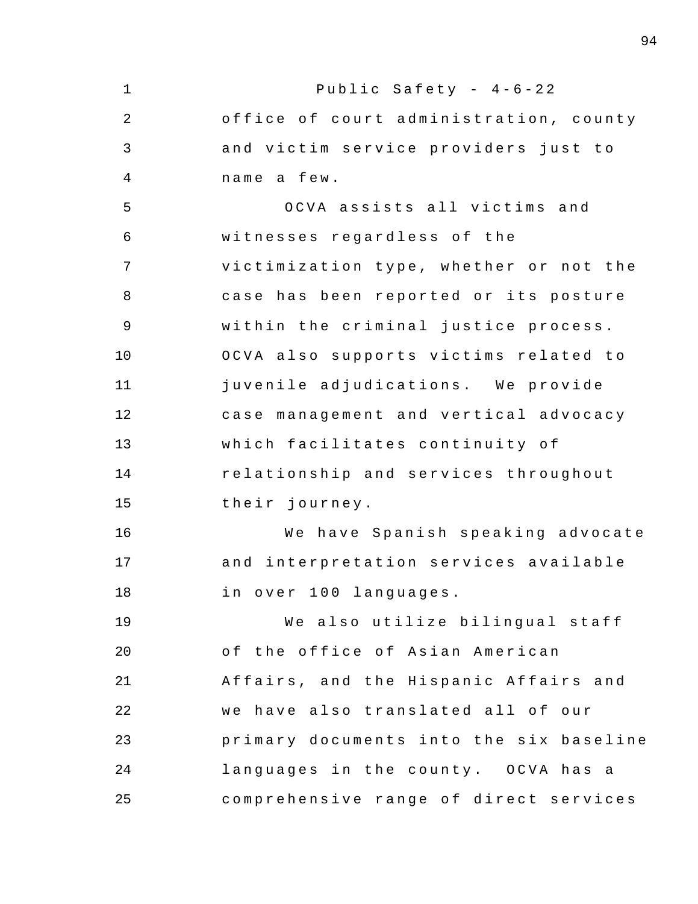office of court administration, county and victim service providers just to name a few.

OCVA assists all victims and witnesses regardless of the victimization type, whether or not the case has been reported or its posture within the criminal justice process. OCVA also supports victims related to juvenile adjudications. We provide case management and vertical advocacy which facilitates continuity of relationship and services throughout their journey.

We have Spanish speaking advocate and interpretation services available in over 100 languages.

We also utilize bilingual staff of the office of Asian American Affairs, and the Hispanic Affairs and we have also translated all of our primary documents into the six baseline languages in the county. OCVA has a comprehensive range of direct services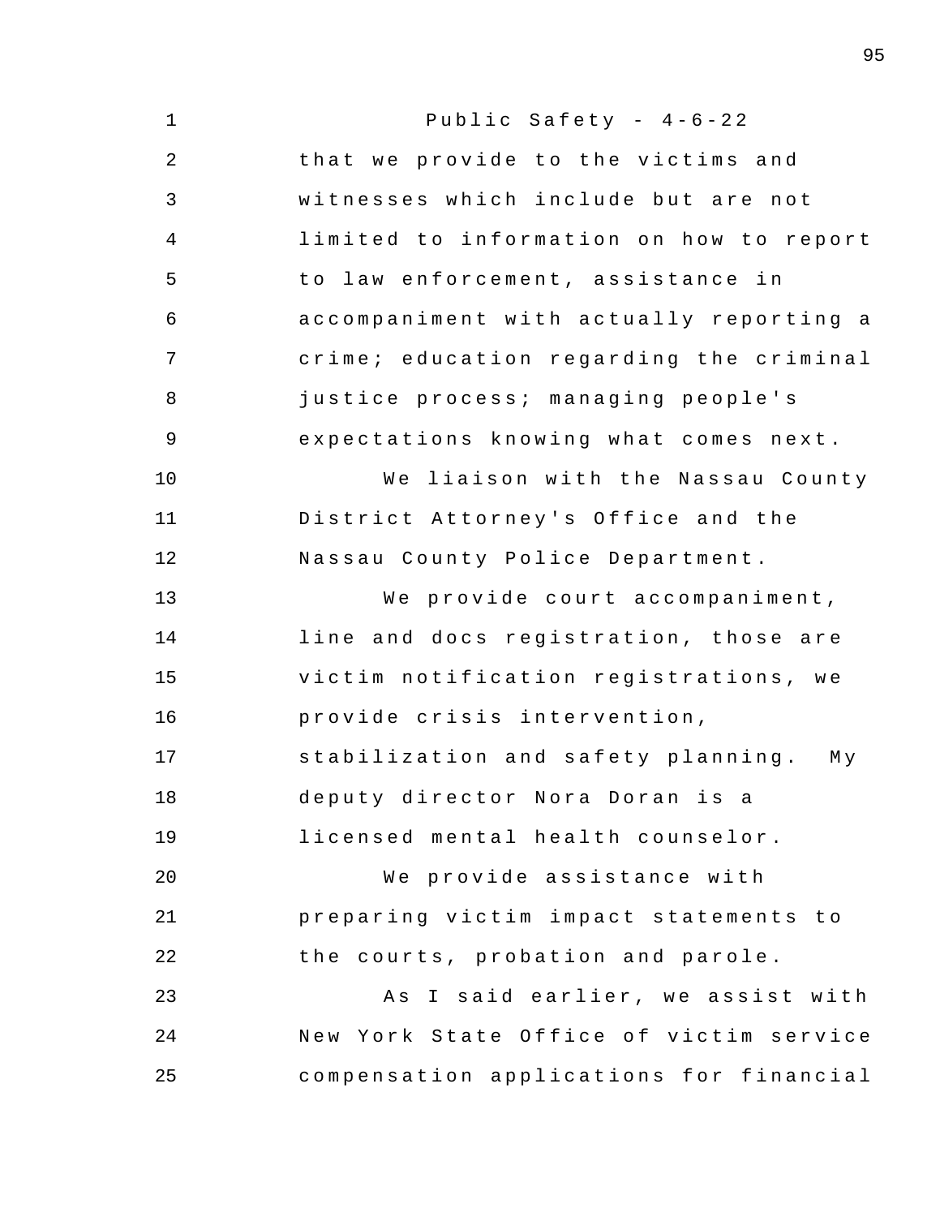that we provide to the victims and witnesses which include but are not limited to information on how to report to law enforcement, assistance in accompaniment with actually reporting a crime; education regarding the criminal justice process; managing people's expectations knowing what comes next.

We liaison with the Nassau County District Attorney's Office and the Nassau County Police Department.

We provide court accompaniment, line and docs registration, those are victim notification registrations, we provide crisis intervention, stabilization and safety planning. My deputy director Nora Doran is a licensed mental health counselor.

We provide assistance with preparing victim impact statements to the courts, probation and parole.

As I said earlier, we assist with New York State Office of victim service compensation applications for financial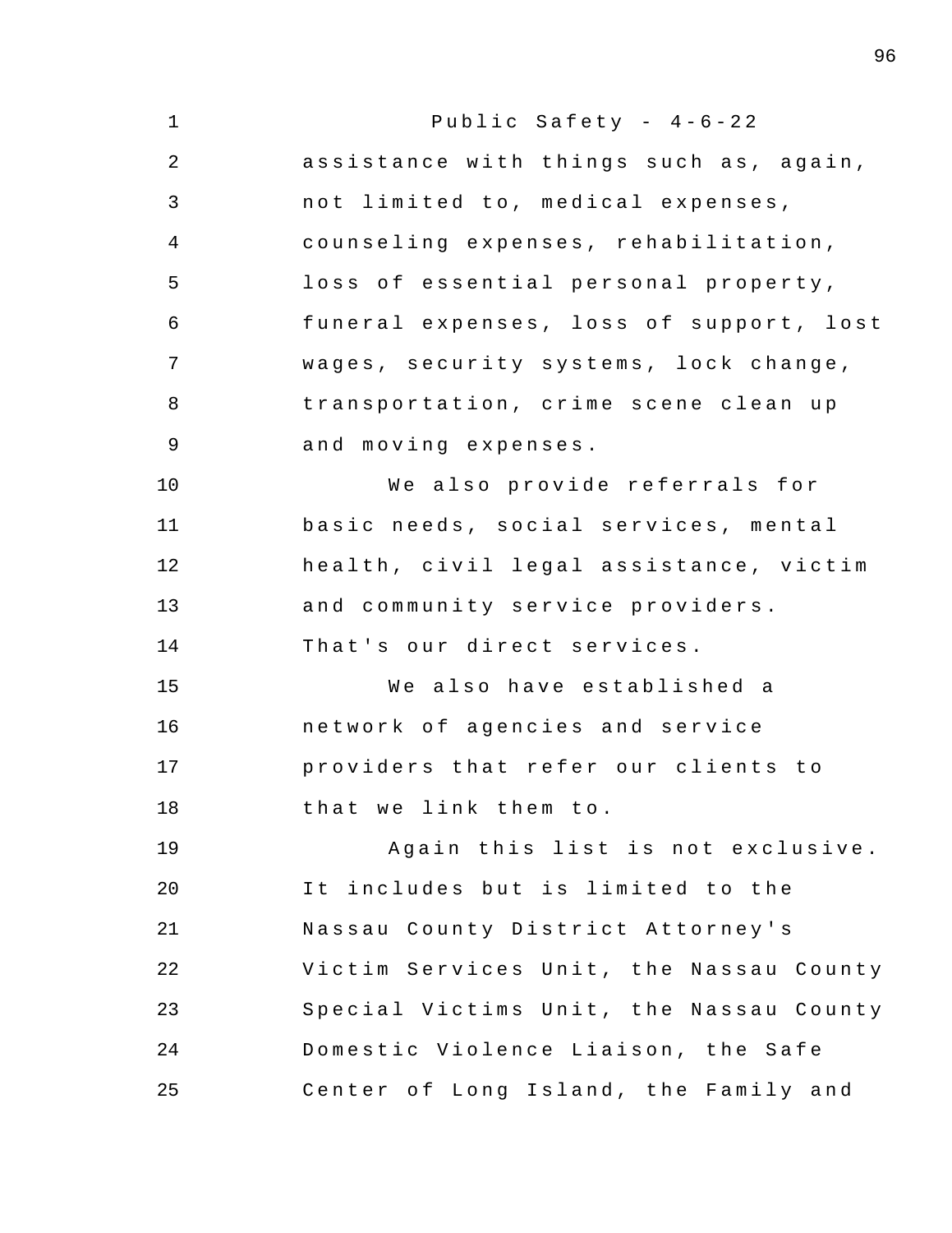assistance with things such as, again, not limited to, medical expenses, counseling expenses, rehabilitation, loss of essential personal property, funeral expenses, loss of support, lost wages, security systems, lock change, transportation, crime scene clean up and moving expenses.

We also provide referrals for basic needs, social services, mental health, civil legal assistance, victim and community service providers. That's our direct services.

We also have established a network of agencies and service providers that refer our clients to that we link them to.

Again this list is not exclusive. It includes but is limited to the Nassau County District Attorney's Victim Services Unit, the Nassau County Special Victims Unit, the Nassau County Domestic Violence Liaison, the Safe Center of Long Island, the Family and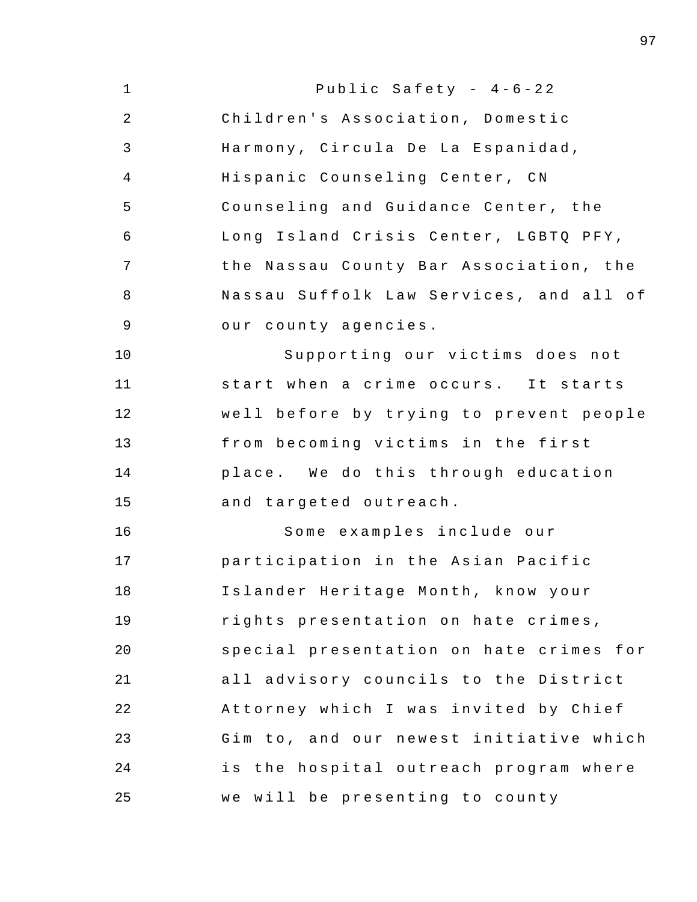Public Safety - 4-6-22

Children's Association, Domestic Harmony, Circula De La Espanidad, Hispanic Counseling Center, CN Counseling and Guidance Center, the Long Island Crisis Center, LGBTQ PFY, the Nassau County Bar Association, the Nassau Suffolk Law Services, and all of our county agencies.

Supporting our victims does not start when a crime occurs. It starts well before by trying to prevent people from becoming victims in the first place. We do this through education and targeted outreach.

Some examples include our participation in the Asian Pacific Islander Heritage Month, know your rights presentation on hate crimes, special presentation on hate crimes for all advisory councils to the District Attorney which I was invited by Chief Gim to, and our newest initiative which is the hospital outreach program where we will be presenting to county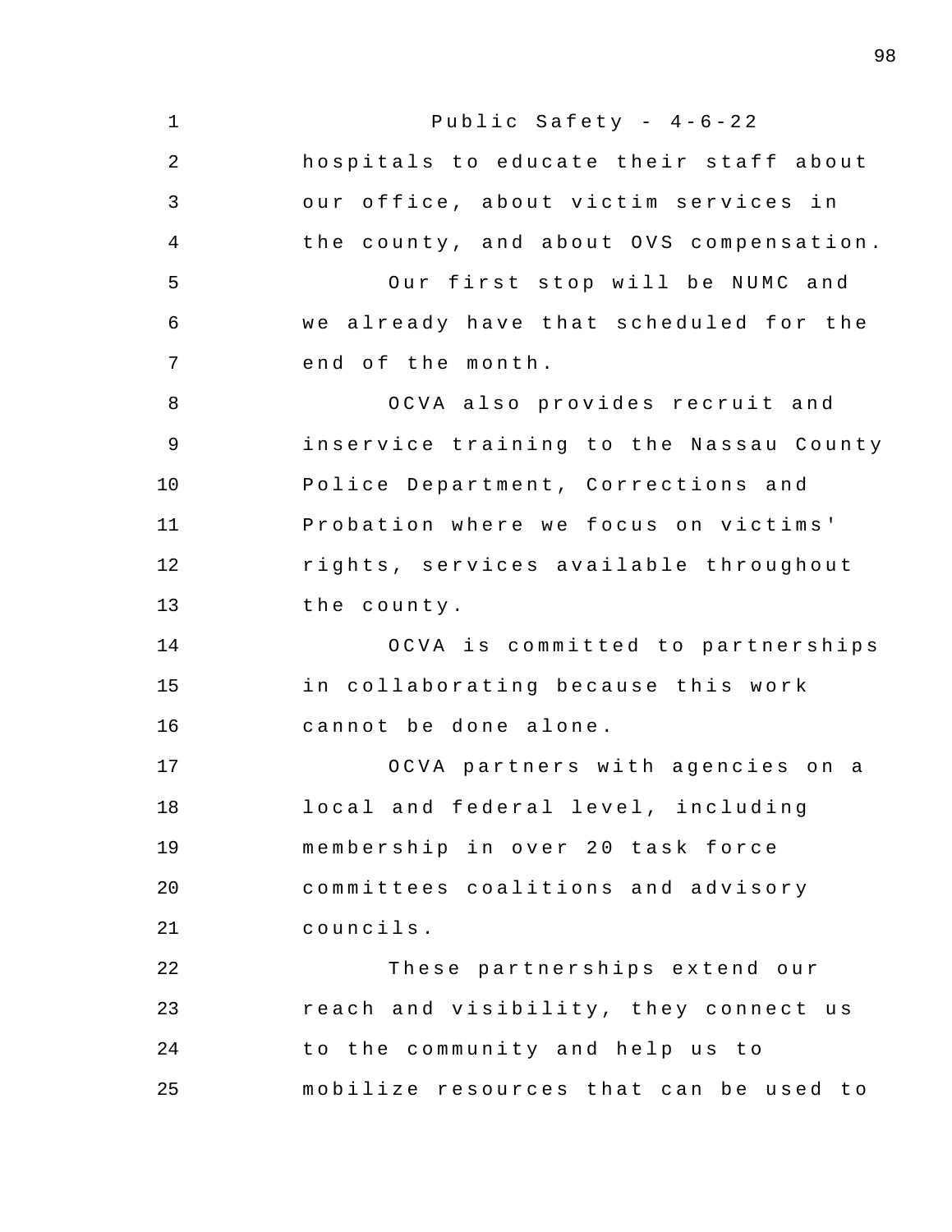hospitals to educate their staff about our office, about victim services in the county, and about OVS compensation.

Our first stop will be NUMC and we already have that scheduled for the end of the month.

OCVA also provides recruit and inservice training to the Nassau County Police Department, Corrections and Probation where we focus on victims' rights, services available throughout the county.

OCVA is committed to partnerships in collaborating because this work cannot be done alone.

OCVA partners with agencies on a local and federal level, including membership in over 20 task force committees coalitions and advisory councils.

These partnerships extend our reach and visibility, they connect us to the community and help us to mobilize resources that can be used to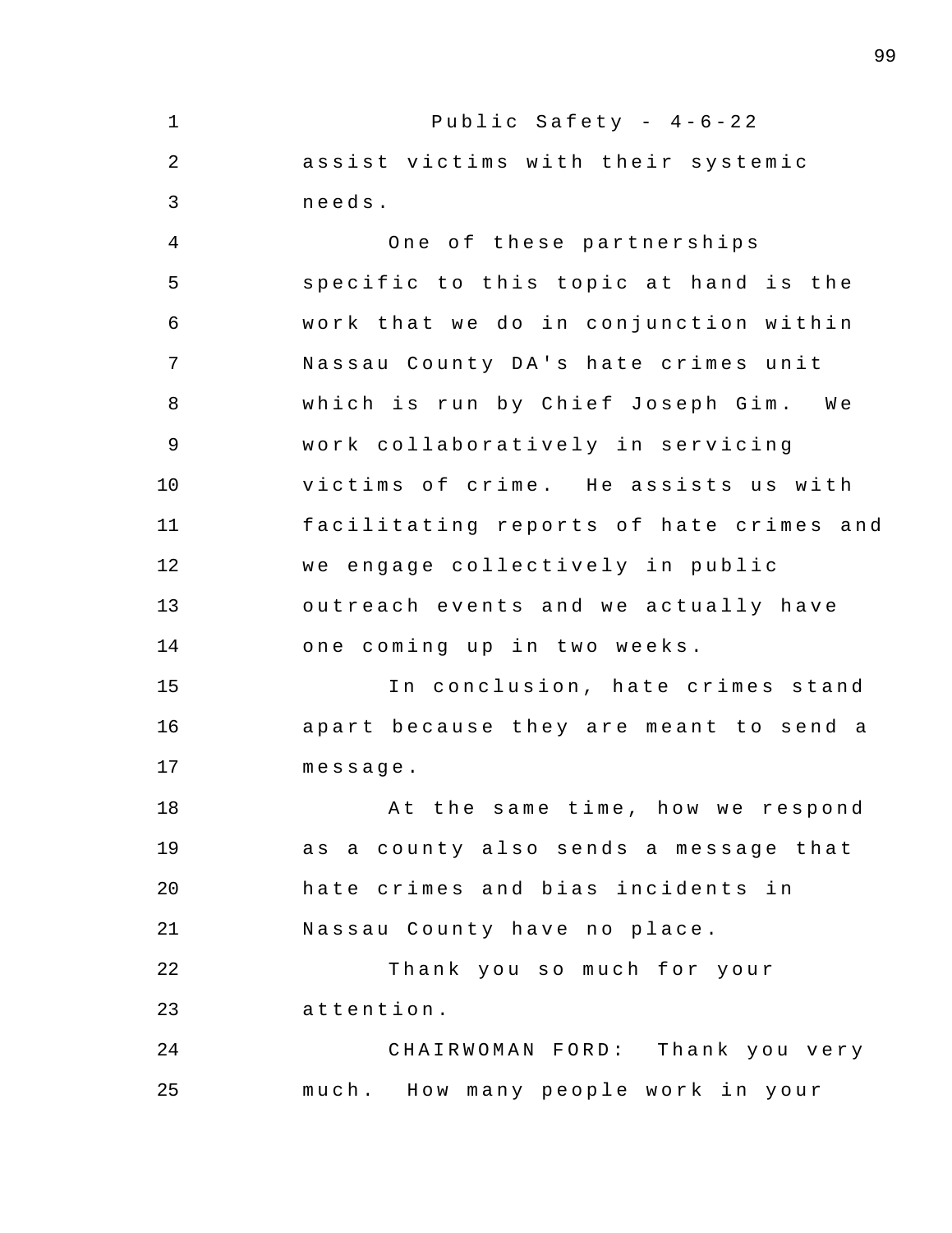assist victims with their systemic needs.

One of these partnerships specific to this topic at hand is the work that we do in conjunction within Nassau County DA's hate crimes unit which is run by Chief Joseph Gim. We work collaboratively in servicing victims of crime. He assists us with facilitating reports of hate crimes and we engage collectively in public outreach events and we actually have one coming up in two weeks.

In conclusion, hate crimes stand apart because they are meant to send a message.

At the same time, how we respond as a county also sends a message that hate crimes and bias incidents in Nassau County have no place.

Thank you so much for your attention.

CHAIRWOMAN FORD: Thank you very much. How many people work in your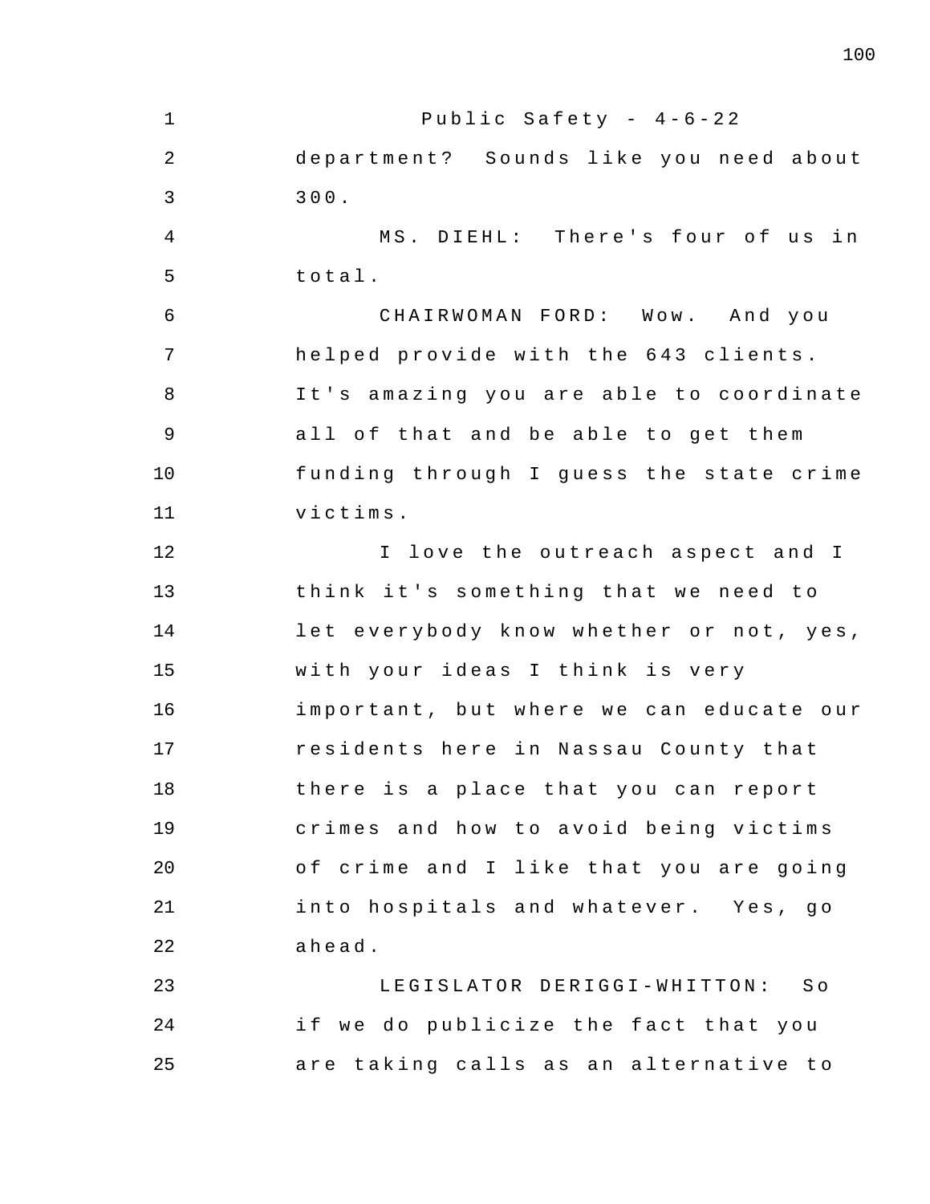department? Sounds like you need about 300.

MS. DIEHL: There's four of us in total.

CHAIRWOMAN FORD: Wow. And you helped provide with the 643 clients. It's amazing you are able to coordinate all of that and be able to get them funding through I guess the state crime victims.

I love the outreach aspect and I think it's something that we need to let everybody know whether or not, yes, with your ideas I think is very important, but where we can educate our residents here in Nassau County that there is a place that you can report crimes and how to avoid being victims of crime and I like that you are going into hospitals and whatever. Yes, go ahead.

LEGISLATOR DERIGGI-WHITTON: So if we do publicize the fact that you are taking calls as an alternative to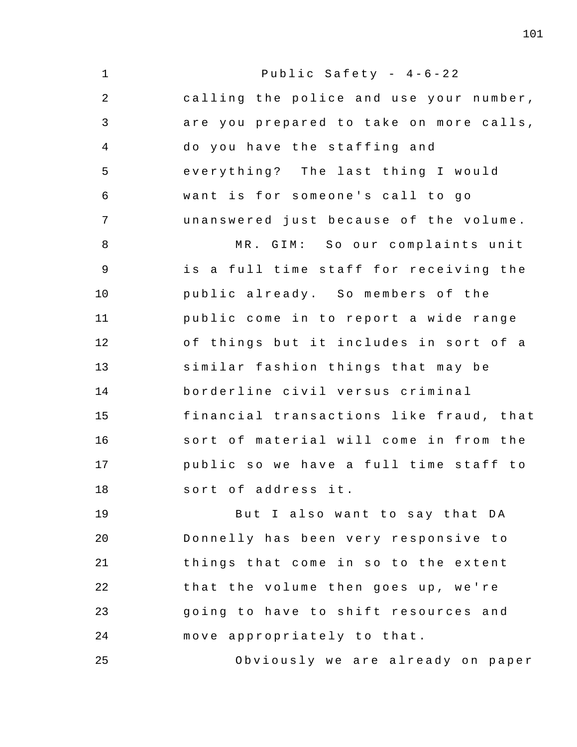calling the police and use your number, are you prepared to take on more calls, do you have the staffing and everything? The last thing I would want is for someone's call to go unanswered just because of the volume.

MR. GIM: So our complaints unit is a full time staff for receiving the public already. So members of the public come in to report a wide range of things but it includes in sort of a similar fashion things that may be borderline civil versus criminal financial transactions like fraud, that sort of material will come in from the public so we have a full time staff to sort of address it.

But I also want to say that DA Donnelly has been very responsive to things that come in so to the extent that the volume then goes up, we're going to have to shift resources and move appropriately to that.

Obviously we are already on paper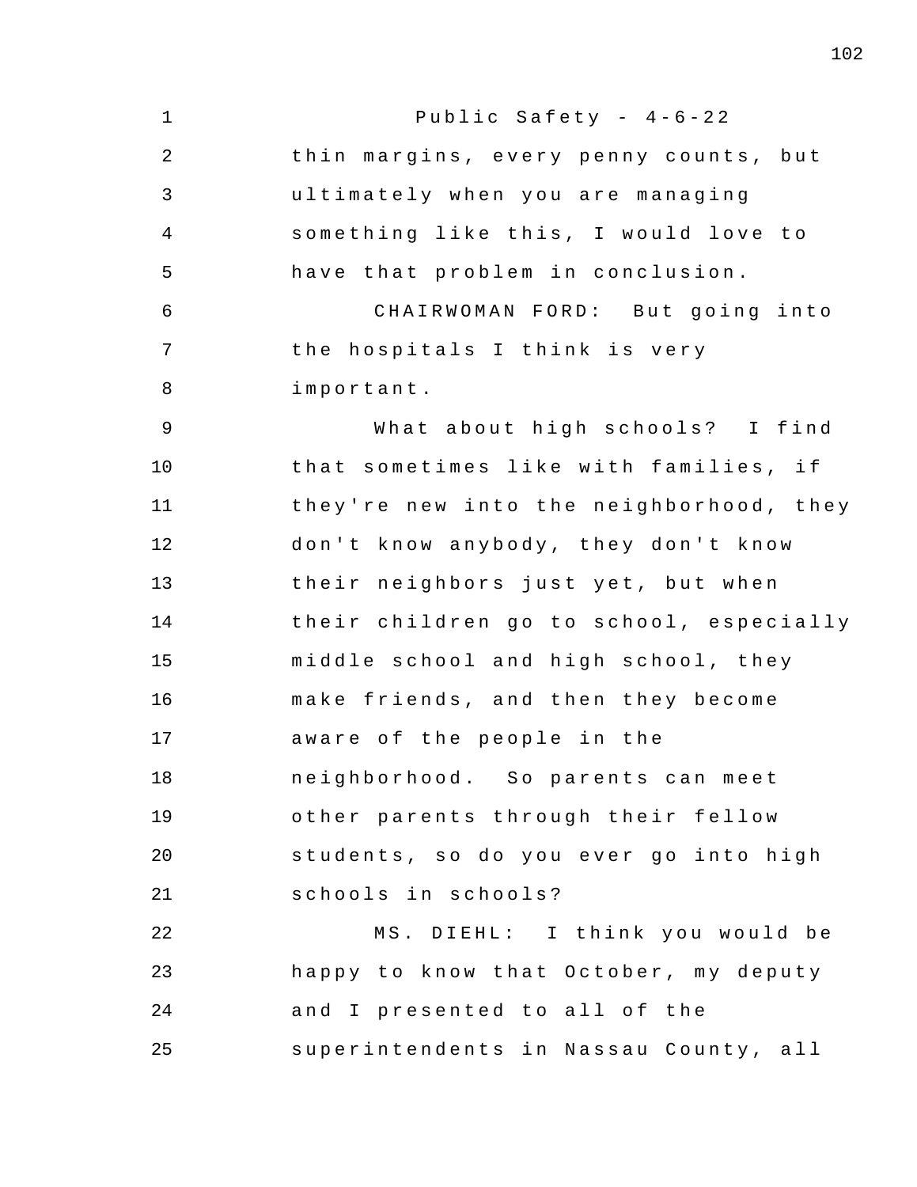thin margins, every penny counts, but ultimately when you are managing something like this, I would love to have that problem in conclusion.

CHAIRWOMAN FORD: But going into the hospitals I think is very important.

What about high schools? I find that sometimes like with families, if they're new into the neighborhood, they don't know anybody, they don't know their neighbors just yet, but when their children go to school, especially middle school and high school, they make friends, and then they become aware of the people in the neighborhood. So parents can meet other parents through their fellow students, so do you ever go into high schools in schools?

MS. DIEHL: I think you would be happy to know that October, my deputy and I presented to all of the superintendents in Nassau County, all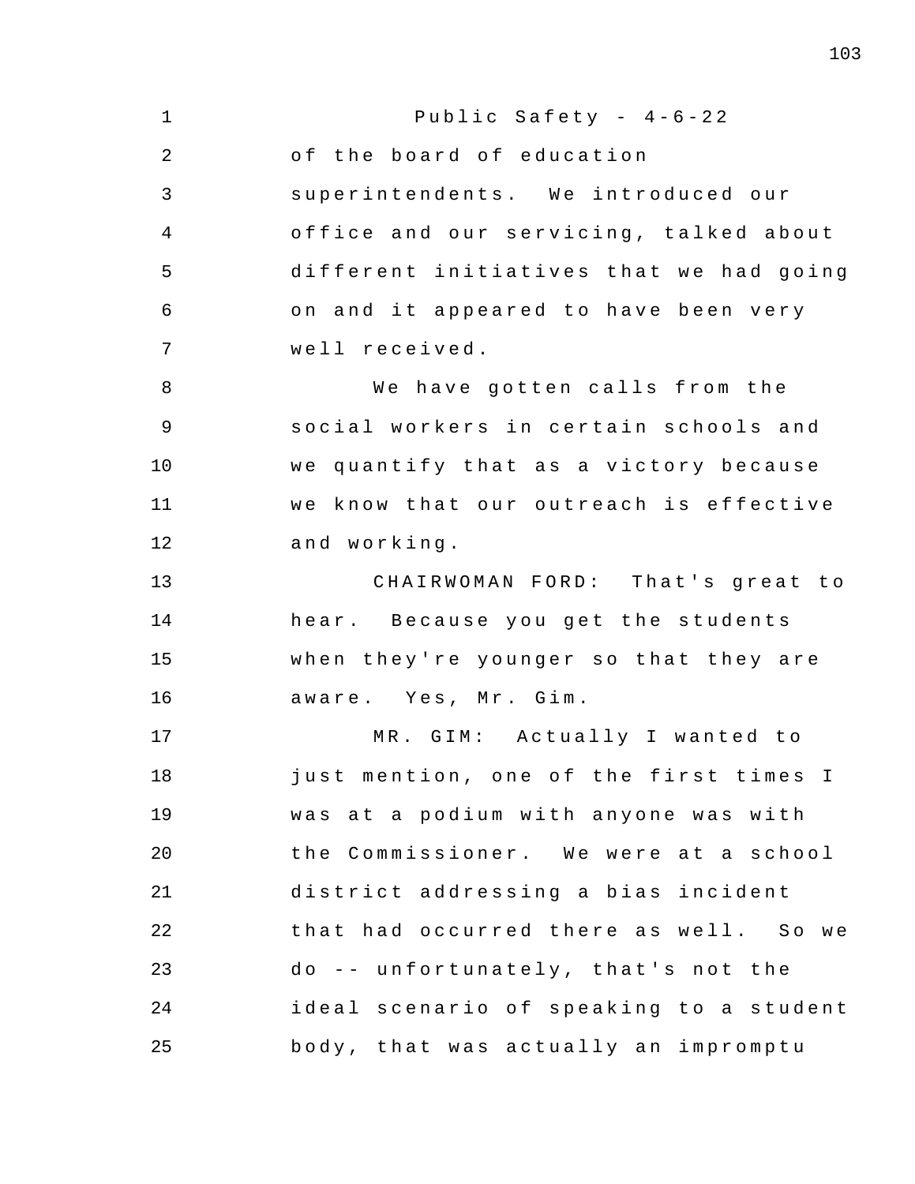of the board of education superintendents. We introduced our office and our servicing, talked about different initiatives that we had going on and it appeared to have been very well received.

We have gotten calls from the social workers in certain schools and we quantify that as a victory because we know that our outreach is effective and working.

CHAIRWOMAN FORD: That's great to hear. Because you get the students when they're younger so that they are aware. Yes, Mr. Gim.

MR. GIM: Actually I wanted to just mention, one of the first times I was at a podium with anyone was with the Commissioner. We were at a school district addressing a bias incident that had occurred there as well. So we do -- unfortunately, that's not the ideal scenario of speaking to a student body, that was actually an impromptu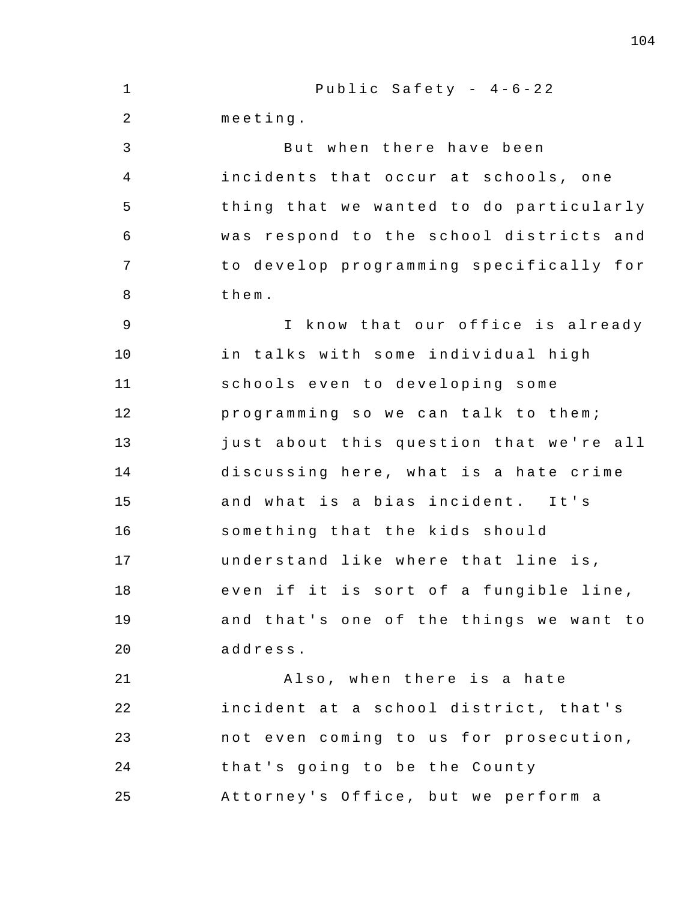meeting.

But when there have been incidents that occur at schools, one thing that we wanted to do particularly was respond to the school districts and to develop programming specifically for them.

I know that our office is already in talks with some individual high schools even to developing some programming so we can talk to them; just about this question that we're all discussing here, what is a hate crime and what is a bias incident. It's something that the kids should understand like where that line is, even if it is sort of a fungible line, and that's one of the things we want to address.

Also, when there is a hate incident at a school district, that's not even coming to us for prosecution, that's going to be the County Attorney's Office, but we perform a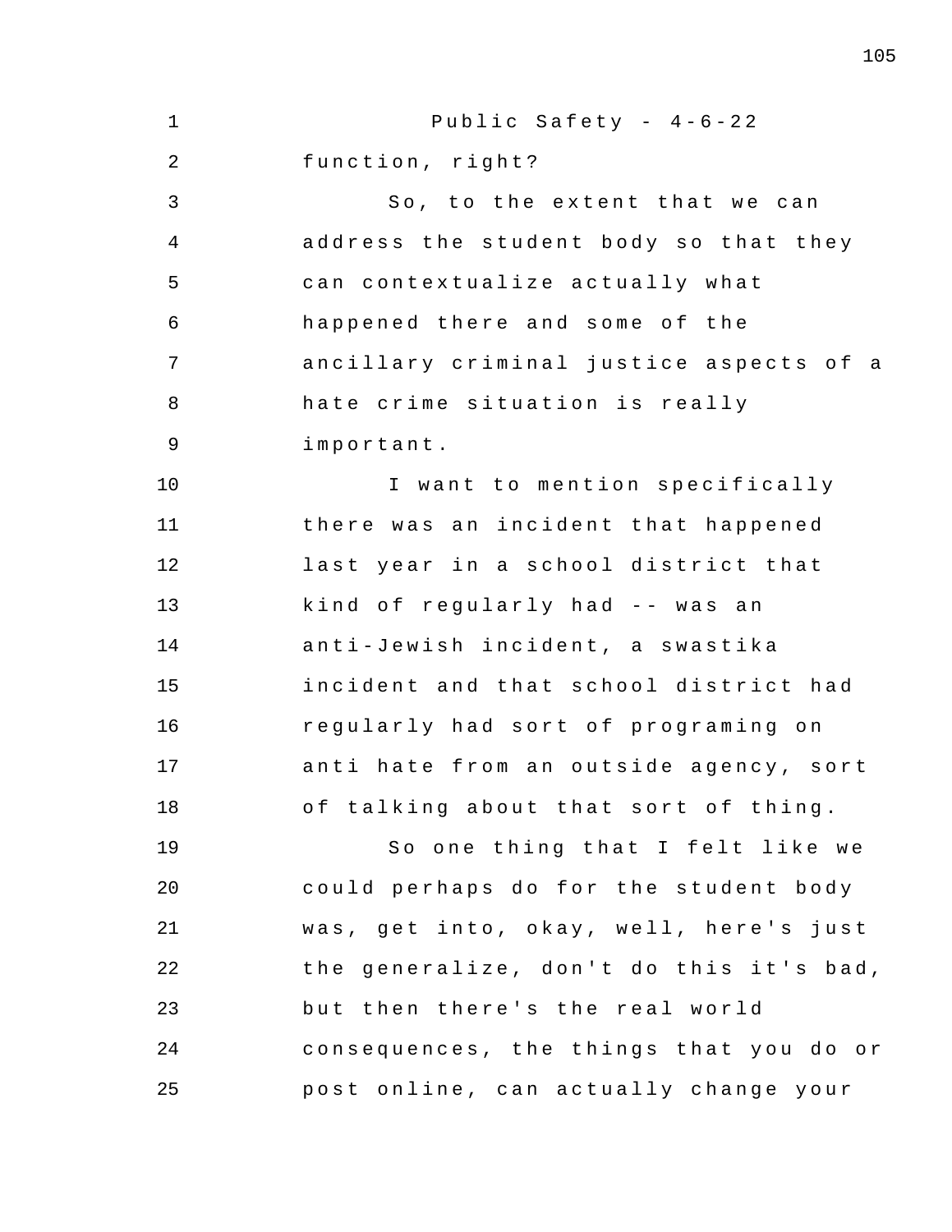function, right?

So, to the extent that we can address the student body so that they can contextualize actually what happened there and some of the ancillary criminal justice aspects of a hate crime situation is really important.

I want to mention specifically there was an incident that happened last year in a school district that kind of regularly had -- was an anti-Jewish incident, a swastika incident and that school district had regularly had sort of programing on anti hate from an outside agency, sort of talking about that sort of thing.

So one thing that I felt like we could perhaps do for the student body was, get into, okay, well, here's just the generalize, don't do this it's bad, but then there's the real world consequences, the things that you do or post online, can actually change your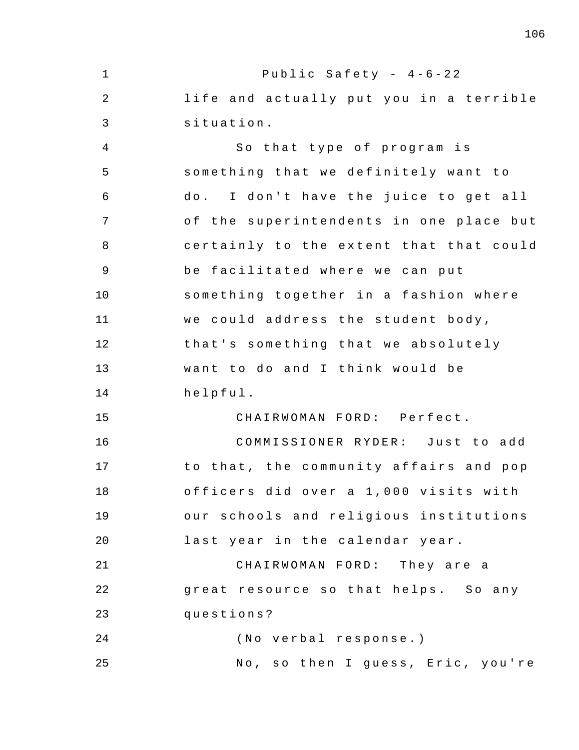life and actually put you in a terrible situation.

So that type of program is something that we definitely want to do. I don't have the juice to get all of the superintendents in one place but certainly to the extent that that could be facilitated where we can put something together in a fashion where we could address the student body, that's something that we absolutely want to do and I think would be helpful.

CHAIRWOMAN FORD: Perfect.

COMMISSIONER RYDER: Just to add to that, the community affairs and pop officers did over a 1,000 visits with our schools and religious institutions last year in the calendar year.

CHAIRWOMAN FORD: They are a great resource so that helps. So any questions?

(No verbal response.)

No, so then I guess, Eric, you're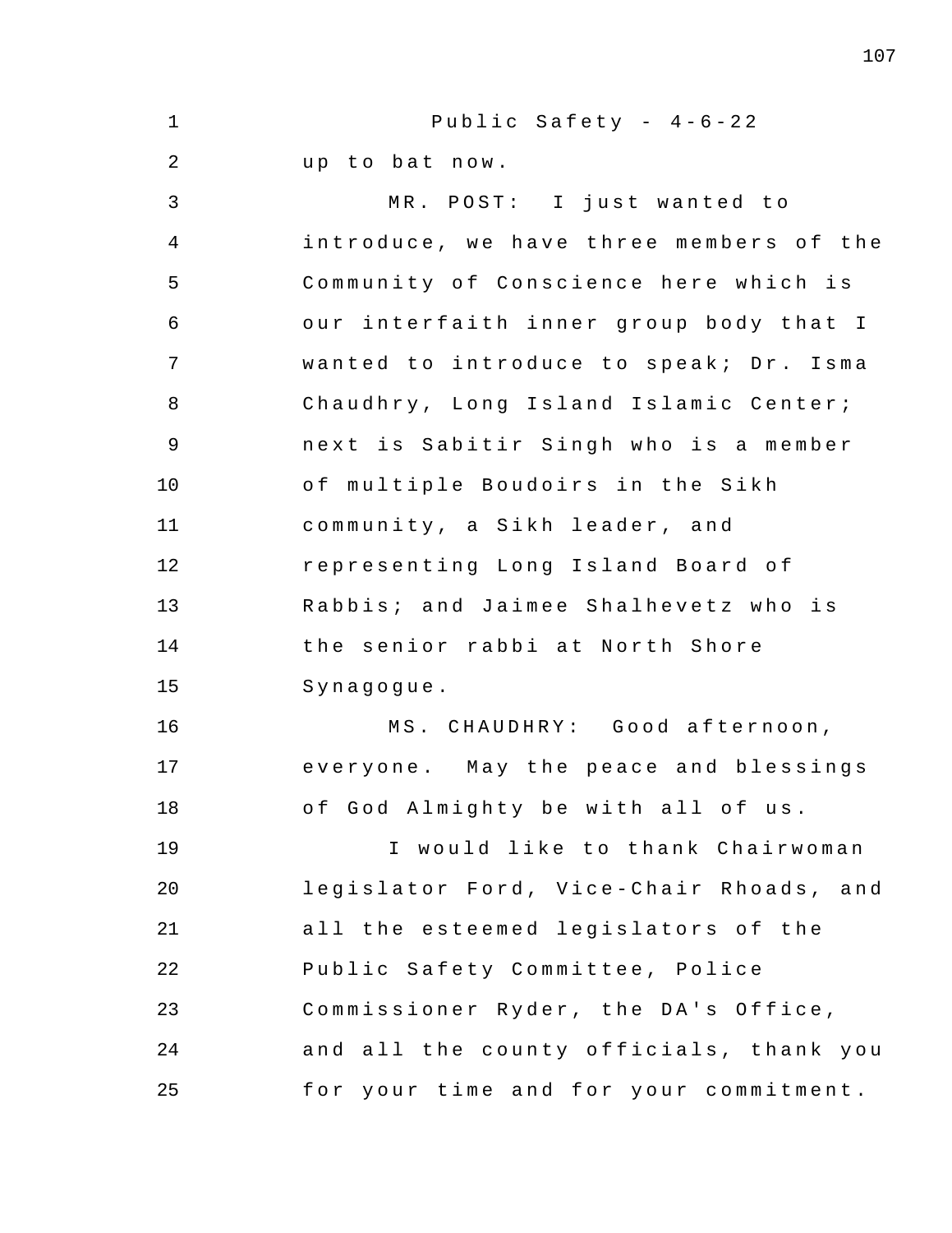up to bat now.

MR. POST: I just wanted to introduce, we have three members of the Community of Conscience here which is our interfaith inner group body that I wanted to introduce to speak; Dr. Isma Chaudhry, Long Island Islamic Center; next is Sabitir Singh who is a member of multiple Boudoirs in the Sikh community, a Sikh leader, and representing Long Island Board of Rabbis; and Jaimee Shalhevetz who is the senior rabbi at North Shore Synagogue.

MS. CHAUDHRY: Good afternoon, everyone. May the peace and blessings of God Almighty be with all of us.

I would like to thank Chairwoman legislator Ford, Vice-Chair Rhoads, and all the esteemed legislators of the Public Safety Committee, Police Commissioner Ryder, the DA's Office, and all the county officials, thank you for your time and for your commitment.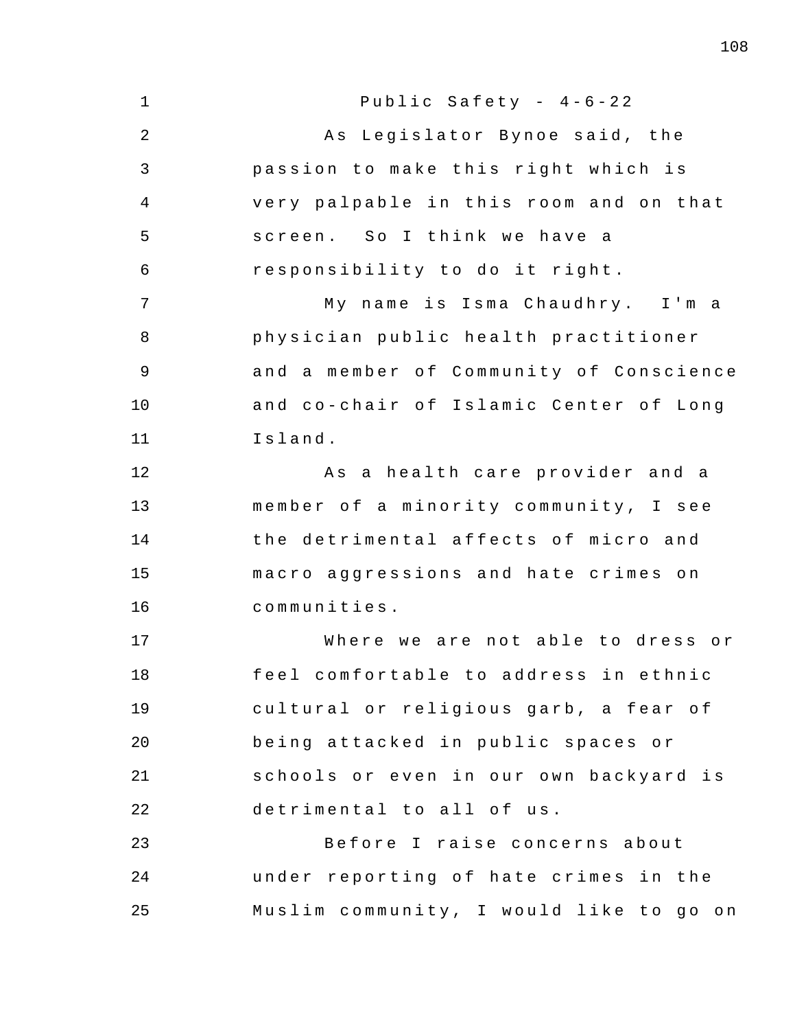As Legislator Bynoe said, the passion to make this right which is very palpable in this room and on that screen. So I think we have a responsibility to do it right.

My name is Isma Chaudhry. I'm a physician public health practitioner and a member of Community of Conscience and co-chair of Islamic Center of Long Island.

As a health care provider and a member of a minority community, I see the detrimental affects of micro and macro aggressions and hate crimes on communities.

Where we are not able to dress or feel comfortable to address in ethnic cultural or religious garb, a fear of being attacked in public spaces or schools or even in our own backyard is detrimental to all of us.

Before I raise concerns about under reporting of hate crimes in the Muslim community, I would like to go on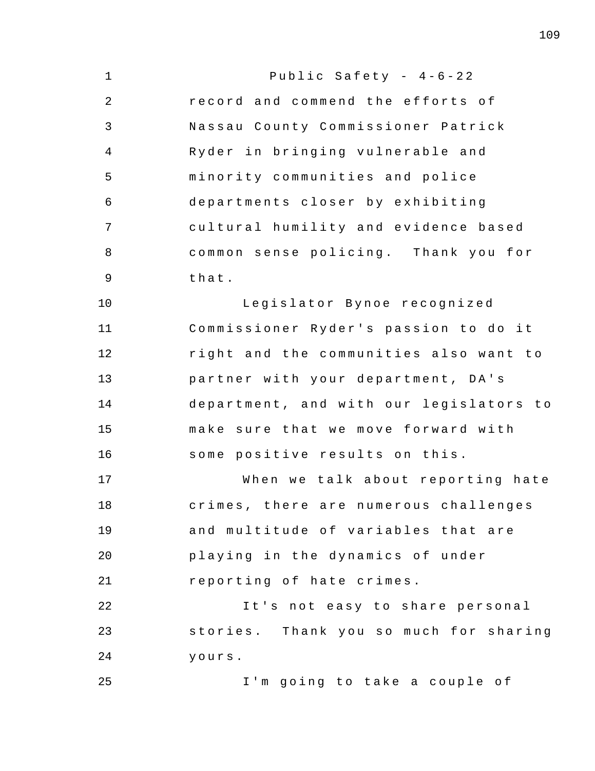record and commend the efforts of Nassau County Commissioner Patrick Ryder in bringing vulnerable and minority communities and police departments closer by exhibiting cultural humility and evidence based common sense policing. Thank you for that.

Legislator Bynoe recognized Commissioner Ryder's passion to do it right and the communities also want to partner with your department, DA's department, and with our legislators to make sure that we move forward with some positive results on this.

When we talk about reporting hate crimes, there are numerous challenges and multitude of variables that are playing in the dynamics of under reporting of hate crimes.

It's not easy to share personal stories. Thank you so much for sharing yours.

I'm going to take a couple of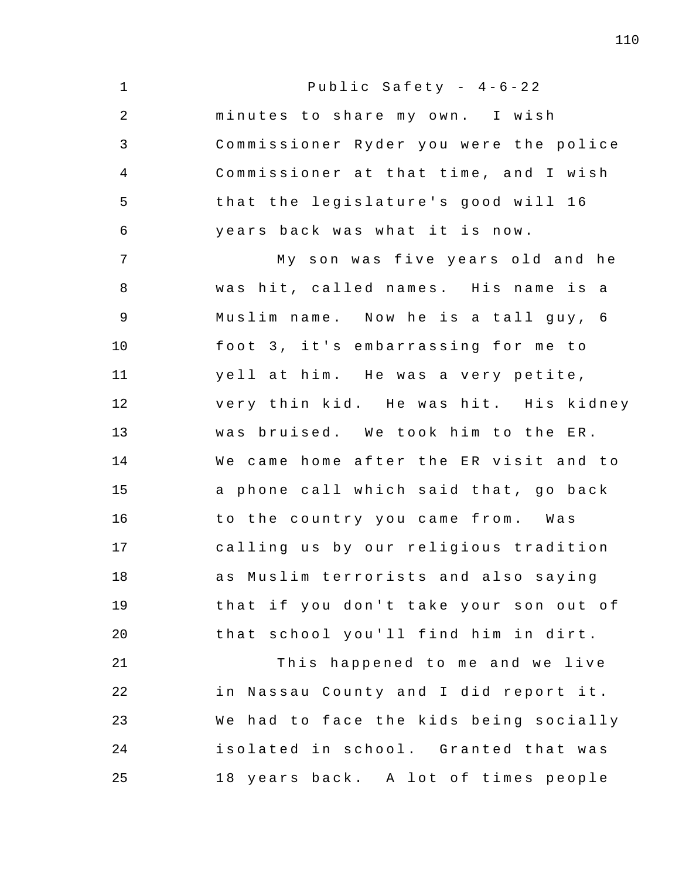minutes to share my own. I wish Commissioner Ryder you were the police Commissioner at that time, and I wish that the legislature's good will 16 years back was what it is now.

My son was five years old and he was hit, called names. His name is a Muslim name. Now he is a tall guy, 6 foot 3, it's embarrassing for me to yell at him. He was a very petite, very thin kid. He was hit. His kidney was bruised. We took him to the ER. We came home after the ER visit and to a phone call which said that, go back to the country you came from. Was calling us by our religious tradition as Muslim terrorists and also saying that if you don't take your son out of that school you'll find him in dirt.

This happened to me and we live in Nassau County and I did report it. We had to face the kids being socially isolated in school. Granted that was 18 years back. A lot of times people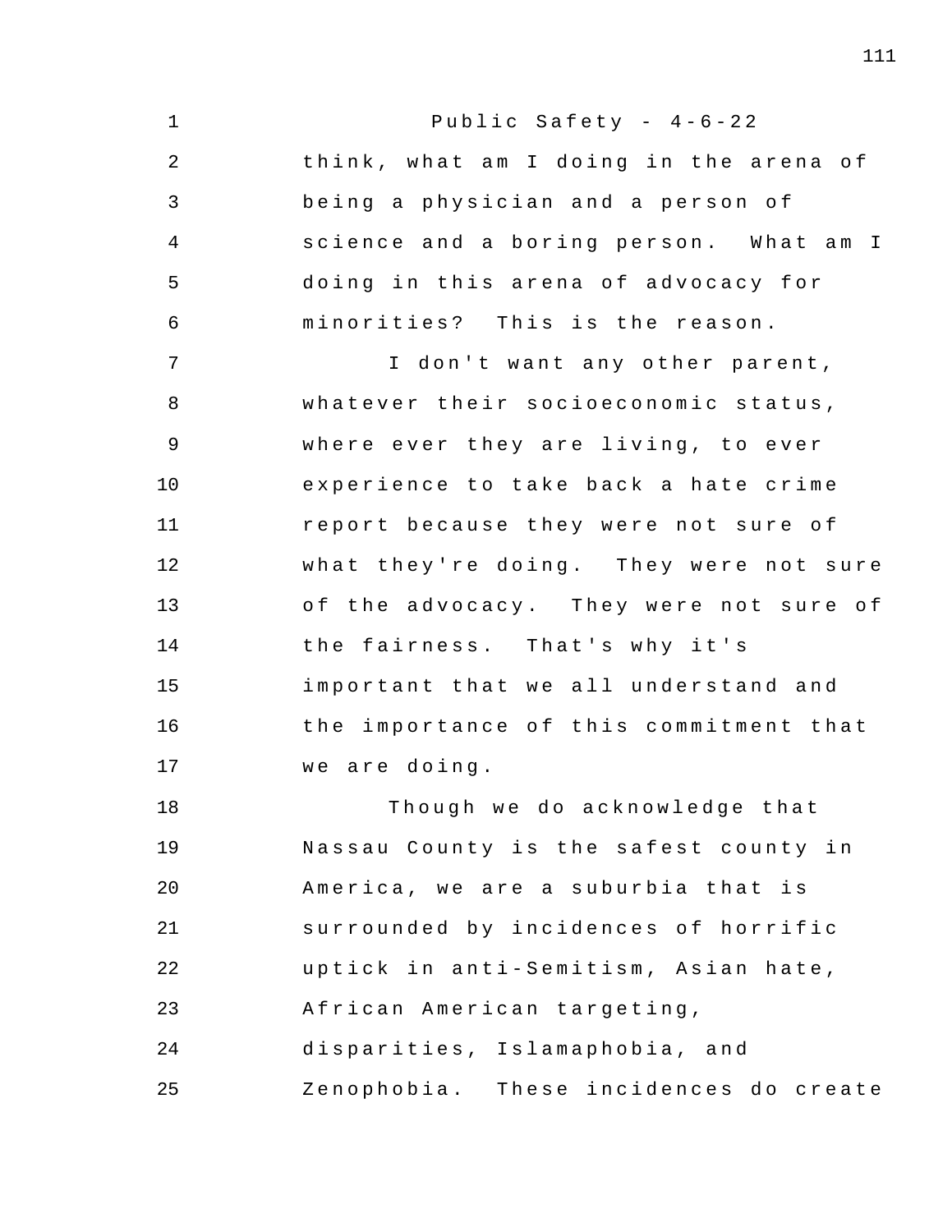think, what am I doing in the arena of being a physician and a person of science and a boring person. What am I doing in this arena of advocacy for minorities? This is the reason.

I don't want any other parent, whatever their socioeconomic status, where ever they are living, to ever experience to take back a hate crime report because they were not sure of what they're doing. They were not sure of the advocacy. They were not sure of the fairness. That's why it's important that we all understand and the importance of this commitment that we are doing.

Though we do acknowledge that Nassau County is the safest county in America, we are a suburbia that is surrounded by incidences of horrific uptick in anti-Semitism, Asian hate, African American targeting, disparities, Islamaphobia, and Zenophobia. These incidences do create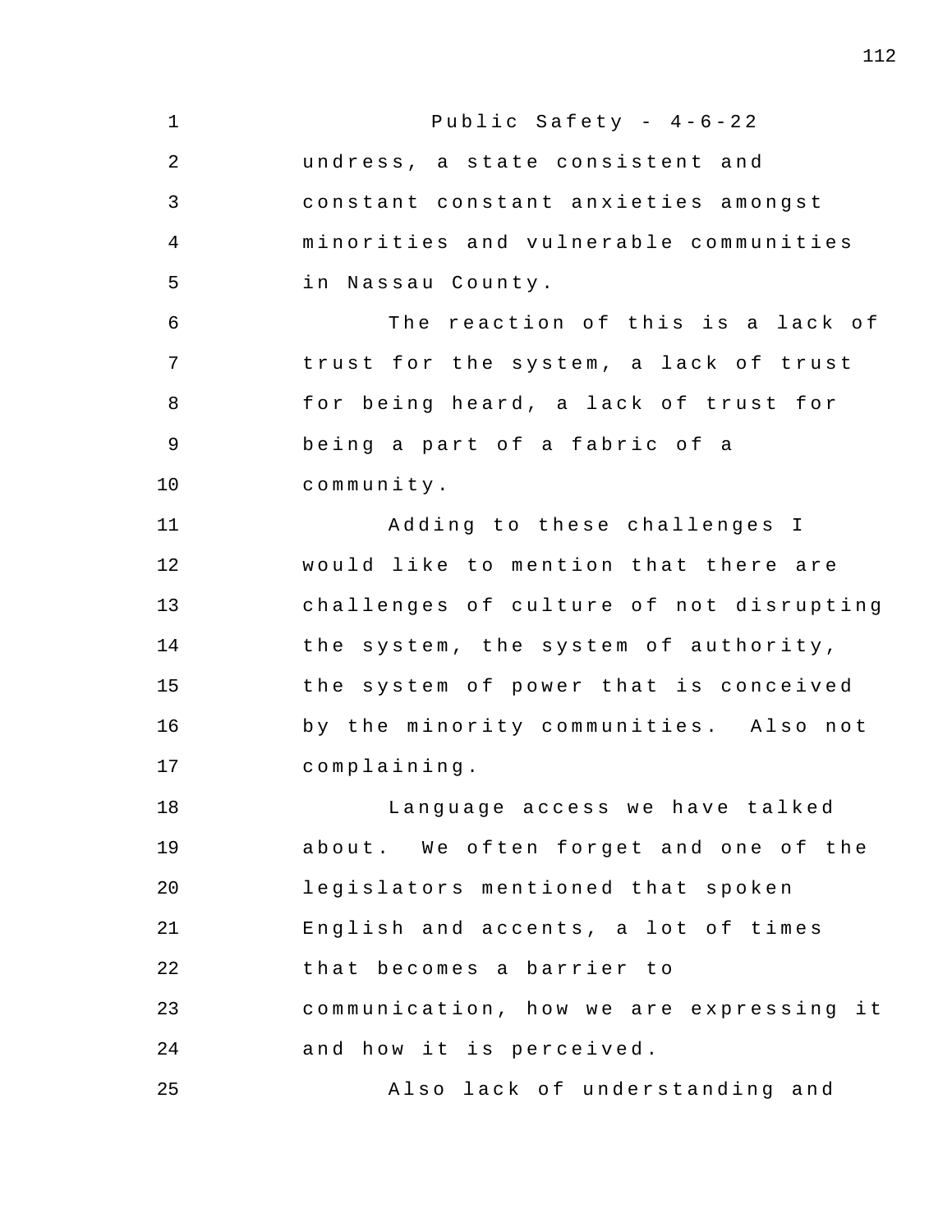undress, a state consistent and constant constant anxieties amongst minorities and vulnerable communities in Nassau County.

The reaction of this is a lack of trust for the system, a lack of trust for being heard, a lack of trust for being a part of a fabric of a community.

Adding to these challenges I would like to mention that there are challenges of culture of not disrupting the system, the system of authority, the system of power that is conceived by the minority communities. Also not complaining.

Language access we have talked about. We often forget and one of the legislators mentioned that spoken English and accents, a lot of times that becomes a barrier to communication, how we are expressing it and how it is perceived.

Also lack of understanding and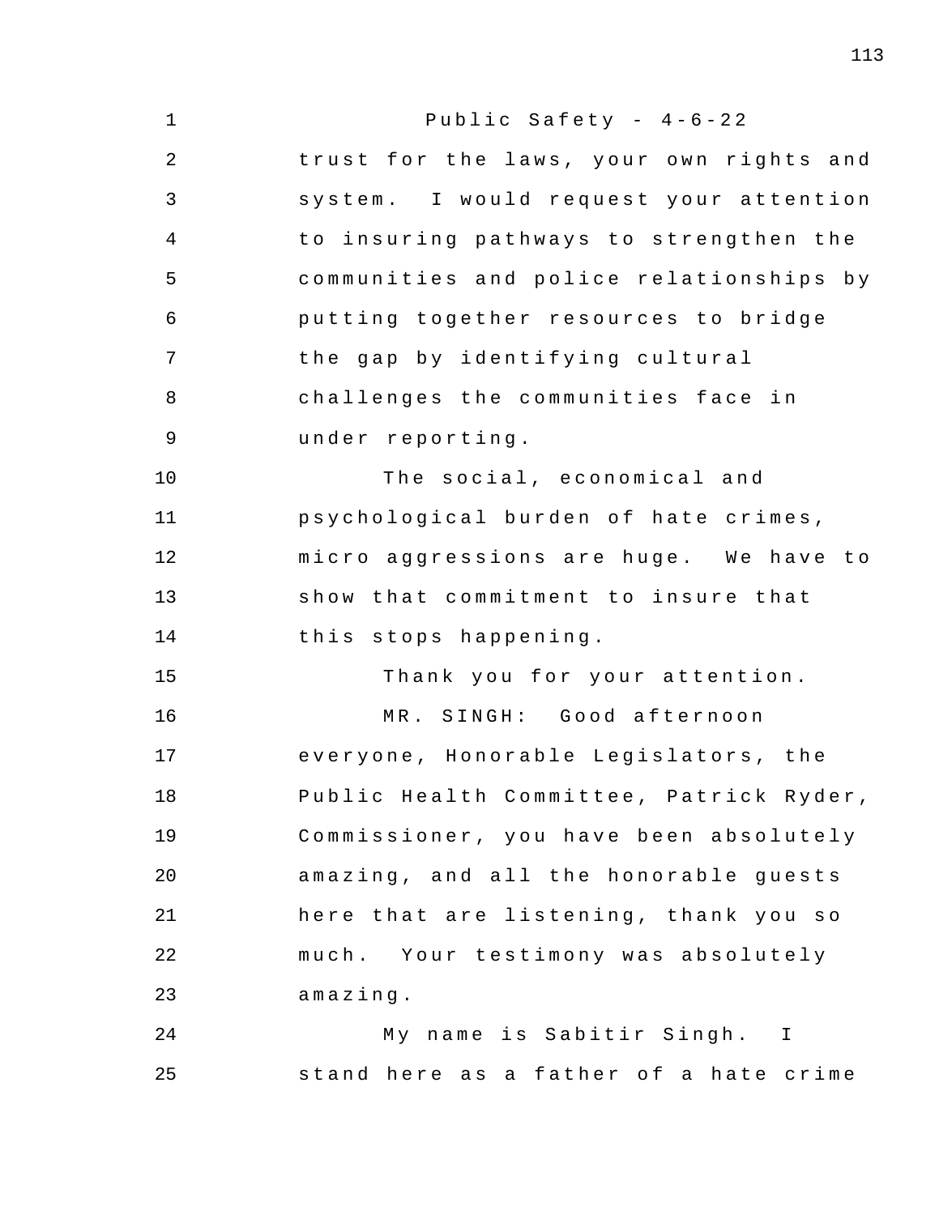trust for the laws, your own rights and system. I would request your attention to insuring pathways to strengthen the communities and police relationships by putting together resources to bridge the gap by identifying cultural challenges the communities face in under reporting.

The social, economical and psychological burden of hate crimes, micro aggressions are huge. We have to show that commitment to insure that this stops happening.

Thank you for your attention.

MR. SINGH: Good afternoon everyone, Honorable Legislators, the Public Health Committee, Patrick Ryder, Commissioner, you have been absolutely amazing, and all the honorable guests here that are listening, thank you so much. Your testimony was absolutely amazing.

My name is Sabitir Singh. I stand here as a father of a hate crime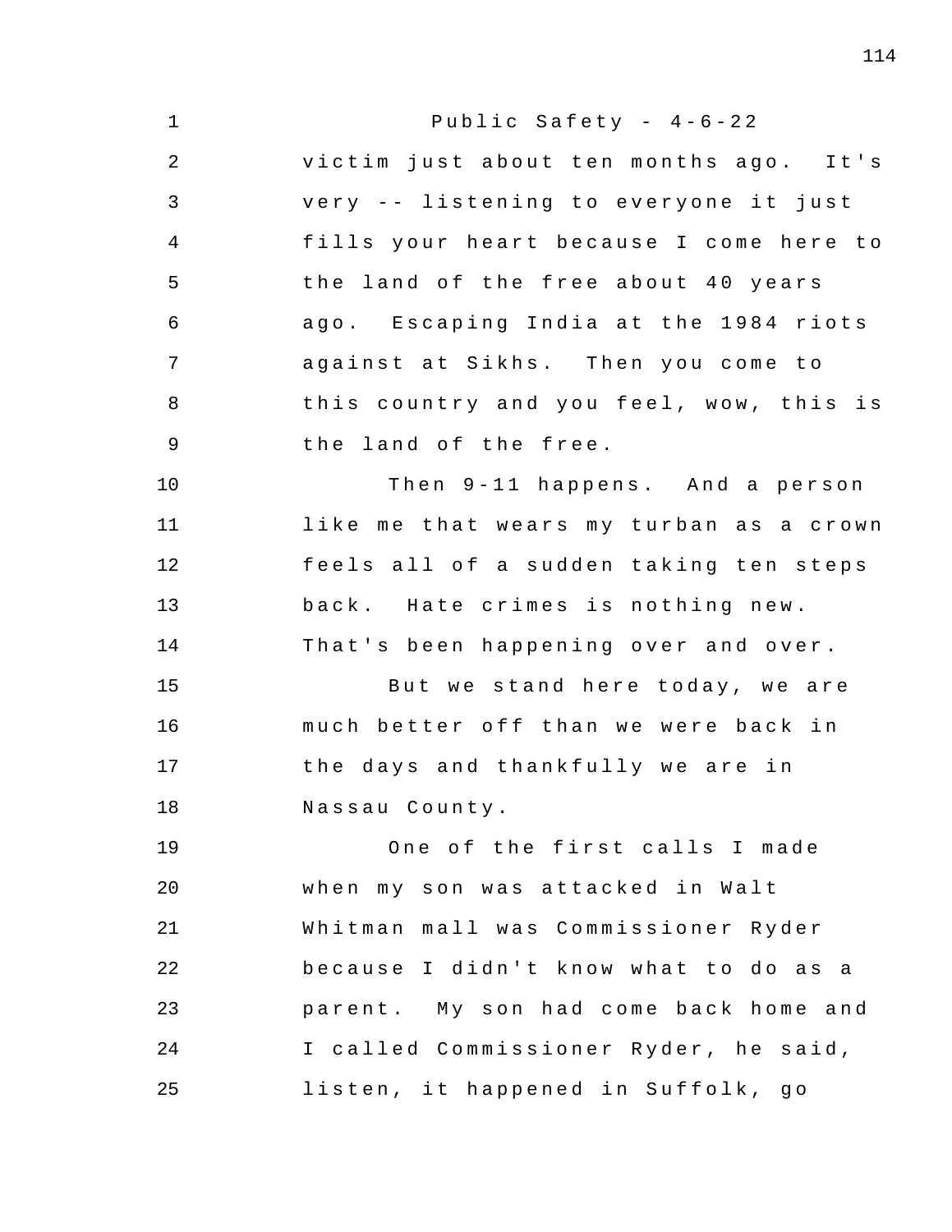victim just about ten months ago. It's very -- listening to everyone it just fills your heart because I come here to the land of the free about 40 years ago. Escaping India at the 1984 riots against at Sikhs. Then you come to this country and you feel, wow, this is the land of the free.

Then 9-11 happens. And a person like me that wears my turban as a crown feels all of a sudden taking ten steps back. Hate crimes is nothing new. That's been happening over and over.

But we stand here today, we are much better off than we were back in the days and thankfully we are in Nassau County.

One of the first calls I made when my son was attacked in Walt Whitman mall was Commissioner Ryder because I didn't know what to do as a parent. My son had come back home and I called Commissioner Ryder, he said, listen, it happened in Suffolk, go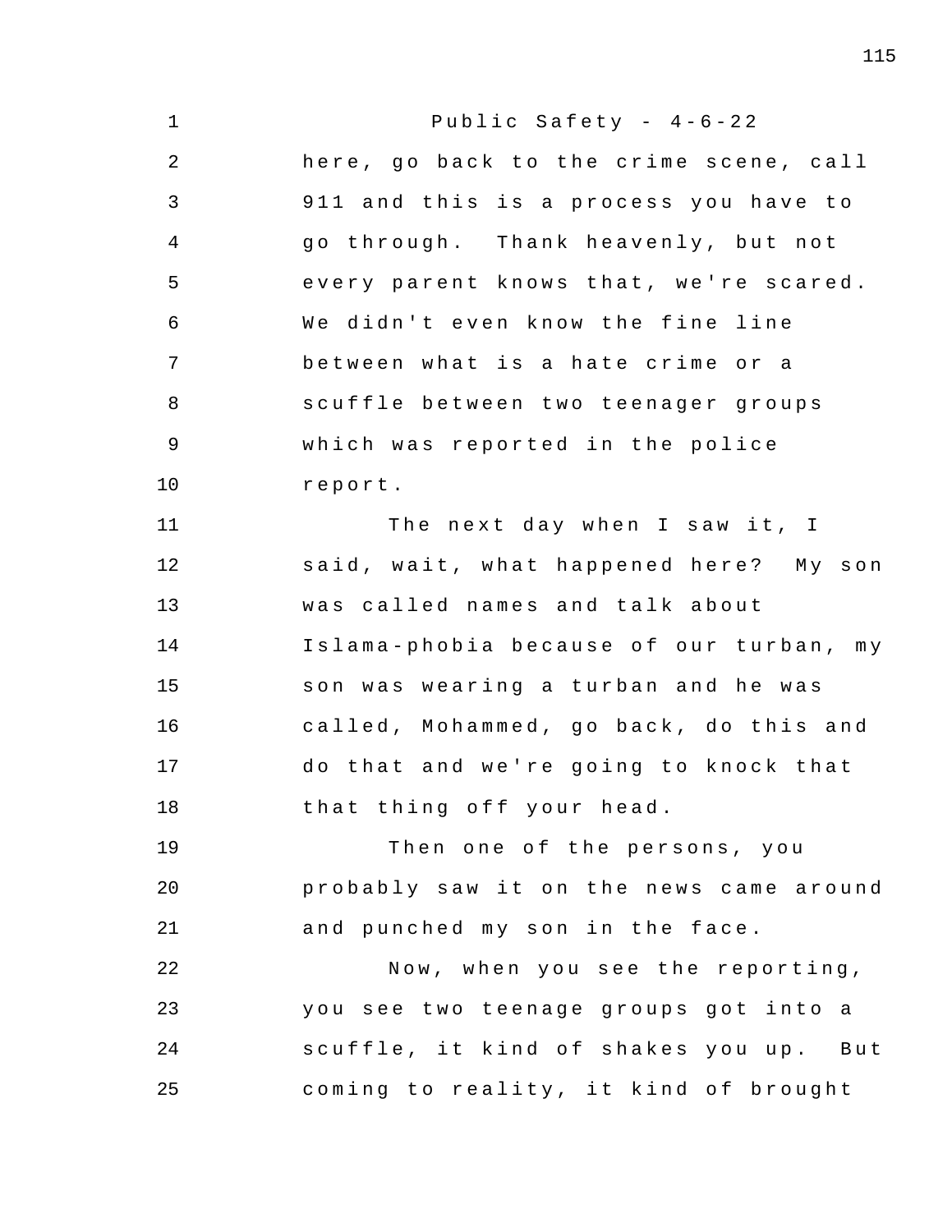here, go back to the crime scene, call 911 and this is a process you have to go through. Thank heavenly, but not every parent knows that, we're scared. We didn't even know the fine line between what is a hate crime or a scuffle between two teenager groups which was reported in the police report.

The next day when I saw it, I said, wait, what happened here? My son was called names and talk about Islama-phobia because of our turban, my son was wearing a turban and he was called, Mohammed, go back, do this and do that and we're going to knock that that thing off your head.

Then one of the persons, you probably saw it on the news came around and punched my son in the face.

Now, when you see the reporting, you see two teenage groups got into a scuffle, it kind of shakes you up. But coming to reality, it kind of brought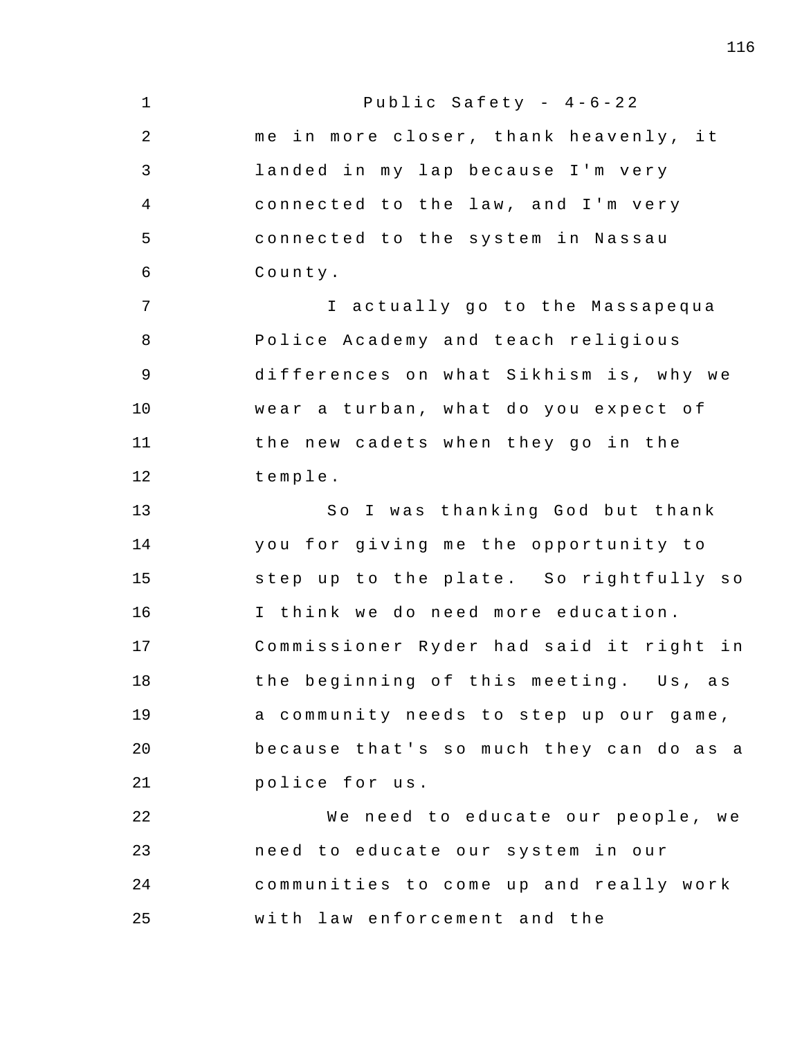me in more closer, thank heavenly, it landed in my lap because I'm very connected to the law, and I'm very connected to the system in Nassau County.

I actually go to the Massapequa Police Academy and teach religious differences on what Sikhism is, why we wear a turban, what do you expect of the new cadets when they go in the temple.

So I was thanking God but thank you for giving me the opportunity to step up to the plate. So rightfully so I think we do need more education. Commissioner Ryder had said it right in the beginning of this meeting. Us, as a community needs to step up our game, because that's so much they can do as a police for us.

We need to educate our people, we need to educate our system in our communities to come up and really work with law enforcement and the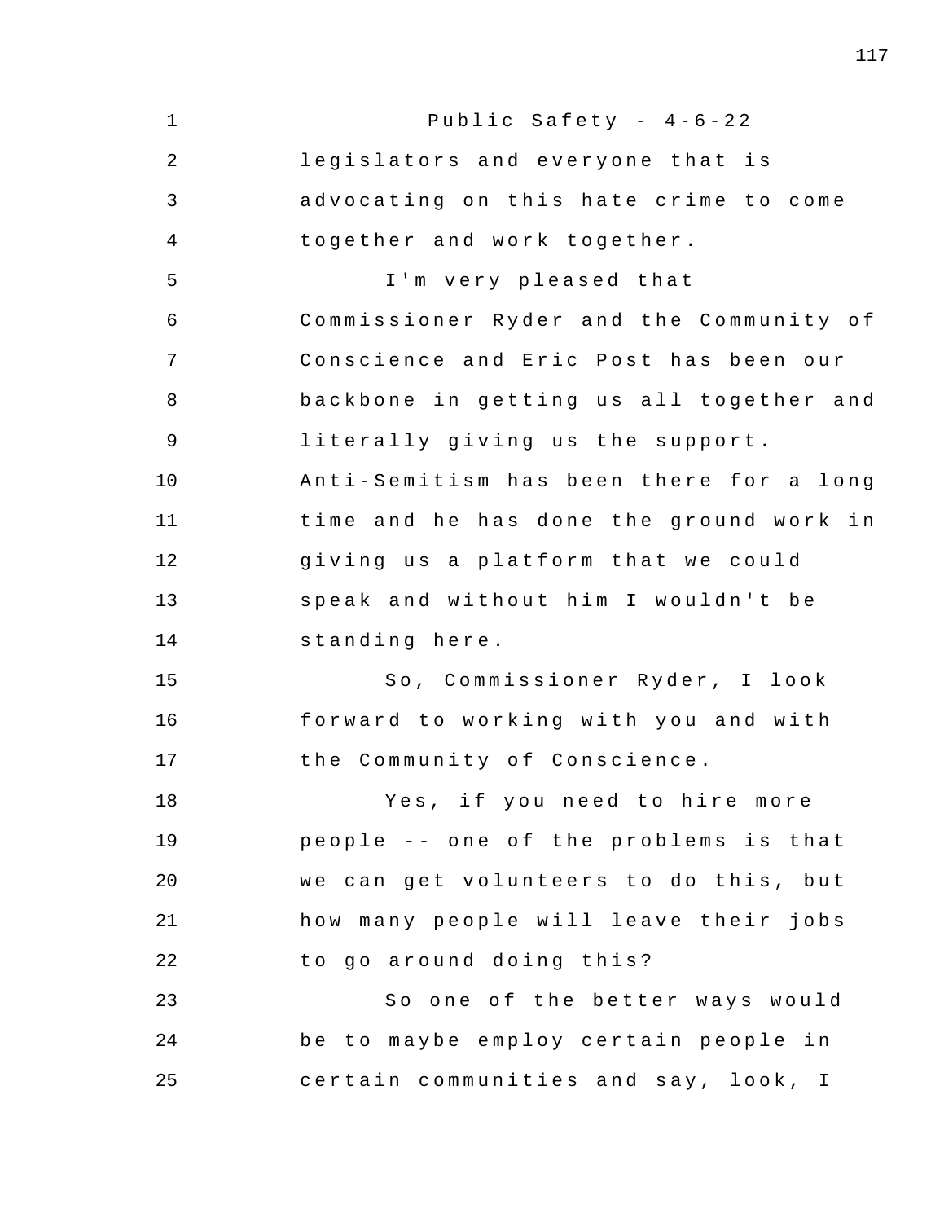legislators and everyone that is advocating on this hate crime to come together and work together.

I'm very pleased that Commissioner Ryder and the Community of Conscience and Eric Post has been our backbone in getting us all together and literally giving us the support. Anti-Semitism has been there for a long time and he has done the ground work in giving us a platform that we could speak and without him I wouldn't be standing here.

So, Commissioner Ryder, I look forward to working with you and with the Community of Conscience.

Yes, if you need to hire more people -- one of the problems is that we can get volunteers to do this, but how many people will leave their jobs to go around doing this?

So one of the better ways would be to maybe employ certain people in certain communities and say, look, I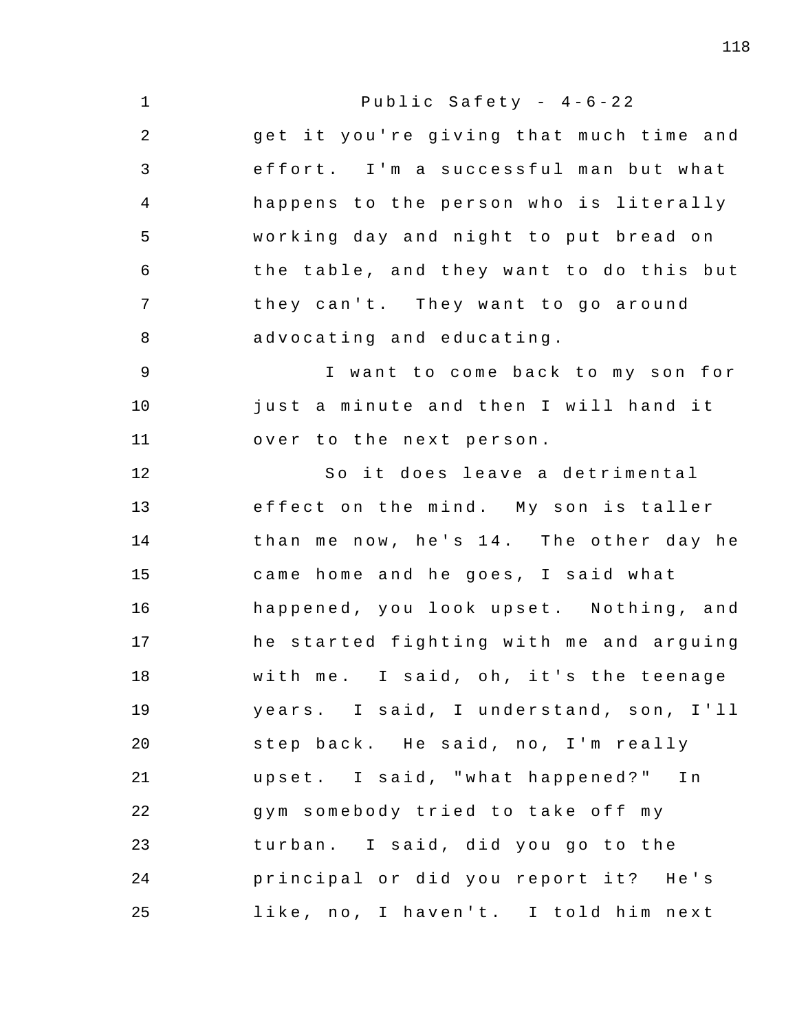get it you're giving that much time and effort. I'm a successful man but what happens to the person who is literally working day and night to put bread on the table, and they want to do this but they can't. They want to go around advocating and educating.

I want to come back to my son for just a minute and then I will hand it over to the next person.

So it does leave a detrimental effect on the mind. My son is taller than me now, he's 14. The other day he came home and he goes, I said what happened, you look upset. Nothing, and he started fighting with me and arguing with me. I said, oh, it's the teenage years. I said, I understand, son, I'll step back. He said, no, I'm really upset. I said, "what happened?" In gym somebody tried to take off my turban. I said, did you go to the principal or did you report it? He's like, no, I haven't. I told him next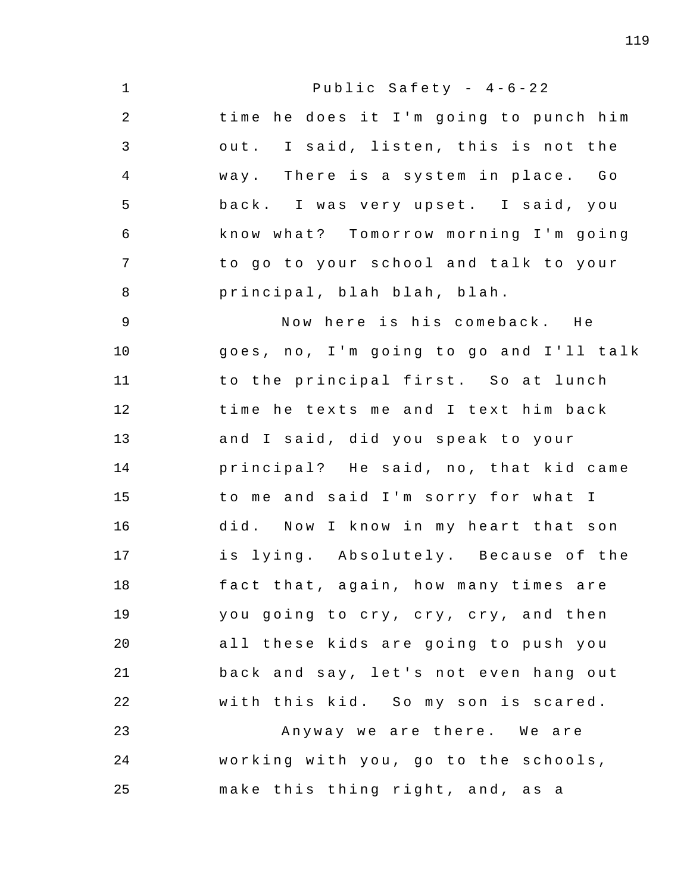time he does it I'm going to punch him out. I said, listen, this is not the way. There is a system in place. Go back. I was very upset. I said, you know what? Tomorrow morning I'm going to go to your school and talk to your principal, blah blah, blah.

Now here is his comeback. He goes, no, I'm going to go and I'll talk to the principal first. So at lunch time he texts me and I text him back and I said, did you speak to your principal? He said, no, that kid came to me and said I'm sorry for what I did. Now I know in my heart that son is lying. Absolutely. Because of the fact that, again, how many times are you going to cry, cry, cry, and then all these kids are going to push you back and say, let's not even hang out with this kid. So my son is scared.

Anyway we are there. We are working with you, go to the schools, make this thing right, and, as a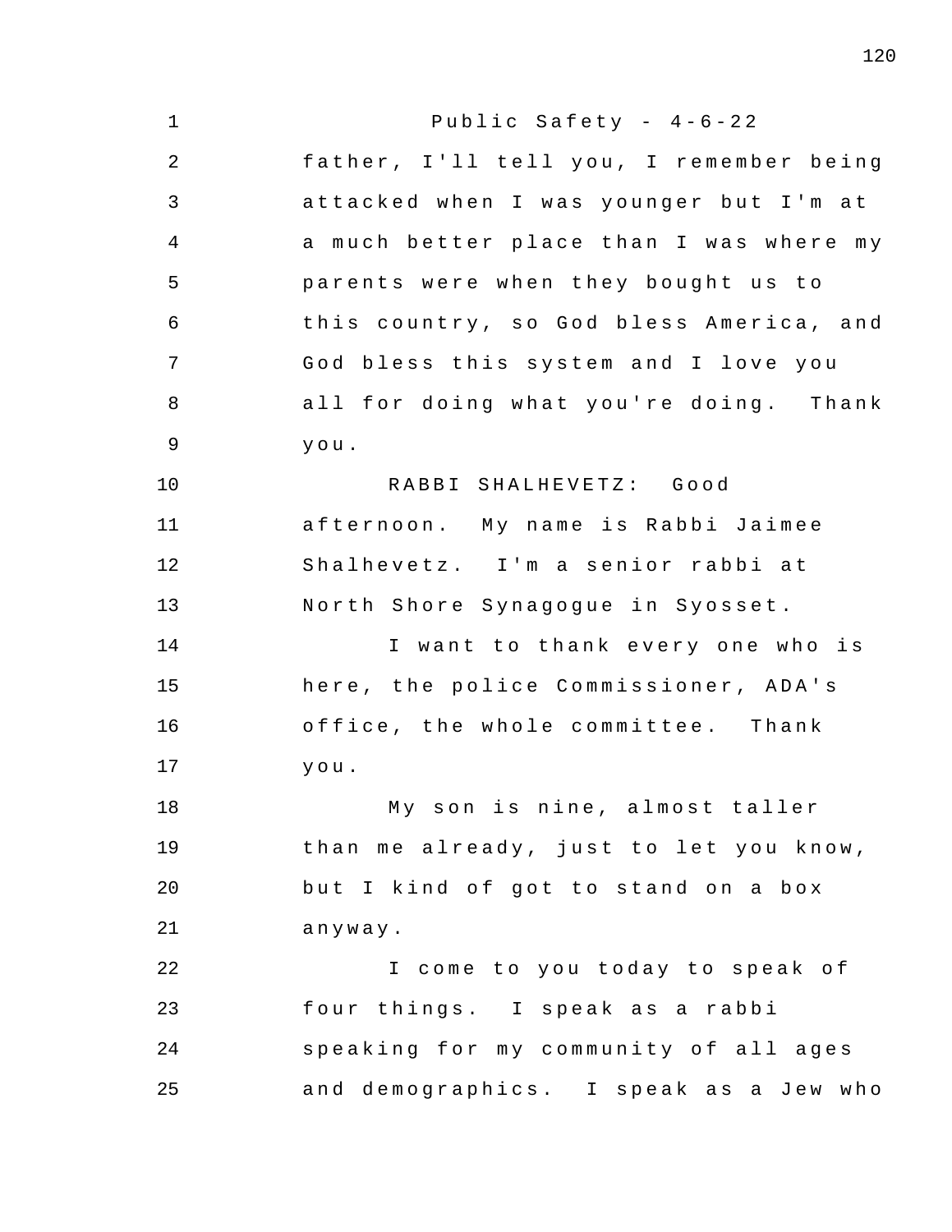father, I'll tell you, I remember being attacked when I was younger but I'm at a much better place than I was where my parents were when they bought us to this country, so God bless America, and God bless this system and I love you all for doing what you're doing. Thank you.

RABBI SHALHEVETZ: Good afternoon. My name is Rabbi Jaimee Shalhevetz. I'm a senior rabbi at North Shore Synagogue in Syosset.

I want to thank every one who is here, the police Commissioner, ADA's office, the whole committee. Thank you.

My son is nine, almost taller than me already, just to let you know, but I kind of got to stand on a box anyway.

I come to you today to speak of four things. I speak as a rabbi speaking for my community of all ages and demographics. I speak as a Jew who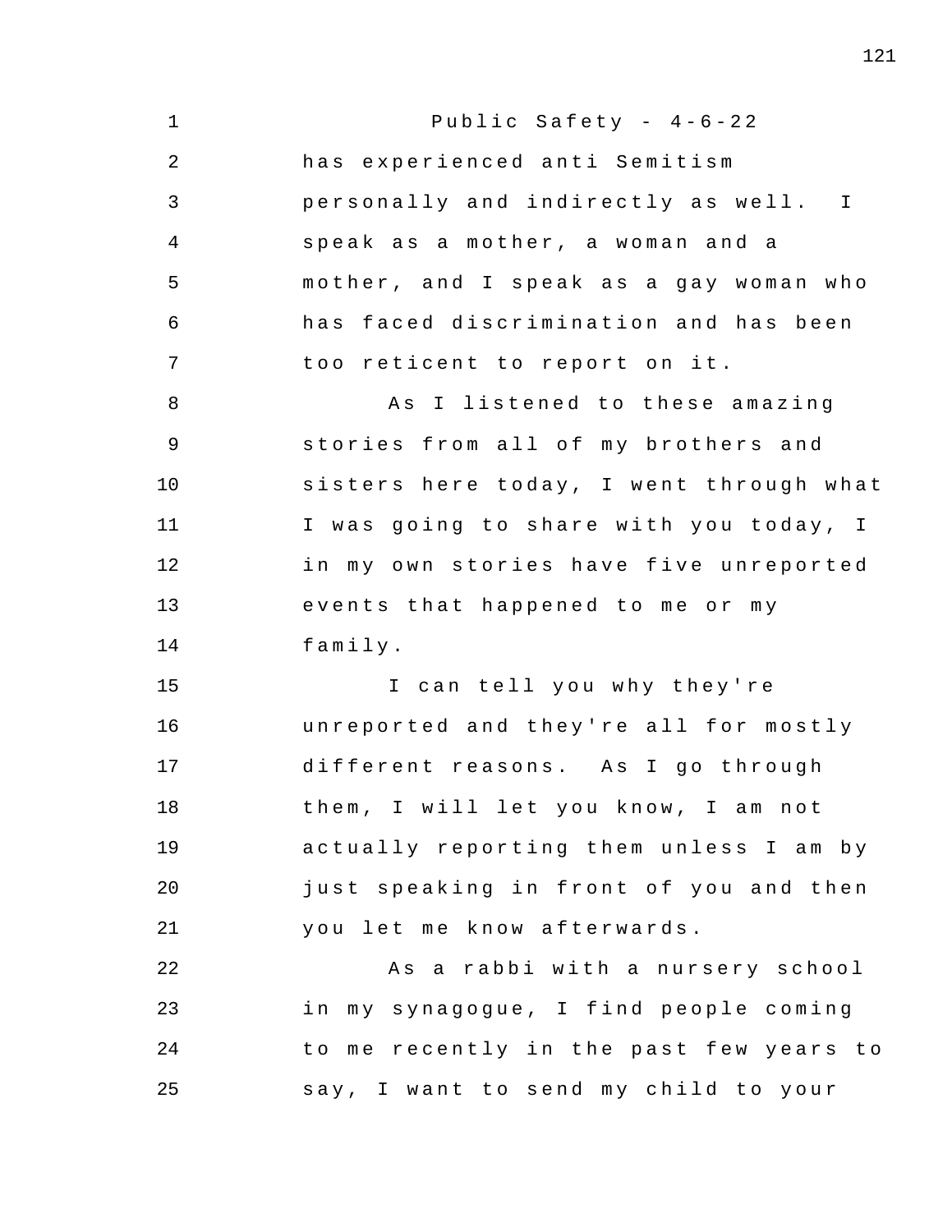has experienced anti Semitism personally and indirectly as well. I speak as a mother, a woman and a mother, and I speak as a gay woman who has faced discrimination and has been too reticent to report on it.

As I listened to these amazing stories from all of my brothers and sisters here today, I went through what I was going to share with you today, I in my own stories have five unreported events that happened to me or my family.

I can tell you why they're unreported and they're all for mostly different reasons. As I go through them, I will let you know, I am not actually reporting them unless I am by just speaking in front of you and then you let me know afterwards.

As a rabbi with a nursery school in my synagogue, I find people coming to me recently in the past few years to say, I want to send my child to your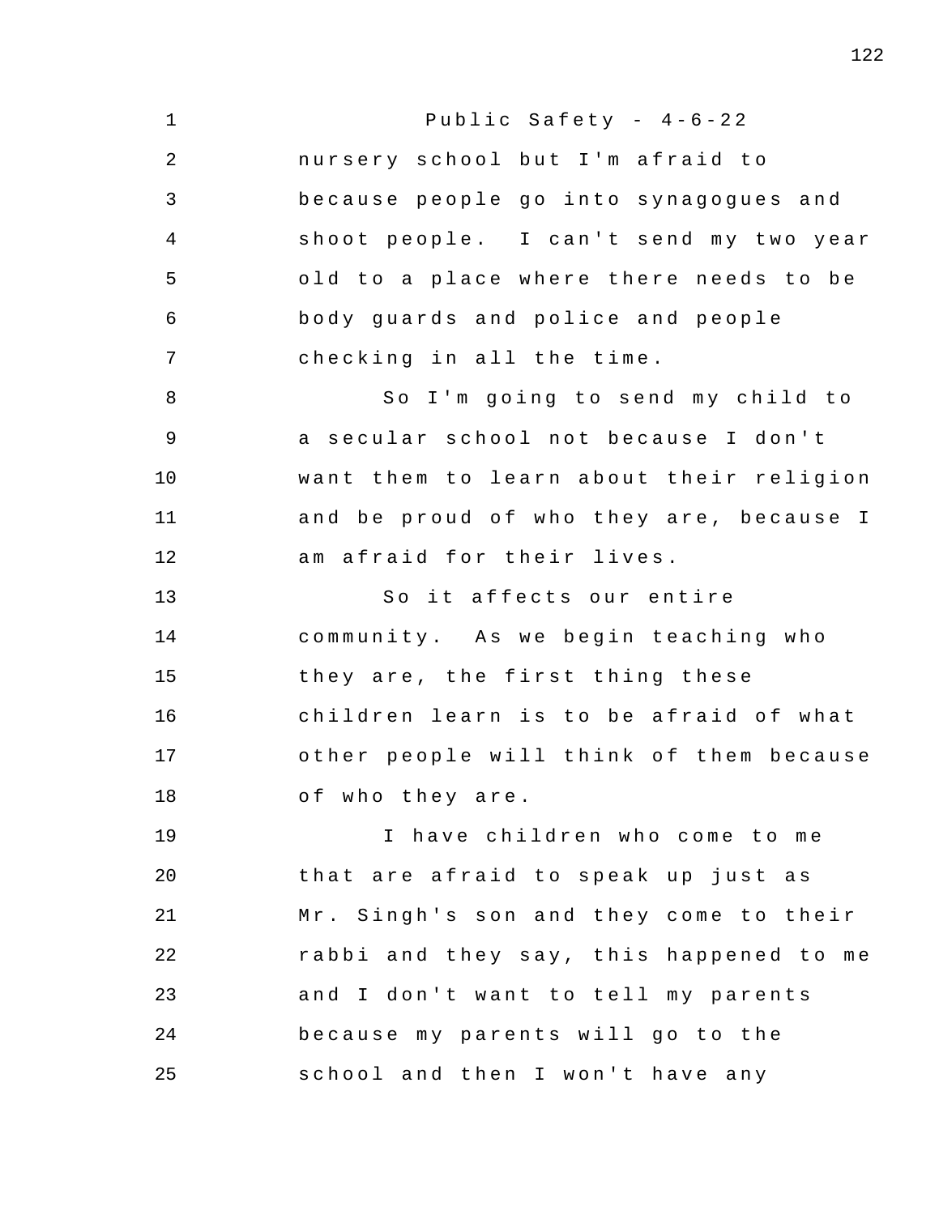nursery school but I'm afraid to because people go into synagogues and shoot people. I can't send my two year old to a place where there needs to be body guards and police and people checking in all the time.

So I'm going to send my child to a secular school not because I don't want them to learn about their religion and be proud of who they are, because I am afraid for their lives.

So it affects our entire community. As we begin teaching who they are, the first thing these children learn is to be afraid of what other people will think of them because of who they are.

I have children who come to me that are afraid to speak up just as Mr. Singh's son and they come to their rabbi and they say, this happened to me and I don't want to tell my parents because my parents will go to the school and then I won't have any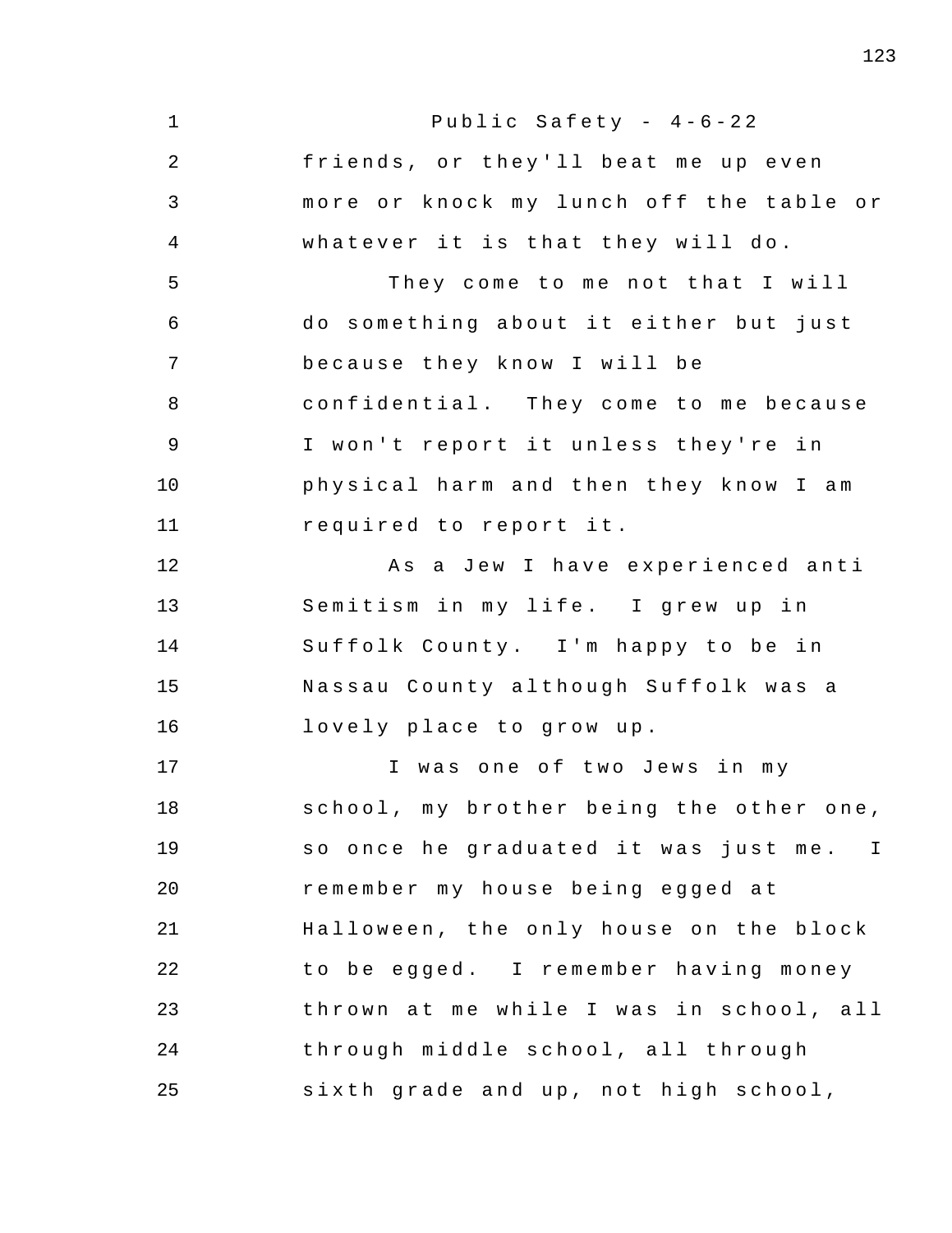friends, or they'll beat me up even more or knock my lunch off the table or whatever it is that they will do.

They come to me not that I will do something about it either but just because they know I will be confidential. They come to me because I won't report it unless they're in physical harm and then they know I am required to report it.

As a Jew I have experienced anti Semitism in my life. I grew up in Suffolk County. I'm happy to be in Nassau County although Suffolk was a lovely place to grow up.

I was one of two Jews in my school, my brother being the other one, so once he graduated it was just me. I remember my house being egged at Halloween, the only house on the block to be egged. I remember having money thrown at me while I was in school, all through middle school, all through sixth grade and up, not high school,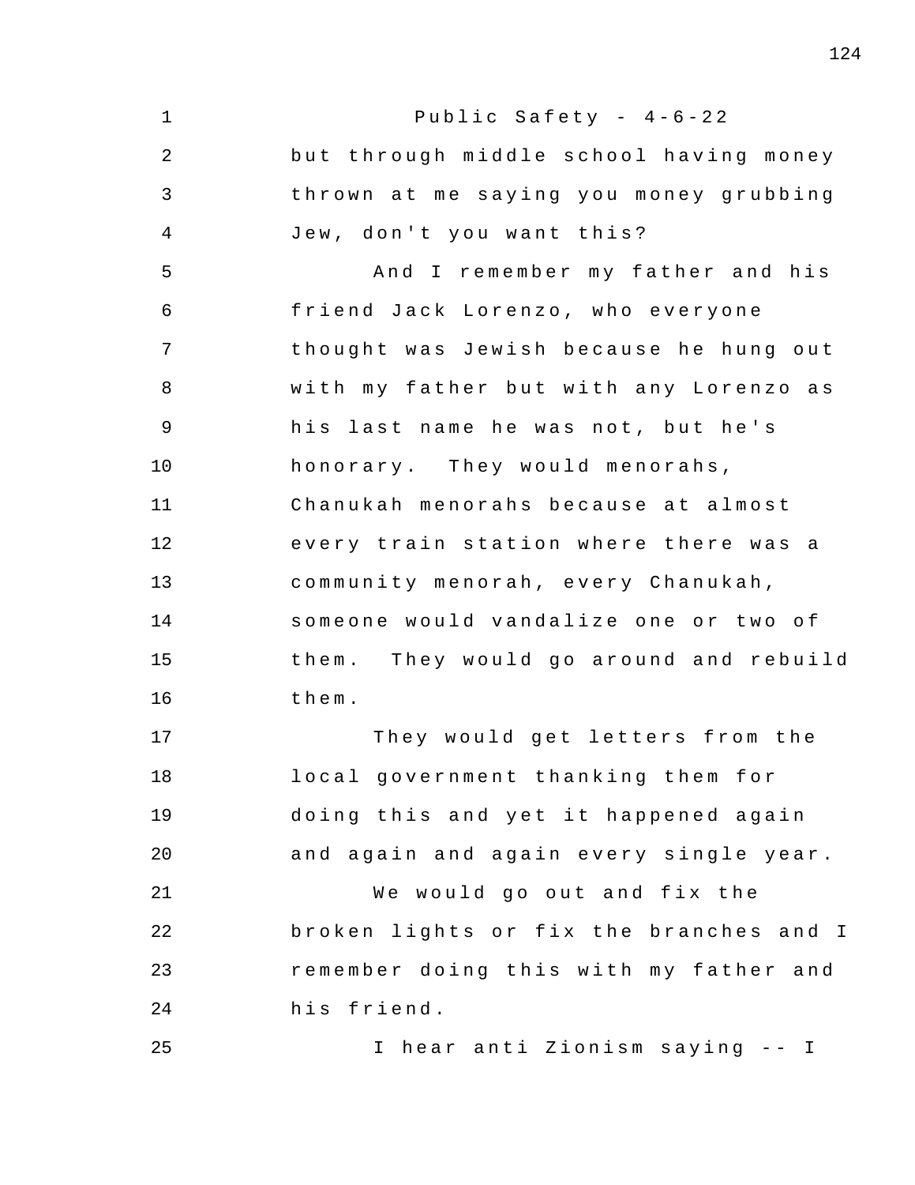but through middle school having money thrown at me saying you money grubbing Jew, don't you want this?

And I remember my father and his friend Jack Lorenzo, who everyone thought was Jewish because he hung out with my father but with any Lorenzo as his last name he was not, but he's honorary. They would menorahs, Chanukah menorahs because at almost every train station where there was a community menorah, every Chanukah, someone would vandalize one or two of them. They would go around and rebuild them.

They would get letters from the local government thanking them for doing this and yet it happened again and again and again every single year.

We would go out and fix the broken lights or fix the branches and I remember doing this with my father and his friend.

I hear anti Zionism saying -- I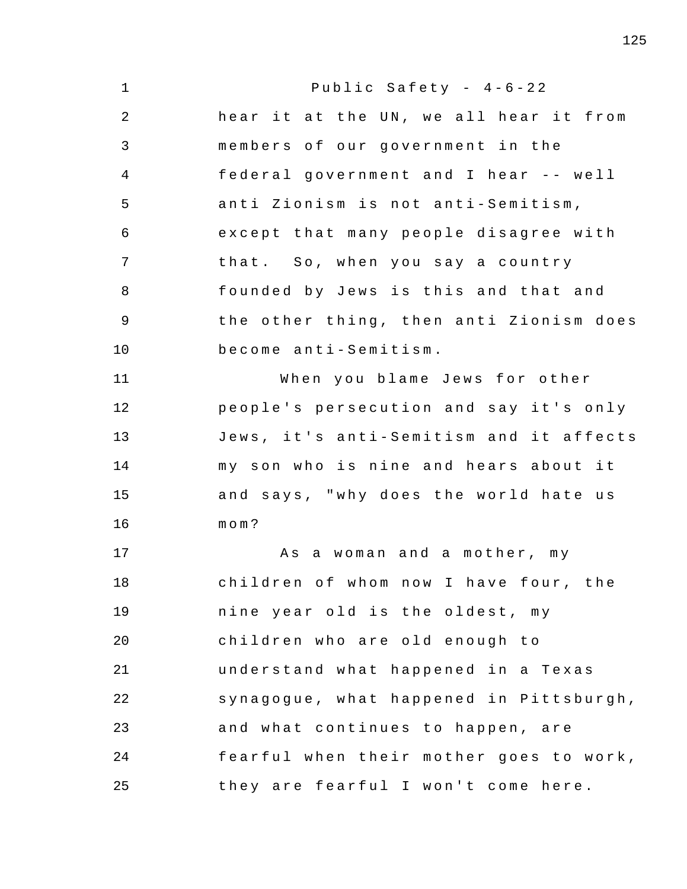hear it at the UN, we all hear it from members of our government in the federal government and I hear -- well anti Zionism is not anti-Semitism, except that many people disagree with that. So, when you say a country founded by Jews is this and that and the other thing, then anti Zionism does become anti-Semitism.

When you blame Jews for other people's persecution and say it's only Jews, it's anti-Semitism and it affects my son who is nine and hears about it and says, "why does the world hate us mom?

As a woman and a mother, my children of whom now I have four, the nine year old is the oldest, my children who are old enough to understand what happened in a Texas synagogue, what happened in Pittsburgh, and what continues to happen, are fearful when their mother goes to work, they are fearful I won't come here.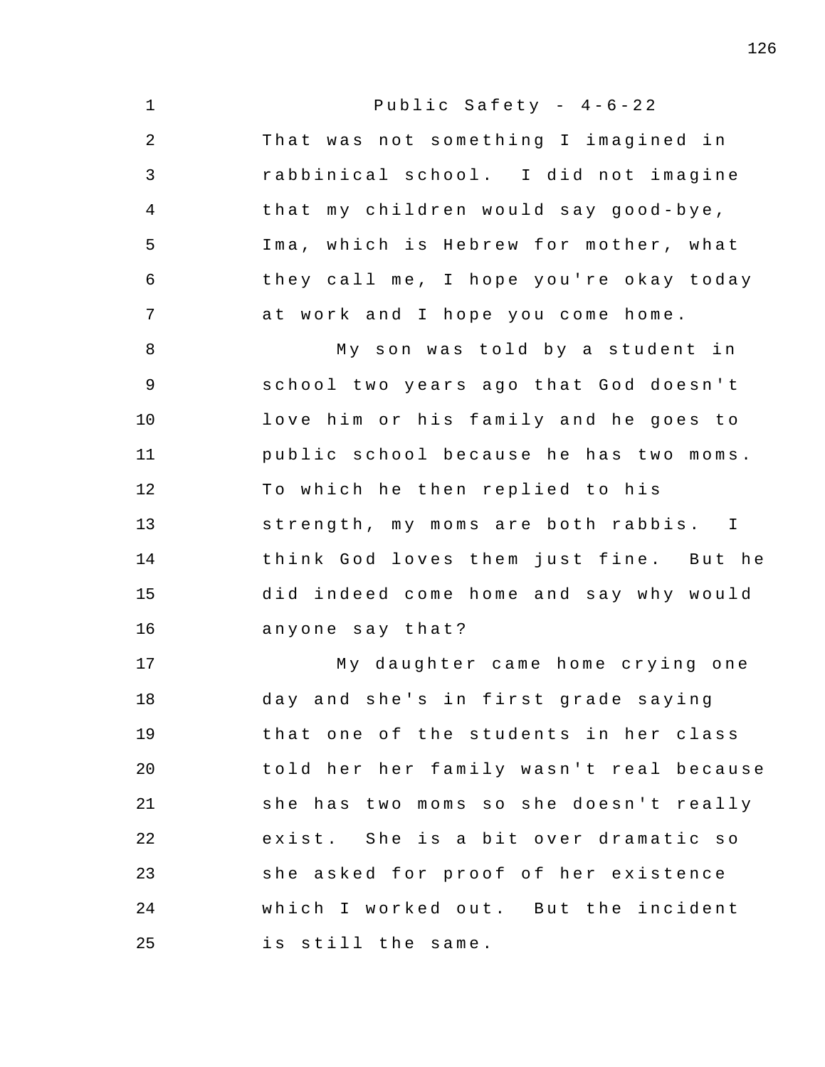That was not something I imagined in rabbinical school. I did not imagine that my children would say good-bye, Ima, which is Hebrew for mother, what they call me, I hope you're okay today at work and I hope you come home.

My son was told by a student in school two years ago that God doesn't love him or his family and he goes to public school because he has two moms. To which he then replied to his strength, my moms are both rabbis. I think God loves them just fine. But he did indeed come home and say why would anyone say that?

My daughter came home crying one day and she's in first grade saying that one of the students in her class told her her family wasn't real because she has two moms so she doesn't really exist. She is a bit over dramatic so she asked for proof of her existence which I worked out. But the incident is still the same.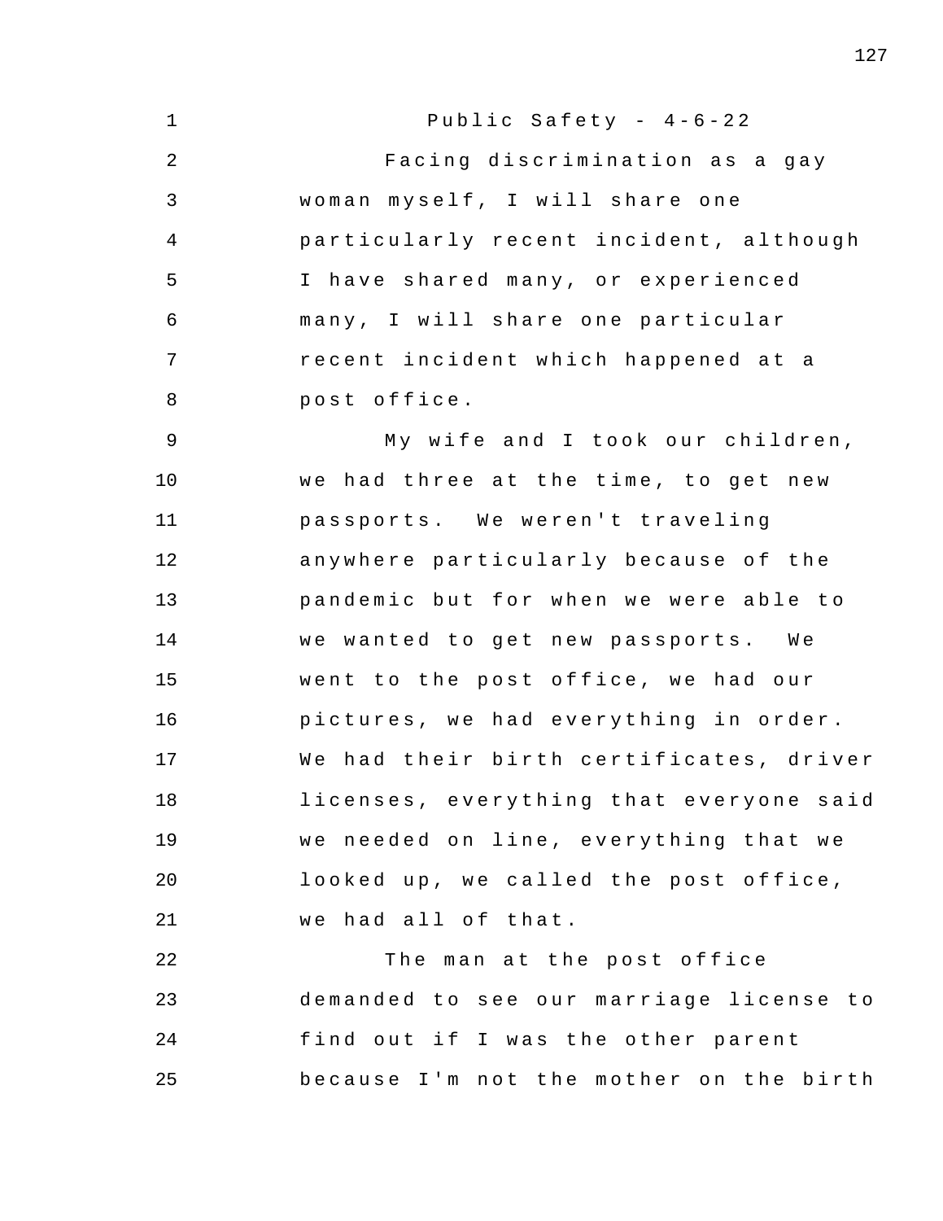Public Safety - 4-6-22

Facing discrimination as a gay woman myself, I will share one particularly recent incident, although I have shared many, or experienced many, I will share one particular recent incident which happened at a post office.

My wife and I took our children, we had three at the time, to get new passports. We weren't traveling anywhere particularly because of the pandemic but for when we were able to we wanted to get new passports. We went to the post office, we had our pictures, we had everything in order. We had their birth certificates, driver licenses, everything that everyone said we needed on line, everything that we looked up, we called the post office, we had all of that.

The man at the post office demanded to see our marriage license to find out if I was the other parent because I'm not the mother on the birth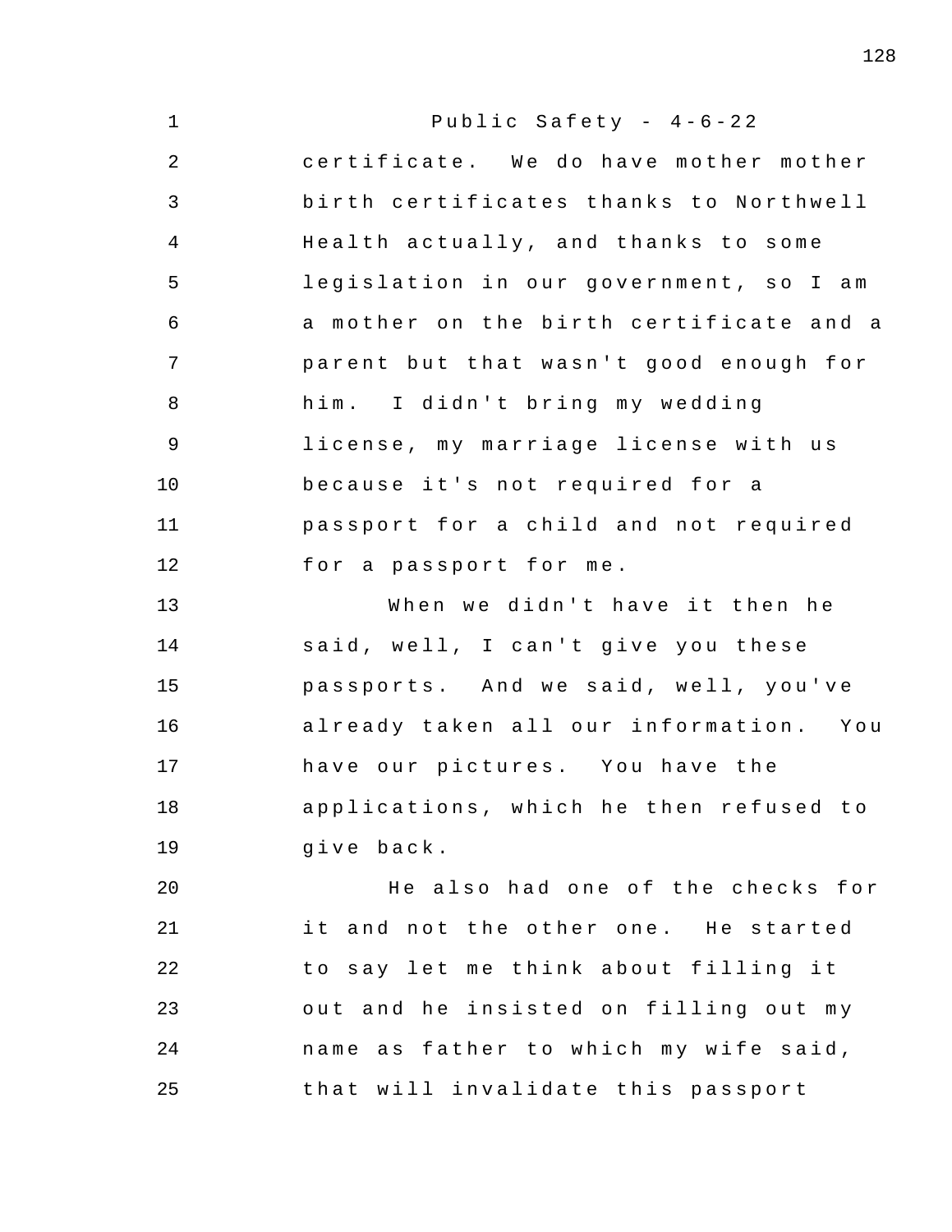Public Safety - 4-6-22

certificate. We do have mother mother birth certificates thanks to Northwell Health actually, and thanks to some legislation in our government, so I am a mother on the birth certificate and a parent but that wasn't good enough for him. I didn't bring my wedding license, my marriage license with us because it's not required for a passport for a child and not required for a passport for me.

When we didn't have it then he said, well, I can't give you these passports. And we said, well, you've already taken all our information. You have our pictures. You have the applications, which he then refused to give back.

He also had one of the checks for it and not the other one. He started to say let me think about filling it out and he insisted on filling out my name as father to which my wife said, that will invalidate this passport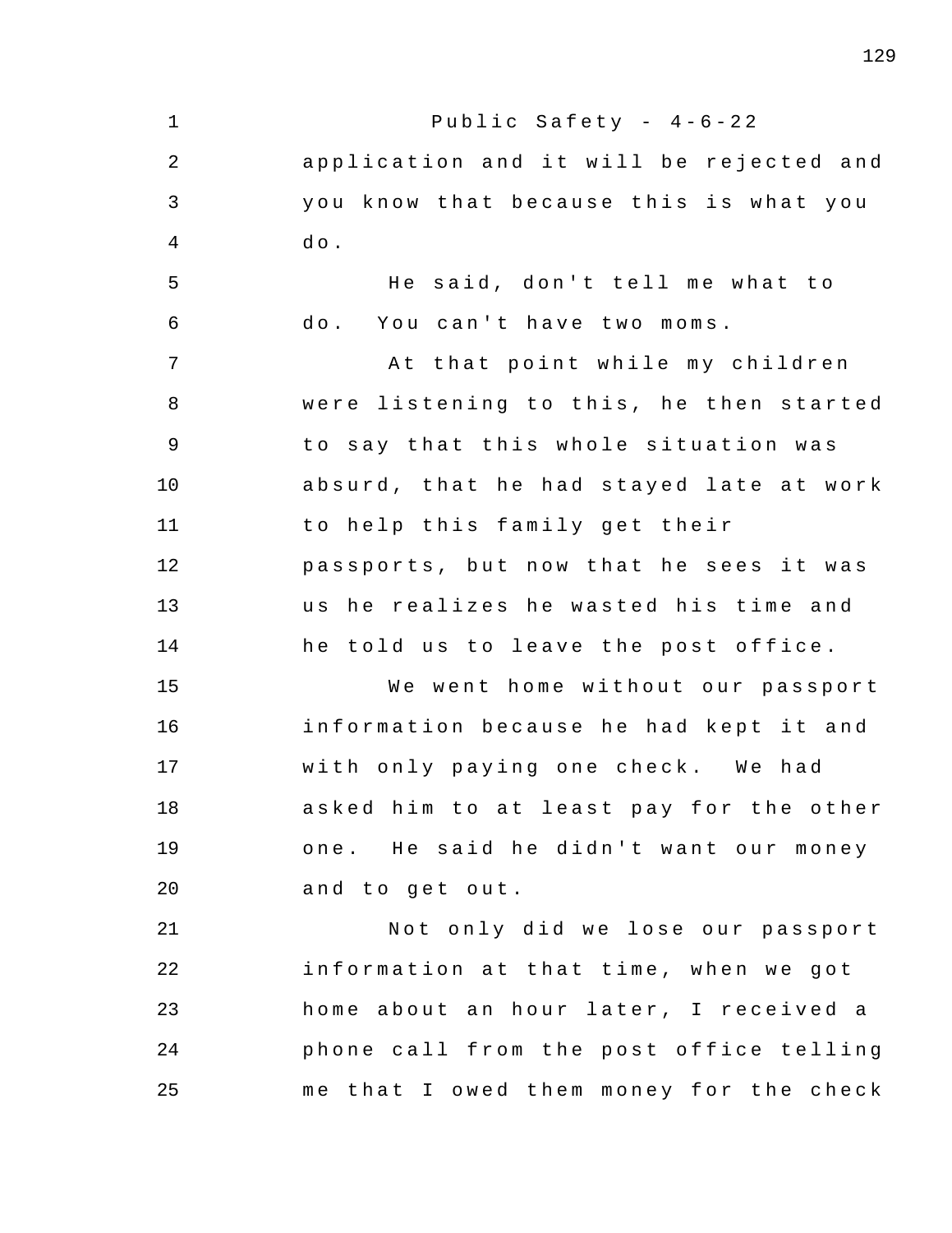application and it will be rejected and you know that because this is what you do.

He said, don't tell me what to do. You can't have two moms.

At that point while my children were listening to this, he then started to say that this whole situation was absurd, that he had stayed late at work to help this family get their passports, but now that he sees it was us he realizes he wasted his time and he told us to leave the post office.

We went home without our passport information because he had kept it and with only paying one check. We had asked him to at least pay for the other one. He said he didn't want our money and to get out.

Not only did we lose our passport information at that time, when we got home about an hour later, I received a phone call from the post office telling me that I owed them money for the check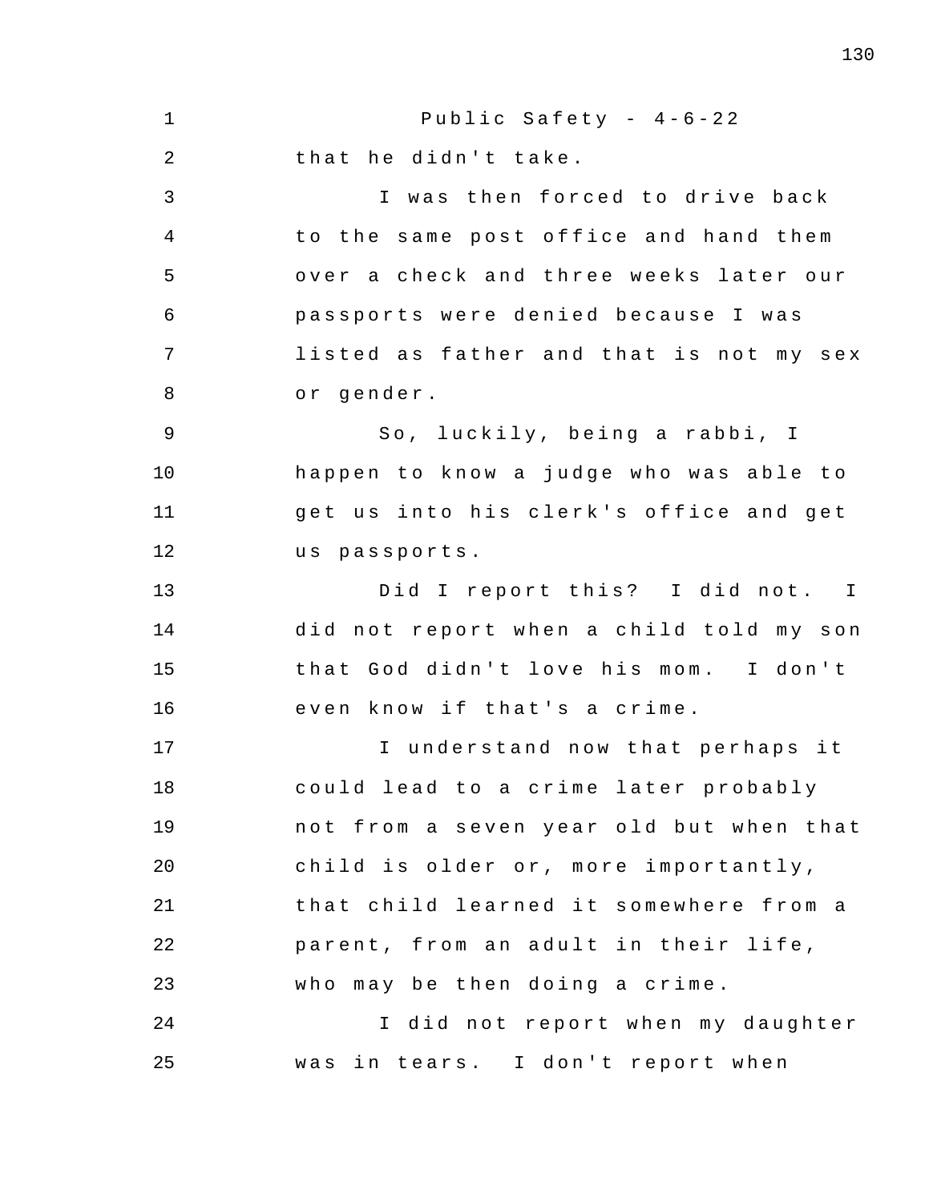that he didn't take.

I was then forced to drive back to the same post office and hand them over a check and three weeks later our passports were denied because I was listed as father and that is not my sex or gender.

So, luckily, being a rabbi, I happen to know a judge who was able to get us into his clerk's office and get us passports.

Did I report this? I did not. I did not report when a child told my son that God didn't love his mom. I don't even know if that's a crime.

I understand now that perhaps it could lead to a crime later probably not from a seven year old but when that child is older or, more importantly, that child learned it somewhere from a parent, from an adult in their life, who may be then doing a crime.

I did not report when my daughter was in tears. I don't report when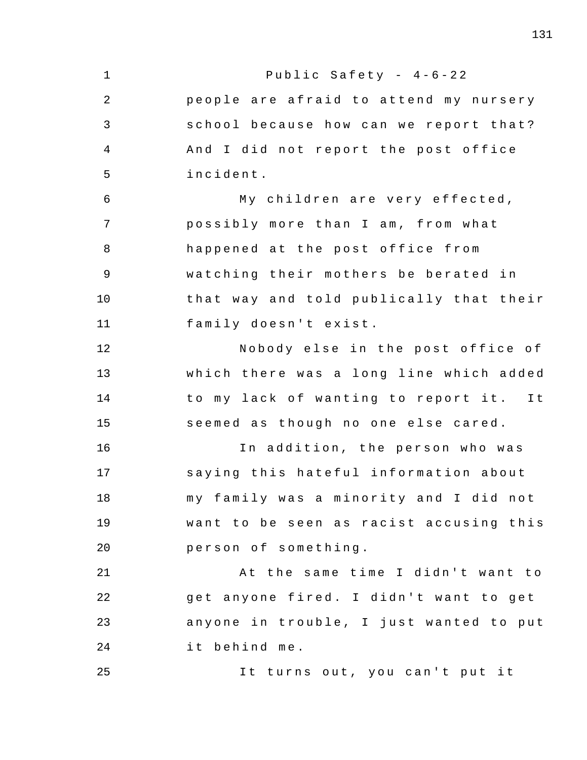people are afraid to attend my nursery school because how can we report that? And I did not report the post office incident.

My children are very effected, possibly more than I am, from what happened at the post office from watching their mothers be berated in that way and told publically that their family doesn't exist.

Nobody else in the post office of which there was a long line which added to my lack of wanting to report it. It seemed as though no one else cared.

In addition, the person who was saying this hateful information about my family was a minority and I did not want to be seen as racist accusing this person of something.

At the same time I didn't want to get anyone fired. I didn't want to get anyone in trouble, I just wanted to put it behind me.

It turns out, you can't put it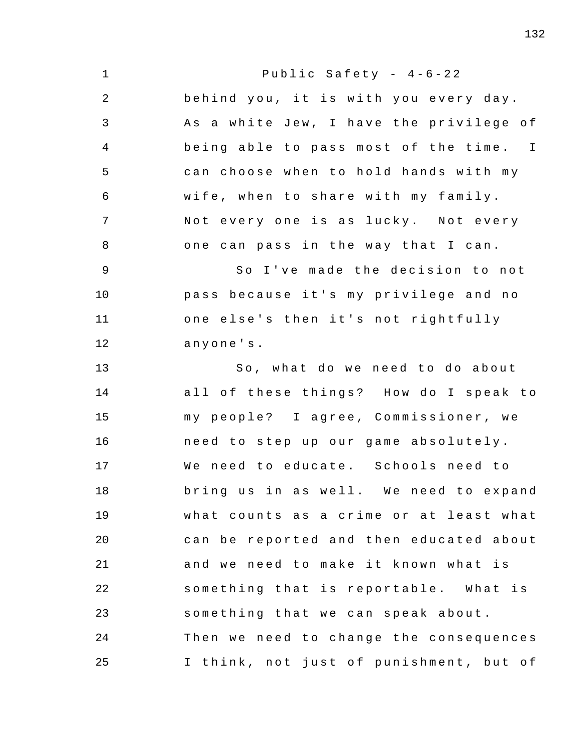behind you, it is with you every day. As a white Jew, I have the privilege of being able to pass most of the time. I can choose when to hold hands with my wife, when to share with my family. Not every one is as lucky. Not every one can pass in the way that I can.

So I've made the decision to not pass because it's my privilege and no one else's then it's not rightfully anyone's.

So, what do we need to do about all of these things? How do I speak to my people? I agree, Commissioner, we need to step up our game absolutely. We need to educate. Schools need to bring us in as well. We need to expand what counts as a crime or at least what can be reported and then educated about and we need to make it known what is something that is reportable. What is something that we can speak about. Then we need to change the consequences I think, not just of punishment, but of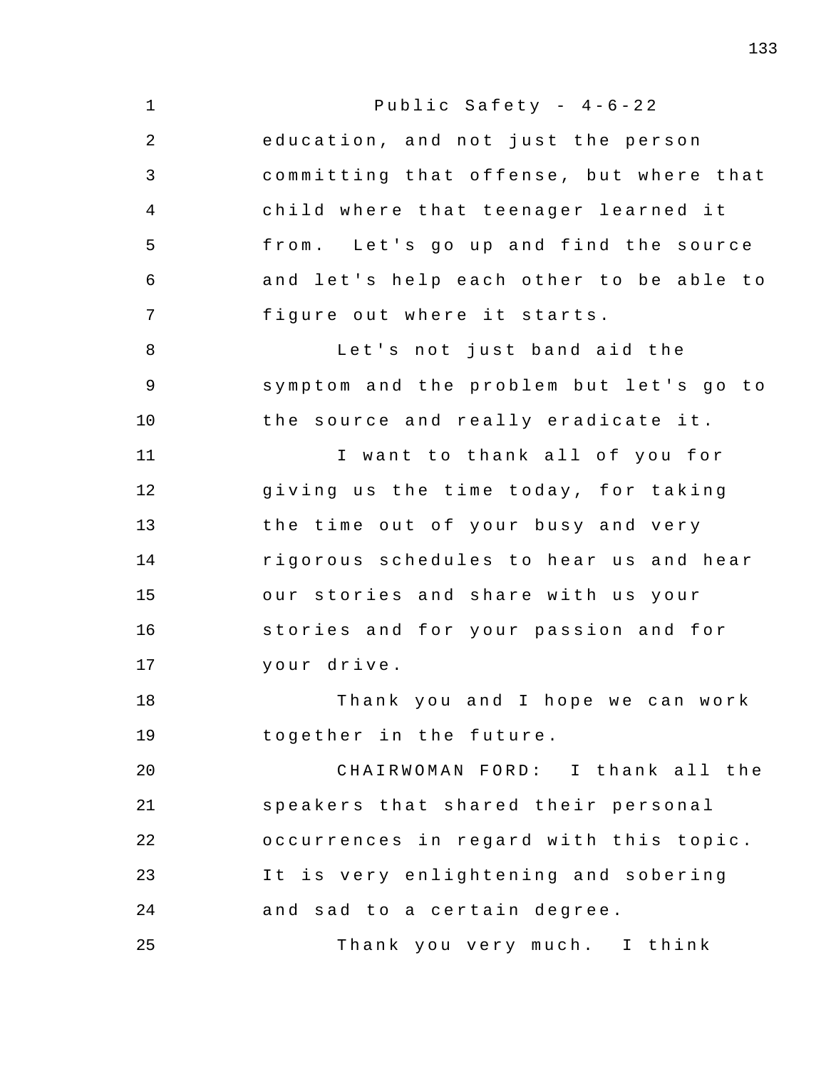education, and not just the person committing that offense, but where that child where that teenager learned it from. Let's go up and find the source and let's help each other to be able to figure out where it starts.

Let's not just band aid the symptom and the problem but let's go to the source and really eradicate it.

I want to thank all of you for giving us the time today, for taking the time out of your busy and very rigorous schedules to hear us and hear our stories and share with us your stories and for your passion and for your drive.

Thank you and I hope we can work together in the future.

CHAIRWOMAN FORD: I thank all the speakers that shared their personal occurrences in regard with this topic. It is very enlightening and sobering and sad to a certain degree.

Thank you very much. I think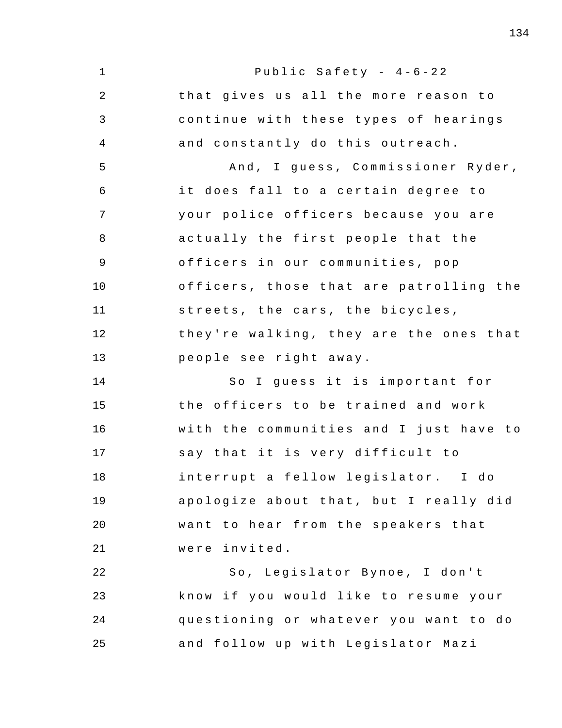Public Safety - 4-6-22

that gives us all the more reason to continue with these types of hearings and constantly do this outreach.

And, I guess, Commissioner Ryder, it does fall to a certain degree to your police officers because you are actually the first people that the officers in our communities, pop officers, those that are patrolling the streets, the cars, the bicycles, they're walking, they are the ones that people see right away.

So I guess it is important for the officers to be trained and work with the communities and I just have to say that it is very difficult to interrupt a fellow legislator. I do apologize about that, but I really did want to hear from the speakers that were invited.

So, Legislator Bynoe, I don't know if you would like to resume your questioning or whatever you want to do and follow up with Legislator Mazi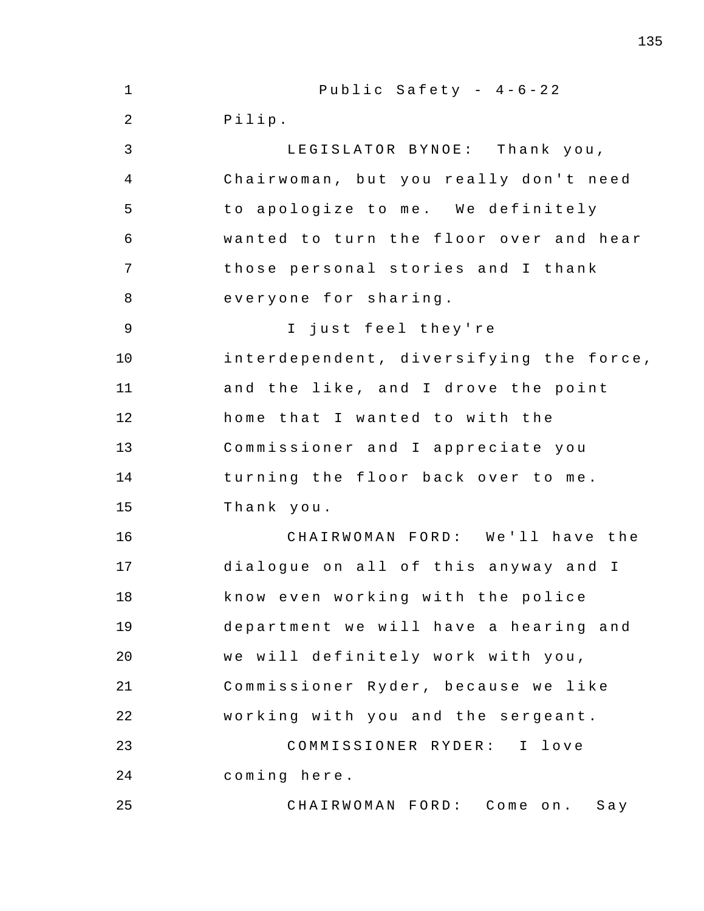Pilip.

LEGISLATOR BYNOE: Thank you, Chairwoman, but you really don't need to apologize to me. We definitely wanted to turn the floor over and hear those personal stories and I thank everyone for sharing.

I just feel they're interdependent, diversifying the force, and the like, and I drove the point home that I wanted to with the Commissioner and I appreciate you turning the floor back over to me. Thank you.

CHAIRWOMAN FORD: We'll have the dialogue on all of this anyway and I know even working with the police department we will have a hearing and we will definitely work with you, Commissioner Ryder, because we like working with you and the sergeant.

COMMISSIONER RYDER: I love coming here.

CHAIRWOMAN FORD: Come on. Say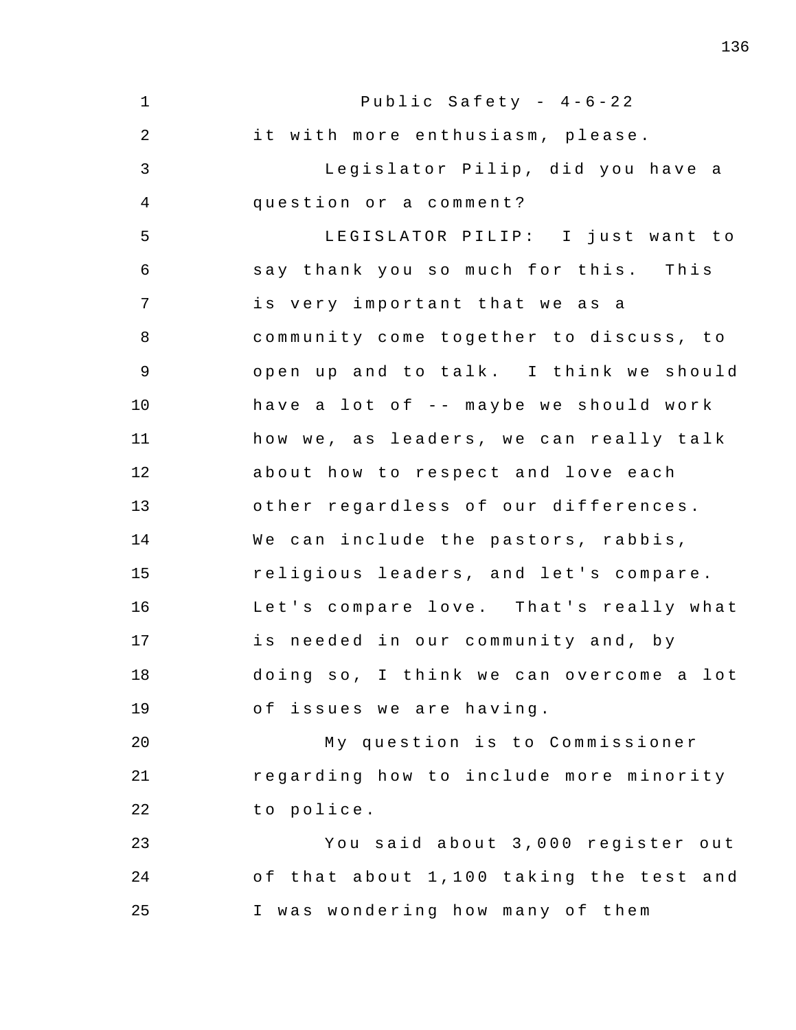it with more enthusiasm, please.

Legislator Pilip, did you have a question or a comment?

LEGISLATOR PILIP: I just want to say thank you so much for this. This is very important that we as a community come together to discuss, to open up and to talk. I think we should have a lot of -- maybe we should work how we, as leaders, we can really talk about how to respect and love each other regardless of our differences. We can include the pastors, rabbis, religious leaders, and let's compare. Let's compare love. That's really what is needed in our community and, by doing so, I think we can overcome a lot of issues we are having.

My question is to Commissioner regarding how to include more minority to police.

You said about 3,000 register out of that about 1,100 taking the test and I was wondering how many of them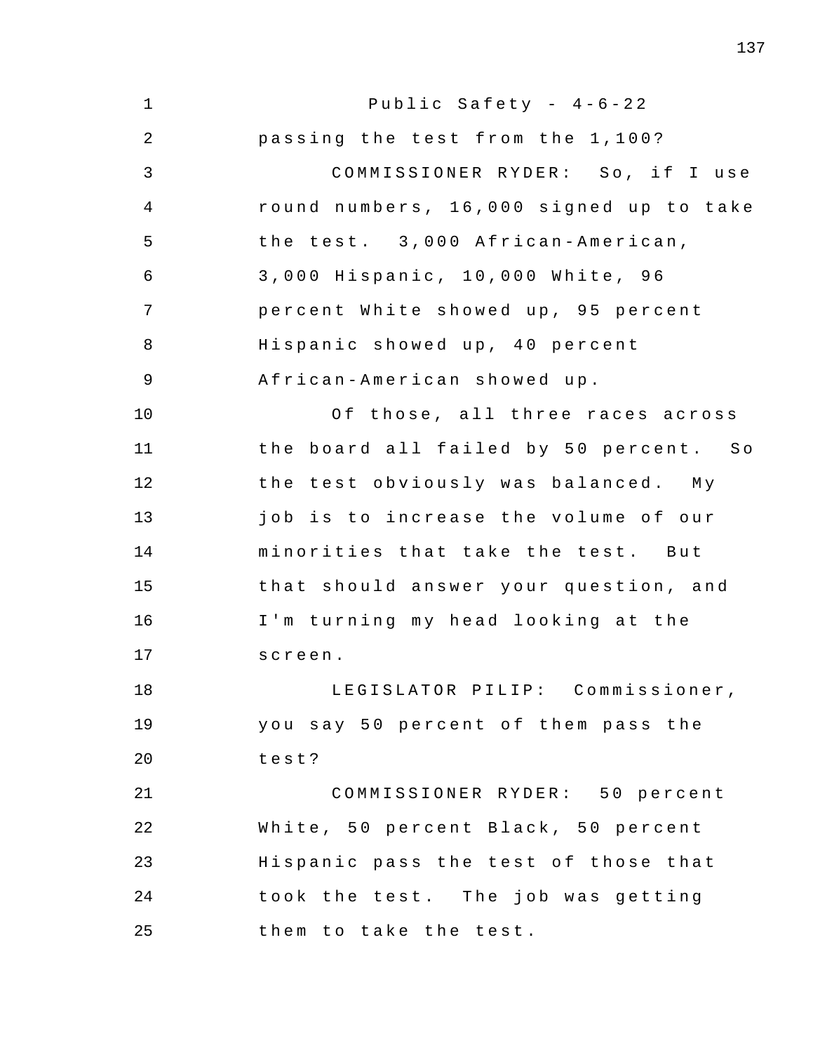passing the test from the 1,100?

COMMISSIONER RYDER: So, if I use round numbers, 16,000 signed up to take the test. 3,000 African-American, 3,000 Hispanic, 10,000 White, 96 percent White showed up, 95 percent Hispanic showed up, 40 percent African-American showed up.

Of those, all three races across the board all failed by 50 percent. So the test obviously was balanced. My job is to increase the volume of our minorities that take the test. But that should answer your question, and I'm turning my head looking at the screen.

LEGISLATOR PILIP: Commissioner, you say 50 percent of them pass the test?

COMMISSIONER RYDER: 50 percent White, 50 percent Black, 50 percent Hispanic pass the test of those that took the test. The job was getting them to take the test.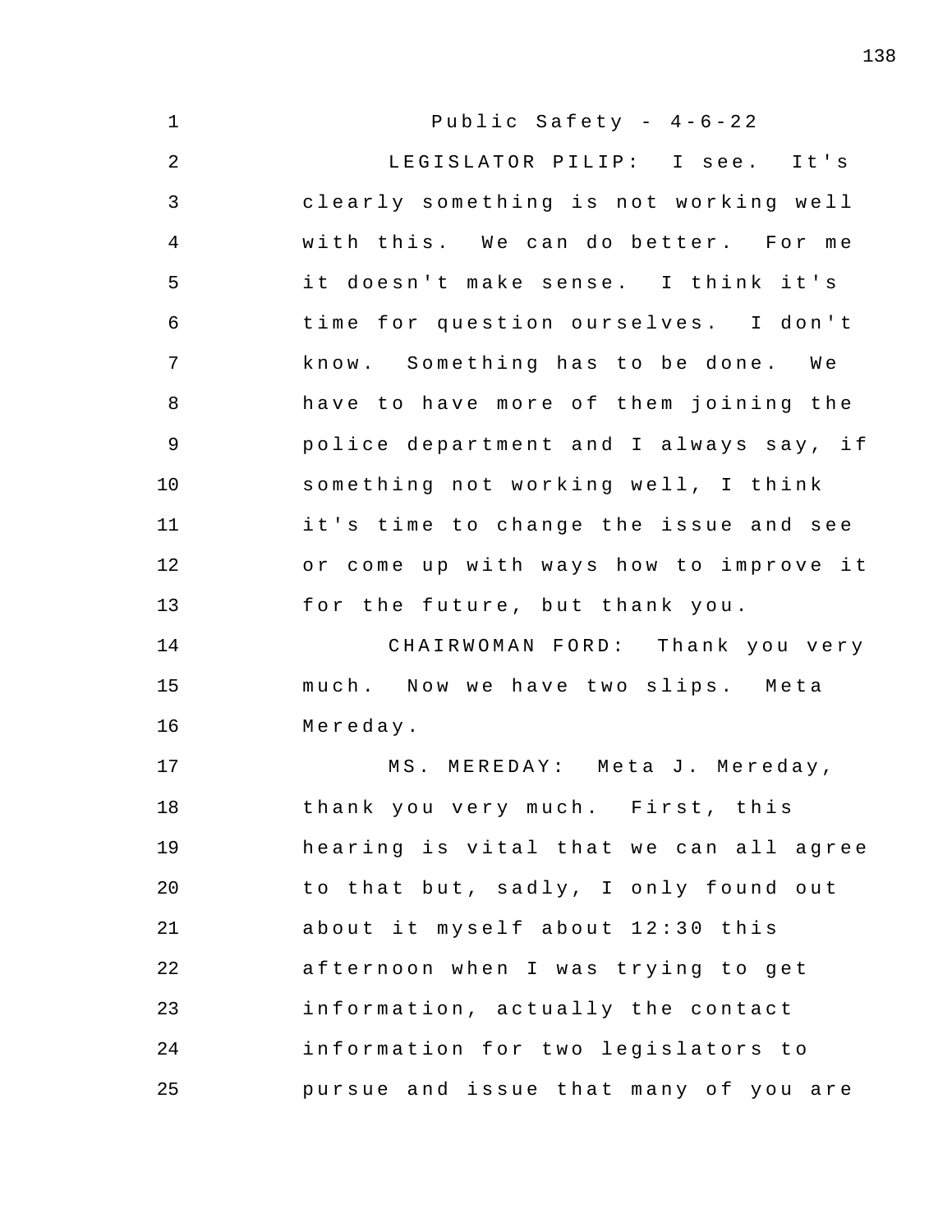Public Safety - 4-6-22

LEGISLATOR PILIP: I see. It's clearly something is not working well with this. We can do better. For me it doesn't make sense. I think it's time for question ourselves. I don't know. Something has to be done. We have to have more of them joining the police department and I always say, if something not working well, I think it's time to change the issue and see or come up with ways how to improve it for the future, but thank you.

CHAIRWOMAN FORD: Thank you very much. Now we have two slips. Meta Mereday.

MS. MEREDAY: Meta J. Mereday, thank you very much. First, this hearing is vital that we can all agree to that but, sadly, I only found out about it myself about 12:30 this afternoon when I was trying to get information, actually the contact information for two legislators to pursue and issue that many of you are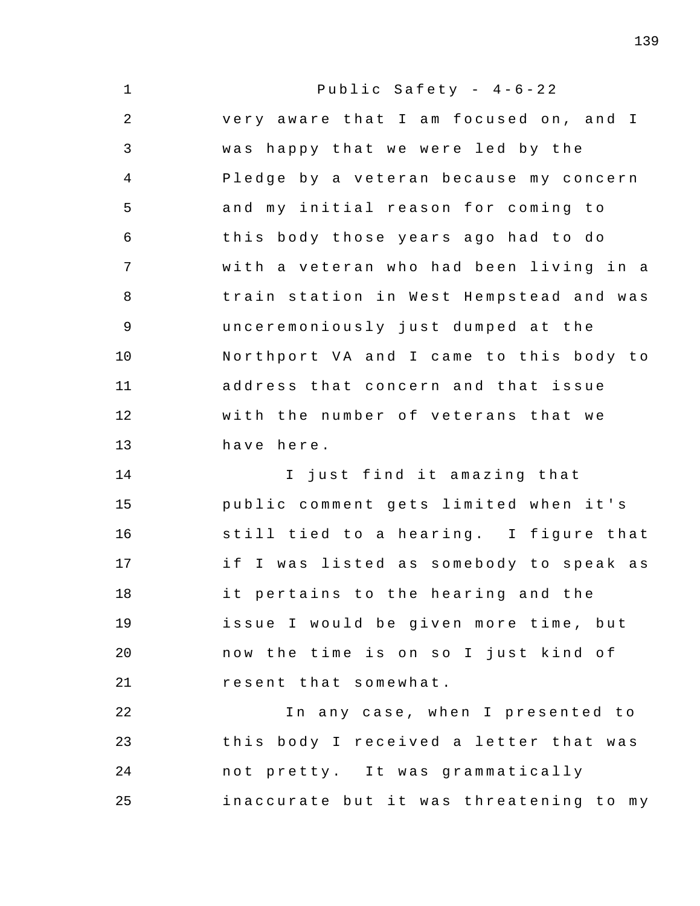Public Safety - 4-6-22

very aware that I am focused on, and I was happy that we were led by the Pledge by a veteran because my concern and my initial reason for coming to this body those years ago had to do with a veteran who had been living in a train station in West Hempstead and was unceremoniously just dumped at the Northport VA and I came to this body to address that concern and that issue with the number of veterans that we have here.

I just find it amazing that public comment gets limited when it's still tied to a hearing. I figure that if I was listed as somebody to speak as it pertains to the hearing and the issue I would be given more time, but now the time is on so I just kind of resent that somewhat.

In any case, when I presented to this body I received a letter that was not pretty. It was grammatically inaccurate but it was threatening to my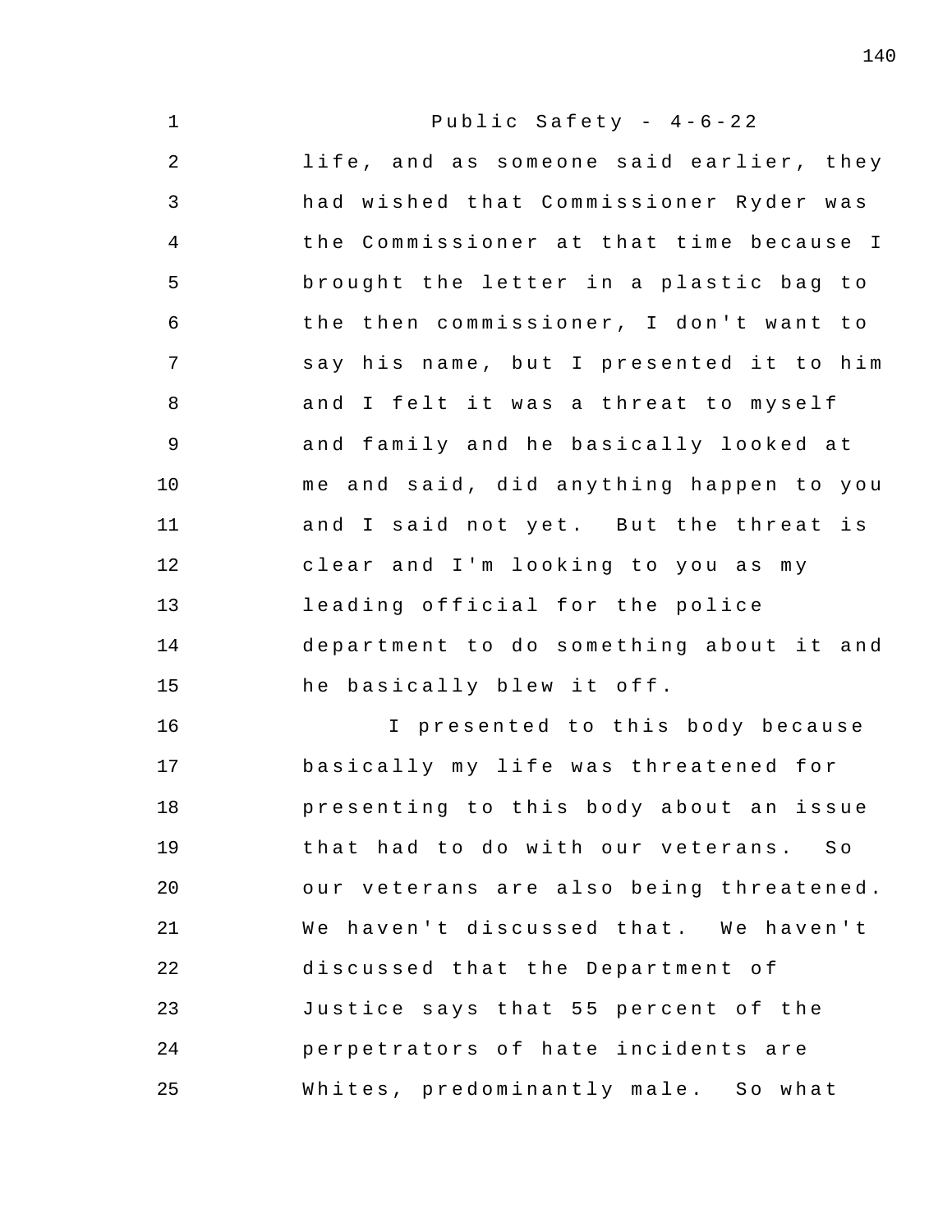Public Safety - 4-6-22

life, and as someone said earlier, they had wished that Commissioner Ryder was the Commissioner at that time because I brought the letter in a plastic bag to the then commissioner, I don't want to say his name, but I presented it to him and I felt it was a threat to myself and family and he basically looked at me and said, did anything happen to you and I said not yet. But the threat is clear and I'm looking to you as my leading official for the police department to do something about it and he basically blew it off.

I presented to this body because basically my life was threatened for presenting to this body about an issue that had to do with our veterans. So our veterans are also being threatened. We haven't discussed that. We haven't discussed that the Department of Justice says that 55 percent of the perpetrators of hate incidents are Whites, predominantly male. So what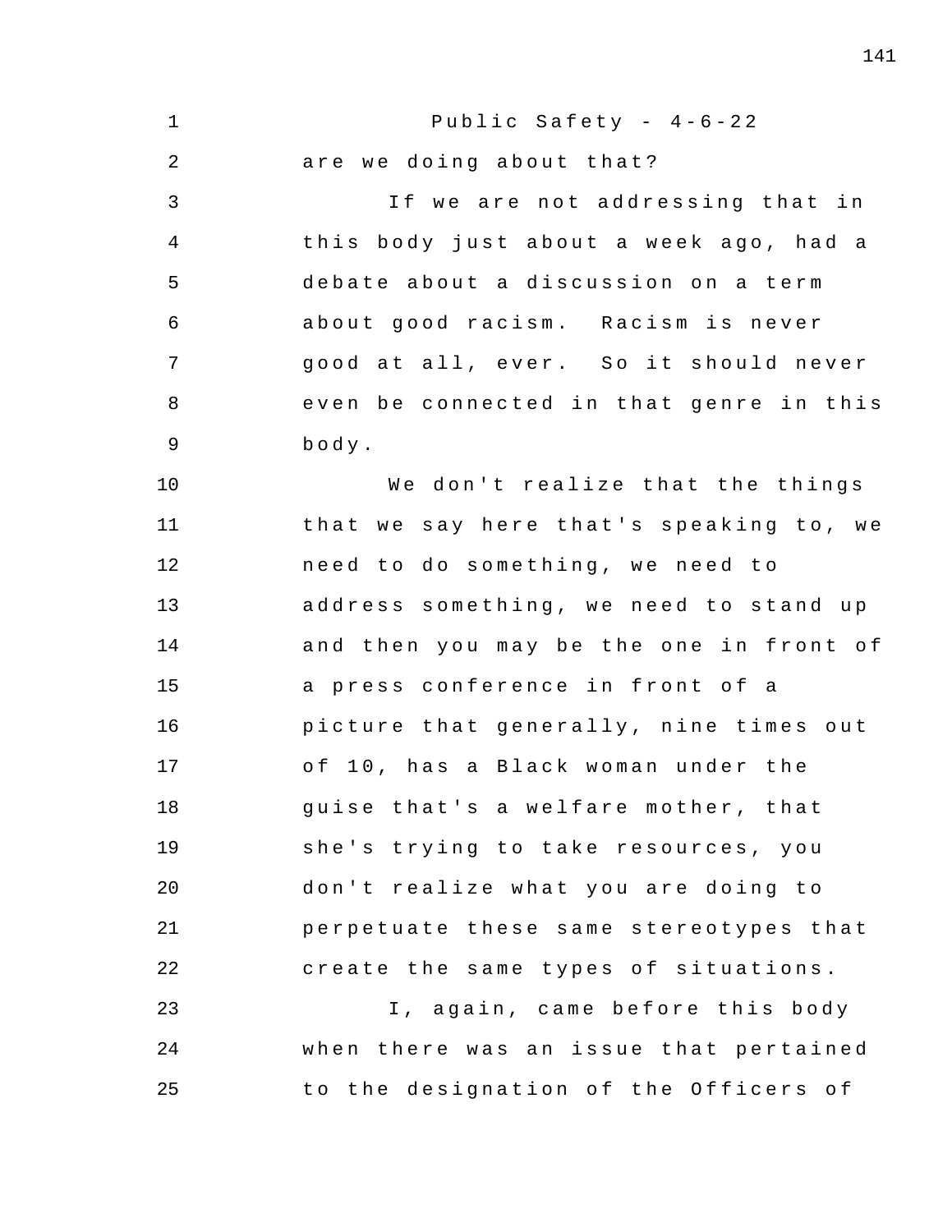are we doing about that?

If we are not addressing that in this body just about a week ago, had a debate about a discussion on a term about good racism. Racism is never good at all, ever. So it should never even be connected in that genre in this body.

We don't realize that the things that we say here that's speaking to, we need to do something, we need to address something, we need to stand up and then you may be the one in front of a press conference in front of a picture that generally, nine times out of 10, has a Black woman under the guise that's a welfare mother, that she's trying to take resources, you don't realize what you are doing to perpetuate these same stereotypes that create the same types of situations.

I, again, came before this body when there was an issue that pertained to the designation of the Officers of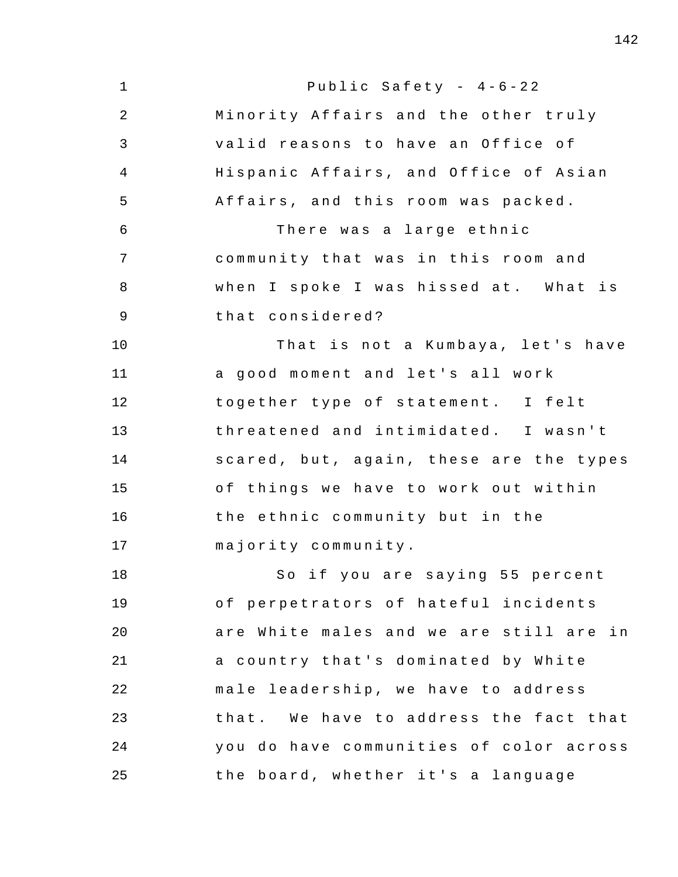Minority Affairs and the other truly valid reasons to have an Office of Hispanic Affairs, and Office of Asian Affairs, and this room was packed.

There was a large ethnic community that was in this room and when I spoke I was hissed at. What is that considered?

That is not a Kumbaya, let's have a good moment and let's all work together type of statement. I felt threatened and intimidated. I wasn't scared, but, again, these are the types of things we have to work out within the ethnic community but in the majority community.

So if you are saying 55 percent of perpetrators of hateful incidents are White males and we are still are in a country that's dominated by White male leadership, we have to address that. We have to address the fact that you do have communities of color across the board, whether it's a language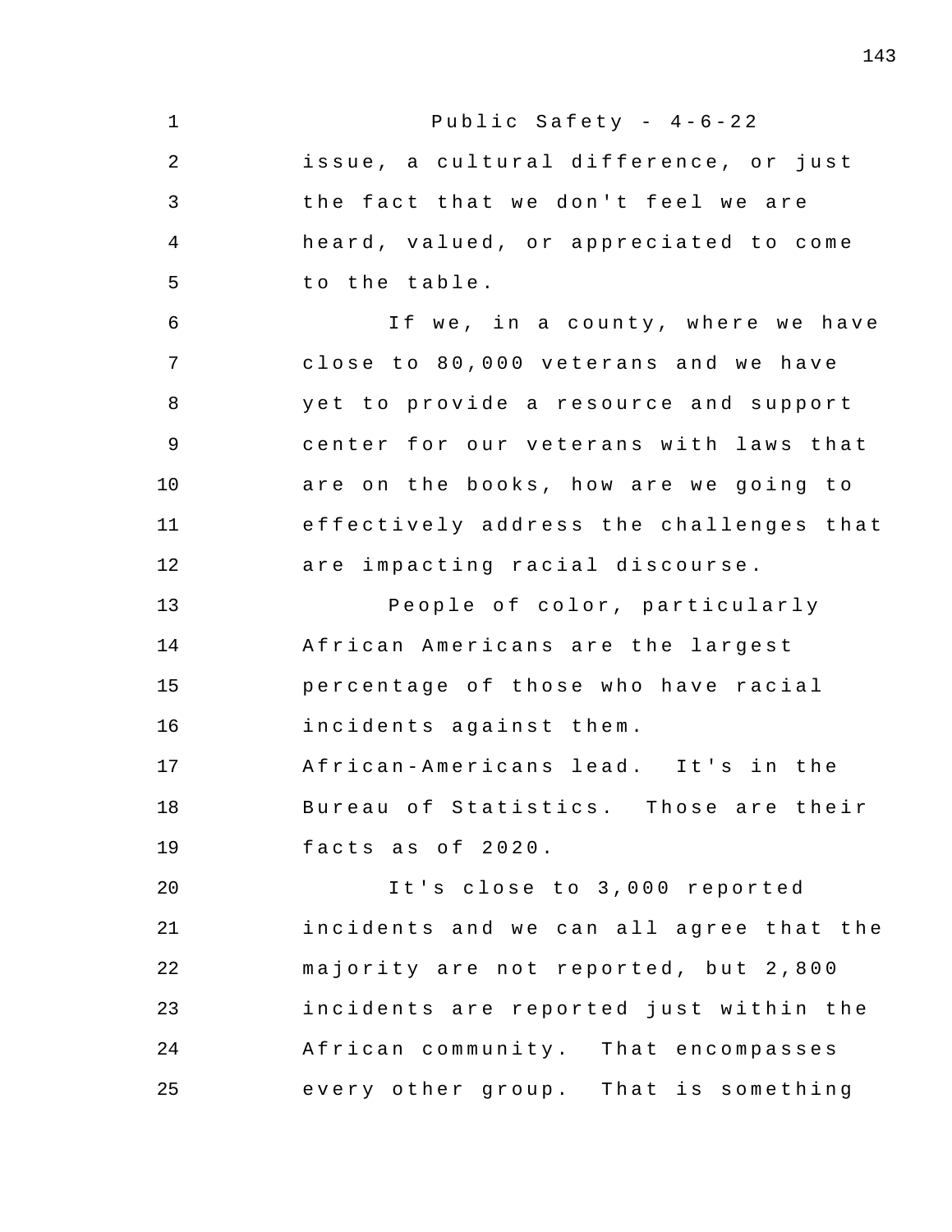issue, a cultural difference, or just the fact that we don't feel we are heard, valued, or appreciated to come to the table.

If we, in a county, where we have close to 80,000 veterans and we have yet to provide a resource and support center for our veterans with laws that are on the books, how are we going to effectively address the challenges that are impacting racial discourse.

People of color, particularly African Americans are the largest percentage of those who have racial incidents against them. African-Americans lead. It's in the Bureau of Statistics. Those are their facts as of 2020.

It's close to 3,000 reported incidents and we can all agree that the majority are not reported, but 2,800 incidents are reported just within the African community. That encompasses every other group. That is something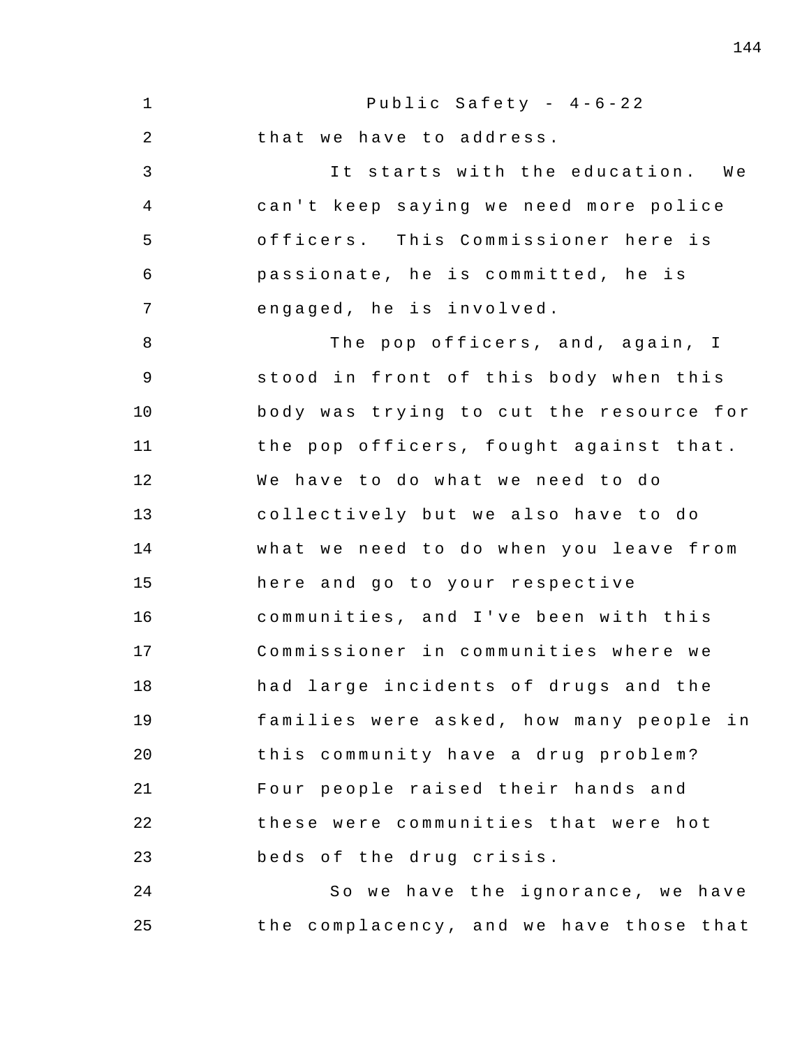that we have to address.

It starts with the education. We can't keep saying we need more police officers. This Commissioner here is passionate, he is committed, he is engaged, he is involved.

The pop officers, and, again, I stood in front of this body when this body was trying to cut the resource for the pop officers, fought against that. We have to do what we need to do collectively but we also have to do what we need to do when you leave from here and go to your respective communities, and I've been with this Commissioner in communities where we had large incidents of drugs and the families were asked, how many people in this community have a drug problem? Four people raised their hands and these were communities that were hot beds of the drug crisis.

So we have the ignorance, we have the complacency, and we have those that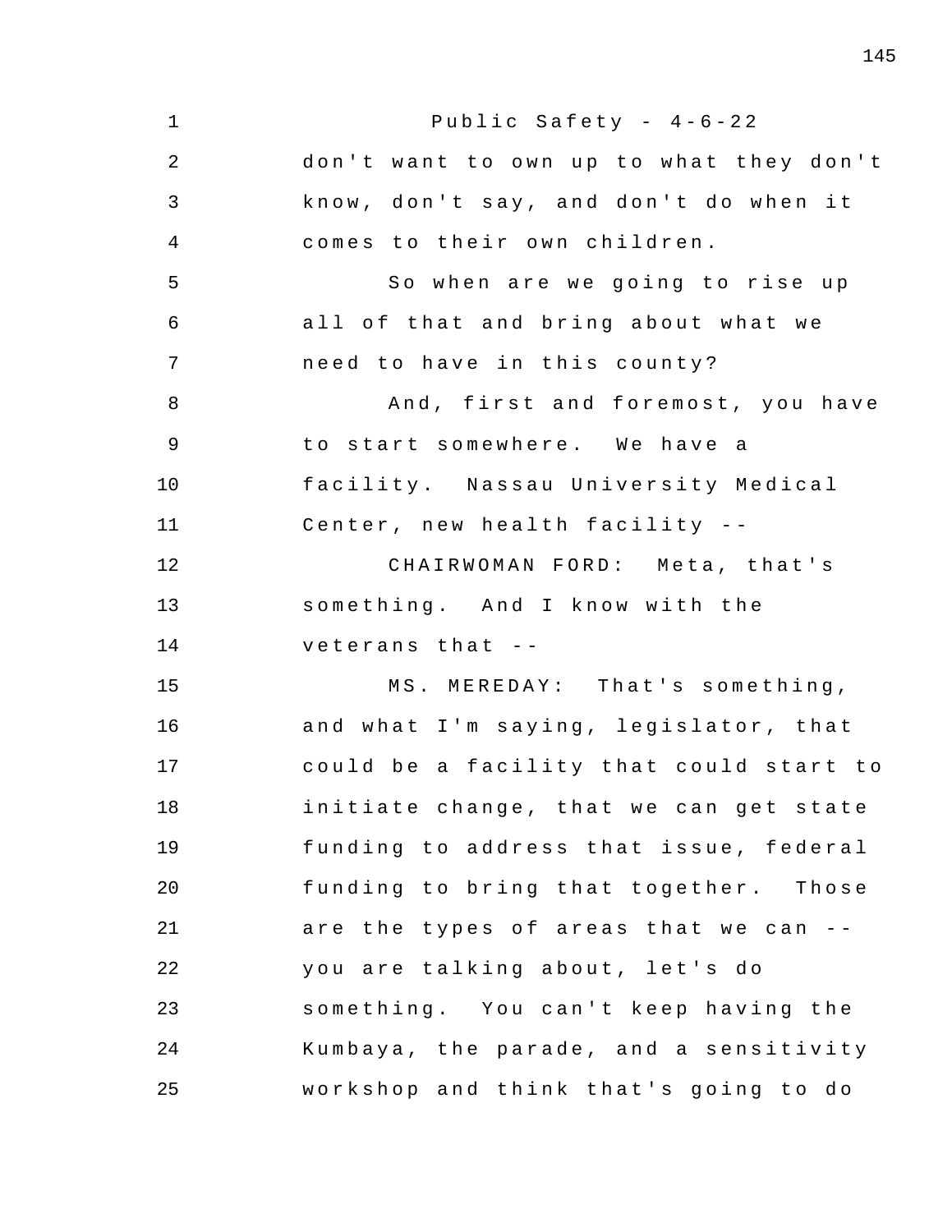don't want to own up to what they don't know, don't say, and don't do when it comes to their own children.

So when are we going to rise up all of that and bring about what we need to have in this county?

And, first and foremost, you have to start somewhere. We have a facility. Nassau University Medical Center, new health facility --

CHAIRWOMAN FORD: Meta, that's something. And I know with the veterans that --

MS. MEREDAY: That's something, and what I'm saying, legislator, that could be a facility that could start to initiate change, that we can get state funding to address that issue, federal funding to bring that together. Those are the types of areas that we can -- you are talking about, let's do something. You can't keep having the Kumbaya, the parade, and a sensitivity workshop and think that's going to do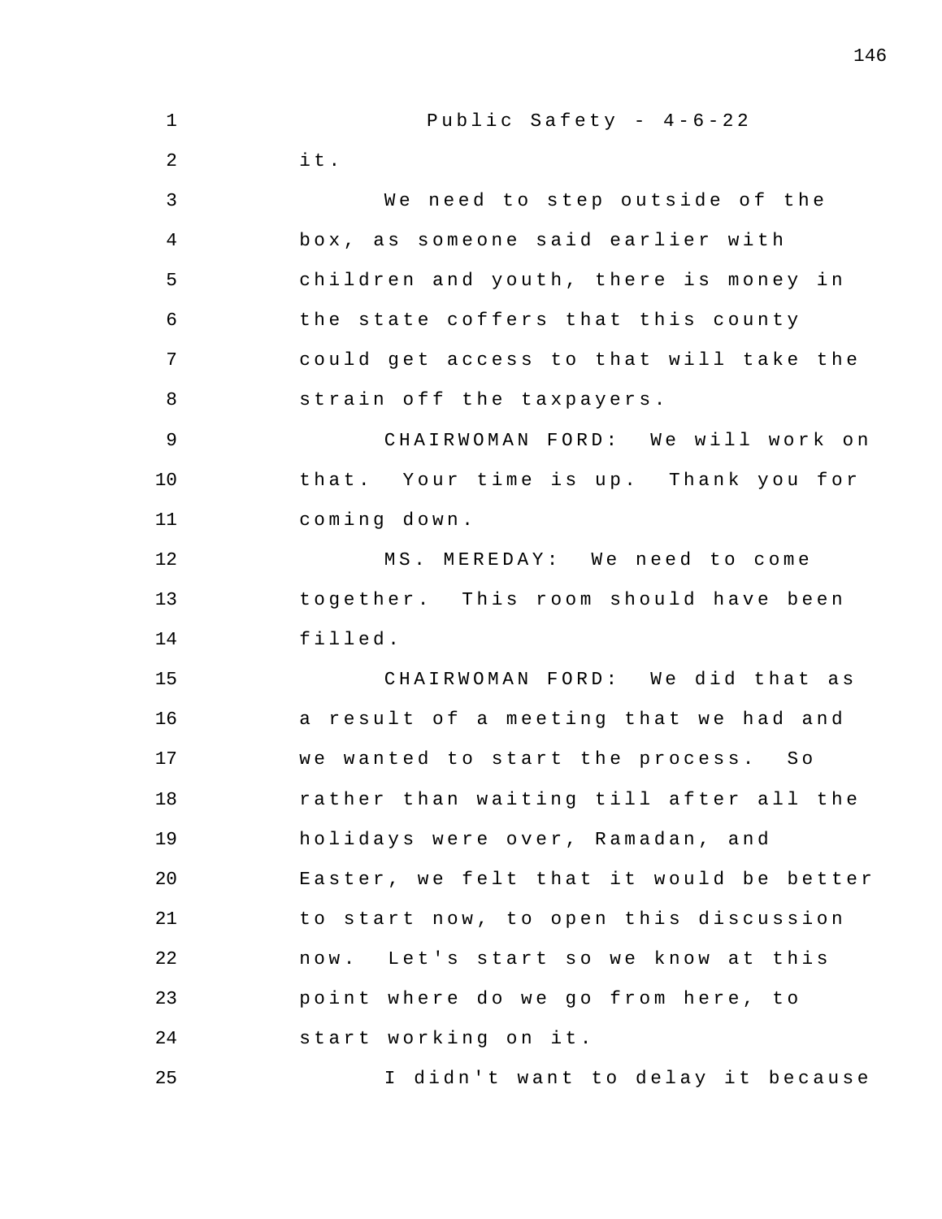it.

We need to step outside of the box, as someone said earlier with children and youth, there is money in the state coffers that this county could get access to that will take the strain off the taxpayers.

CHAIRWOMAN FORD: We will work on that. Your time is up. Thank you for coming down.

MS. MEREDAY: We need to come together. This room should have been filled.

CHAIRWOMAN FORD: We did that as a result of a meeting that we had and we wanted to start the process. So rather than waiting till after all the holidays were over, Ramadan, and Easter, we felt that it would be better to start now, to open this discussion now. Let's start so we know at this point where do we go from here, to start working on it.

I didn't want to delay it because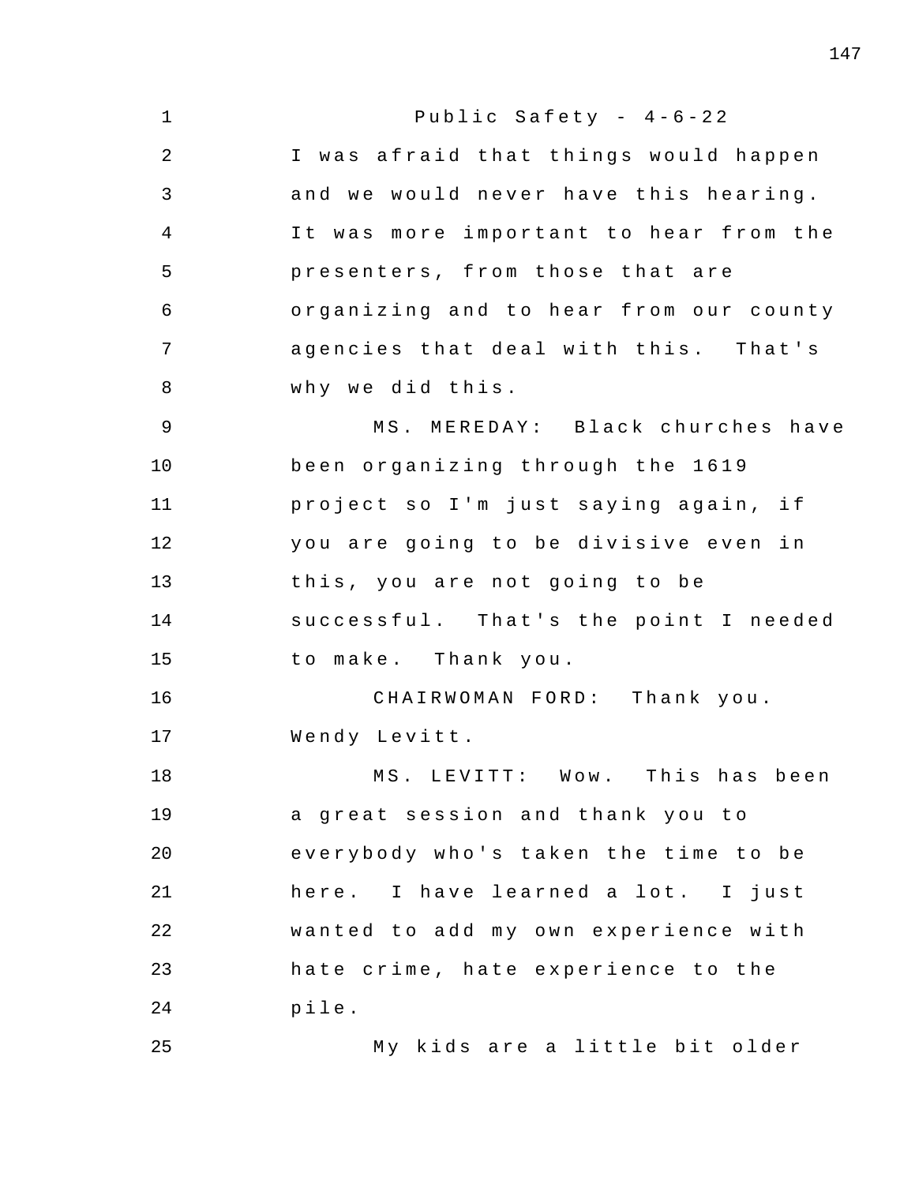I was afraid that things would happen and we would never have this hearing. It was more important to hear from the presenters, from those that are organizing and to hear from our county agencies that deal with this. That's why we did this.

MS. MEREDAY: Black churches have been organizing through the 1619 project so I'm just saying again, if you are going to be divisive even in this, you are not going to be successful. That's the point I needed to make. Thank you.

CHAIRWOMAN FORD: Thank you. Wendy Levitt.

MS. LEVITT: Wow. This has been a great session and thank you to everybody who's taken the time to be here. I have learned a lot. I just wanted to add my own experience with hate crime, hate experience to the pile.

My kids are a little bit older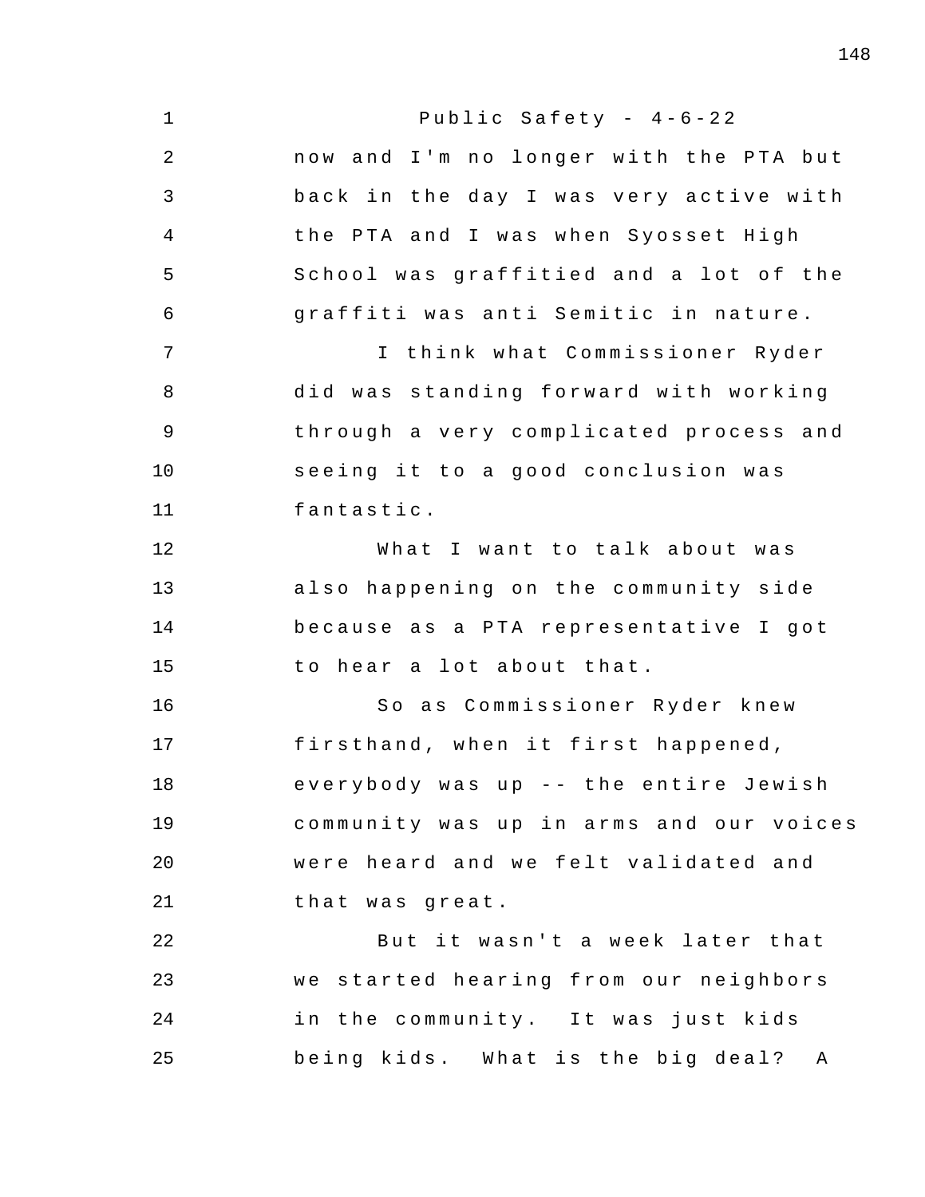now and I'm no longer with the PTA but back in the day I was very active with the PTA and I was when Syosset High School was graffitied and a lot of the graffiti was anti Semitic in nature.

I think what Commissioner Ryder did was standing forward with working through a very complicated process and seeing it to a good conclusion was fantastic.

What I want to talk about was also happening on the community side because as a PTA representative I got to hear a lot about that.

So as Commissioner Ryder knew firsthand, when it first happened, everybody was up -- the entire Jewish community was up in arms and our voices were heard and we felt validated and that was great.

But it wasn't a week later that we started hearing from our neighbors in the community. It was just kids being kids. What is the big deal? A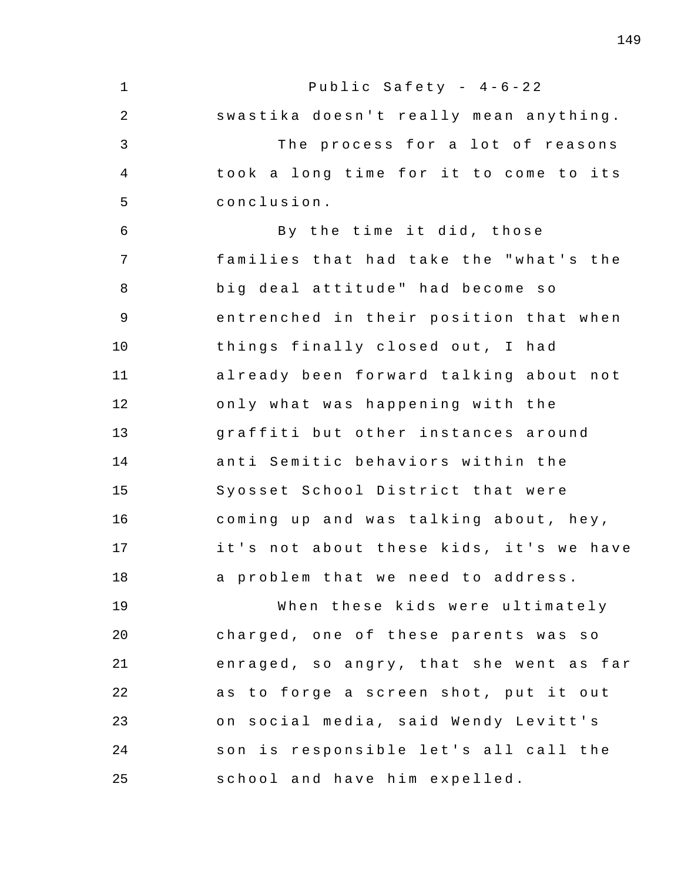swastika doesn't really mean anything.

The process for a lot of reasons took a long time for it to come to its conclusion.

By the time it did, those families that had take the "what's the big deal attitude" had become so entrenched in their position that when things finally closed out, I had already been forward talking about not only what was happening with the graffiti but other instances around anti Semitic behaviors within the Syosset School District that were coming up and was talking about, hey, it's not about these kids, it's we have a problem that we need to address.

When these kids were ultimately charged, one of these parents was so enraged, so angry, that she went as far as to forge a screen shot, put it out on social media, said Wendy Levitt's son is responsible let's all call the school and have him expelled.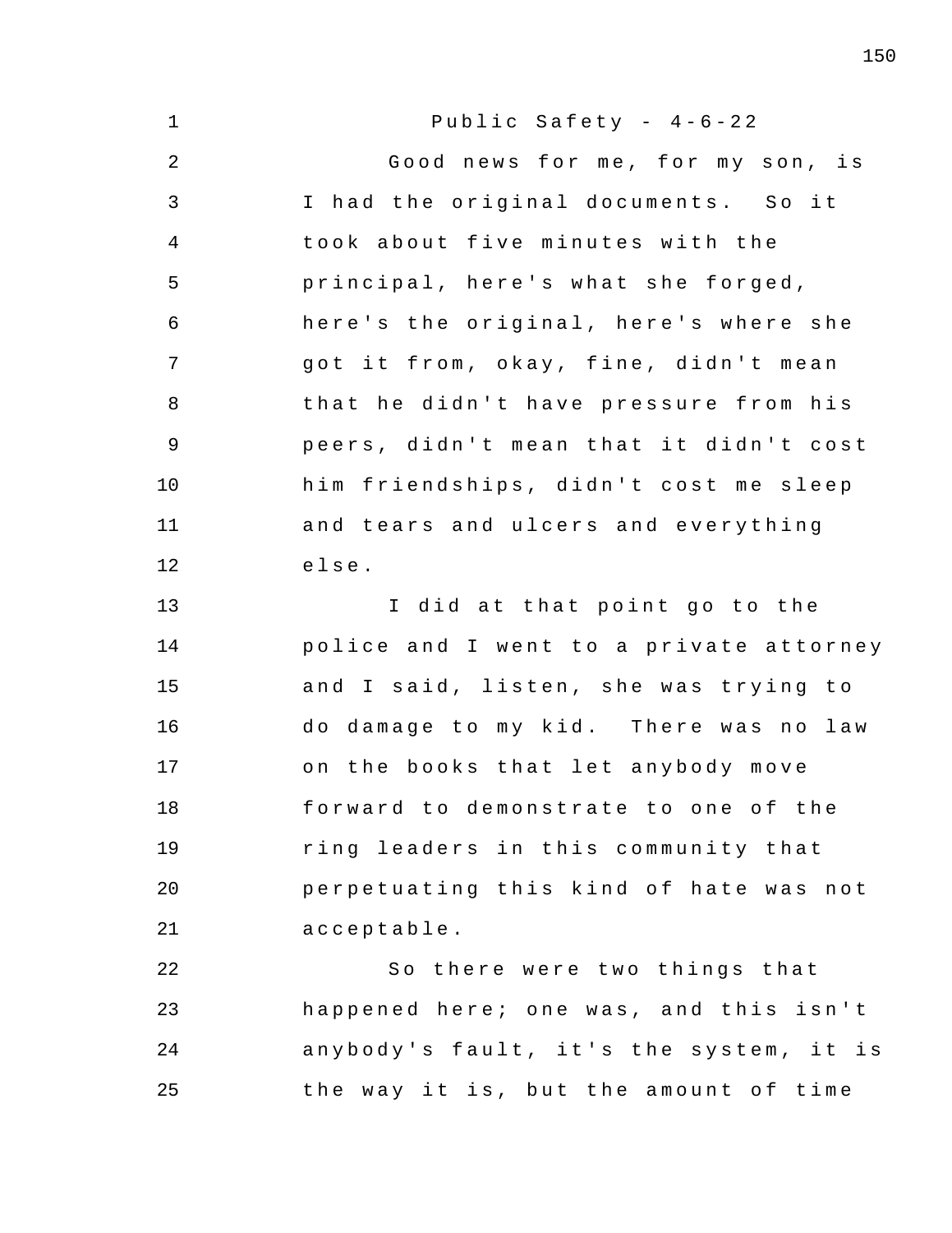Good news for me, for my son, is I had the original documents. So it took about five minutes with the principal, here's what she forged, here's the original, here's where she got it from, okay, fine, didn't mean that he didn't have pressure from his peers, didn't mean that it didn't cost him friendships, didn't cost me sleep and tears and ulcers and everything else.

I did at that point go to the police and I went to a private attorney and I said, listen, she was trying to do damage to my kid. There was no law on the books that let anybody move forward to demonstrate to one of the ring leaders in this community that perpetuating this kind of hate was not acceptable.

So there were two things that happened here; one was, and this isn't anybody's fault, it's the system, it is the way it is, but the amount of time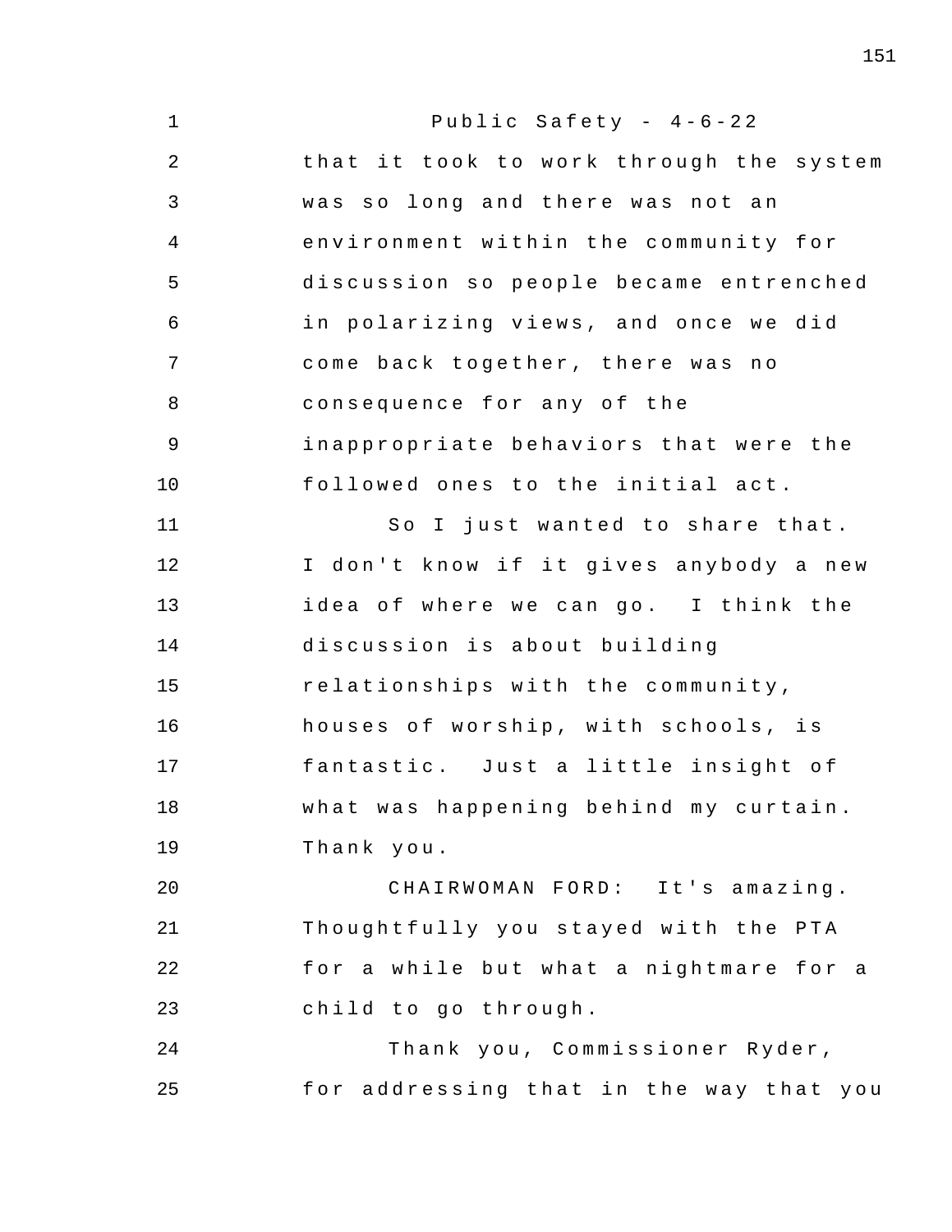that it took to work through the system was so long and there was not an environment within the community for discussion so people became entrenched in polarizing views, and once we did come back together, there was no consequence for any of the inappropriate behaviors that were the followed ones to the initial act.

So I just wanted to share that. I don't know if it gives anybody a new idea of where we can go. I think the discussion is about building relationships with the community, houses of worship, with schools, is fantastic. Just a little insight of what was happening behind my curtain. Thank you.

CHAIRWOMAN FORD: It's amazing. Thoughtfully you stayed with the PTA for a while but what a nightmare for a child to go through.

Thank you, Commissioner Ryder, for addressing that in the way that you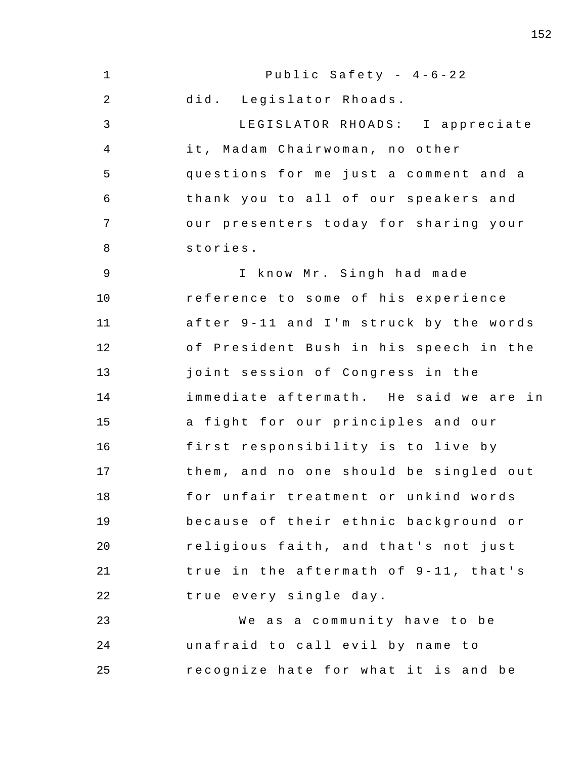did. Legislator Rhoads.

LEGISLATOR RHOADS: I appreciate it, Madam Chairwoman, no other questions for me just a comment and a thank you to all of our speakers and our presenters today for sharing your stories.

I know Mr. Singh had made reference to some of his experience after 9-11 and I'm struck by the words of President Bush in his speech in the joint session of Congress in the immediate aftermath. He said we are in a fight for our principles and our first responsibility is to live by them, and no one should be singled out for unfair treatment or unkind words because of their ethnic background or religious faith, and that's not just true in the aftermath of 9-11, that's true every single day.

We as a community have to be unafraid to call evil by name to recognize hate for what it is and be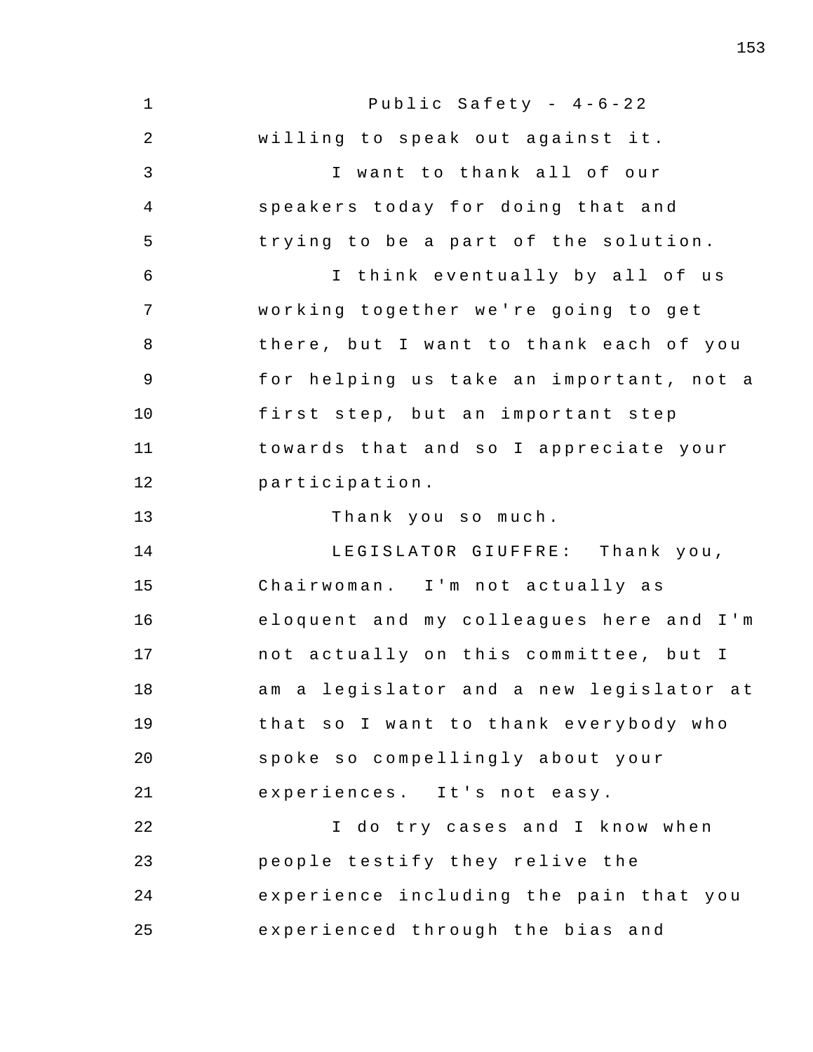willing to speak out against it.

I want to thank all of our speakers today for doing that and trying to be a part of the solution.

I think eventually by all of us working together we're going to get there, but I want to thank each of you for helping us take an important, not a first step, but an important step towards that and so I appreciate your participation.

Thank you so much.

LEGISLATOR GIUFFRE: Thank you, Chairwoman. I'm not actually as eloquent and my colleagues here and I'm not actually on this committee, but I am a legislator and a new legislator at that so I want to thank everybody who spoke so compellingly about your experiences. It's not easy.

I do try cases and I know when people testify they relive the experience including the pain that you experienced through the bias and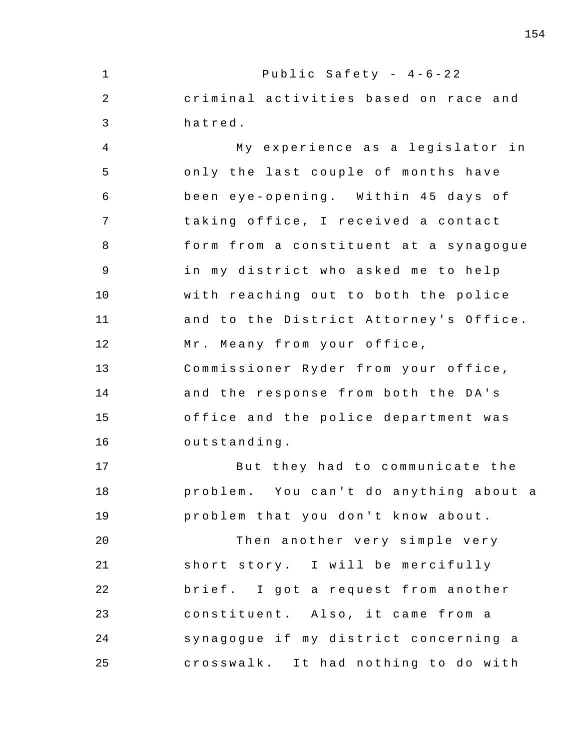criminal activities based on race and hatred.

My experience as a legislator in only the last couple of months have been eye-opening. Within 45 days of taking office, I received a contact form from a constituent at a synagogue in my district who asked me to help with reaching out to both the police and to the District Attorney's Office. Mr. Meany from your office, Commissioner Ryder from your office, and the response from both the DA's office and the police department was outstanding.

But they had to communicate the problem. You can't do anything about a problem that you don't know about.

Then another very simple very short story. I will be mercifully brief. I got a request from another constituent. Also, it came from a synagogue if my district concerning a crosswalk. It had nothing to do with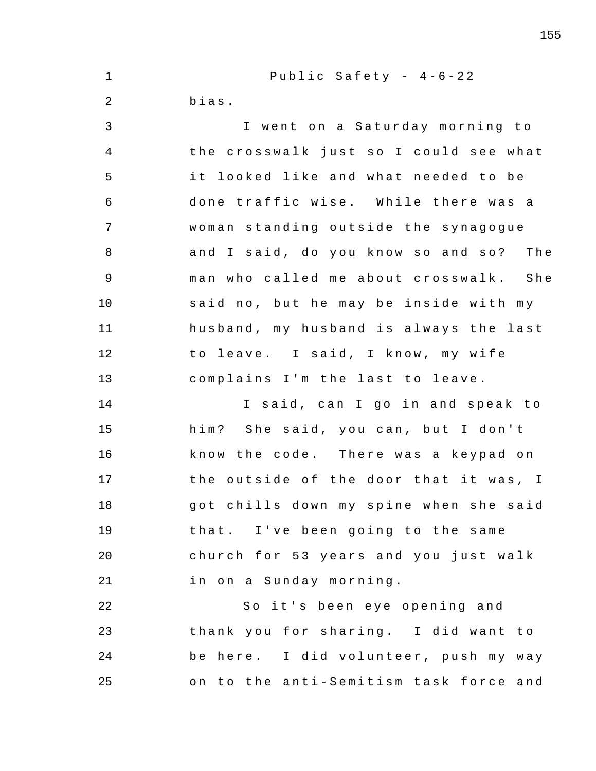bias.

I went on a Saturday morning to the crosswalk just so I could see what it looked like and what needed to be done traffic wise. While there was a woman standing outside the synagogue and I said, do you know so and so? The man who called me about crosswalk. She said no, but he may be inside with my husband, my husband is always the last to leave. I said, I know, my wife complains I'm the last to leave.

I said, can I go in and speak to him? She said, you can, but I don't know the code. There was a keypad on the outside of the door that it was, I got chills down my spine when she said that. I've been going to the same church for 53 years and you just walk in on a Sunday morning.

So it's been eye opening and thank you for sharing. I did want to be here. I did volunteer, push my way on to the anti-Semitism task force and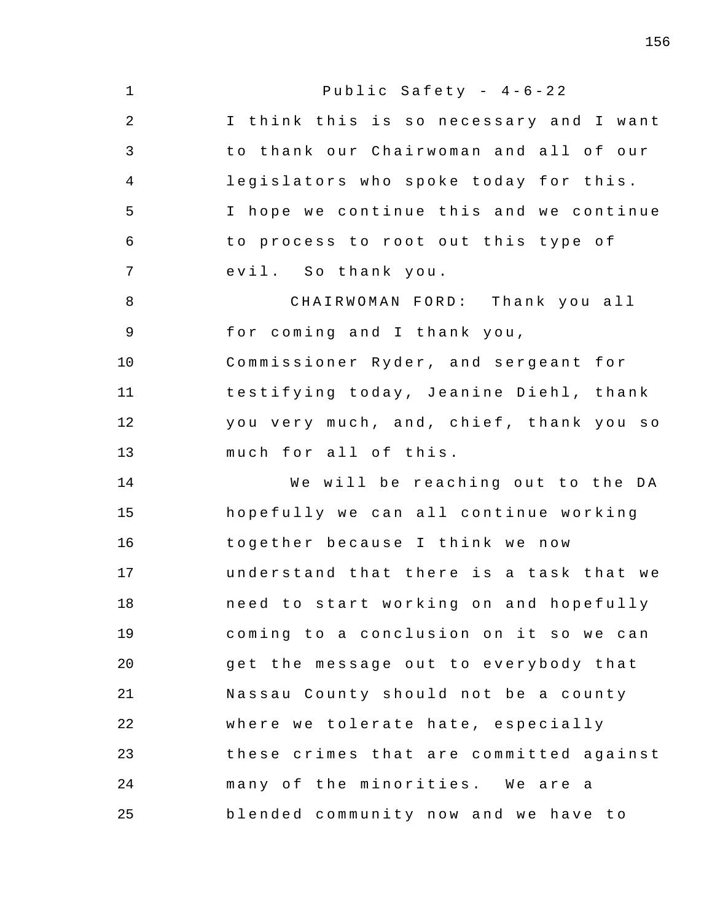Public Safety - 4-6-22

I think this is so necessary and I want to thank our Chairwoman and all of our legislators who spoke today for this. I hope we continue this and we continue to process to root out this type of evil. So thank you.

CHAIRWOMAN FORD: Thank you all for coming and I thank you, Commissioner Ryder, and sergeant for testifying today, Jeanine Diehl, thank you very much, and, chief, thank you so much for all of this.

We will be reaching out to the DA hopefully we can all continue working together because I think we now understand that there is a task that we need to start working on and hopefully coming to a conclusion on it so we can get the message out to everybody that Nassau County should not be a county where we tolerate hate, especially these crimes that are committed against many of the minorities. We are a blended community now and we have to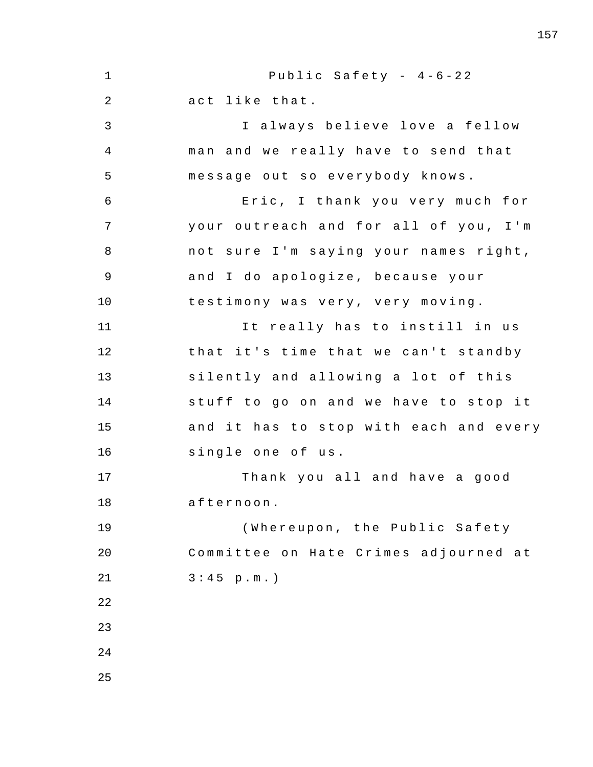act like that.

I always believe love a fellow man and we really have to send that message out so everybody knows.

Eric, I thank you very much for your outreach and for all of you, I'm not sure I'm saying your names right, and I do apologize, because your testimony was very, very moving.

It really has to instill in us that it's time that we can't standby silently and allowing a lot of this stuff to go on and we have to stop it and it has to stop with each and every single one of us.

Thank you all and have a good afternoon.

(Whereupon, the Public Safety Committee on Hate Crimes adjourned at 3:45 p.m.)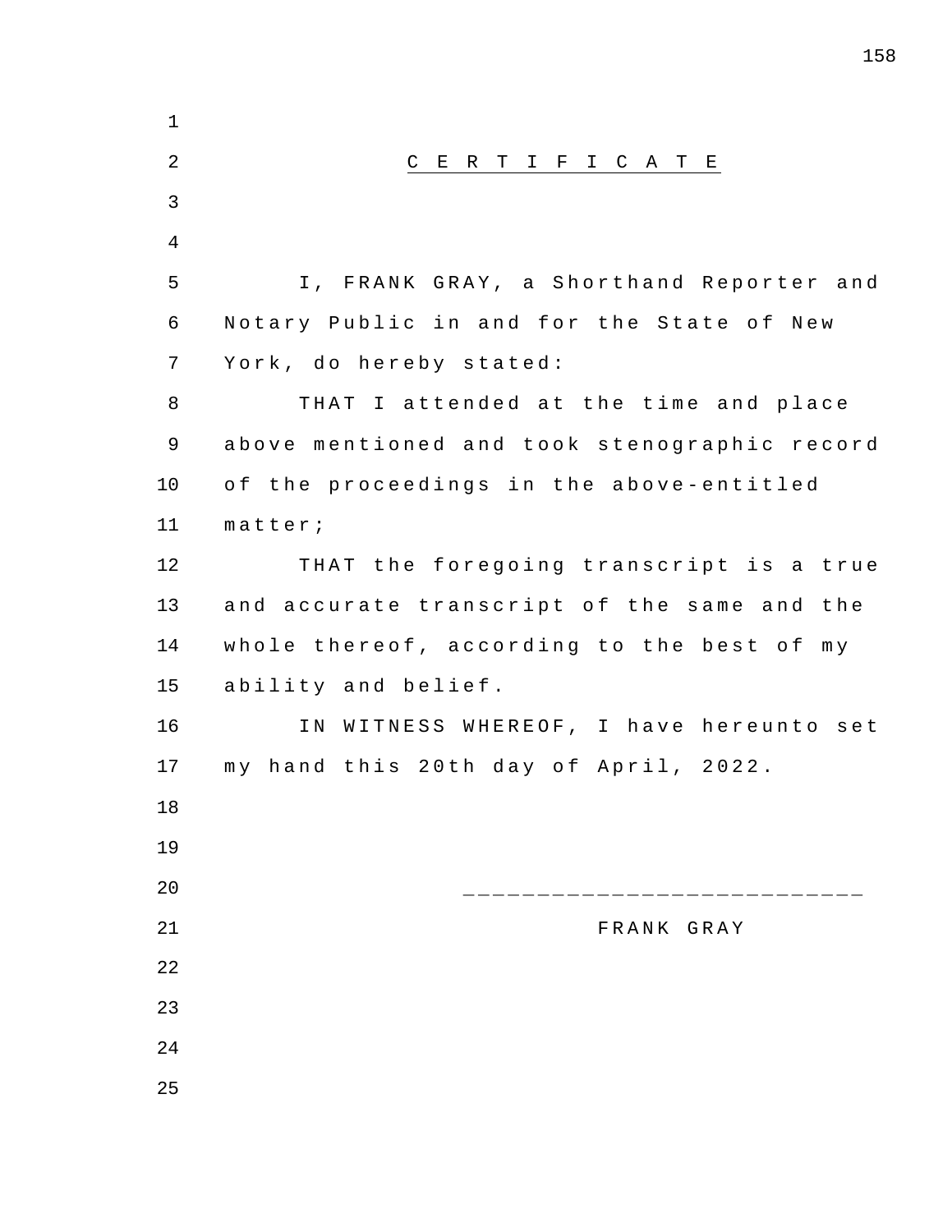# CERTIFICATE

I, FRANK GRAY, a Shorthand Reporter and Notary Public in and for the State of New York, do hereby stated:

THAT I attended at the time and place above mentioned and took stenographic record of the proceedings in the above-entitled matter;

THAT the foregoing transcript is a true and accurate transcript of the same and the whole thereof, according to the best of my ability and belief.

IN WITNESS WHEREOF, I have hereunto set my hand this 20th day of April, 2022.

___________________________

FRANK GRAY